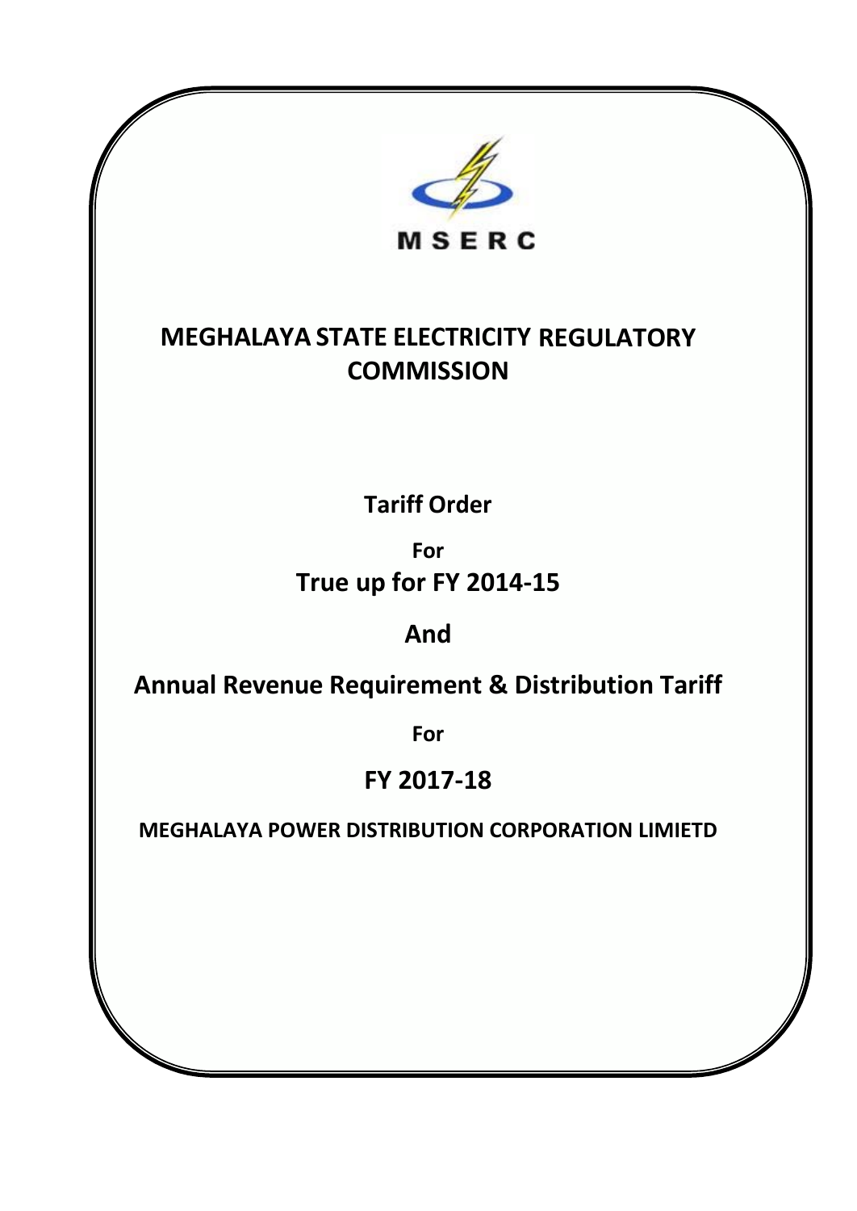MSERC

# MEGHALAYA STATE ELECTRICITY REGULATORY COMMISSION

## Tariff Order

For

## True up for FY 2014-15

## And

## Annual Revenue Requirement & Distribution Tariff

For

## FY 2017-18

**MEGHALAYA POWER DISTRIBUTION CORPORATION LIMIETD**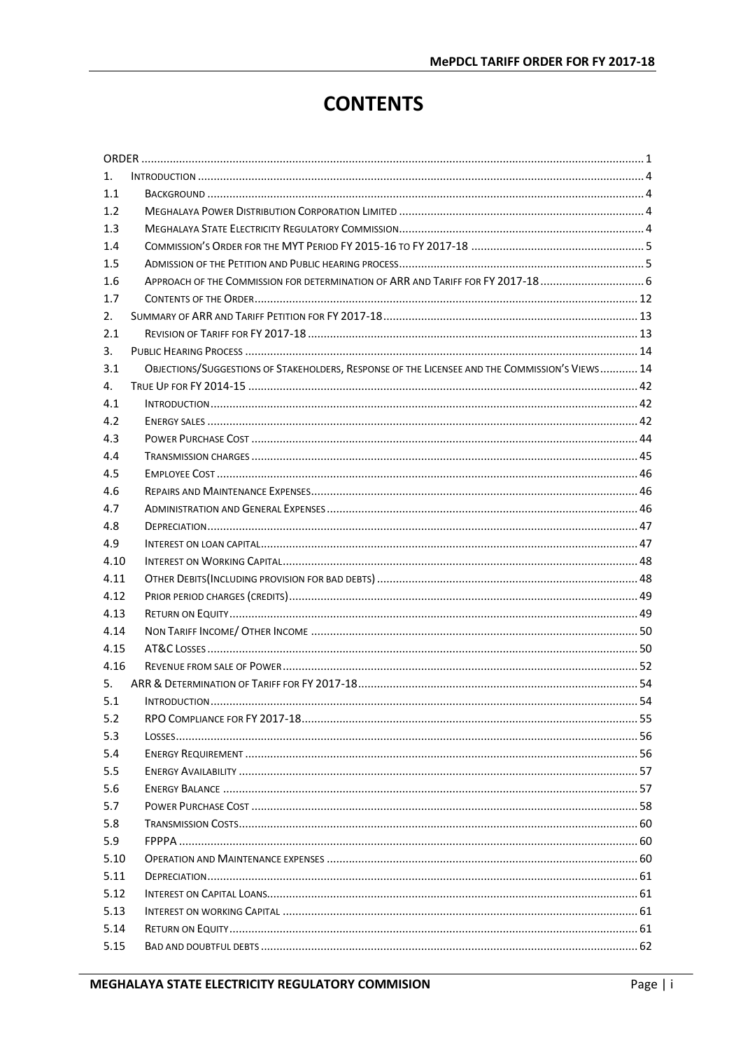# CONTENTS

| | | |
|---|---|---|
| ORDER | | 1 |
| 1. | INTRODUCTION | 4 |
| 1.1 | BACKGROUND | 4 |
| 1.2 | MEGHALAYA POWER DISTRIBUTION CORPORATION LIMITED | 4 |
| 1.3 | MEGHALAYA STATE ELECTRICITY REGULATORY COMMISSION | 4 |
| 1.4 | COMMISSION'S ORDER FOR THE MYT PERIOD FY 2015-16 TO FY 2017-18 | 5 |
| 1.5 | ADMISSION OF THE PETITION AND PUBLIC HEARING PROCESS | 5 |
| 1.6 | APPROACH OF THE COMMISSION FOR DETERMINATION OF ARR AND TARIFF FOR FY 2017-18 | 6 |
| 1.7 | CONTENTS OF THE ORDER | 12 |
| 2. | SUMMARY OF ARR AND TARIFF PETITION FOR FY 2017-18 | 13 |
| 2.1 | REVISION OF TARIFF FOR FY 2017-18 | 13 |
| 3. | PUBLIC HEARING PROCESS | 14 |
| 3.1 | OBJECTIONS/SUGGESTIONS OF STAKEHOLDERS, RESPONSE OF THE LICENSEE AND THE COMMISSION'S VIEWS | 14 |
| 4. | TRUE UP FOR FY 2014-15 | 42 |
| 4.1 | INTRODUCTION | 42 |
| 4.2 | ENERGY SALES | 42 |
| 4.3 | POWER PURCHASE COST | 44 |
| 4.4 | TRANSMISSION CHARGES | 45 |
| 4.5 | EMPLOYEE COST | 46 |
| 4.6 | REPAIRS AND MAINTENANCE EXPENSES | 46 |
| 4.7 | ADMINISTRATION AND GENERAL EXPENSES | 46 |
| 4.8 | DEPRECIATION | 47 |
| 4.9 | INTEREST ON LOAN CAPITAL | 47 |
| 4.10 | INTEREST ON WORKING CAPITAL | 48 |
| 4.11 | OTHER DEBITS(INCLUDING PROVISION FOR BAD DEBTS) | 48 |
| 4.12 | PRIOR PERIOD CHARGES (CREDITS) | 49 |
| 4.13 | RETURN ON EQUITY | 49 |
| 4.14 | NON TARIFF INCOME/ OTHER INCOME | 50 |
| 4.15 | AT&C LOSSES | 50 |
| 4.16 | REVENUE FROM SALE OF POWER | 52 |
| 5. | ARR & DETERMINATION OF TARIFF FOR FY 2017-18 | 54 |
| 5.1 | INTRODUCTION | 54 |
| 5.2 | RPO COMPLIANCE FOR FY 2017-18 | 55 |
| 5.3 | LOSSES | 56 |
| 5.4 | ENERGY REQUIREMENT | 56 |
| 5.5 | ENERGY AVAILABILITY | 57 |
| 5.6 | ENERGY BALANCE | 57 |
| 5.7 | POWER PURCHASE COST | 58 |
| 5.8 | TRANSMISSION COSTS | 60 |
| 5.9 | FPPPA | 60 |
| 5.10 | OPERATION AND MAINTENANCE EXPENSES | 60 |
| 5.11 | DEPRECIATION | 61 |
| 5.12 | INTEREST ON CAPITAL LOANS | 61 |
| 5.13 | INTEREST ON WORKING CAPITAL | 61 |
| 5.14 | RETURN ON EQUITY | 61 |
| 5.15 | BAD AND DOUBTFUL DEBTS | 62 |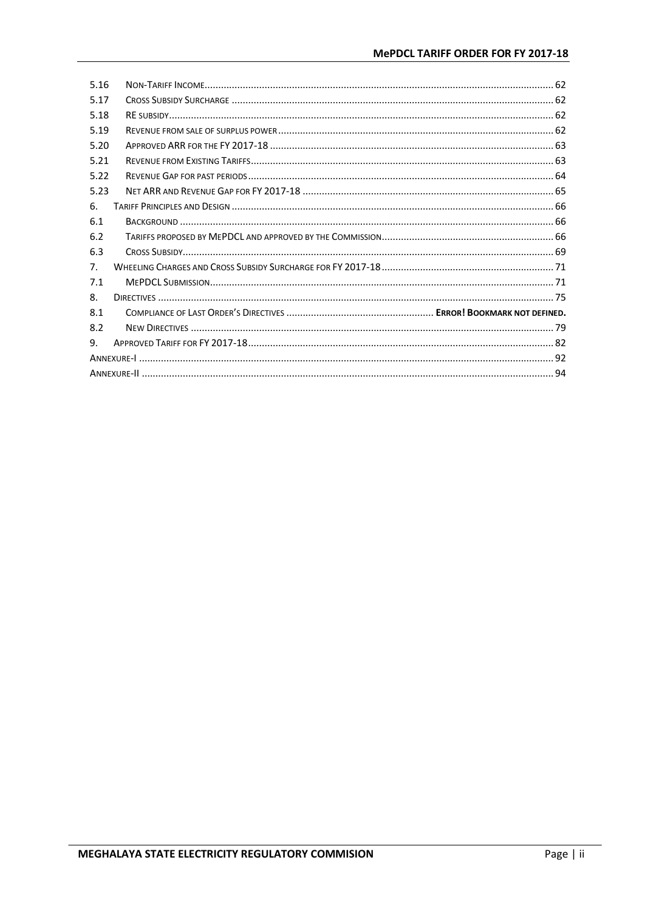| | | |
|---|---|---|
| 5.16 | Non-Tariff Income | 62 |
| 5.17 | Cross Subsidy Surcharge | 62 |
| 5.18 | RE subsidy | 62 |
| 5.19 | Revenue from sale of surplus power | 62 |
| 5.20 | Approved ARR for the FY 2017-18 | 63 |
| 5.21 | Revenue from Existing Tariffs | 63 |
| 5.22 | Revenue Gap for past periods | 64 |
| 5.23 | Net ARR and Revenue Gap for FY 2017-18 | 65 |
| 6. | Tariff Principles and Design | 66 |
| 6.1 | Background | 66 |
| 6.2 | Tariffs proposed by MePDCL and approved by the Commission | 66 |
| 6.3 | Cross Subsidy | 69 |
| 7. | Wheeling Charges and Cross Subsidy Surcharge for FY 2017-18 | 71 |
| 7.1 | MePDCL Submission | 71 |
| 8. | Directives | 75 |
| 8.1 | Compliance of Last Order's Directives | **Error! Bookmark not defined.** |
| 8.2 | New Directives | 79 |
| 9. | Approved Tariff for FY 2017-18 | 82 |
| Annexure-I | | 92 |
| Annexure-II | | 94 |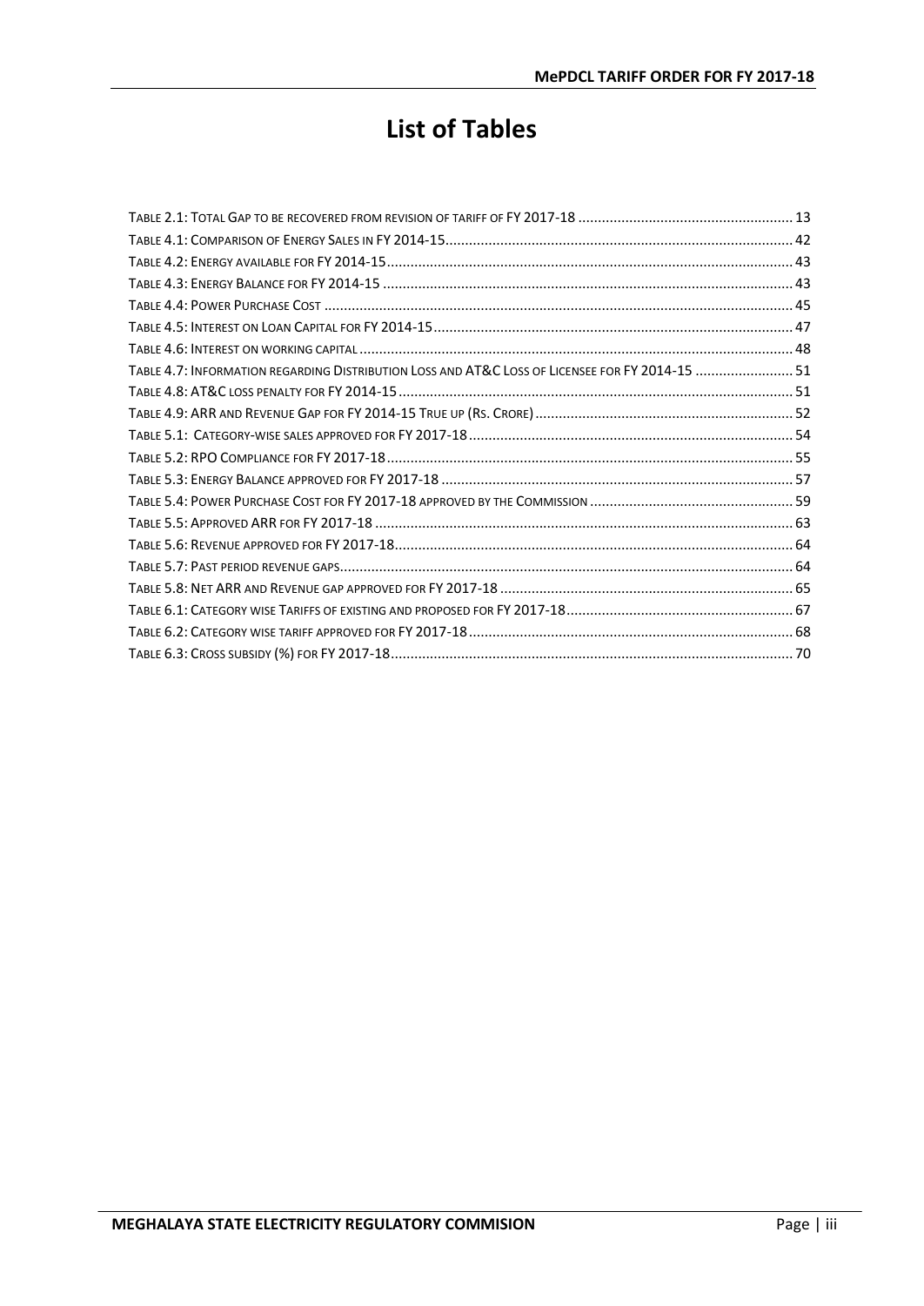# List of Tables

Table 2.1: Total Gap to be recovered from revision of tariff of FY 2017-18 .......... 13
Table 4.1: Comparison of Energy Sales in FY 2014-15 .......... 42
Table 4.2: Energy available for FY 2014-15 .......... 43
Table 4.3: Energy Balance for FY 2014-15 .......... 43
Table 4.4: Power Purchase Cost .......... 45
Table 4.5: Interest on Loan Capital for FY 2014-15 .......... 47
Table 4.6: Interest on working capital .......... 48
Table 4.7: Information regarding Distribution Loss and AT&C Loss of Licensee for FY 2014-15 .......... 51
Table 4.8: AT&C loss penalty for FY 2014-15 .......... 51
Table 4.9: ARR and Revenue Gap for FY 2014-15 True up (Rs. Crore) .......... 52
Table 5.1: Category-wise sales approved for FY 2017-18 .......... 54
Table 5.2: RPO Compliance for FY 2017-18 .......... 55
Table 5.3: Energy Balance approved for FY 2017-18 .......... 57
Table 5.4: Power Purchase Cost for FY 2017-18 approved by the Commission .......... 59
Table 5.5: Approved ARR for FY 2017-18 .......... 63
Table 5.6: Revenue approved for FY 2017-18 .......... 64
Table 5.7: Past period revenue gaps .......... 64
Table 5.8: Net ARR and Revenue gap approved for FY 2017-18 .......... 65
Table 6.1: Category wise Tariffs of existing and proposed for FY 2017-18 .......... 67
Table 6.2: Category wise tariff approved for FY 2017-18 .......... 68
Table 6.3: Cross subsidy (%) for FY 2017-18 .......... 70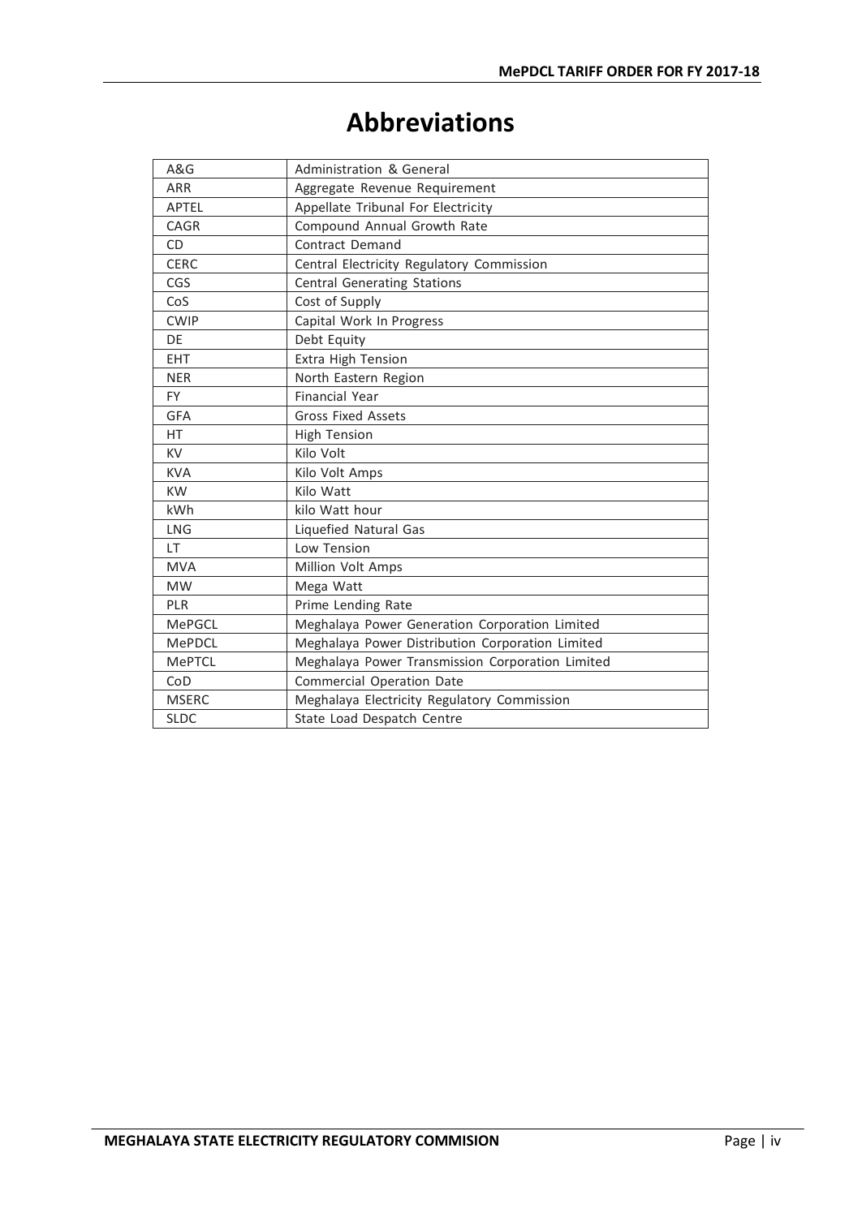# Abbreviations

| A&G | Administration & General |
|---|---|
| ARR | Aggregate Revenue Requirement |
| APTEL | Appellate Tribunal For Electricity |
| CAGR | Compound Annual Growth Rate |
| CD | Contract Demand |
| CERC | Central Electricity Regulatory Commission |
| CGS | Central Generating Stations |
| CoS | Cost of Supply |
| CWIP | Capital Work In Progress |
| DE | Debt Equity |
| EHT | Extra High Tension |
| NER | North Eastern Region |
| FY | Financial Year |
| GFA | Gross Fixed Assets |
| HT | High Tension |
| KV | Kilo Volt |
| KVA | Kilo Volt Amps |
| KW | Kilo Watt |
| kWh | kilo Watt hour |
| LNG | Liquefied Natural Gas |
| LT | Low Tension |
| MVA | Million Volt Amps |
| MW | Mega Watt |
| PLR | Prime Lending Rate |
| MePGCL | Meghalaya Power Generation Corporation Limited |
| MePDCL | Meghalaya Power Distribution Corporation Limited |
| MePTCL | Meghalaya Power Transmission Corporation Limited |
| CoD | Commercial Operation Date |
| MSERC | Meghalaya Electricity Regulatory Commission |
| SLDC | State Load Despatch Centre |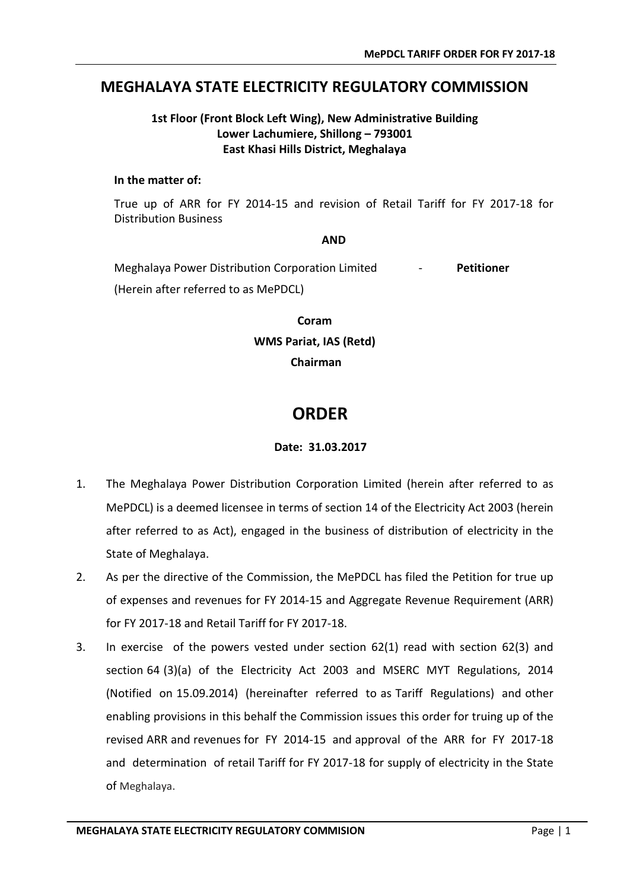# MEGHALAYA STATE ELECTRICITY REGULATORY COMMISSION

**1st Floor (Front Block Left Wing), New Administrative Building**
**Lower Lachumiere, Shillong – 793001**
**East Khasi Hills District, Meghalaya**

**In the matter of:**

True up of ARR for FY 2014-15 and revision of Retail Tariff for FY 2017-18 for Distribution Business

**AND**

Meghalaya Power Distribution Corporation Limited - **Petitioner**

(Herein after referred to as MePDCL)

**Coram**

**WMS Pariat, IAS (Retd)**

**Chairman**

## ORDER

**Date: 31.03.2017**

1. The Meghalaya Power Distribution Corporation Limited (herein after referred to as MePDCL) is a deemed licensee in terms of section 14 of the Electricity Act 2003 (herein after referred to as Act), engaged in the business of distribution of electricity in the State of Meghalaya.
2. As per the directive of the Commission, the MePDCL has filed the Petition for true up of expenses and revenues for FY 2014-15 and Aggregate Revenue Requirement (ARR) for FY 2017-18 and Retail Tariff for FY 2017-18.
3. In exercise of the powers vested under section 62(1) read with section 62(3) and section 64 (3)(a) of the Electricity Act 2003 and MSERC MYT Regulations, 2014 (Notified on 15.09.2014) (hereinafter referred to as Tariff Regulations) and other enabling provisions in this behalf the Commission issues this order for truing up of the revised ARR and revenues for FY 2014-15 and approval of the ARR for FY 2017-18 and determination of retail Tariff for FY 2017-18 for supply of electricity in the State of Meghalaya.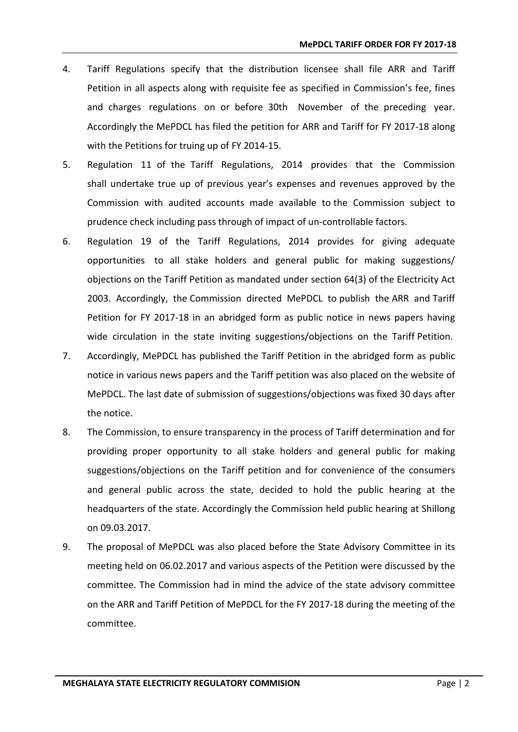4. Tariff Regulations specify that the distribution licensee shall file ARR and Tariff Petition in all aspects along with requisite fee as specified in Commission's fee, fines and charges regulations on or before 30th November of the preceding year. Accordingly the MePDCL has filed the petition for ARR and Tariff for FY 2017-18 along with the Petitions for truing up of FY 2014-15.

5. Regulation 11 of the Tariff Regulations, 2014 provides that the Commission shall undertake true up of previous year's expenses and revenues approved by the Commission with audited accounts made available to the Commission subject to prudence check including pass through of impact of un-controllable factors.

6. Regulation 19 of the Tariff Regulations, 2014 provides for giving adequate opportunities to all stake holders and general public for making suggestions/ objections on the Tariff Petition as mandated under section 64(3) of the Electricity Act 2003. Accordingly, the Commission directed MePDCL to publish the ARR and Tariff Petition for FY 2017-18 in an abridged form as public notice in news papers having wide circulation in the state inviting suggestions/objections on the Tariff Petition.

7. Accordingly, MePDCL has published the Tariff Petition in the abridged form as public notice in various news papers and the Tariff petition was also placed on the website of MePDCL. The last date of submission of suggestions/objections was fixed 30 days after the notice.

8. The Commission, to ensure transparency in the process of Tariff determination and for providing proper opportunity to all stake holders and general public for making suggestions/objections on the Tariff petition and for convenience of the consumers and general public across the state, decided to hold the public hearing at the headquarters of the state. Accordingly the Commission held public hearing at Shillong on 09.03.2017.

9. The proposal of MePDCL was also placed before the State Advisory Committee in its meeting held on 06.02.2017 and various aspects of the Petition were discussed by the committee. The Commission had in mind the advice of the state advisory committee on the ARR and Tariff Petition of MePDCL for the FY 2017-18 during the meeting of the committee.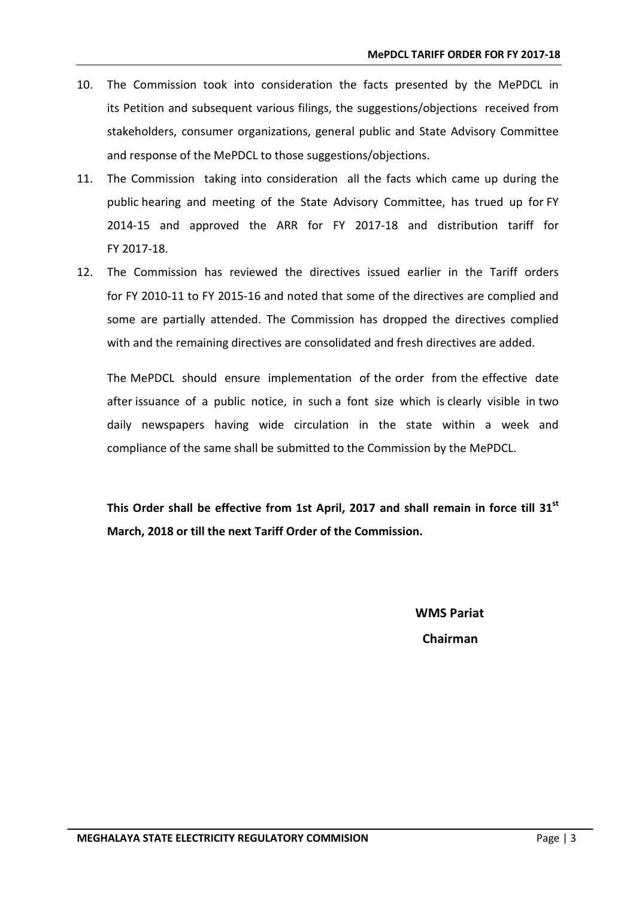10. The Commission took into consideration the facts presented by the MePDCL in its Petition and subsequent various filings, the suggestions/objections received from stakeholders, consumer organizations, general public and State Advisory Committee and response of the MePDCL to those suggestions/objections.

11. The Commission taking into consideration all the facts which came up during the public hearing and meeting of the State Advisory Committee, has trued up for FY 2014-15 and approved the ARR for FY 2017-18 and distribution tariff for FY 2017-18.

12. The Commission has reviewed the directives issued earlier in the Tariff orders for FY 2010-11 to FY 2015-16 and noted that some of the directives are complied and some are partially attended. The Commission has dropped the directives complied with and the remaining directives are consolidated and fresh directives are added.

    The MePDCL should ensure implementation of the order from the effective date after issuance of a public notice, in such a font size which is clearly visible in two daily newspapers having wide circulation in the state within a week and compliance of the same shall be submitted to the Commission by the MePDCL.

**This Order shall be effective from 1st April, 2017 and shall remain in force till 31st March, 2018 or till the next Tariff Order of the Commission.**

**WMS Pariat**

**Chairman**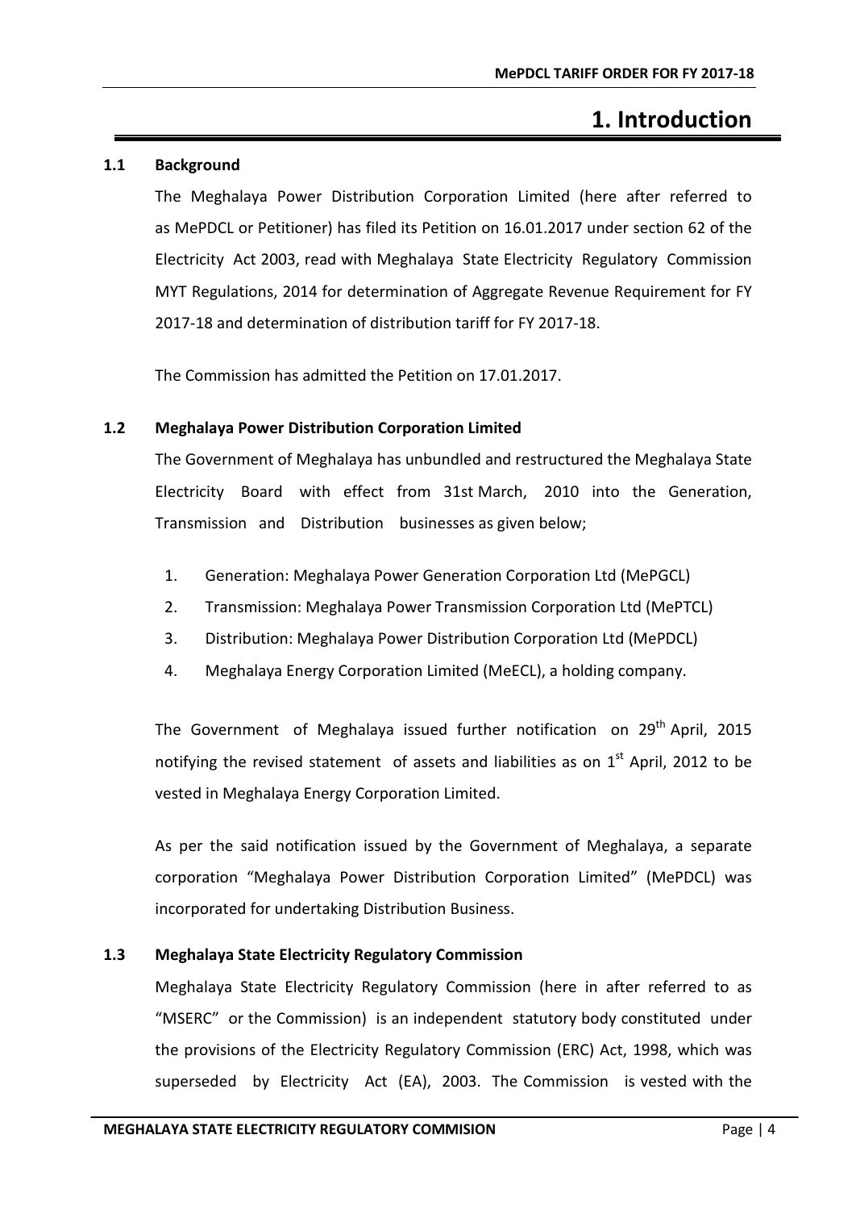# 1. Introduction

## 1.1 Background

The Meghalaya Power Distribution Corporation Limited (here after referred to as MePDCL or Petitioner) has filed its Petition on 16.01.2017 under section 62 of the Electricity Act 2003, read with Meghalaya State Electricity Regulatory Commission MYT Regulations, 2014 for determination of Aggregate Revenue Requirement for FY 2017-18 and determination of distribution tariff for FY 2017-18.

The Commission has admitted the Petition on 17.01.2017.

## 1.2 Meghalaya Power Distribution Corporation Limited

The Government of Meghalaya has unbundled and restructured the Meghalaya State Electricity Board with effect from 31st March, 2010 into the Generation, Transmission and Distribution businesses as given below;

1. Generation: Meghalaya Power Generation Corporation Ltd (MePGCL)
2. Transmission: Meghalaya Power Transmission Corporation Ltd (MePTCL)
3. Distribution: Meghalaya Power Distribution Corporation Ltd (MePDCL)
4. Meghalaya Energy Corporation Limited (MeECL), a holding company.

The Government of Meghalaya issued further notification on 29th April, 2015 notifying the revised statement of assets and liabilities as on 1st April, 2012 to be vested in Meghalaya Energy Corporation Limited.

As per the said notification issued by the Government of Meghalaya, a separate corporation "Meghalaya Power Distribution Corporation Limited" (MePDCL) was incorporated for undertaking Distribution Business.

## 1.3 Meghalaya State Electricity Regulatory Commission

Meghalaya State Electricity Regulatory Commission (here in after referred to as "MSERC" or the Commission) is an independent statutory body constituted under the provisions of the Electricity Regulatory Commission (ERC) Act, 1998, which was superseded by Electricity Act (EA), 2003. The Commission is vested with the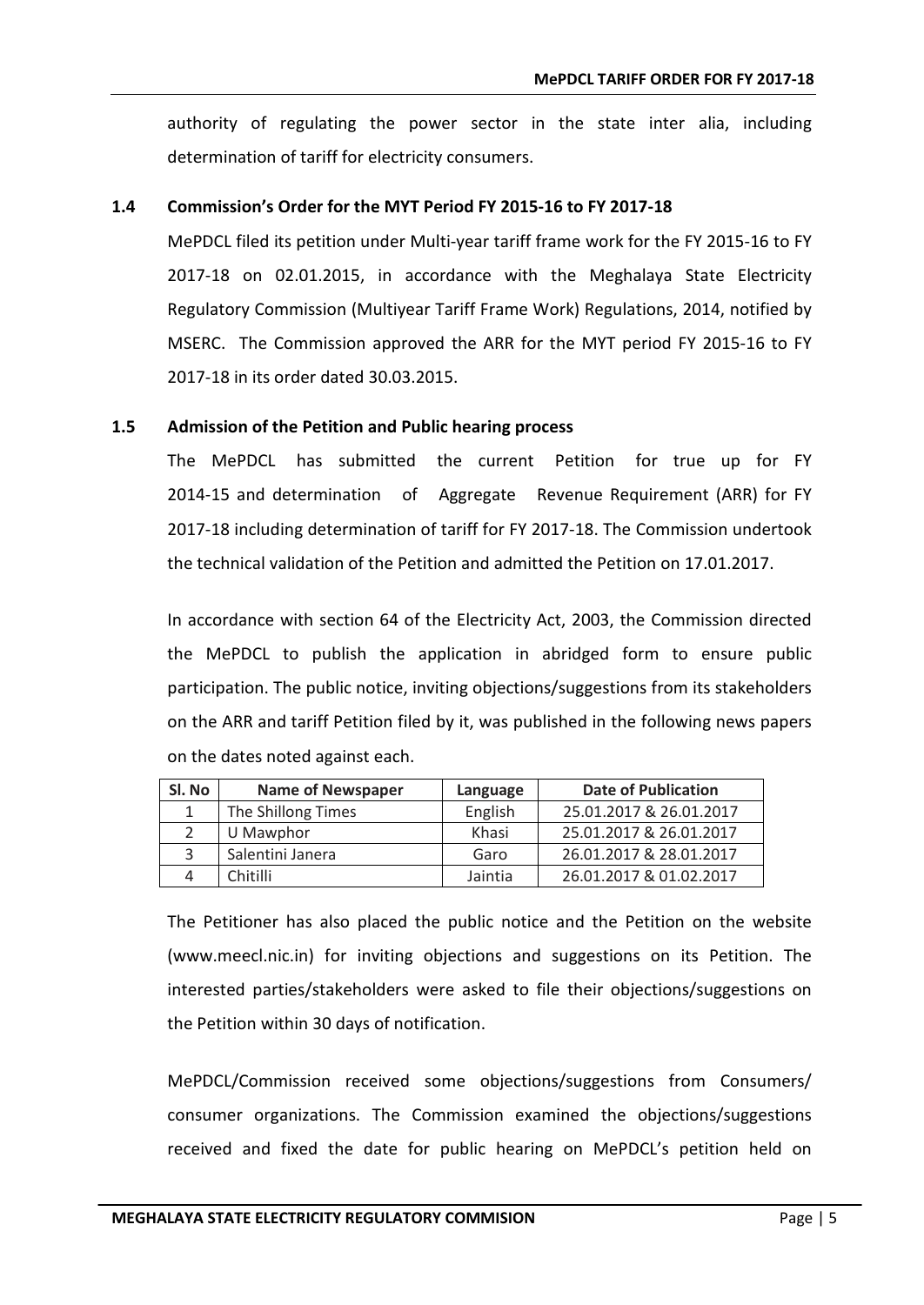authority of regulating the power sector in the state inter alia, including determination of tariff for electricity consumers.

### 1.4 Commission's Order for the MYT Period FY 2015-16 to FY 2017-18

MePDCL filed its petition under Multi-year tariff frame work for the FY 2015-16 to FY 2017-18 on 02.01.2015, in accordance with the Meghalaya State Electricity Regulatory Commission (Multiyear Tariff Frame Work) Regulations, 2014, notified by MSERC. The Commission approved the ARR for the MYT period FY 2015-16 to FY 2017-18 in its order dated 30.03.2015.

### 1.5 Admission of the Petition and Public hearing process

The MePDCL has submitted the current Petition for true up for FY 2014-15 and determination of Aggregate Revenue Requirement (ARR) for FY 2017-18 including determination of tariff for FY 2017-18. The Commission undertook the technical validation of the Petition and admitted the Petition on 17.01.2017.

In accordance with section 64 of the Electricity Act, 2003, the Commission directed the MePDCL to publish the application in abridged form to ensure public participation. The public notice, inviting objections/suggestions from its stakeholders on the ARR and tariff Petition filed by it, was published in the following news papers on the dates noted against each.

| Sl. No | Name of Newspaper | Language | Date of Publication |
|---|---|---|---|
| 1 | The Shillong Times | English | 25.01.2017 & 26.01.2017 |
| 2 | U Mawphor | Khasi | 25.01.2017 & 26.01.2017 |
| 3 | Salentini Janera | Garo | 26.01.2017 & 28.01.2017 |
| 4 | Chitilli | Jaintia | 26.01.2017 & 01.02.2017 |

The Petitioner has also placed the public notice and the Petition on the website (www.meecl.nic.in) for inviting objections and suggestions on its Petition. The interested parties/stakeholders were asked to file their objections/suggestions on the Petition within 30 days of notification.

MePDCL/Commission received some objections/suggestions from Consumers/ consumer organizations. The Commission examined the objections/suggestions received and fixed the date for public hearing on MePDCL's petition held on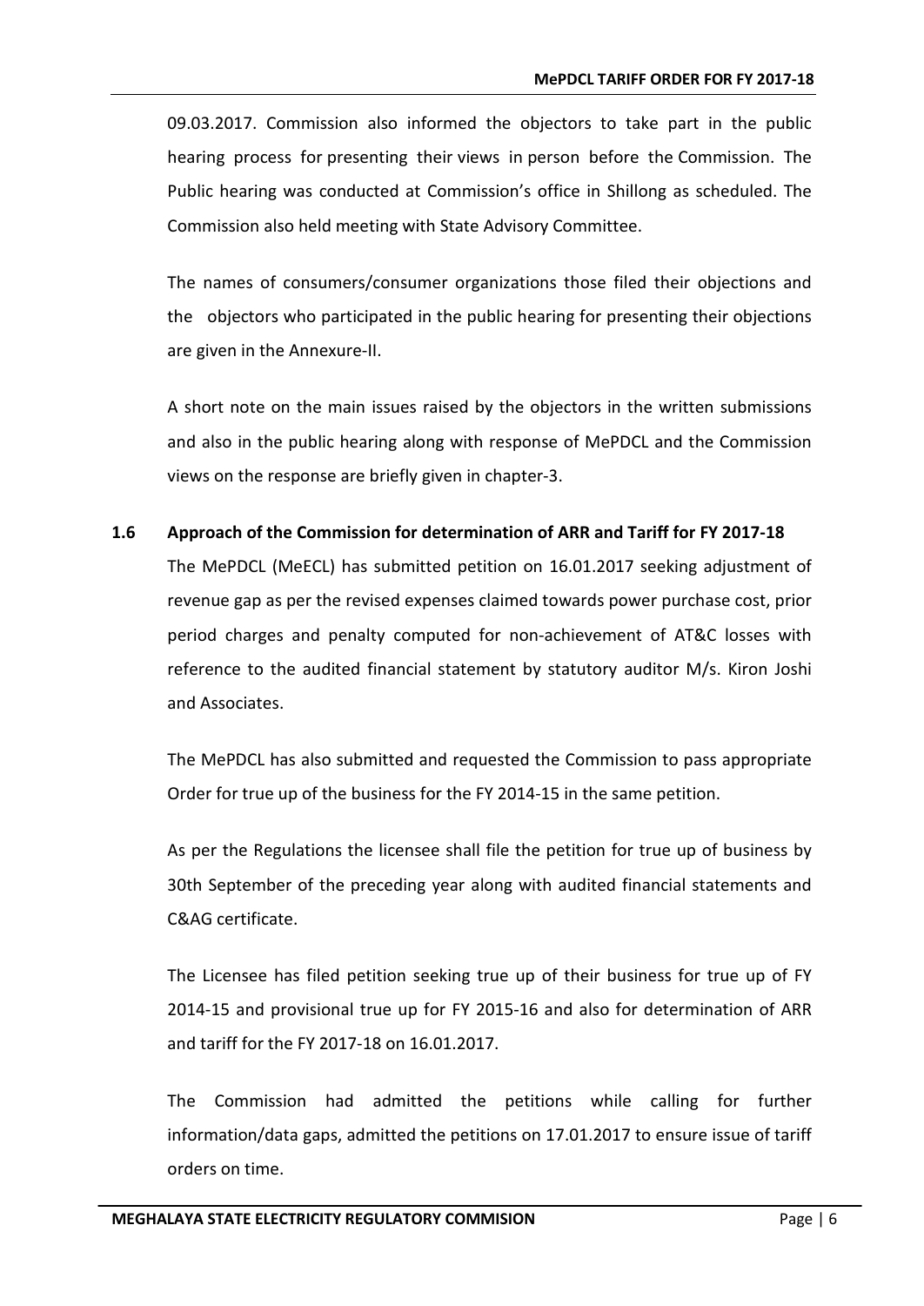09.03.2017. Commission also informed the objectors to take part in the public hearing process for presenting their views in person before the Commission. The Public hearing was conducted at Commission's office in Shillong as scheduled. The Commission also held meeting with State Advisory Committee.

The names of consumers/consumer organizations those filed their objections and the objectors who participated in the public hearing for presenting their objections are given in the Annexure-II.

A short note on the main issues raised by the objectors in the written submissions and also in the public hearing along with response of MePDCL and the Commission views on the response are briefly given in chapter-3.

### 1.6 Approach of the Commission for determination of ARR and Tariff for FY 2017-18

The MePDCL (MeECL) has submitted petition on 16.01.2017 seeking adjustment of revenue gap as per the revised expenses claimed towards power purchase cost, prior period charges and penalty computed for non-achievement of AT&C losses with reference to the audited financial statement by statutory auditor M/s. Kiron Joshi and Associates.

The MePDCL has also submitted and requested the Commission to pass appropriate Order for true up of the business for the FY 2014-15 in the same petition.

As per the Regulations the licensee shall file the petition for true up of business by 30th September of the preceding year along with audited financial statements and C&AG certificate.

The Licensee has filed petition seeking true up of their business for true up of FY 2014-15 and provisional true up for FY 2015-16 and also for determination of ARR and tariff for the FY 2017-18 on 16.01.2017.

The Commission had admitted the petitions while calling for further information/data gaps, admitted the petitions on 17.01.2017 to ensure issue of tariff orders on time.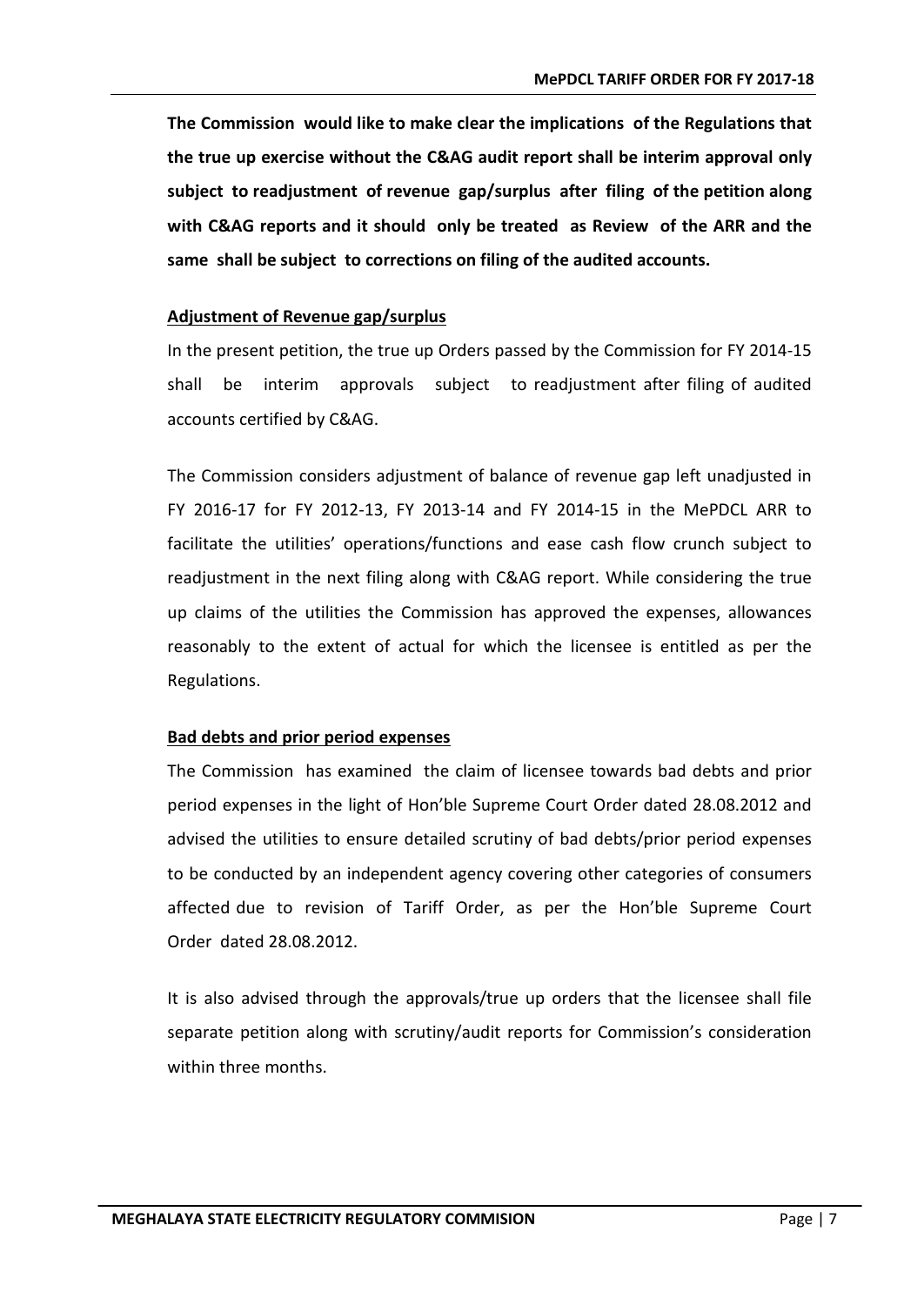**The Commission would like to make clear the implications of the Regulations that the true up exercise without the C&AG audit report shall be interim approval only subject to readjustment of revenue gap/surplus after filing of the petition along with C&AG reports and it should only be treated as Review of the ARR and the same shall be subject to corrections on filing of the audited accounts.**

**Adjustment of Revenue gap/surplus**

In the present petition, the true up Orders passed by the Commission for FY 2014-15 shall be interim approvals subject to readjustment after filing of audited accounts certified by C&AG.

The Commission considers adjustment of balance of revenue gap left unadjusted in FY 2016-17 for FY 2012-13, FY 2013-14 and FY 2014-15 in the MePDCL ARR to facilitate the utilities' operations/functions and ease cash flow crunch subject to readjustment in the next filing along with C&AG report. While considering the true up claims of the utilities the Commission has approved the expenses, allowances reasonably to the extent of actual for which the licensee is entitled as per the Regulations.

**Bad debts and prior period expenses**

The Commission has examined the claim of licensee towards bad debts and prior period expenses in the light of Hon'ble Supreme Court Order dated 28.08.2012 and advised the utilities to ensure detailed scrutiny of bad debts/prior period expenses to be conducted by an independent agency covering other categories of consumers affected due to revision of Tariff Order, as per the Hon'ble Supreme Court Order dated 28.08.2012.

It is also advised through the approvals/true up orders that the licensee shall file separate petition along with scrutiny/audit reports for Commission's consideration within three months.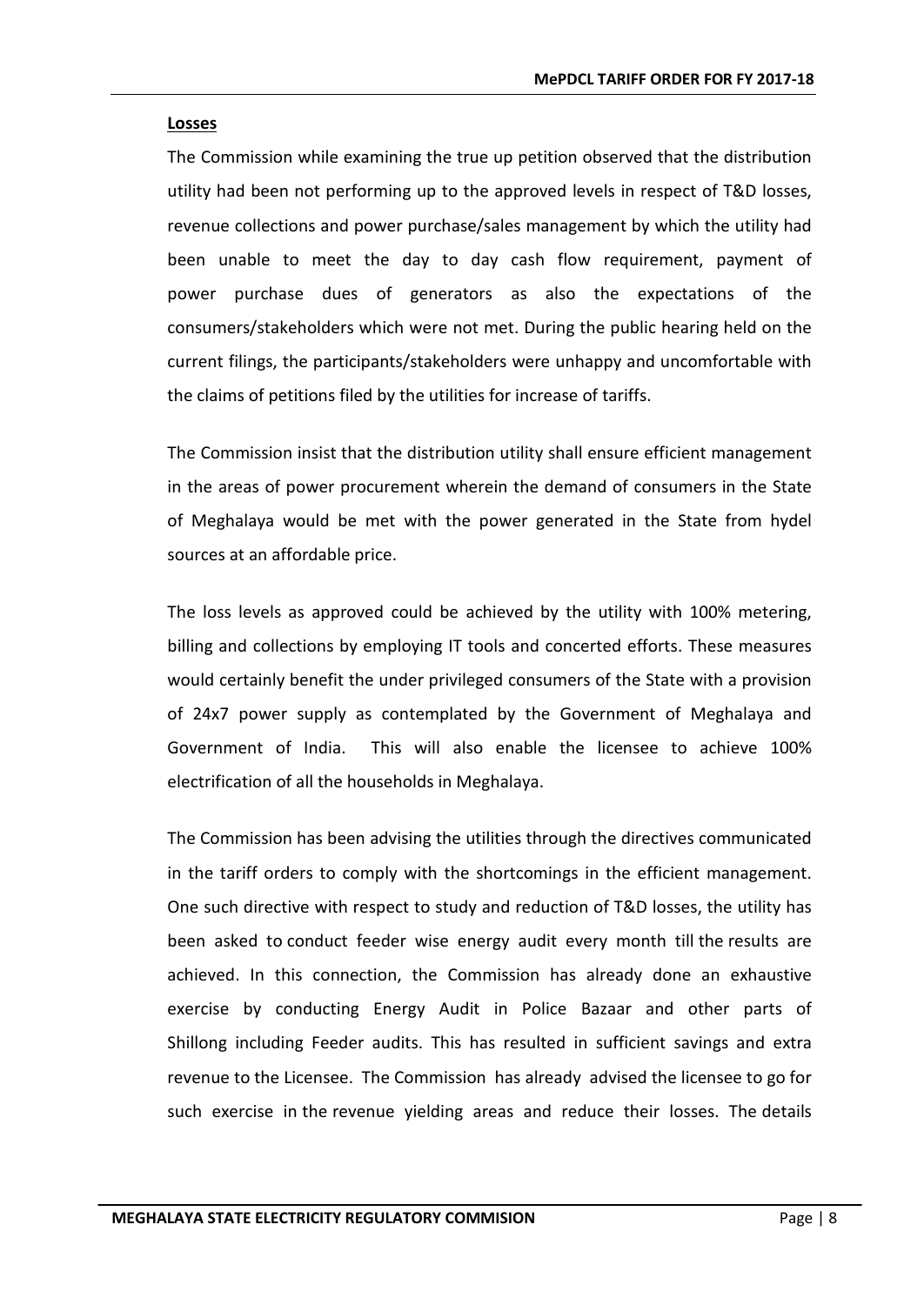**Losses**

The Commission while examining the true up petition observed that the distribution utility had been not performing up to the approved levels in respect of T&D losses, revenue collections and power purchase/sales management by which the utility had been unable to meet the day to day cash flow requirement, payment of power purchase dues of generators as also the expectations of the consumers/stakeholders which were not met. During the public hearing held on the current filings, the participants/stakeholders were unhappy and uncomfortable with the claims of petitions filed by the utilities for increase of tariffs.

The Commission insist that the distribution utility shall ensure efficient management in the areas of power procurement wherein the demand of consumers in the State of Meghalaya would be met with the power generated in the State from hydel sources at an affordable price.

The loss levels as approved could be achieved by the utility with 100% metering, billing and collections by employing IT tools and concerted efforts. These measures would certainly benefit the under privileged consumers of the State with a provision of 24x7 power supply as contemplated by the Government of Meghalaya and Government of India. This will also enable the licensee to achieve 100% electrification of all the households in Meghalaya.

The Commission has been advising the utilities through the directives communicated in the tariff orders to comply with the shortcomings in the efficient management. One such directive with respect to study and reduction of T&D losses, the utility has been asked to conduct feeder wise energy audit every month till the results are achieved. In this connection, the Commission has already done an exhaustive exercise by conducting Energy Audit in Police Bazaar and other parts of Shillong including Feeder audits. This has resulted in sufficient savings and extra revenue to the Licensee. The Commission has already advised the licensee to go for such exercise in the revenue yielding areas and reduce their losses. The details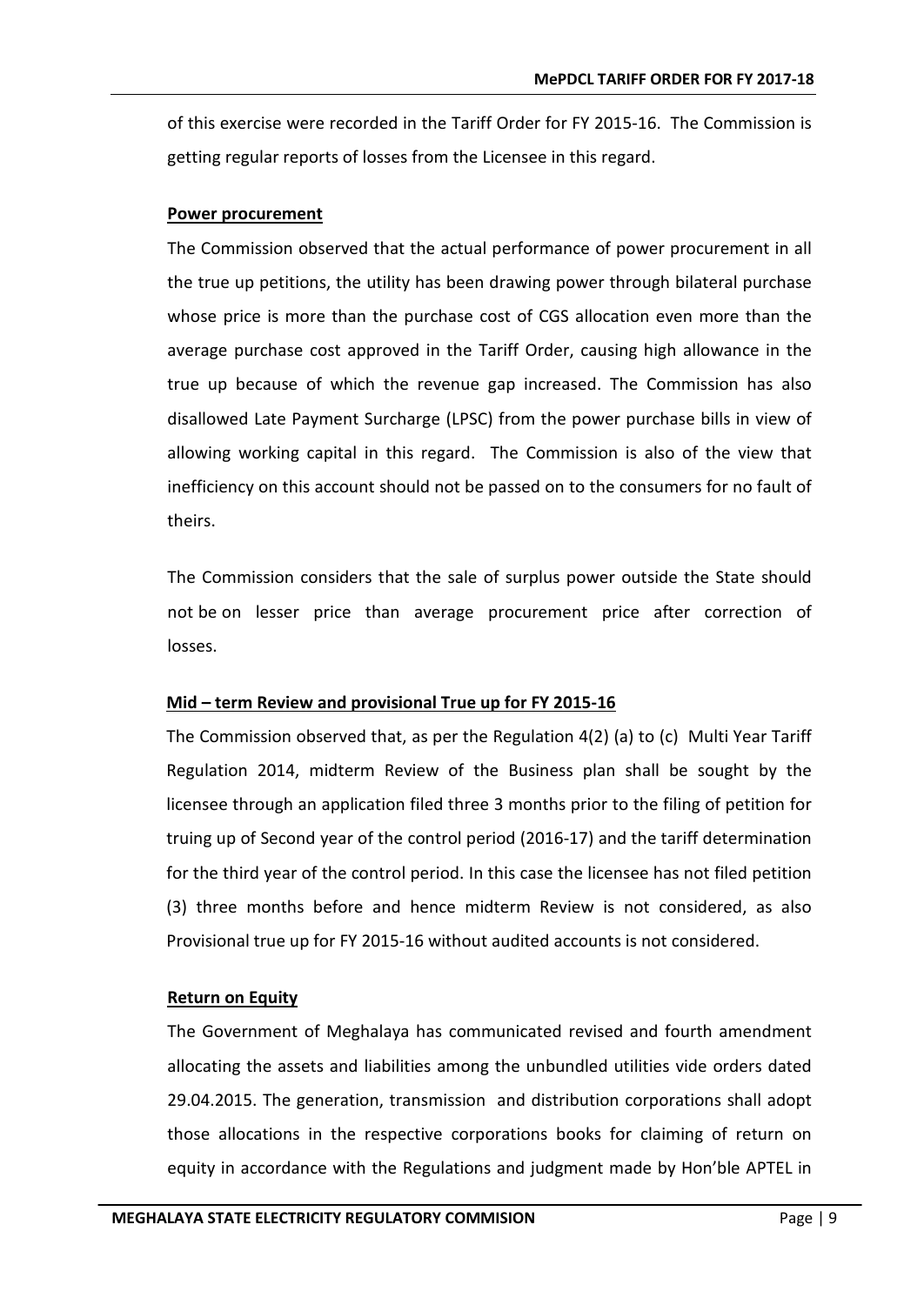of this exercise were recorded in the Tariff Order for FY 2015-16. The Commission is getting regular reports of losses from the Licensee in this regard.

**Power procurement**

The Commission observed that the actual performance of power procurement in all the true up petitions, the utility has been drawing power through bilateral purchase whose price is more than the purchase cost of CGS allocation even more than the average purchase cost approved in the Tariff Order, causing high allowance in the true up because of which the revenue gap increased. The Commission has also disallowed Late Payment Surcharge (LPSC) from the power purchase bills in view of allowing working capital in this regard. The Commission is also of the view that inefficiency on this account should not be passed on to the consumers for no fault of theirs.

The Commission considers that the sale of surplus power outside the State should not be on lesser price than average procurement price after correction of losses.

**Mid – term Review and provisional True up for FY 2015-16**

The Commission observed that, as per the Regulation 4(2) (a) to (c) Multi Year Tariff Regulation 2014, midterm Review of the Business plan shall be sought by the licensee through an application filed three 3 months prior to the filing of petition for truing up of Second year of the control period (2016-17) and the tariff determination for the third year of the control period. In this case the licensee has not filed petition (3) three months before and hence midterm Review is not considered, as also Provisional true up for FY 2015-16 without audited accounts is not considered.

**Return on Equity**

The Government of Meghalaya has communicated revised and fourth amendment allocating the assets and liabilities among the unbundled utilities vide orders dated 29.04.2015. The generation, transmission and distribution corporations shall adopt those allocations in the respective corporations books for claiming of return on equity in accordance with the Regulations and judgment made by Hon'ble APTEL in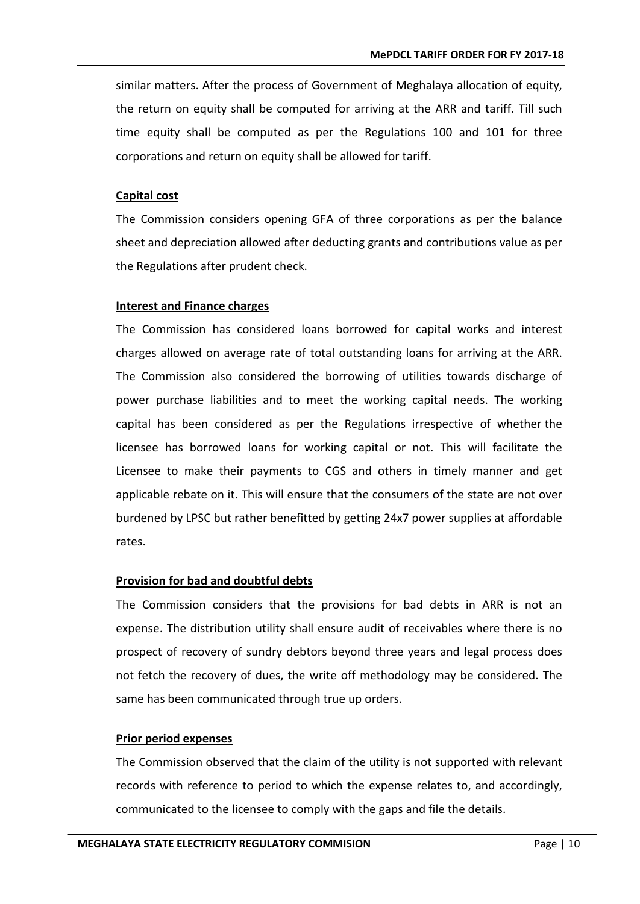similar matters. After the process of Government of Meghalaya allocation of equity, the return on equity shall be computed for arriving at the ARR and tariff. Till such time equity shall be computed as per the Regulations 100 and 101 for three corporations and return on equity shall be allowed for tariff.

**Capital cost**

The Commission considers opening GFA of three corporations as per the balance sheet and depreciation allowed after deducting grants and contributions value as per the Regulations after prudent check.

**Interest and Finance charges**

The Commission has considered loans borrowed for capital works and interest charges allowed on average rate of total outstanding loans for arriving at the ARR. The Commission also considered the borrowing of utilities towards discharge of power purchase liabilities and to meet the working capital needs. The working capital has been considered as per the Regulations irrespective of whether the licensee has borrowed loans for working capital or not. This will facilitate the Licensee to make their payments to CGS and others in timely manner and get applicable rebate on it. This will ensure that the consumers of the state are not over burdened by LPSC but rather benefitted by getting 24x7 power supplies at affordable rates.

**Provision for bad and doubtful debts**

The Commission considers that the provisions for bad debts in ARR is not an expense. The distribution utility shall ensure audit of receivables where there is no prospect of recovery of sundry debtors beyond three years and legal process does not fetch the recovery of dues, the write off methodology may be considered. The same has been communicated through true up orders.

**Prior period expenses**

The Commission observed that the claim of the utility is not supported with relevant records with reference to period to which the expense relates to, and accordingly, communicated to the licensee to comply with the gaps and file the details.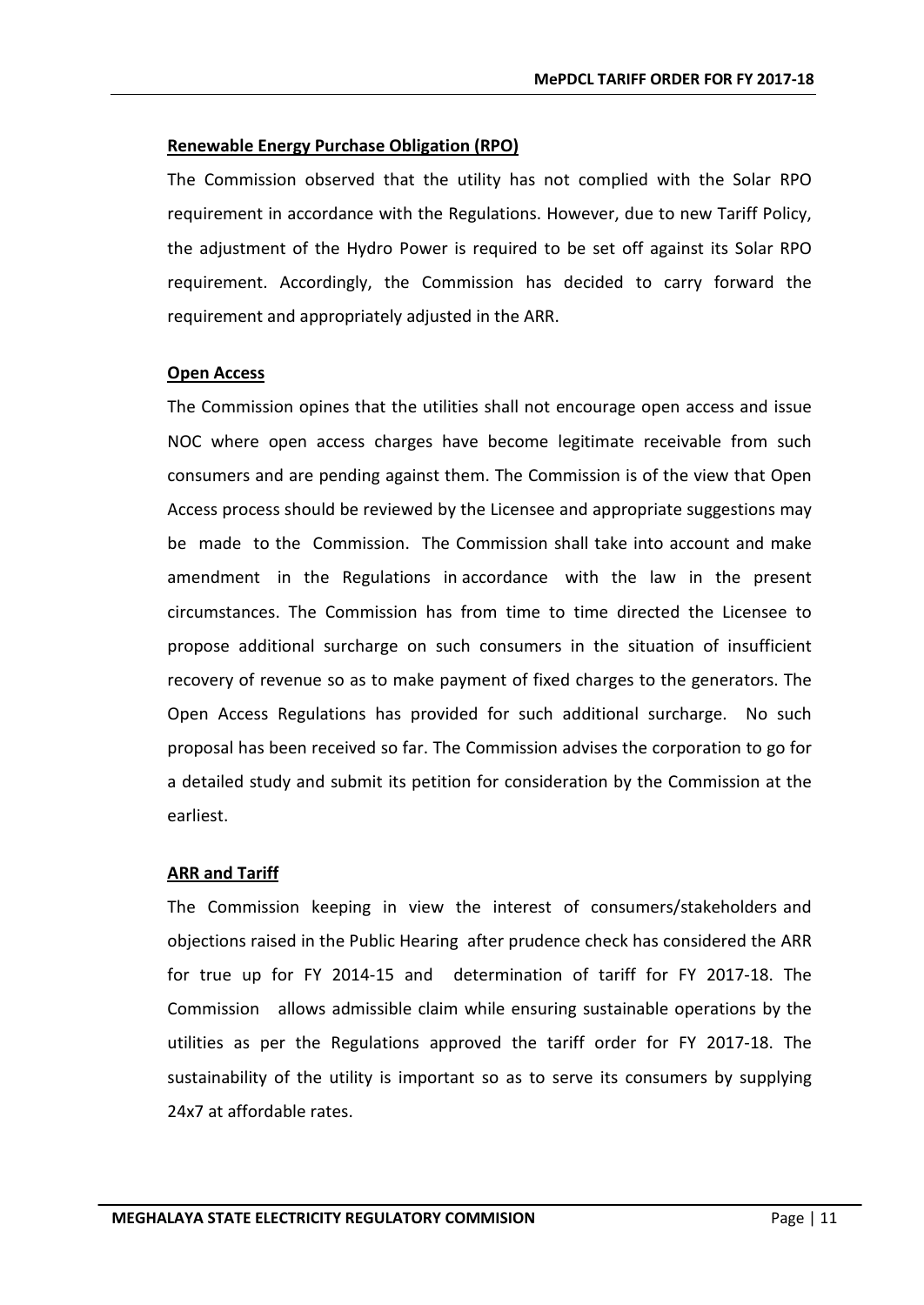**Renewable Energy Purchase Obligation (RPO)**

The Commission observed that the utility has not complied with the Solar RPO requirement in accordance with the Regulations. However, due to new Tariff Policy, the adjustment of the Hydro Power is required to be set off against its Solar RPO requirement. Accordingly, the Commission has decided to carry forward the requirement and appropriately adjusted in the ARR.

**Open Access**

The Commission opines that the utilities shall not encourage open access and issue NOC where open access charges have become legitimate receivable from such consumers and are pending against them. The Commission is of the view that Open Access process should be reviewed by the Licensee and appropriate suggestions may be made to the Commission. The Commission shall take into account and make amendment in the Regulations in accordance with the law in the present circumstances. The Commission has from time to time directed the Licensee to propose additional surcharge on such consumers in the situation of insufficient recovery of revenue so as to make payment of fixed charges to the generators. The Open Access Regulations has provided for such additional surcharge. No such proposal has been received so far. The Commission advises the corporation to go for a detailed study and submit its petition for consideration by the Commission at the earliest.

**ARR and Tariff**

The Commission keeping in view the interest of consumers/stakeholders and objections raised in the Public Hearing after prudence check has considered the ARR for true up for FY 2014-15 and determination of tariff for FY 2017-18. The Commission allows admissible claim while ensuring sustainable operations by the utilities as per the Regulations approved the tariff order for FY 2017-18. The sustainability of the utility is important so as to serve its consumers by supplying 24x7 at affordable rates.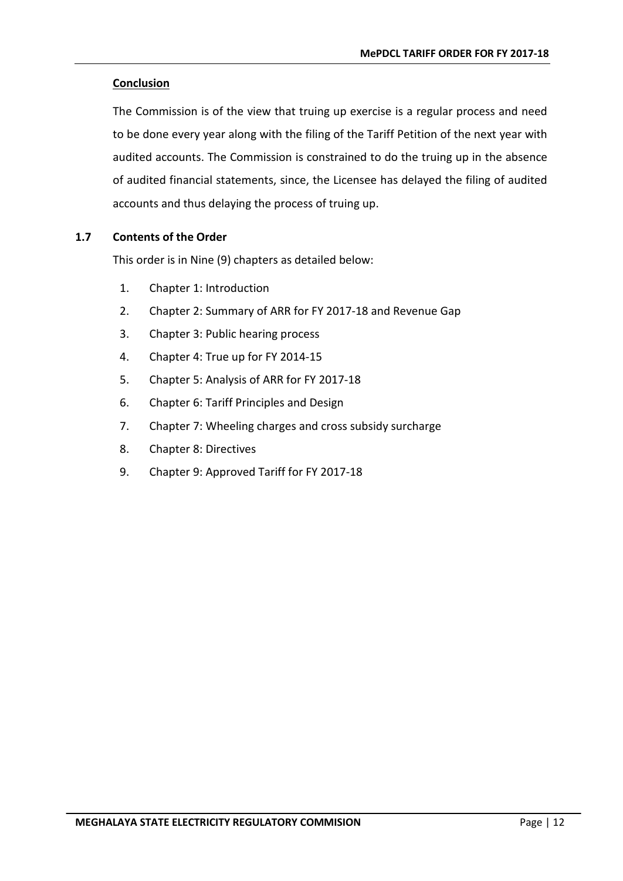**Conclusion**

The Commission is of the view that truing up exercise is a regular process and need to be done every year along with the filing of the Tariff Petition of the next year with audited accounts. The Commission is constrained to do the truing up in the absence of audited financial statements, since, the Licensee has delayed the filing of audited accounts and thus delaying the process of truing up.

### 1.7 Contents of the Order

This order is in Nine (9) chapters as detailed below:

1. Chapter 1: Introduction
2. Chapter 2: Summary of ARR for FY 2017-18 and Revenue Gap
3. Chapter 3: Public hearing process
4. Chapter 4: True up for FY 2014-15
5. Chapter 5: Analysis of ARR for FY 2017-18
6. Chapter 6: Tariff Principles and Design
7. Chapter 7: Wheeling charges and cross subsidy surcharge
8. Chapter 8: Directives
9. Chapter 9: Approved Tariff for FY 2017-18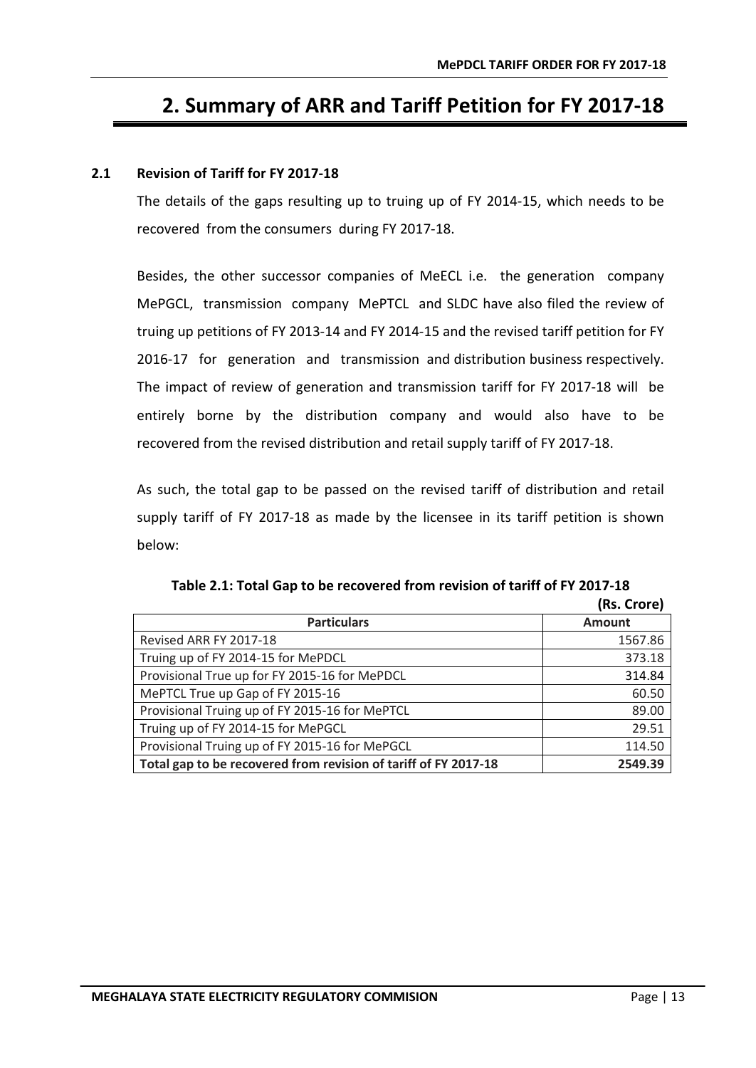# 2. Summary of ARR and Tariff Petition for FY 2017-18

## 2.1 Revision of Tariff for FY 2017-18

The details of the gaps resulting up to truing up of FY 2014-15, which needs to be recovered from the consumers during FY 2017-18.

Besides, the other successor companies of MeECL i.e. the generation company MePGCL, transmission company MePTCL and SLDC have also filed the review of truing up petitions of FY 2013-14 and FY 2014-15 and the revised tariff petition for FY 2016-17 for generation and transmission and distribution business respectively. The impact of review of generation and transmission tariff for FY 2017-18 will be entirely borne by the distribution company and would also have to be recovered from the revised distribution and retail supply tariff of FY 2017-18.

As such, the total gap to be passed on the revised tariff of distribution and retail supply tariff of FY 2017-18 as made by the licensee in its tariff petition is shown below:

**Table 2.1: Total Gap to be recovered from revision of tariff of FY 2017-18**

**(Rs. Crore)**

| Particulars | Amount |
|---|---|
| Revised ARR FY 2017-18 | 1567.86 |
| Truing up of FY 2014-15 for MePDCL | 373.18 |
| Provisional True up for FY 2015-16 for MePDCL | 314.84 |
| MePTCL True up Gap of FY 2015-16 | 60.50 |
| Provisional Truing up of FY 2015-16 for MePTCL | 89.00 |
| Truing up of FY 2014-15 for MePGCL | 29.51 |
| Provisional Truing up of FY 2015-16 for MePGCL | 114.50 |
| **Total gap to be recovered from revision of tariff of FY 2017-18** | **2549.39** |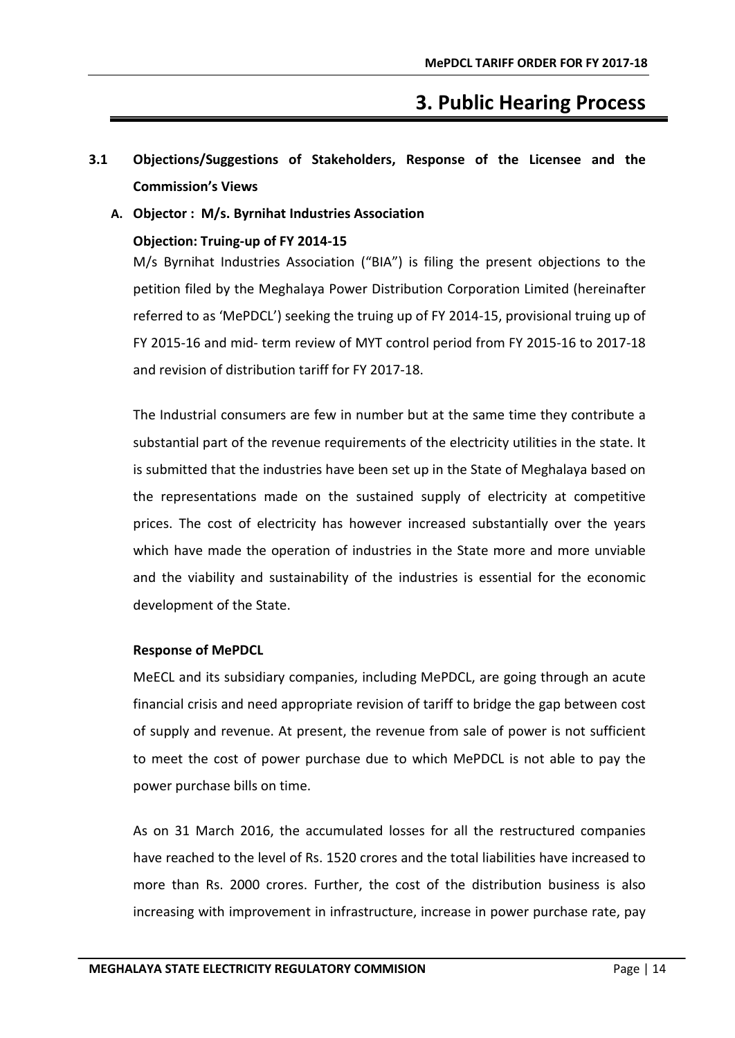# 3. Public Hearing Process

## 3.1 Objections/Suggestions of Stakeholders, Response of the Licensee and the Commission's Views

### A. Objector : M/s. Byrnihat Industries Association

**Objection: Truing-up of FY 2014-15**

M/s Byrnihat Industries Association ("BIA") is filing the present objections to the petition filed by the Meghalaya Power Distribution Corporation Limited (hereinafter referred to as 'MePDCL') seeking the truing up of FY 2014-15, provisional truing up of FY 2015-16 and mid- term review of MYT control period from FY 2015-16 to 2017-18 and revision of distribution tariff for FY 2017-18.

The Industrial consumers are few in number but at the same time they contribute a substantial part of the revenue requirements of the electricity utilities in the state. It is submitted that the industries have been set up in the State of Meghalaya based on the representations made on the sustained supply of electricity at competitive prices. The cost of electricity has however increased substantially over the years which have made the operation of industries in the State more and more unviable and the viability and sustainability of the industries is essential for the economic development of the State.

**Response of MePDCL**

MeECL and its subsidiary companies, including MePDCL, are going through an acute financial crisis and need appropriate revision of tariff to bridge the gap between cost of supply and revenue. At present, the revenue from sale of power is not sufficient to meet the cost of power purchase due to which MePDCL is not able to pay the power purchase bills on time.

As on 31 March 2016, the accumulated losses for all the restructured companies have reached to the level of Rs. 1520 crores and the total liabilities have increased to more than Rs. 2000 crores. Further, the cost of the distribution business is also increasing with improvement in infrastructure, increase in power purchase rate, pay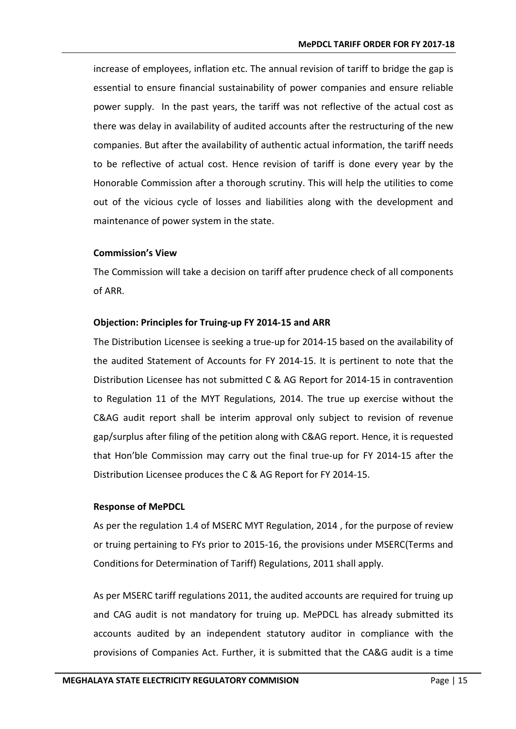increase of employees, inflation etc. The annual revision of tariff to bridge the gap is essential to ensure financial sustainability of power companies and ensure reliable power supply. In the past years, the tariff was not reflective of the actual cost as there was delay in availability of audited accounts after the restructuring of the new companies. But after the availability of authentic actual information, the tariff needs to be reflective of actual cost. Hence revision of tariff is done every year by the Honorable Commission after a thorough scrutiny. This will help the utilities to come out of the vicious cycle of losses and liabilities along with the development and maintenance of power system in the state.

**Commission's View**

The Commission will take a decision on tariff after prudence check of all components of ARR.

**Objection: Principles for Truing-up FY 2014-15 and ARR**

The Distribution Licensee is seeking a true-up for 2014-15 based on the availability of the audited Statement of Accounts for FY 2014-15. It is pertinent to note that the Distribution Licensee has not submitted C & AG Report for 2014-15 in contravention to Regulation 11 of the MYT Regulations, 2014. The true up exercise without the C&AG audit report shall be interim approval only subject to revision of revenue gap/surplus after filing of the petition along with C&AG report. Hence, it is requested that Hon'ble Commission may carry out the final true-up for FY 2014-15 after the Distribution Licensee produces the C & AG Report for FY 2014-15.

**Response of MePDCL**

As per the regulation 1.4 of MSERC MYT Regulation, 2014 , for the purpose of review or truing pertaining to FYs prior to 2015-16, the provisions under MSERC(Terms and Conditions for Determination of Tariff) Regulations, 2011 shall apply.

As per MSERC tariff regulations 2011, the audited accounts are required for truing up and CAG audit is not mandatory for truing up. MePDCL has already submitted its accounts audited by an independent statutory auditor in compliance with the provisions of Companies Act. Further, it is submitted that the CA&G audit is a time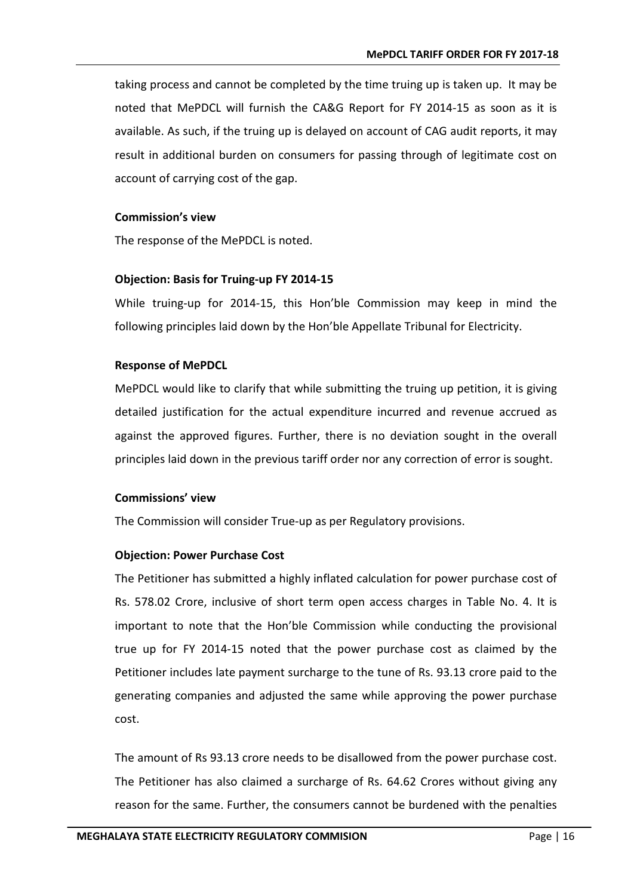taking process and cannot be completed by the time truing up is taken up. It may be noted that MePDCL will furnish the CA&G Report for FY 2014-15 as soon as it is available. As such, if the truing up is delayed on account of CAG audit reports, it may result in additional burden on consumers for passing through of legitimate cost on account of carrying cost of the gap.

**Commission's view**

The response of the MePDCL is noted.

**Objection: Basis for Truing-up FY 2014-15**

While truing-up for 2014-15, this Hon'ble Commission may keep in mind the following principles laid down by the Hon'ble Appellate Tribunal for Electricity.

**Response of MePDCL**

MePDCL would like to clarify that while submitting the truing up petition, it is giving detailed justification for the actual expenditure incurred and revenue accrued as against the approved figures. Further, there is no deviation sought in the overall principles laid down in the previous tariff order nor any correction of error is sought.

**Commissions' view**

The Commission will consider True-up as per Regulatory provisions.

**Objection: Power Purchase Cost**

The Petitioner has submitted a highly inflated calculation for power purchase cost of Rs. 578.02 Crore, inclusive of short term open access charges in Table No. 4. It is important to note that the Hon'ble Commission while conducting the provisional true up for FY 2014-15 noted that the power purchase cost as claimed by the Petitioner includes late payment surcharge to the tune of Rs. 93.13 crore paid to the generating companies and adjusted the same while approving the power purchase cost.

The amount of Rs 93.13 crore needs to be disallowed from the power purchase cost. The Petitioner has also claimed a surcharge of Rs. 64.62 Crores without giving any reason for the same. Further, the consumers cannot be burdened with the penalties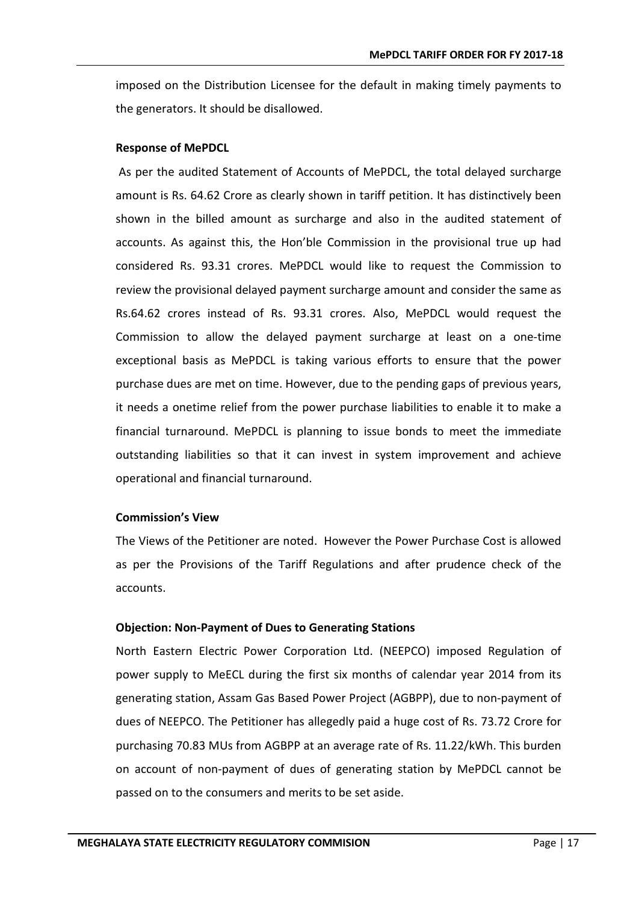imposed on the Distribution Licensee for the default in making timely payments to the generators. It should be disallowed.

**Response of MePDCL**

As per the audited Statement of Accounts of MePDCL, the total delayed surcharge amount is Rs. 64.62 Crore as clearly shown in tariff petition. It has distinctively been shown in the billed amount as surcharge and also in the audited statement of accounts. As against this, the Hon'ble Commission in the provisional true up had considered Rs. 93.31 crores. MePDCL would like to request the Commission to review the provisional delayed payment surcharge amount and consider the same as Rs.64.62 crores instead of Rs. 93.31 crores. Also, MePDCL would request the Commission to allow the delayed payment surcharge at least on a one-time exceptional basis as MePDCL is taking various efforts to ensure that the power purchase dues are met on time. However, due to the pending gaps of previous years, it needs a onetime relief from the power purchase liabilities to enable it to make a financial turnaround. MePDCL is planning to issue bonds to meet the immediate outstanding liabilities so that it can invest in system improvement and achieve operational and financial turnaround.

**Commission's View**

The Views of the Petitioner are noted. However the Power Purchase Cost is allowed as per the Provisions of the Tariff Regulations and after prudence check of the accounts.

**Objection: Non-Payment of Dues to Generating Stations**

North Eastern Electric Power Corporation Ltd. (NEEPCO) imposed Regulation of power supply to MeECL during the first six months of calendar year 2014 from its generating station, Assam Gas Based Power Project (AGBPP), due to non-payment of dues of NEEPCO. The Petitioner has allegedly paid a huge cost of Rs. 73.72 Crore for purchasing 70.83 MUs from AGBPP at an average rate of Rs. 11.22/kWh. This burden on account of non-payment of dues of generating station by MePDCL cannot be passed on to the consumers and merits to be set aside.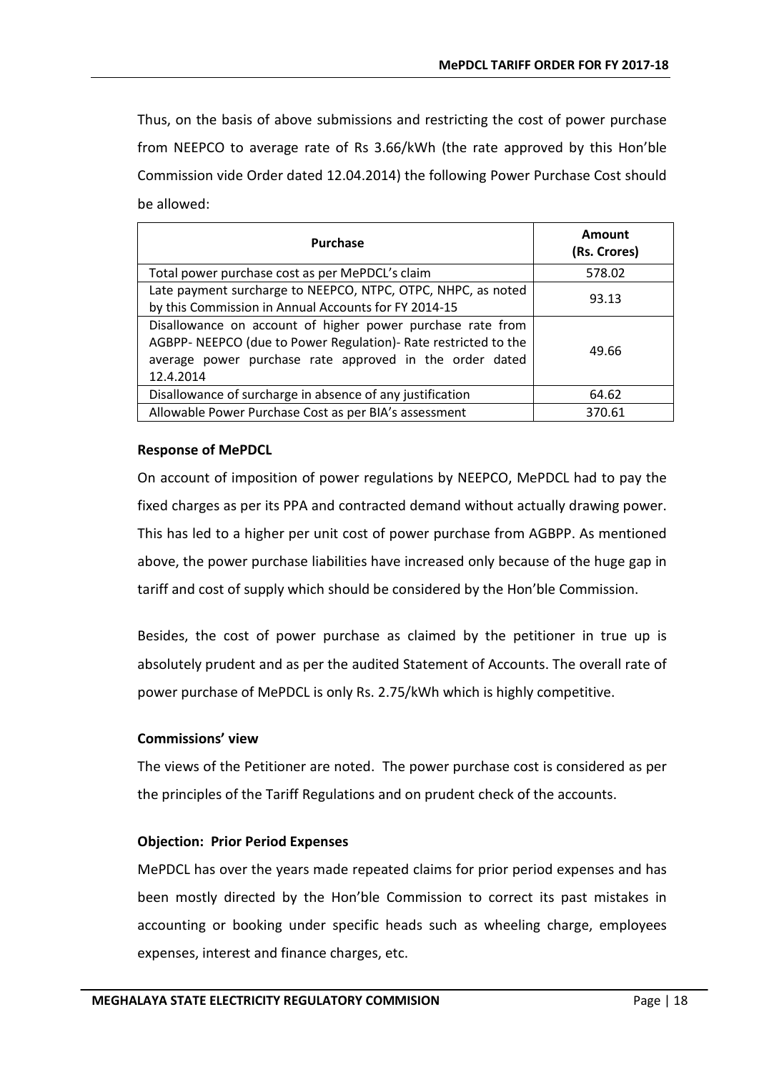Thus, on the basis of above submissions and restricting the cost of power purchase from NEEPCO to average rate of Rs 3.66/kWh (the rate approved by this Hon'ble Commission vide Order dated 12.04.2014) the following Power Purchase Cost should be allowed:

| Purchase | Amount (Rs. Crores) |
|---|---|
| Total power purchase cost as per MePDCL's claim | 578.02 |
| Late payment surcharge to NEEPCO, NTPC, OTPC, NHPC, as noted by this Commission in Annual Accounts for FY 2014-15 | 93.13 |
| Disallowance on account of higher power purchase rate from AGBPP- NEEPCO (due to Power Regulation)- Rate restricted to the average power purchase rate approved in the order dated 12.4.2014 | 49.66 |
| Disallowance of surcharge in absence of any justification | 64.62 |
| Allowable Power Purchase Cost as per BIA's assessment | 370.61 |

**Response of MePDCL**

On account of imposition of power regulations by NEEPCO, MePDCL had to pay the fixed charges as per its PPA and contracted demand without actually drawing power. This has led to a higher per unit cost of power purchase from AGBPP. As mentioned above, the power purchase liabilities have increased only because of the huge gap in tariff and cost of supply which should be considered by the Hon'ble Commission.

Besides, the cost of power purchase as claimed by the petitioner in true up is absolutely prudent and as per the audited Statement of Accounts. The overall rate of power purchase of MePDCL is only Rs. 2.75/kWh which is highly competitive.

**Commissions' view**

The views of the Petitioner are noted. The power purchase cost is considered as per the principles of the Tariff Regulations and on prudent check of the accounts.

**Objection: Prior Period Expenses**

MePDCL has over the years made repeated claims for prior period expenses and has been mostly directed by the Hon'ble Commission to correct its past mistakes in accounting or booking under specific heads such as wheeling charge, employees expenses, interest and finance charges, etc.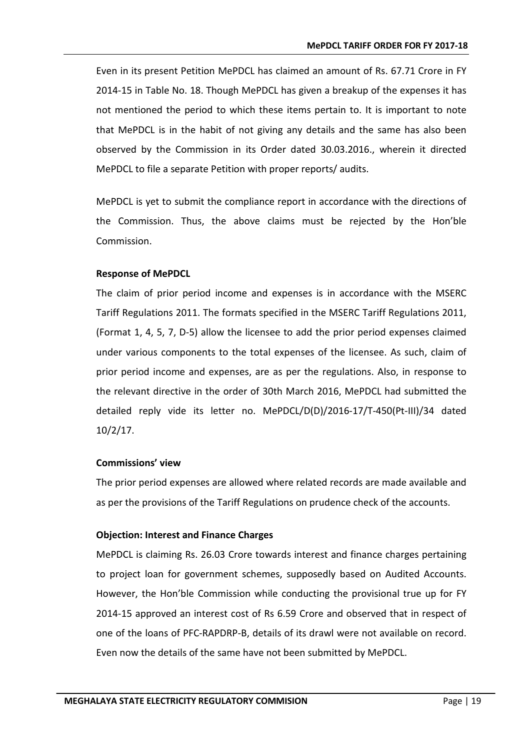Even in its present Petition MePDCL has claimed an amount of Rs. 67.71 Crore in FY 2014-15 in Table No. 18. Though MePDCL has given a breakup of the expenses it has not mentioned the period to which these items pertain to. It is important to note that MePDCL is in the habit of not giving any details and the same has also been observed by the Commission in its Order dated 30.03.2016., wherein it directed MePDCL to file a separate Petition with proper reports/ audits.

MePDCL is yet to submit the compliance report in accordance with the directions of the Commission. Thus, the above claims must be rejected by the Hon'ble Commission.

**Response of MePDCL**

The claim of prior period income and expenses is in accordance with the MSERC Tariff Regulations 2011. The formats specified in the MSERC Tariff Regulations 2011, (Format 1, 4, 5, 7, D-5) allow the licensee to add the prior period expenses claimed under various components to the total expenses of the licensee. As such, claim of prior period income and expenses, are as per the regulations. Also, in response to the relevant directive in the order of 30th March 2016, MePDCL had submitted the detailed reply vide its letter no. MePDCL/D(D)/2016-17/T-450(Pt-III)/34 dated 10/2/17.

**Commissions' view**

The prior period expenses are allowed where related records are made available and as per the provisions of the Tariff Regulations on prudence check of the accounts.

**Objection: Interest and Finance Charges**

MePDCL is claiming Rs. 26.03 Crore towards interest and finance charges pertaining to project loan for government schemes, supposedly based on Audited Accounts. However, the Hon'ble Commission while conducting the provisional true up for FY 2014-15 approved an interest cost of Rs 6.59 Crore and observed that in respect of one of the loans of PFC-RAPDRP-B, details of its drawl were not available on record. Even now the details of the same have not been submitted by MePDCL.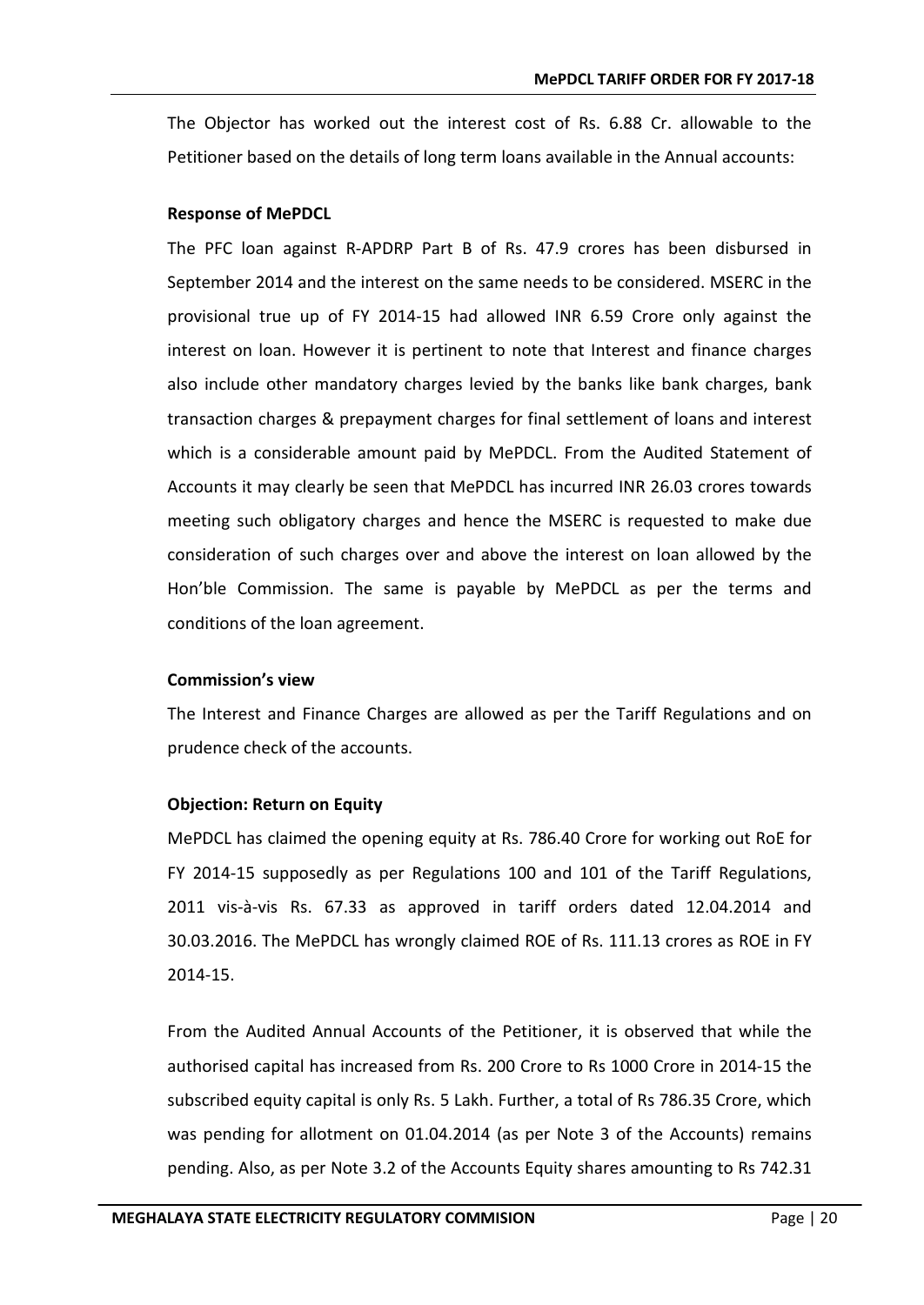The Objector has worked out the interest cost of Rs. 6.88 Cr. allowable to the Petitioner based on the details of long term loans available in the Annual accounts:

**Response of MePDCL**

The PFC loan against R-APDRP Part B of Rs. 47.9 crores has been disbursed in September 2014 and the interest on the same needs to be considered. MSERC in the provisional true up of FY 2014-15 had allowed INR 6.59 Crore only against the interest on loan. However it is pertinent to note that Interest and finance charges also include other mandatory charges levied by the banks like bank charges, bank transaction charges & prepayment charges for final settlement of loans and interest which is a considerable amount paid by MePDCL. From the Audited Statement of Accounts it may clearly be seen that MePDCL has incurred INR 26.03 crores towards meeting such obligatory charges and hence the MSERC is requested to make due consideration of such charges over and above the interest on loan allowed by the Hon'ble Commission. The same is payable by MePDCL as per the terms and conditions of the loan agreement.

**Commission's view**

The Interest and Finance Charges are allowed as per the Tariff Regulations and on prudence check of the accounts.

**Objection: Return on Equity**

MePDCL has claimed the opening equity at Rs. 786.40 Crore for working out RoE for FY 2014-15 supposedly as per Regulations 100 and 101 of the Tariff Regulations, 2011 vis-à-vis Rs. 67.33 as approved in tariff orders dated 12.04.2014 and 30.03.2016. The MePDCL has wrongly claimed ROE of Rs. 111.13 crores as ROE in FY 2014-15.

From the Audited Annual Accounts of the Petitioner, it is observed that while the authorised capital has increased from Rs. 200 Crore to Rs 1000 Crore in 2014-15 the subscribed equity capital is only Rs. 5 Lakh. Further, a total of Rs 786.35 Crore, which was pending for allotment on 01.04.2014 (as per Note 3 of the Accounts) remains pending. Also, as per Note 3.2 of the Accounts Equity shares amounting to Rs 742.31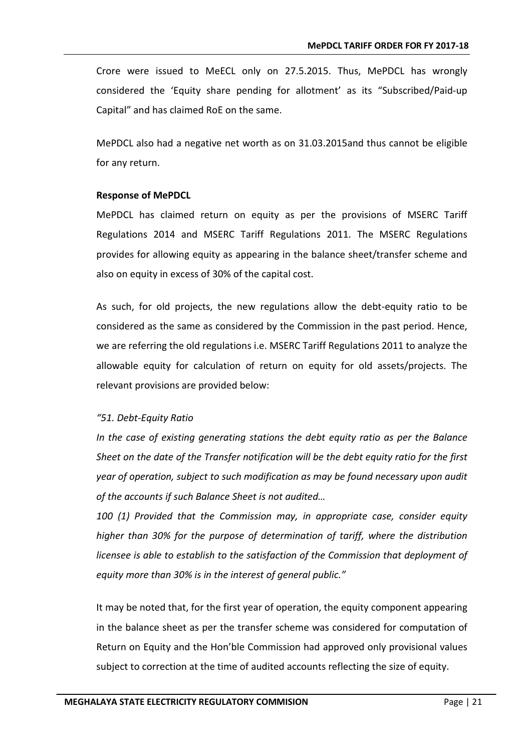Crore were issued to MeECL only on 27.5.2015. Thus, MePDCL has wrongly considered the 'Equity share pending for allotment' as its "Subscribed/Paid-up Capital" and has claimed RoE on the same.

MePDCL also had a negative net worth as on 31.03.2015and thus cannot be eligible for any return.

**Response of MePDCL**

MePDCL has claimed return on equity as per the provisions of MSERC Tariff Regulations 2014 and MSERC Tariff Regulations 2011. The MSERC Regulations provides for allowing equity as appearing in the balance sheet/transfer scheme and also on equity in excess of 30% of the capital cost.

As such, for old projects, the new regulations allow the debt-equity ratio to be considered as the same as considered by the Commission in the past period. Hence, we are referring the old regulations i.e. MSERC Tariff Regulations 2011 to analyze the allowable equity for calculation of return on equity for old assets/projects. The relevant provisions are provided below:

*"51. Debt-Equity Ratio*

*In the case of existing generating stations the debt equity ratio as per the Balance Sheet on the date of the Transfer notification will be the debt equity ratio for the first year of operation, subject to such modification as may be found necessary upon audit of the accounts if such Balance Sheet is not audited…*

*100 (1) Provided that the Commission may, in appropriate case, consider equity higher than 30% for the purpose of determination of tariff, where the distribution licensee is able to establish to the satisfaction of the Commission that deployment of equity more than 30% is in the interest of general public."*

It may be noted that, for the first year of operation, the equity component appearing in the balance sheet as per the transfer scheme was considered for computation of Return on Equity and the Hon'ble Commission had approved only provisional values subject to correction at the time of audited accounts reflecting the size of equity.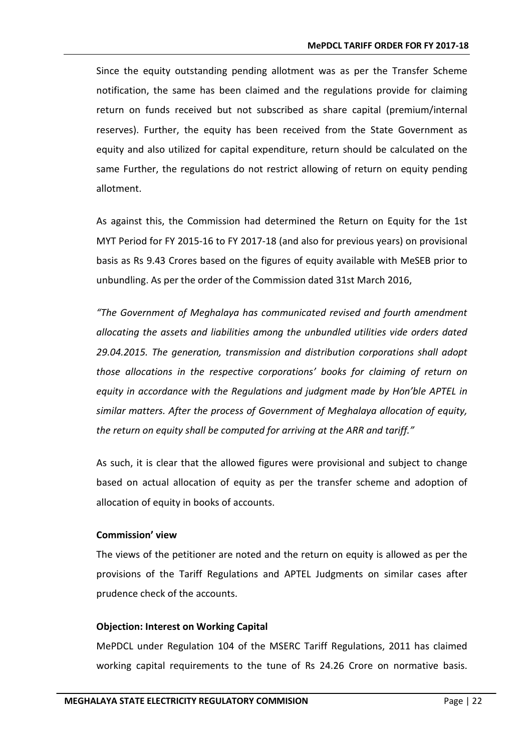Since the equity outstanding pending allotment was as per the Transfer Scheme notification, the same has been claimed and the regulations provide for claiming return on funds received but not subscribed as share capital (premium/internal reserves). Further, the equity has been received from the State Government as equity and also utilized for capital expenditure, return should be calculated on the same Further, the regulations do not restrict allowing of return on equity pending allotment.

As against this, the Commission had determined the Return on Equity for the 1st MYT Period for FY 2015-16 to FY 2017-18 (and also for previous years) on provisional basis as Rs 9.43 Crores based on the figures of equity available with MeSEB prior to unbundling. As per the order of the Commission dated 31st March 2016,

*"The Government of Meghalaya has communicated revised and fourth amendment allocating the assets and liabilities among the unbundled utilities vide orders dated 29.04.2015. The generation, transmission and distribution corporations shall adopt those allocations in the respective corporations' books for claiming of return on equity in accordance with the Regulations and judgment made by Hon'ble APTEL in similar matters. After the process of Government of Meghalaya allocation of equity, the return on equity shall be computed for arriving at the ARR and tariff."*

As such, it is clear that the allowed figures were provisional and subject to change based on actual allocation of equity as per the transfer scheme and adoption of allocation of equity in books of accounts.

**Commission' view**

The views of the petitioner are noted and the return on equity is allowed as per the provisions of the Tariff Regulations and APTEL Judgments on similar cases after prudence check of the accounts.

**Objection: Interest on Working Capital**

MePDCL under Regulation 104 of the MSERC Tariff Regulations, 2011 has claimed working capital requirements to the tune of Rs 24.26 Crore on normative basis.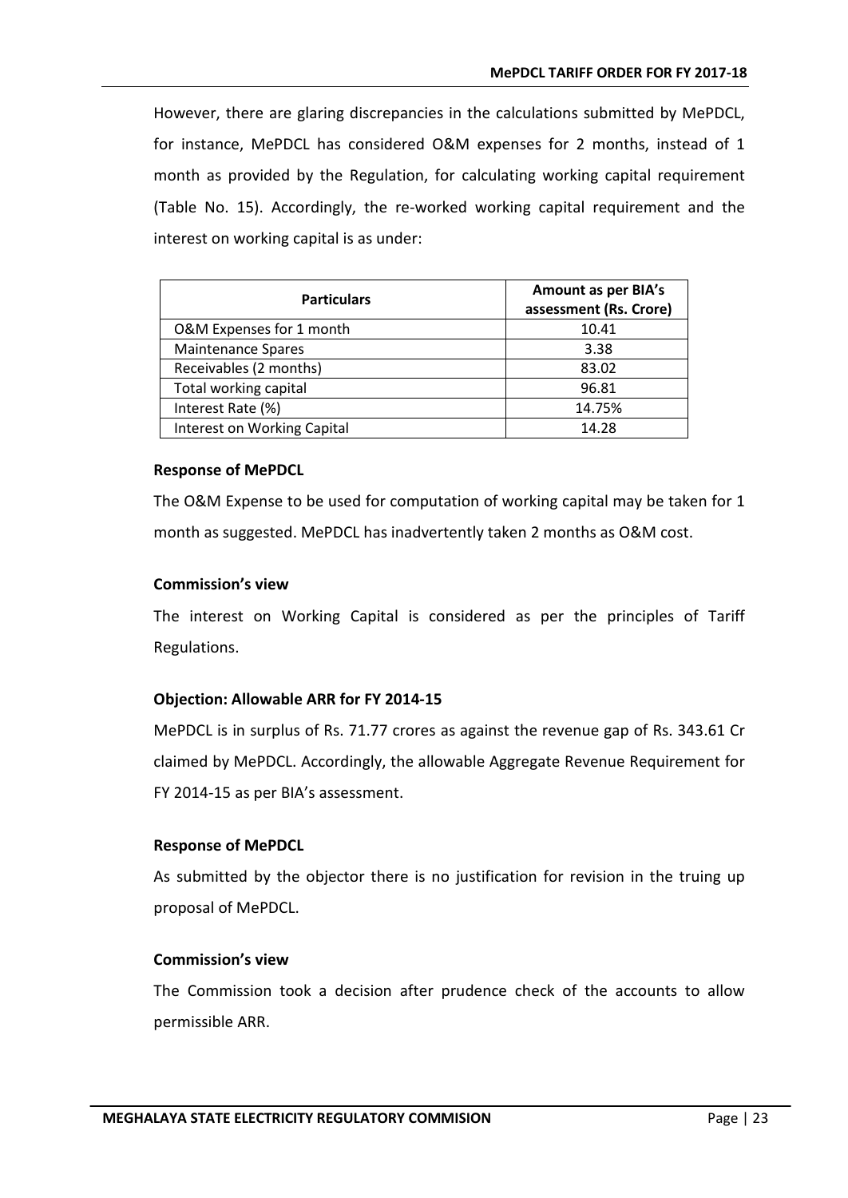However, there are glaring discrepancies in the calculations submitted by MePDCL, for instance, MePDCL has considered O&M expenses for 2 months, instead of 1 month as provided by the Regulation, for calculating working capital requirement (Table No. 15). Accordingly, the re-worked working capital requirement and the interest on working capital is as under:

| Particulars | Amount as per BIA's assessment (Rs. Crore) |
|---|---|
| O&M Expenses for 1 month | 10.41 |
| Maintenance Spares | 3.38 |
| Receivables (2 months) | 83.02 |
| Total working capital | 96.81 |
| Interest Rate (%) | 14.75% |
| Interest on Working Capital | 14.28 |

**Response of MePDCL**

The O&M Expense to be used for computation of working capital may be taken for 1 month as suggested. MePDCL has inadvertently taken 2 months as O&M cost.

**Commission's view**

The interest on Working Capital is considered as per the principles of Tariff Regulations.

**Objection: Allowable ARR for FY 2014-15**

MePDCL is in surplus of Rs. 71.77 crores as against the revenue gap of Rs. 343.61 Cr claimed by MePDCL. Accordingly, the allowable Aggregate Revenue Requirement for FY 2014-15 as per BIA's assessment.

**Response of MePDCL**

As submitted by the objector there is no justification for revision in the truing up proposal of MePDCL.

**Commission's view**

The Commission took a decision after prudence check of the accounts to allow permissible ARR.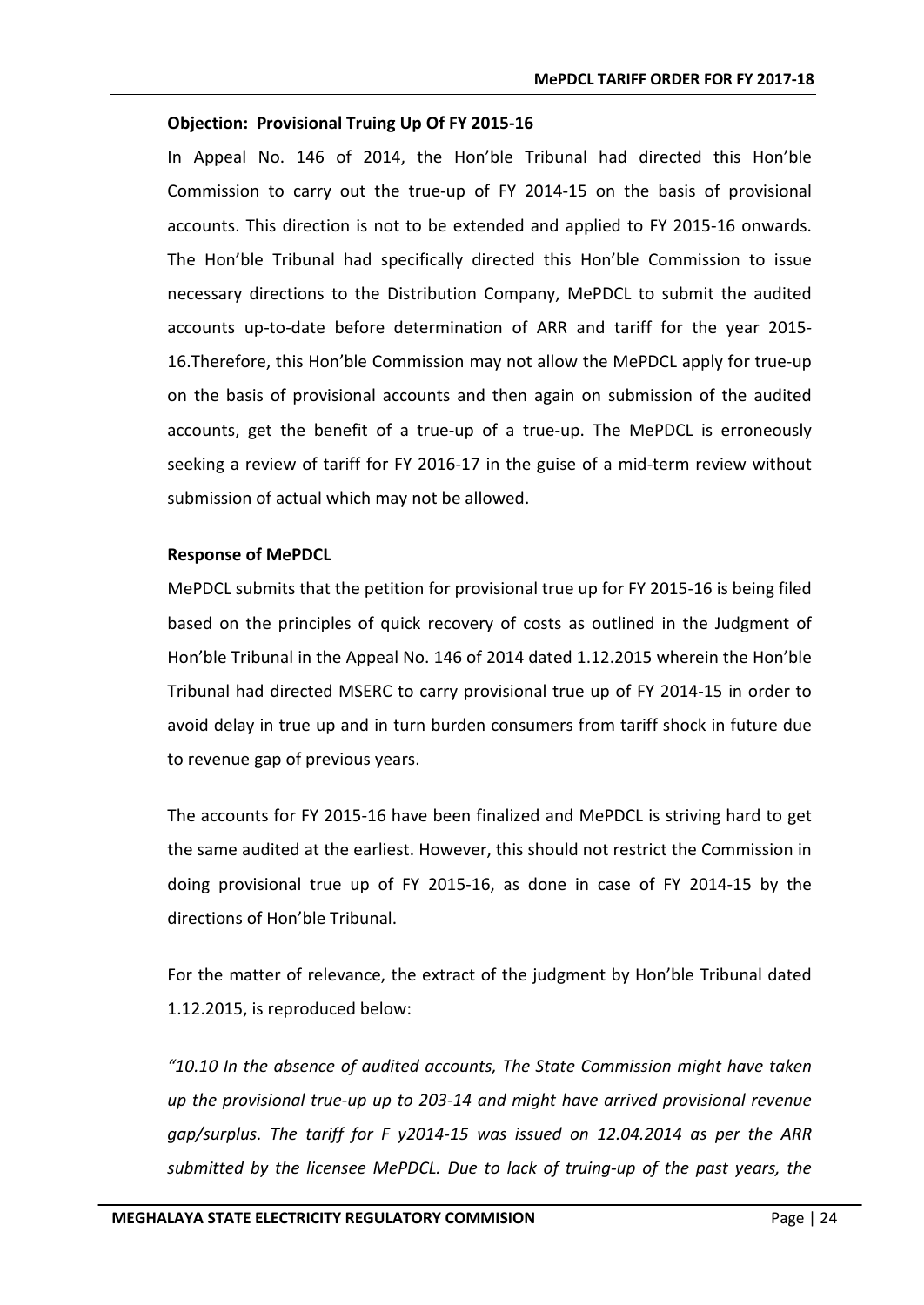**Objection: Provisional Truing Up Of FY 2015-16**

In Appeal No. 146 of 2014, the Hon'ble Tribunal had directed this Hon'ble Commission to carry out the true-up of FY 2014-15 on the basis of provisional accounts. This direction is not to be extended and applied to FY 2015-16 onwards. The Hon'ble Tribunal had specifically directed this Hon'ble Commission to issue necessary directions to the Distribution Company, MePDCL to submit the audited accounts up-to-date before determination of ARR and tariff for the year 2015-16.Therefore, this Hon'ble Commission may not allow the MePDCL apply for true-up on the basis of provisional accounts and then again on submission of the audited accounts, get the benefit of a true-up of a true-up. The MePDCL is erroneously seeking a review of tariff for FY 2016-17 in the guise of a mid-term review without submission of actual which may not be allowed.

**Response of MePDCL**

MePDCL submits that the petition for provisional true up for FY 2015-16 is being filed based on the principles of quick recovery of costs as outlined in the Judgment of Hon'ble Tribunal in the Appeal No. 146 of 2014 dated 1.12.2015 wherein the Hon'ble Tribunal had directed MSERC to carry provisional true up of FY 2014-15 in order to avoid delay in true up and in turn burden consumers from tariff shock in future due to revenue gap of previous years.

The accounts for FY 2015-16 have been finalized and MePDCL is striving hard to get the same audited at the earliest. However, this should not restrict the Commission in doing provisional true up of FY 2015-16, as done in case of FY 2014-15 by the directions of Hon'ble Tribunal.

For the matter of relevance, the extract of the judgment by Hon'ble Tribunal dated 1.12.2015, is reproduced below:

*"10.10 In the absence of audited accounts, The State Commission might have taken up the provisional true-up up to 203-14 and might have arrived provisional revenue gap/surplus. The tariff for F y2014-15 was issued on 12.04.2014 as per the ARR submitted by the licensee MePDCL. Due to lack of truing-up of the past years, the*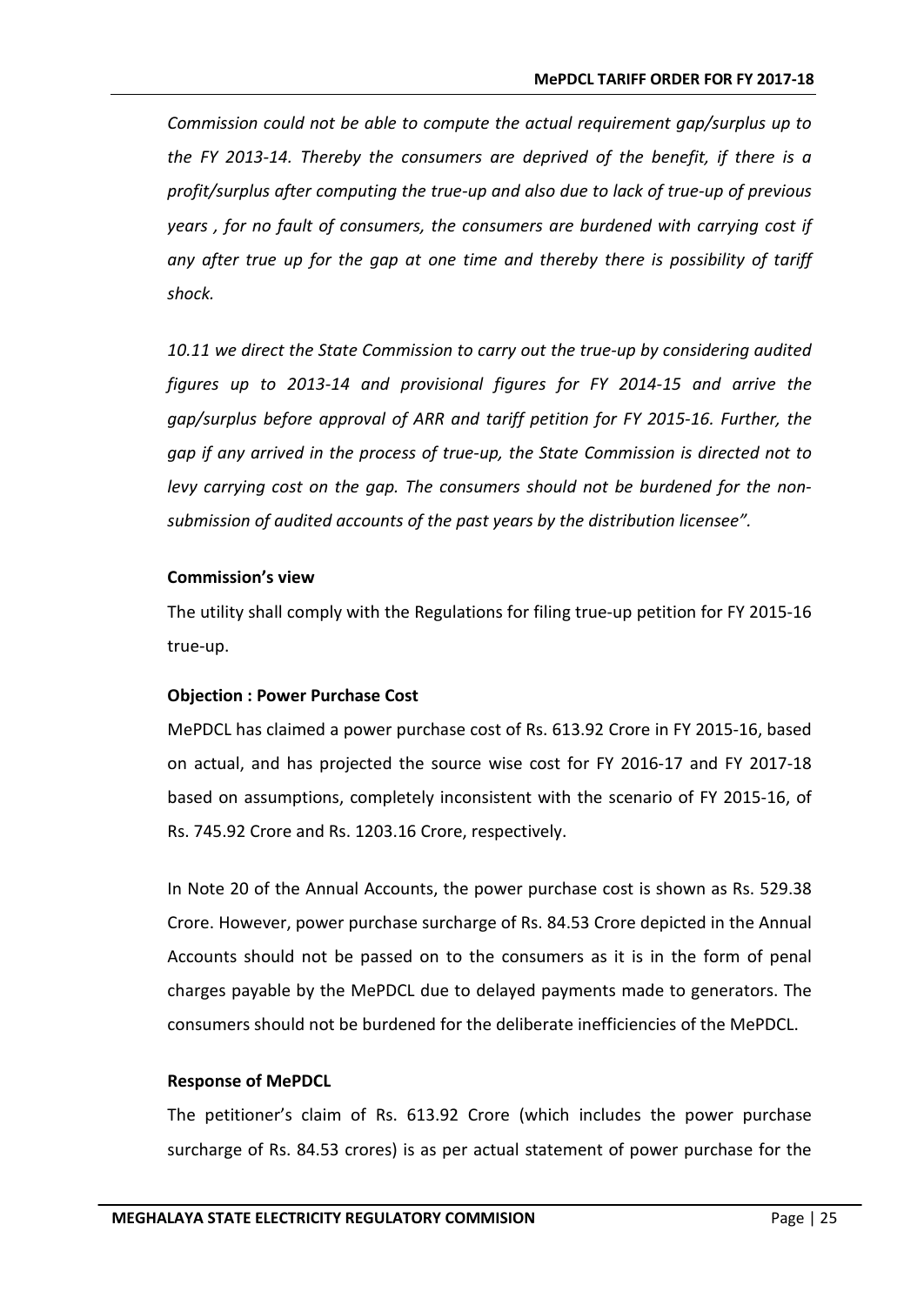*Commission could not be able to compute the actual requirement gap/surplus up to the FY 2013-14. Thereby the consumers are deprived of the benefit, if there is a profit/surplus after computing the true-up and also due to lack of true-up of previous years , for no fault of consumers, the consumers are burdened with carrying cost if any after true up for the gap at one time and thereby there is possibility of tariff shock.*

*10.11 we direct the State Commission to carry out the true-up by considering audited figures up to 2013-14 and provisional figures for FY 2014-15 and arrive the gap/surplus before approval of ARR and tariff petition for FY 2015-16. Further, the gap if any arrived in the process of true-up, the State Commission is directed not to levy carrying cost on the gap. The consumers should not be burdened for the non-submission of audited accounts of the past years by the distribution licensee".*

**Commission's view**

The utility shall comply with the Regulations for filing true-up petition for FY 2015-16 true-up.

**Objection : Power Purchase Cost**

MePDCL has claimed a power purchase cost of Rs. 613.92 Crore in FY 2015-16, based on actual, and has projected the source wise cost for FY 2016-17 and FY 2017-18 based on assumptions, completely inconsistent with the scenario of FY 2015-16, of Rs. 745.92 Crore and Rs. 1203.16 Crore, respectively.

In Note 20 of the Annual Accounts, the power purchase cost is shown as Rs. 529.38 Crore. However, power purchase surcharge of Rs. 84.53 Crore depicted in the Annual Accounts should not be passed on to the consumers as it is in the form of penal charges payable by the MePDCL due to delayed payments made to generators. The consumers should not be burdened for the deliberate inefficiencies of the MePDCL.

**Response of MePDCL**

The petitioner's claim of Rs. 613.92 Crore (which includes the power purchase surcharge of Rs. 84.53 crores) is as per actual statement of power purchase for the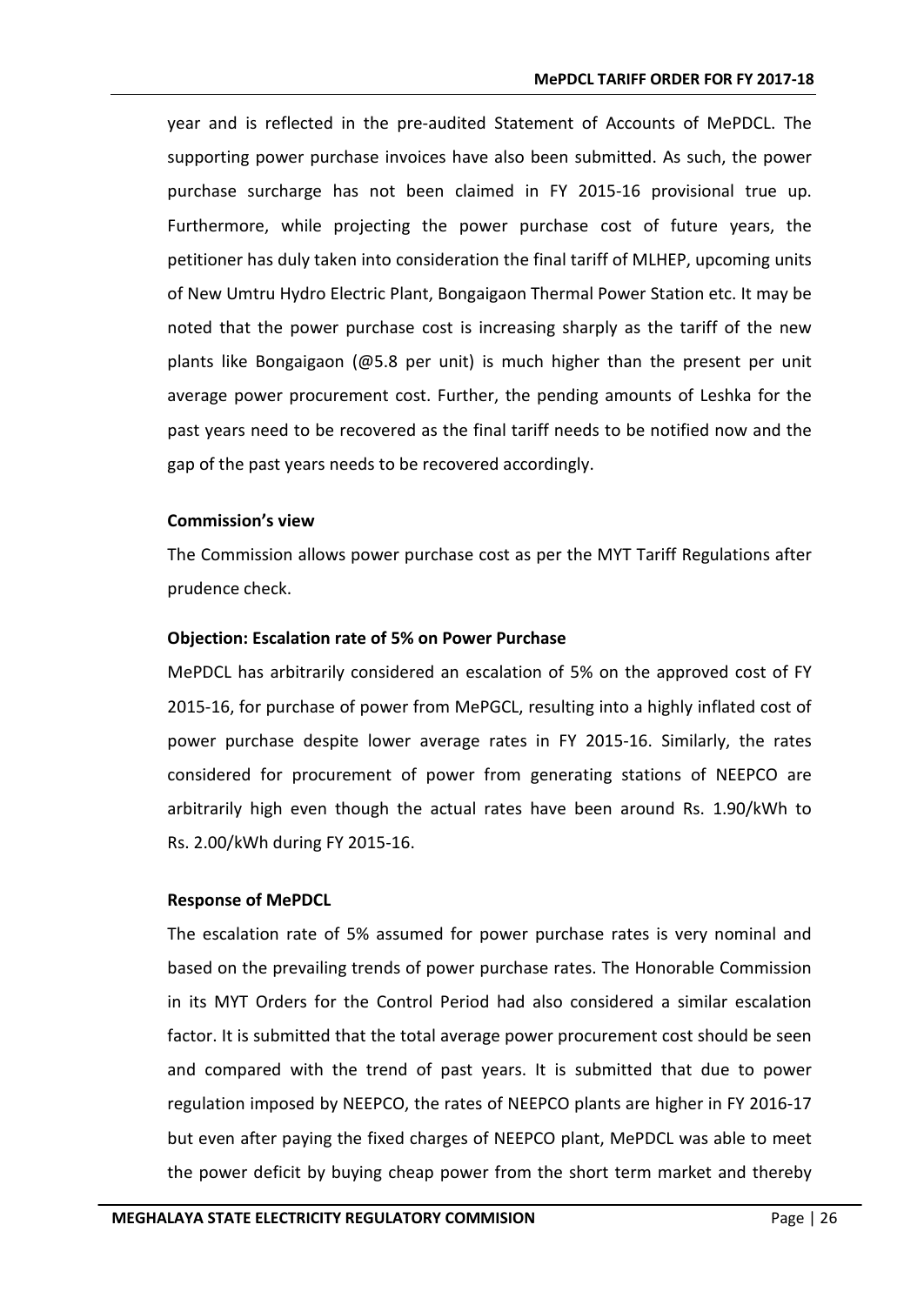year and is reflected in the pre-audited Statement of Accounts of MePDCL. The supporting power purchase invoices have also been submitted. As such, the power purchase surcharge has not been claimed in FY 2015-16 provisional true up. Furthermore, while projecting the power purchase cost of future years, the petitioner has duly taken into consideration the final tariff of MLHEP, upcoming units of New Umtru Hydro Electric Plant, Bongaigaon Thermal Power Station etc. It may be noted that the power purchase cost is increasing sharply as the tariff of the new plants like Bongaigaon (@5.8 per unit) is much higher than the present per unit average power procurement cost. Further, the pending amounts of Leshka for the past years need to be recovered as the final tariff needs to be notified now and the gap of the past years needs to be recovered accordingly.

**Commission's view**

The Commission allows power purchase cost as per the MYT Tariff Regulations after prudence check.

**Objection: Escalation rate of 5% on Power Purchase**

MePDCL has arbitrarily considered an escalation of 5% on the approved cost of FY 2015-16, for purchase of power from MePGCL, resulting into a highly inflated cost of power purchase despite lower average rates in FY 2015-16. Similarly, the rates considered for procurement of power from generating stations of NEEPCO are arbitrarily high even though the actual rates have been around Rs. 1.90/kWh to Rs. 2.00/kWh during FY 2015-16.

**Response of MePDCL**

The escalation rate of 5% assumed for power purchase rates is very nominal and based on the prevailing trends of power purchase rates. The Honorable Commission in its MYT Orders for the Control Period had also considered a similar escalation factor. It is submitted that the total average power procurement cost should be seen and compared with the trend of past years. It is submitted that due to power regulation imposed by NEEPCO, the rates of NEEPCO plants are higher in FY 2016-17 but even after paying the fixed charges of NEEPCO plant, MePDCL was able to meet the power deficit by buying cheap power from the short term market and thereby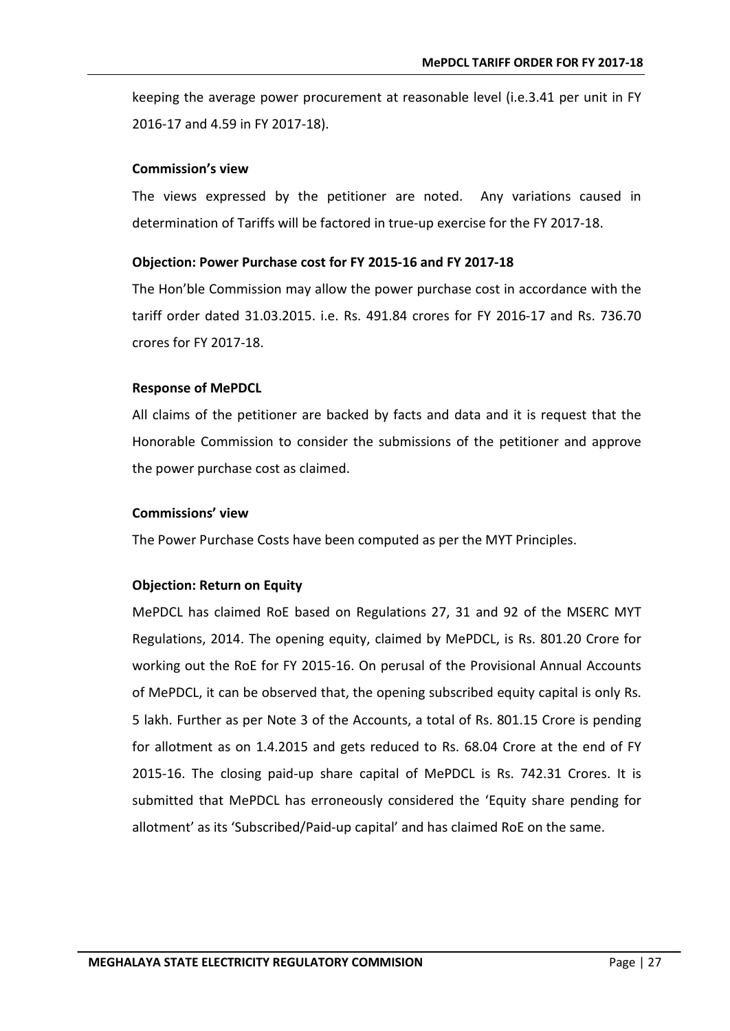keeping the average power procurement at reasonable level (i.e.3.41 per unit in FY 2016-17 and 4.59 in FY 2017-18).

**Commission's view**

The views expressed by the petitioner are noted. Any variations caused in determination of Tariffs will be factored in true-up exercise for the FY 2017-18.

**Objection: Power Purchase cost for FY 2015-16 and FY 2017-18**

The Hon'ble Commission may allow the power purchase cost in accordance with the tariff order dated 31.03.2015. i.e. Rs. 491.84 crores for FY 2016-17 and Rs. 736.70 crores for FY 2017-18.

**Response of MePDCL**

All claims of the petitioner are backed by facts and data and it is request that the Honorable Commission to consider the submissions of the petitioner and approve the power purchase cost as claimed.

**Commissions' view**

The Power Purchase Costs have been computed as per the MYT Principles.

**Objection: Return on Equity**

MePDCL has claimed RoE based on Regulations 27, 31 and 92 of the MSERC MYT Regulations, 2014. The opening equity, claimed by MePDCL, is Rs. 801.20 Crore for working out the RoE for FY 2015-16. On perusal of the Provisional Annual Accounts of MePDCL, it can be observed that, the opening subscribed equity capital is only Rs. 5 lakh. Further as per Note 3 of the Accounts, a total of Rs. 801.15 Crore is pending for allotment as on 1.4.2015 and gets reduced to Rs. 68.04 Crore at the end of FY 2015-16. The closing paid-up share capital of MePDCL is Rs. 742.31 Crores. It is submitted that MePDCL has erroneously considered the 'Equity share pending for allotment' as its 'Subscribed/Paid-up capital' and has claimed RoE on the same.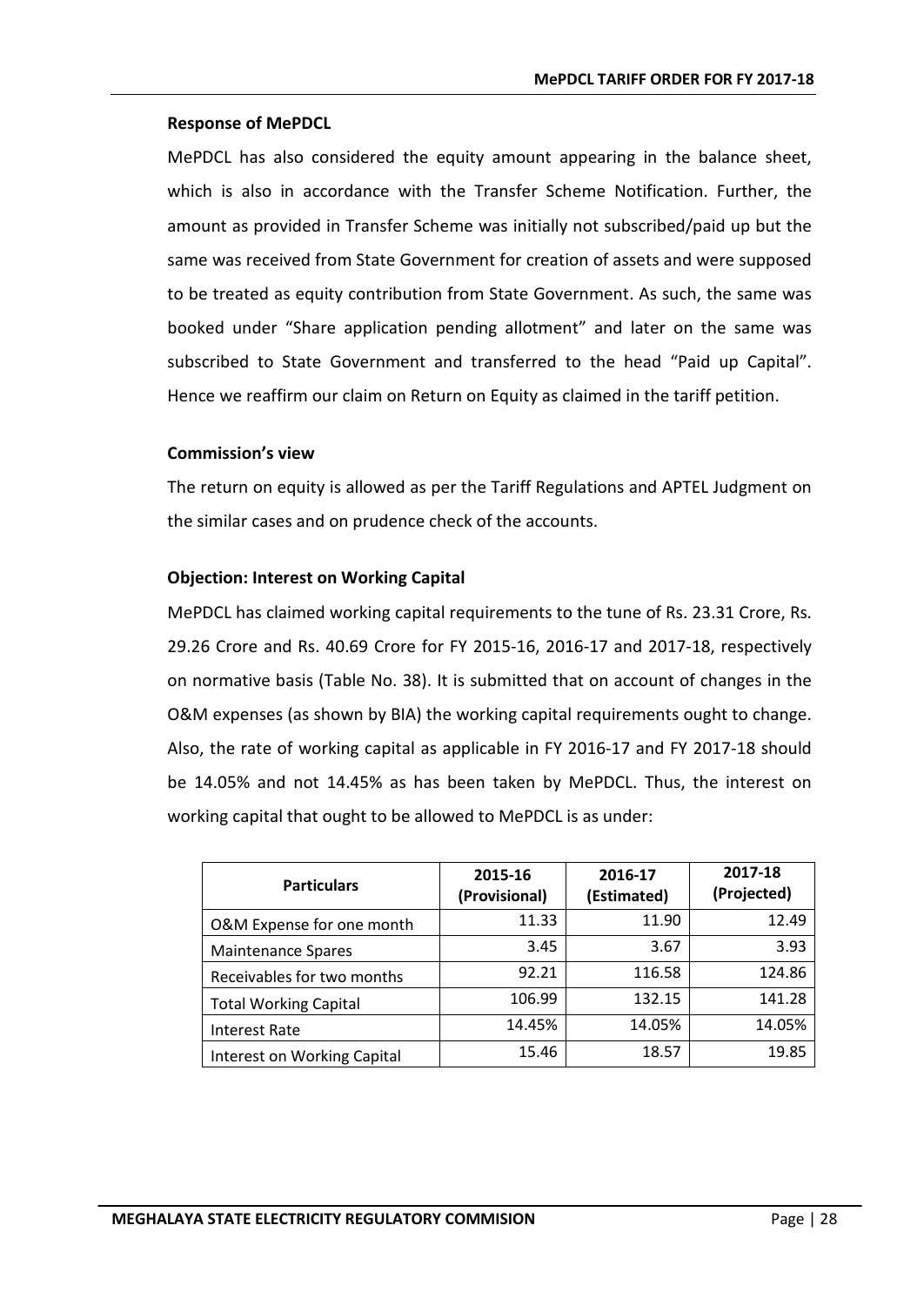**Response of MePDCL**

MePDCL has also considered the equity amount appearing in the balance sheet, which is also in accordance with the Transfer Scheme Notification. Further, the amount as provided in Transfer Scheme was initially not subscribed/paid up but the same was received from State Government for creation of assets and were supposed to be treated as equity contribution from State Government. As such, the same was booked under "Share application pending allotment" and later on the same was subscribed to State Government and transferred to the head "Paid up Capital". Hence we reaffirm our claim on Return on Equity as claimed in the tariff petition.

**Commission's view**

The return on equity is allowed as per the Tariff Regulations and APTEL Judgment on the similar cases and on prudence check of the accounts.

**Objection: Interest on Working Capital**

MePDCL has claimed working capital requirements to the tune of Rs. 23.31 Crore, Rs. 29.26 Crore and Rs. 40.69 Crore for FY 2015-16, 2016-17 and 2017-18, respectively on normative basis (Table No. 38). It is submitted that on account of changes in the O&M expenses (as shown by BIA) the working capital requirements ought to change. Also, the rate of working capital as applicable in FY 2016-17 and FY 2017-18 should be 14.05% and not 14.45% as has been taken by MePDCL. Thus, the interest on working capital that ought to be allowed to MePDCL is as under:

| Particulars | 2015-16 (Provisional) | 2016-17 (Estimated) | 2017-18 (Projected) |
|---|---|---|---|
| O&M Expense for one month | 11.33 | 11.90 | 12.49 |
| Maintenance Spares | 3.45 | 3.67 | 3.93 |
| Receivables for two months | 92.21 | 116.58 | 124.86 |
| Total Working Capital | 106.99 | 132.15 | 141.28 |
| Interest Rate | 14.45% | 14.05% | 14.05% |
| Interest on Working Capital | 15.46 | 18.57 | 19.85 |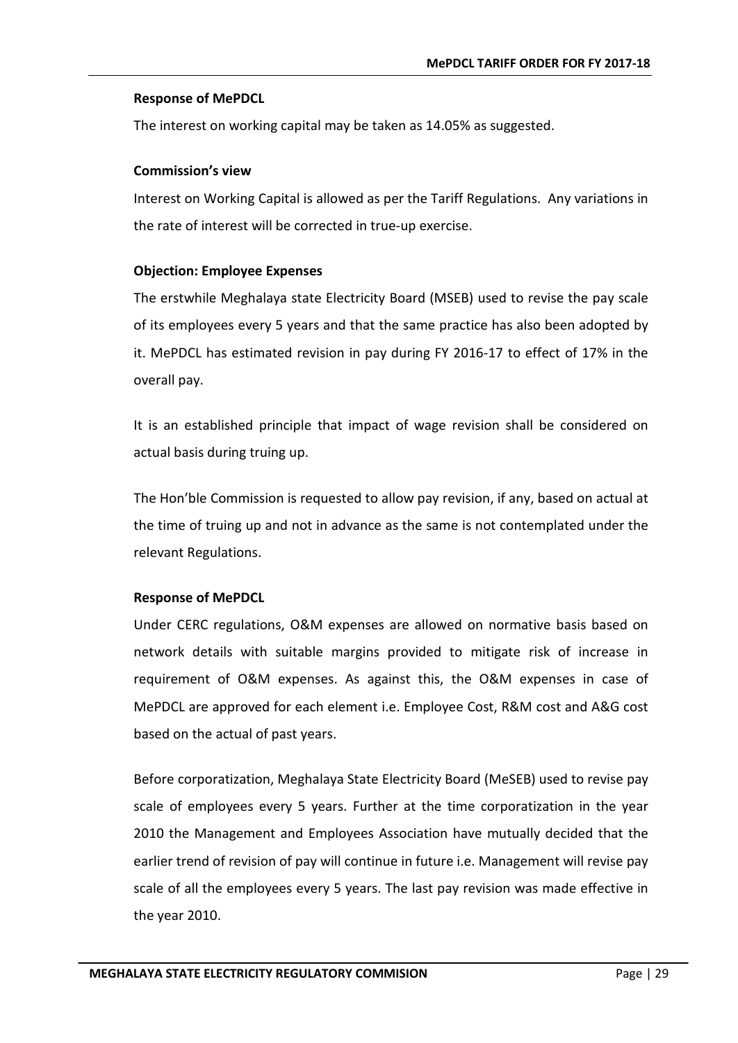**Response of MePDCL**

The interest on working capital may be taken as 14.05% as suggested.

**Commission's view**

Interest on Working Capital is allowed as per the Tariff Regulations. Any variations in the rate of interest will be corrected in true-up exercise.

**Objection: Employee Expenses**

The erstwhile Meghalaya state Electricity Board (MSEB) used to revise the pay scale of its employees every 5 years and that the same practice has also been adopted by it. MePDCL has estimated revision in pay during FY 2016-17 to effect of 17% in the overall pay.

It is an established principle that impact of wage revision shall be considered on actual basis during truing up.

The Hon'ble Commission is requested to allow pay revision, if any, based on actual at the time of truing up and not in advance as the same is not contemplated under the relevant Regulations.

**Response of MePDCL**

Under CERC regulations, O&M expenses are allowed on normative basis based on network details with suitable margins provided to mitigate risk of increase in requirement of O&M expenses. As against this, the O&M expenses in case of MePDCL are approved for each element i.e. Employee Cost, R&M cost and A&G cost based on the actual of past years.

Before corporatization, Meghalaya State Electricity Board (MeSEB) used to revise pay scale of employees every 5 years. Further at the time corporatization in the year 2010 the Management and Employees Association have mutually decided that the earlier trend of revision of pay will continue in future i.e. Management will revise pay scale of all the employees every 5 years. The last pay revision was made effective in the year 2010.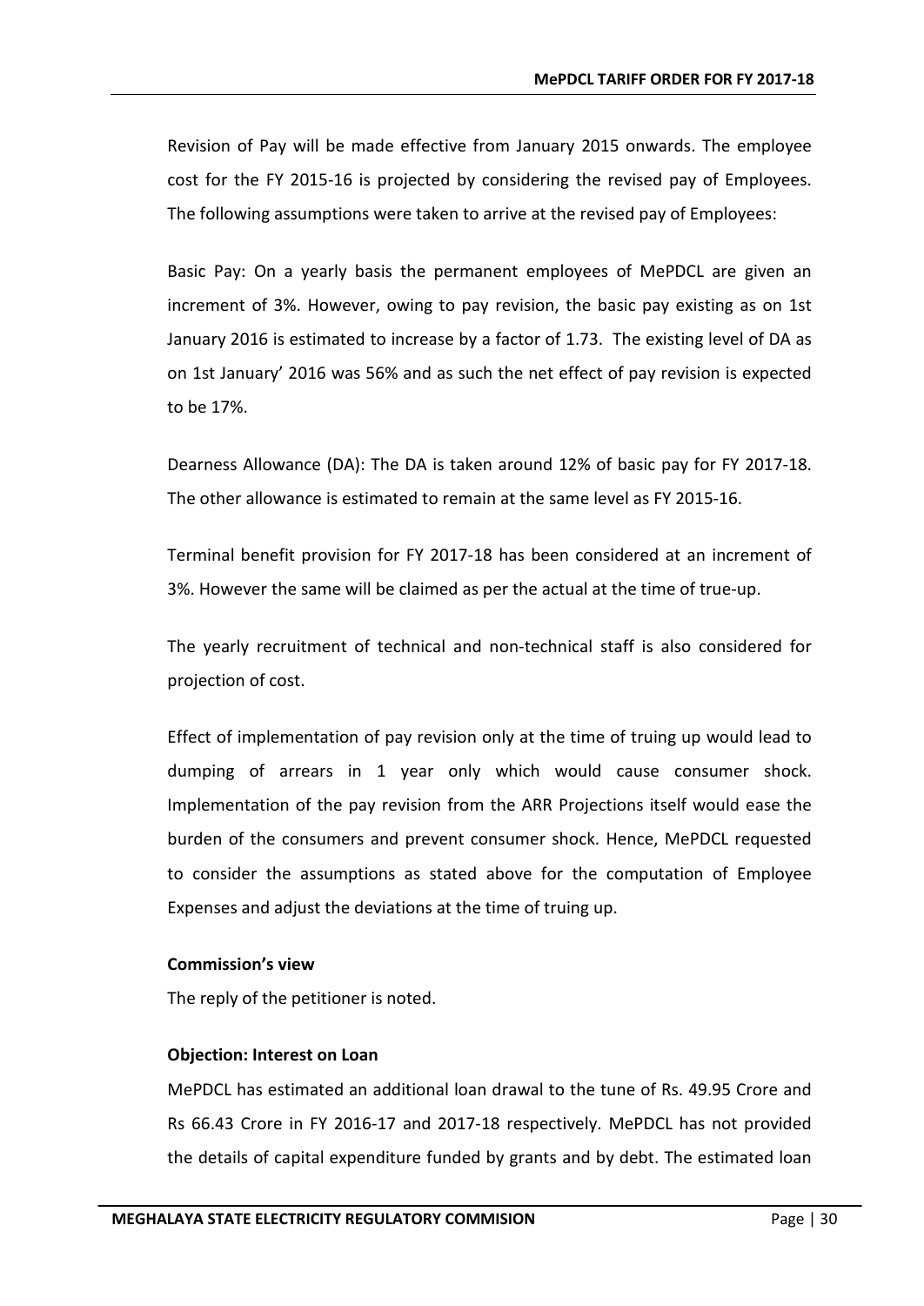Revision of Pay will be made effective from January 2015 onwards. The employee cost for the FY 2015-16 is projected by considering the revised pay of Employees. The following assumptions were taken to arrive at the revised pay of Employees:

Basic Pay: On a yearly basis the permanent employees of MePDCL are given an increment of 3%. However, owing to pay revision, the basic pay existing as on 1st January 2016 is estimated to increase by a factor of 1.73. The existing level of DA as on 1st January' 2016 was 56% and as such the net effect of pay revision is expected to be 17%.

Dearness Allowance (DA): The DA is taken around 12% of basic pay for FY 2017-18. The other allowance is estimated to remain at the same level as FY 2015-16.

Terminal benefit provision for FY 2017-18 has been considered at an increment of 3%. However the same will be claimed as per the actual at the time of true-up.

The yearly recruitment of technical and non-technical staff is also considered for projection of cost.

Effect of implementation of pay revision only at the time of truing up would lead to dumping of arrears in 1 year only which would cause consumer shock. Implementation of the pay revision from the ARR Projections itself would ease the burden of the consumers and prevent consumer shock. Hence, MePDCL requested to consider the assumptions as stated above for the computation of Employee Expenses and adjust the deviations at the time of truing up.

**Commission's view**

The reply of the petitioner is noted.

**Objection: Interest on Loan**

MePDCL has estimated an additional loan drawal to the tune of Rs. 49.95 Crore and Rs 66.43 Crore in FY 2016-17 and 2017-18 respectively. MePDCL has not provided the details of capital expenditure funded by grants and by debt. The estimated loan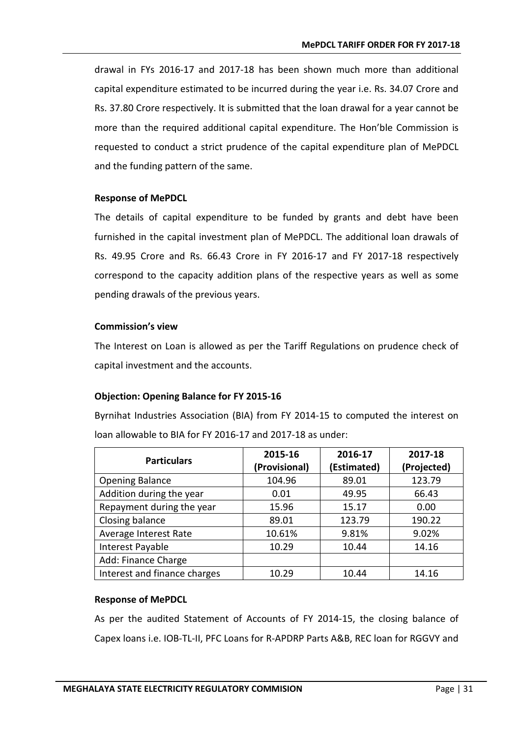drawal in FYs 2016-17 and 2017-18 has been shown much more than additional capital expenditure estimated to be incurred during the year i.e. Rs. 34.07 Crore and Rs. 37.80 Crore respectively. It is submitted that the loan drawal for a year cannot be more than the required additional capital expenditure. The Hon'ble Commission is requested to conduct a strict prudence of the capital expenditure plan of MePDCL and the funding pattern of the same.

**Response of MePDCL**

The details of capital expenditure to be funded by grants and debt have been furnished in the capital investment plan of MePDCL. The additional loan drawals of Rs. 49.95 Crore and Rs. 66.43 Crore in FY 2016-17 and FY 2017-18 respectively correspond to the capacity addition plans of the respective years as well as some pending drawals of the previous years.

**Commission's view**

The Interest on Loan is allowed as per the Tariff Regulations on prudence check of capital investment and the accounts.

**Objection: Opening Balance for FY 2015-16**

Byrnihat Industries Association (BIA) from FY 2014-15 to computed the interest on loan allowable to BIA for FY 2016-17 and 2017-18 as under:

| Particulars | 2015-16 (Provisional) | 2016-17 (Estimated) | 2017-18 (Projected) |
|---|---|---|---|
| Opening Balance | 104.96 | 89.01 | 123.79 |
| Addition during the year | 0.01 | 49.95 | 66.43 |
| Repayment during the year | 15.96 | 15.17 | 0.00 |
| Closing balance | 89.01 | 123.79 | 190.22 |
| Average Interest Rate | 10.61% | 9.81% | 9.02% |
| Interest Payable | 10.29 | 10.44 | 14.16 |
| Add: Finance Charge | | | |
| Interest and finance charges | 10.29 | 10.44 | 14.16 |

**Response of MePDCL**

As per the audited Statement of Accounts of FY 2014-15, the closing balance of Capex loans i.e. IOB-TL-II, PFC Loans for R-APDRP Parts A&B, REC loan for RGGVY and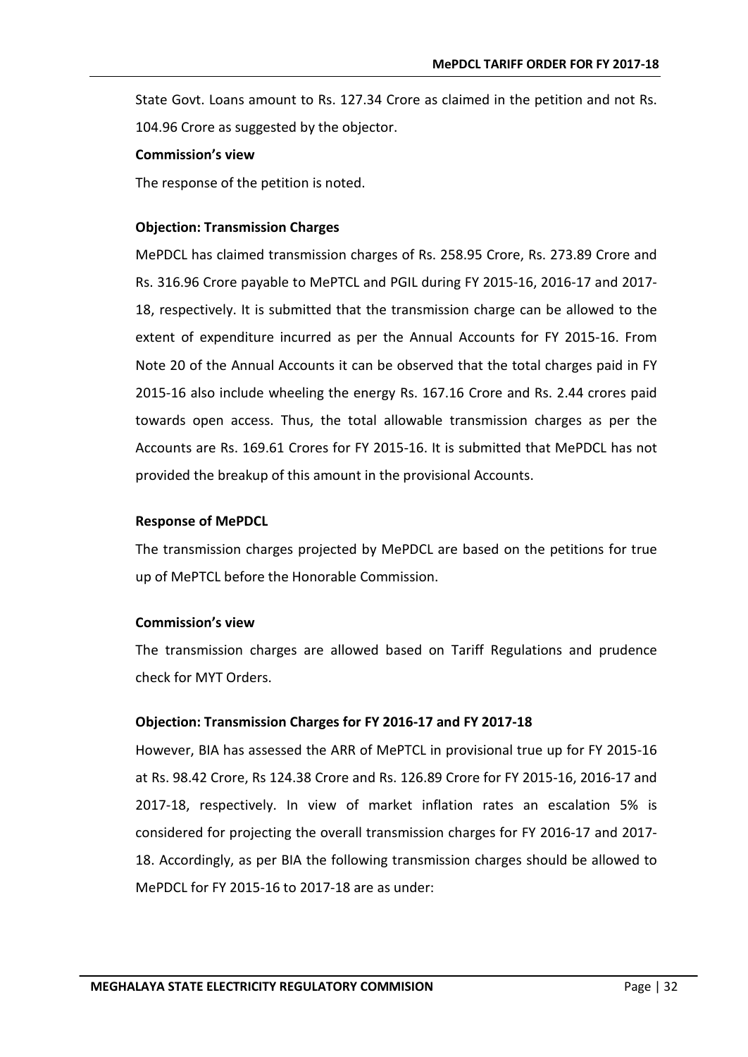State Govt. Loans amount to Rs. 127.34 Crore as claimed in the petition and not Rs. 104.96 Crore as suggested by the objector.

**Commission's view**

The response of the petition is noted.

**Objection: Transmission Charges**

MePDCL has claimed transmission charges of Rs. 258.95 Crore, Rs. 273.89 Crore and Rs. 316.96 Crore payable to MePTCL and PGIL during FY 2015-16, 2016-17 and 2017-18, respectively. It is submitted that the transmission charge can be allowed to the extent of expenditure incurred as per the Annual Accounts for FY 2015-16. From Note 20 of the Annual Accounts it can be observed that the total charges paid in FY 2015-16 also include wheeling the energy Rs. 167.16 Crore and Rs. 2.44 crores paid towards open access. Thus, the total allowable transmission charges as per the Accounts are Rs. 169.61 Crores for FY 2015-16. It is submitted that MePDCL has not provided the breakup of this amount in the provisional Accounts.

**Response of MePDCL**

The transmission charges projected by MePDCL are based on the petitions for true up of MePTCL before the Honorable Commission.

**Commission's view**

The transmission charges are allowed based on Tariff Regulations and prudence check for MYT Orders.

**Objection: Transmission Charges for FY 2016-17 and FY 2017-18**

However, BIA has assessed the ARR of MePTCL in provisional true up for FY 2015-16 at Rs. 98.42 Crore, Rs 124.38 Crore and Rs. 126.89 Crore for FY 2015-16, 2016-17 and 2017-18, respectively. In view of market inflation rates an escalation 5% is considered for projecting the overall transmission charges for FY 2016-17 and 2017-18. Accordingly, as per BIA the following transmission charges should be allowed to MePDCL for FY 2015-16 to 2017-18 are as under: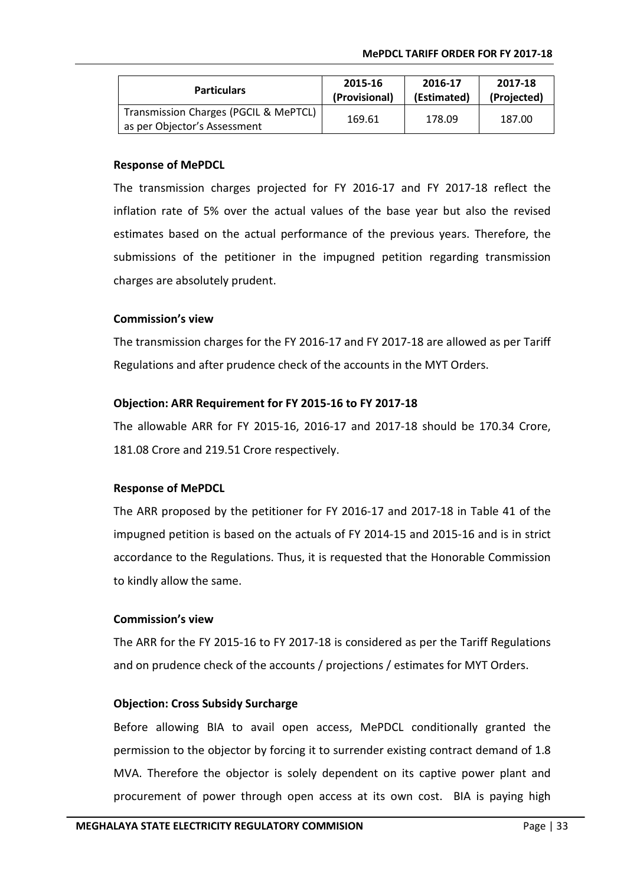| Particulars | 2015-16 (Provisional) | 2016-17 (Estimated) | 2017-18 (Projected) |
|---|---|---|---|
| Transmission Charges (PGCIL & MePTCL) as per Objector's Assessment | 169.61 | 178.09 | 187.00 |

**Response of MePDCL**

The transmission charges projected for FY 2016-17 and FY 2017-18 reflect the inflation rate of 5% over the actual values of the base year but also the revised estimates based on the actual performance of the previous years. Therefore, the submissions of the petitioner in the impugned petition regarding transmission charges are absolutely prudent.

**Commission's view**

The transmission charges for the FY 2016-17 and FY 2017-18 are allowed as per Tariff Regulations and after prudence check of the accounts in the MYT Orders.

**Objection: ARR Requirement for FY 2015-16 to FY 2017-18**

The allowable ARR for FY 2015-16, 2016-17 and 2017-18 should be 170.34 Crore, 181.08 Crore and 219.51 Crore respectively.

**Response of MePDCL**

The ARR proposed by the petitioner for FY 2016-17 and 2017-18 in Table 41 of the impugned petition is based on the actuals of FY 2014-15 and 2015-16 and is in strict accordance to the Regulations. Thus, it is requested that the Honorable Commission to kindly allow the same.

**Commission's view**

The ARR for the FY 2015-16 to FY 2017-18 is considered as per the Tariff Regulations and on prudence check of the accounts / projections / estimates for MYT Orders.

**Objection: Cross Subsidy Surcharge**

Before allowing BIA to avail open access, MePDCL conditionally granted the permission to the objector by forcing it to surrender existing contract demand of 1.8 MVA. Therefore the objector is solely dependent on its captive power plant and procurement of power through open access at its own cost. BIA is paying high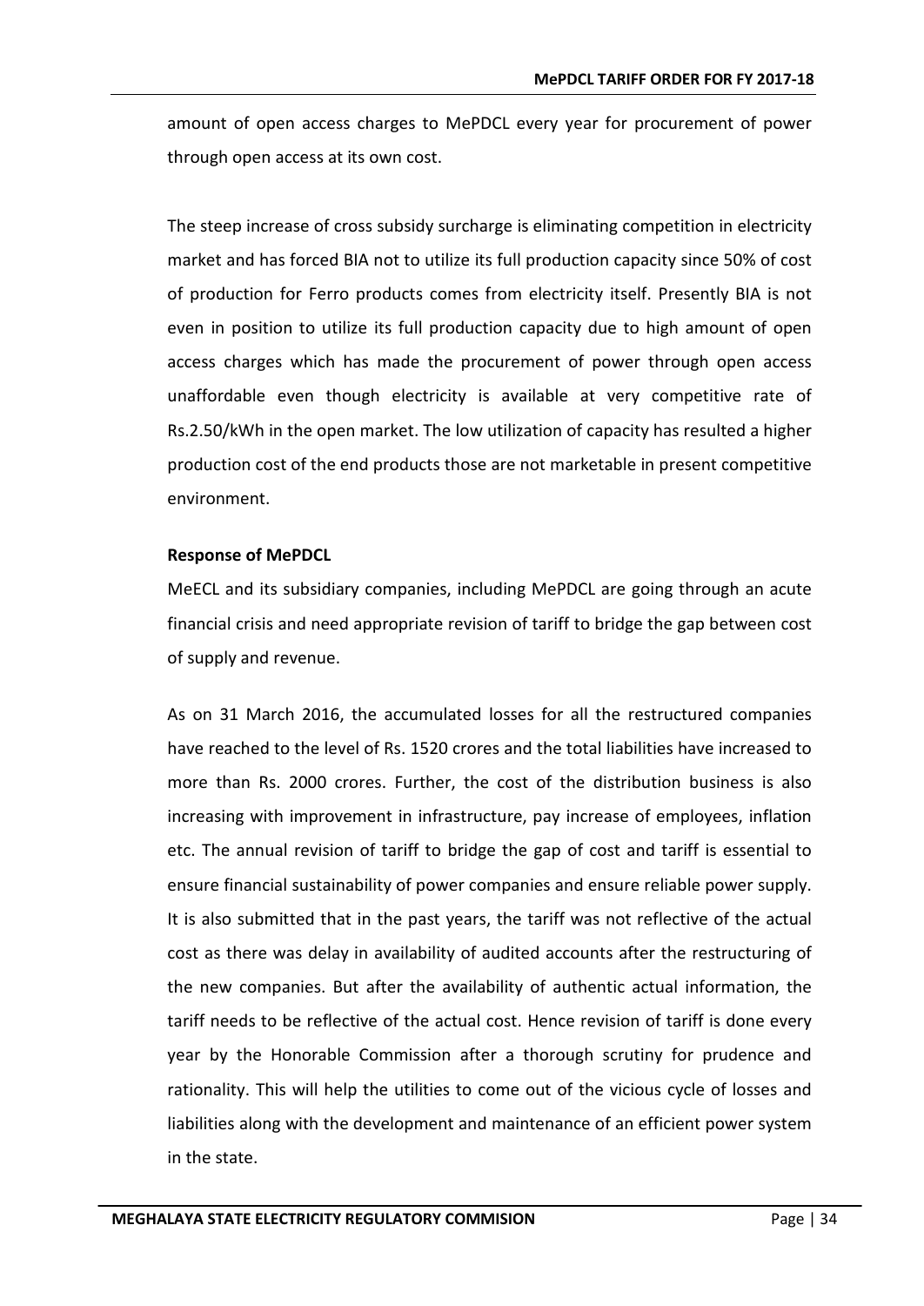amount of open access charges to MePDCL every year for procurement of power through open access at its own cost.

The steep increase of cross subsidy surcharge is eliminating competition in electricity market and has forced BIA not to utilize its full production capacity since 50% of cost of production for Ferro products comes from electricity itself. Presently BIA is not even in position to utilize its full production capacity due to high amount of open access charges which has made the procurement of power through open access unaffordable even though electricity is available at very competitive rate of Rs.2.50/kWh in the open market. The low utilization of capacity has resulted a higher production cost of the end products those are not marketable in present competitive environment.

**Response of MePDCL**

MeECL and its subsidiary companies, including MePDCL are going through an acute financial crisis and need appropriate revision of tariff to bridge the gap between cost of supply and revenue.

As on 31 March 2016, the accumulated losses for all the restructured companies have reached to the level of Rs. 1520 crores and the total liabilities have increased to more than Rs. 2000 crores. Further, the cost of the distribution business is also increasing with improvement in infrastructure, pay increase of employees, inflation etc. The annual revision of tariff to bridge the gap of cost and tariff is essential to ensure financial sustainability of power companies and ensure reliable power supply. It is also submitted that in the past years, the tariff was not reflective of the actual cost as there was delay in availability of audited accounts after the restructuring of the new companies. But after the availability of authentic actual information, the tariff needs to be reflective of the actual cost. Hence revision of tariff is done every year by the Honorable Commission after a thorough scrutiny for prudence and rationality. This will help the utilities to come out of the vicious cycle of losses and liabilities along with the development and maintenance of an efficient power system in the state.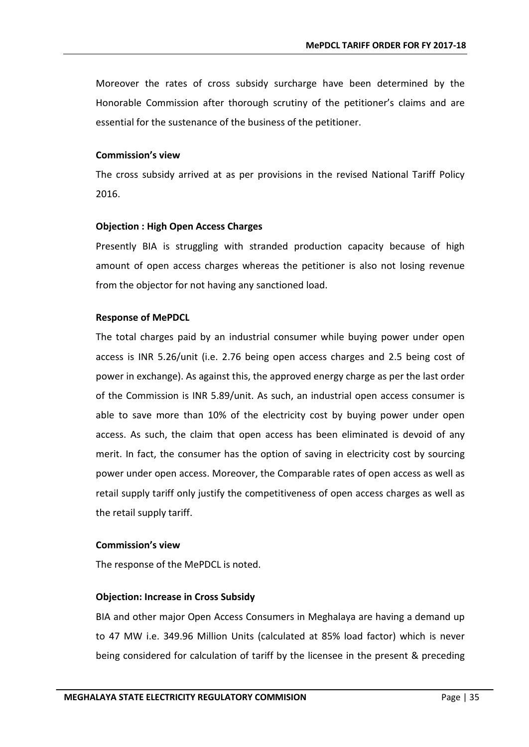Moreover the rates of cross subsidy surcharge have been determined by the Honorable Commission after thorough scrutiny of the petitioner's claims and are essential for the sustenance of the business of the petitioner.

**Commission's view**

The cross subsidy arrived at as per provisions in the revised National Tariff Policy 2016.

**Objection : High Open Access Charges**

Presently BIA is struggling with stranded production capacity because of high amount of open access charges whereas the petitioner is also not losing revenue from the objector for not having any sanctioned load.

**Response of MePDCL**

The total charges paid by an industrial consumer while buying power under open access is INR 5.26/unit (i.e. 2.76 being open access charges and 2.5 being cost of power in exchange). As against this, the approved energy charge as per the last order of the Commission is INR 5.89/unit. As such, an industrial open access consumer is able to save more than 10% of the electricity cost by buying power under open access. As such, the claim that open access has been eliminated is devoid of any merit. In fact, the consumer has the option of saving in electricity cost by sourcing power under open access. Moreover, the Comparable rates of open access as well as retail supply tariff only justify the competitiveness of open access charges as well as the retail supply tariff.

**Commission's view**

The response of the MePDCL is noted.

**Objection: Increase in Cross Subsidy**

BIA and other major Open Access Consumers in Meghalaya are having a demand up to 47 MW i.e. 349.96 Million Units (calculated at 85% load factor) which is never being considered for calculation of tariff by the licensee in the present & preceding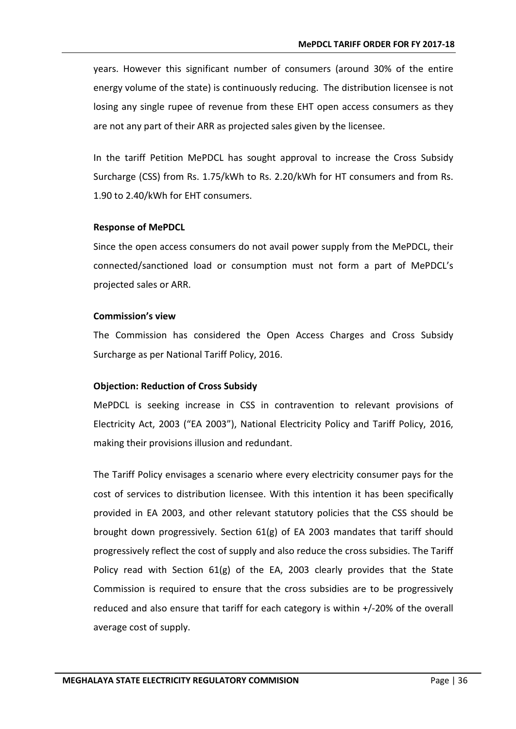years. However this significant number of consumers (around 30% of the entire energy volume of the state) is continuously reducing. The distribution licensee is not losing any single rupee of revenue from these EHT open access consumers as they are not any part of their ARR as projected sales given by the licensee.

In the tariff Petition MePDCL has sought approval to increase the Cross Subsidy Surcharge (CSS) from Rs. 1.75/kWh to Rs. 2.20/kWh for HT consumers and from Rs. 1.90 to 2.40/kWh for EHT consumers.

**Response of MePDCL**

Since the open access consumers do not avail power supply from the MePDCL, their connected/sanctioned load or consumption must not form a part of MePDCL's projected sales or ARR.

**Commission's view**

The Commission has considered the Open Access Charges and Cross Subsidy Surcharge as per National Tariff Policy, 2016.

**Objection: Reduction of Cross Subsidy**

MePDCL is seeking increase in CSS in contravention to relevant provisions of Electricity Act, 2003 ("EA 2003"), National Electricity Policy and Tariff Policy, 2016, making their provisions illusion and redundant.

The Tariff Policy envisages a scenario where every electricity consumer pays for the cost of services to distribution licensee. With this intention it has been specifically provided in EA 2003, and other relevant statutory policies that the CSS should be brought down progressively. Section 61(g) of EA 2003 mandates that tariff should progressively reflect the cost of supply and also reduce the cross subsidies. The Tariff Policy read with Section 61(g) of the EA, 2003 clearly provides that the State Commission is required to ensure that the cross subsidies are to be progressively reduced and also ensure that tariff for each category is within +/-20% of the overall average cost of supply.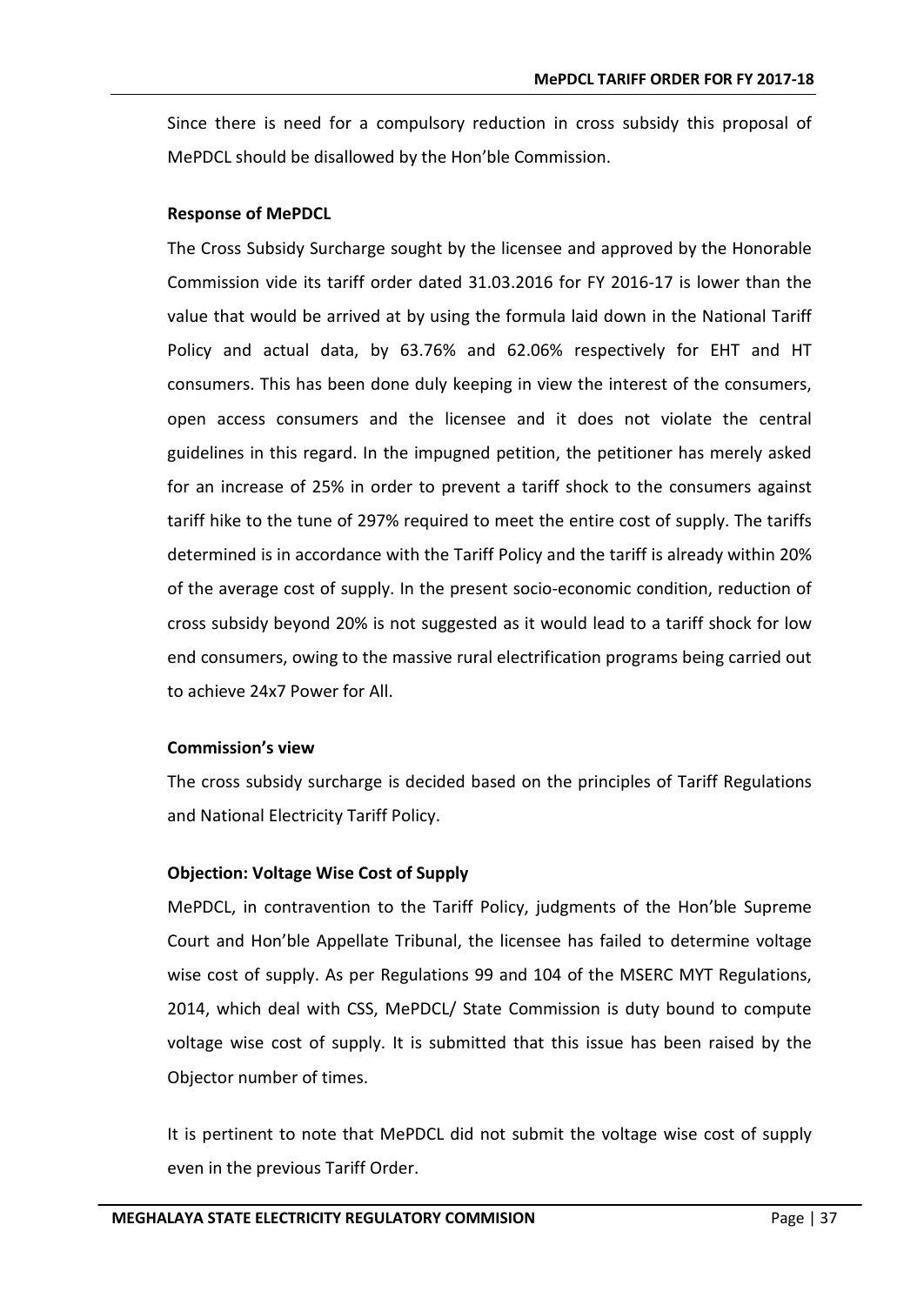Since there is need for a compulsory reduction in cross subsidy this proposal of MePDCL should be disallowed by the Hon'ble Commission.

**Response of MePDCL**

The Cross Subsidy Surcharge sought by the licensee and approved by the Honorable Commission vide its tariff order dated 31.03.2016 for FY 2016-17 is lower than the value that would be arrived at by using the formula laid down in the National Tariff Policy and actual data, by 63.76% and 62.06% respectively for EHT and HT consumers. This has been done duly keeping in view the interest of the consumers, open access consumers and the licensee and it does not violate the central guidelines in this regard. In the impugned petition, the petitioner has merely asked for an increase of 25% in order to prevent a tariff shock to the consumers against tariff hike to the tune of 297% required to meet the entire cost of supply. The tariffs determined is in accordance with the Tariff Policy and the tariff is already within 20% of the average cost of supply. In the present socio-economic condition, reduction of cross subsidy beyond 20% is not suggested as it would lead to a tariff shock for low end consumers, owing to the massive rural electrification programs being carried out to achieve 24x7 Power for All.

**Commission's view**

The cross subsidy surcharge is decided based on the principles of Tariff Regulations and National Electricity Tariff Policy.

**Objection: Voltage Wise Cost of Supply**

MePDCL, in contravention to the Tariff Policy, judgments of the Hon'ble Supreme Court and Hon'ble Appellate Tribunal, the licensee has failed to determine voltage wise cost of supply. As per Regulations 99 and 104 of the MSERC MYT Regulations, 2014, which deal with CSS, MePDCL/ State Commission is duty bound to compute voltage wise cost of supply. It is submitted that this issue has been raised by the Objector number of times.

It is pertinent to note that MePDCL did not submit the voltage wise cost of supply even in the previous Tariff Order.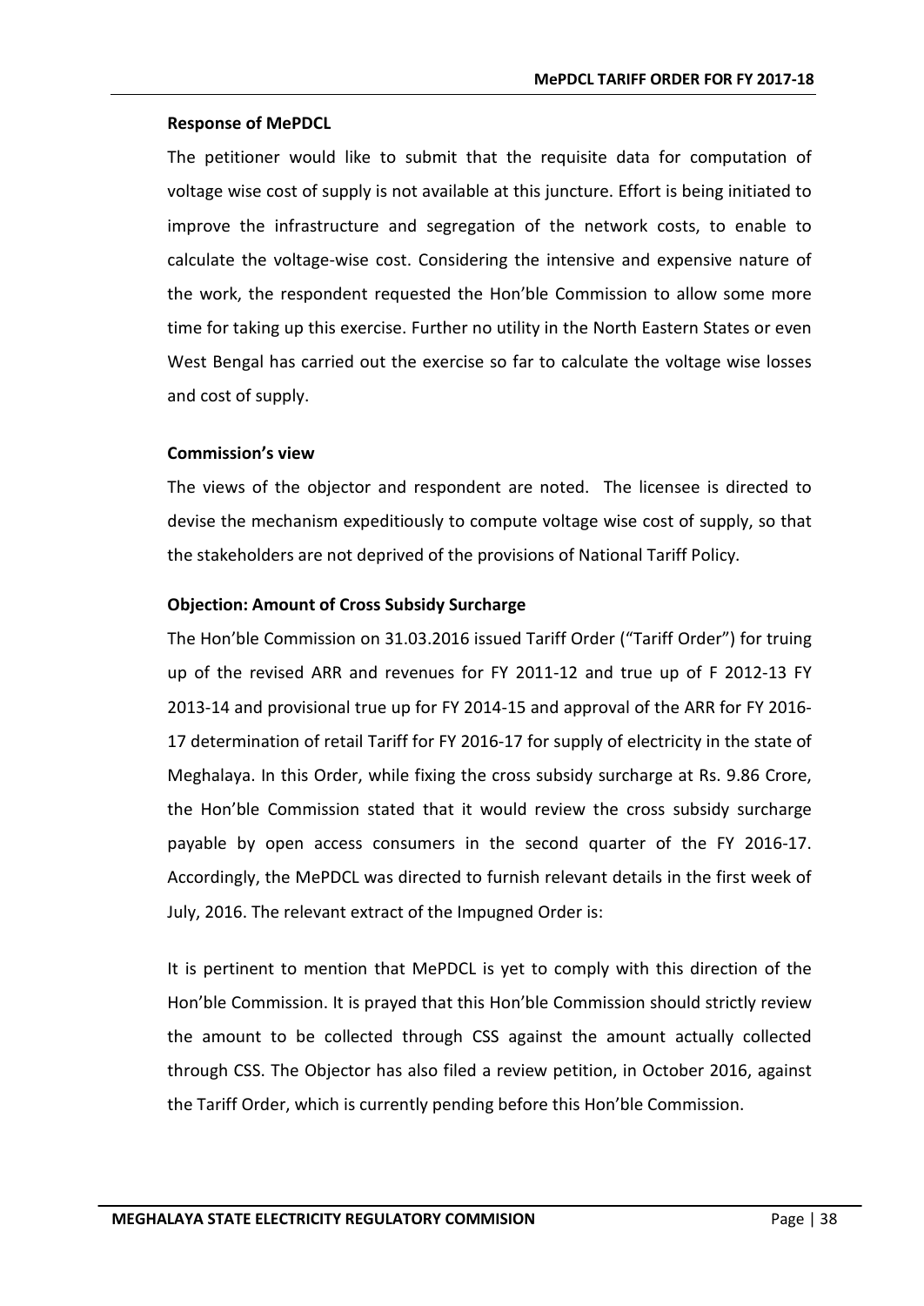**Response of MePDCL**

The petitioner would like to submit that the requisite data for computation of voltage wise cost of supply is not available at this juncture. Effort is being initiated to improve the infrastructure and segregation of the network costs, to enable to calculate the voltage-wise cost. Considering the intensive and expensive nature of the work, the respondent requested the Hon'ble Commission to allow some more time for taking up this exercise. Further no utility in the North Eastern States or even West Bengal has carried out the exercise so far to calculate the voltage wise losses and cost of supply.

**Commission's view**

The views of the objector and respondent are noted. The licensee is directed to devise the mechanism expeditiously to compute voltage wise cost of supply, so that the stakeholders are not deprived of the provisions of National Tariff Policy.

**Objection: Amount of Cross Subsidy Surcharge**

The Hon'ble Commission on 31.03.2016 issued Tariff Order ("Tariff Order") for truing up of the revised ARR and revenues for FY 2011-12 and true up of F 2012-13 FY 2013-14 and provisional true up for FY 2014-15 and approval of the ARR for FY 2016-17 determination of retail Tariff for FY 2016-17 for supply of electricity in the state of Meghalaya. In this Order, while fixing the cross subsidy surcharge at Rs. 9.86 Crore, the Hon'ble Commission stated that it would review the cross subsidy surcharge payable by open access consumers in the second quarter of the FY 2016-17. Accordingly, the MePDCL was directed to furnish relevant details in the first week of July, 2016. The relevant extract of the Impugned Order is:

It is pertinent to mention that MePDCL is yet to comply with this direction of the Hon'ble Commission. It is prayed that this Hon'ble Commission should strictly review the amount to be collected through CSS against the amount actually collected through CSS. The Objector has also filed a review petition, in October 2016, against the Tariff Order, which is currently pending before this Hon'ble Commission.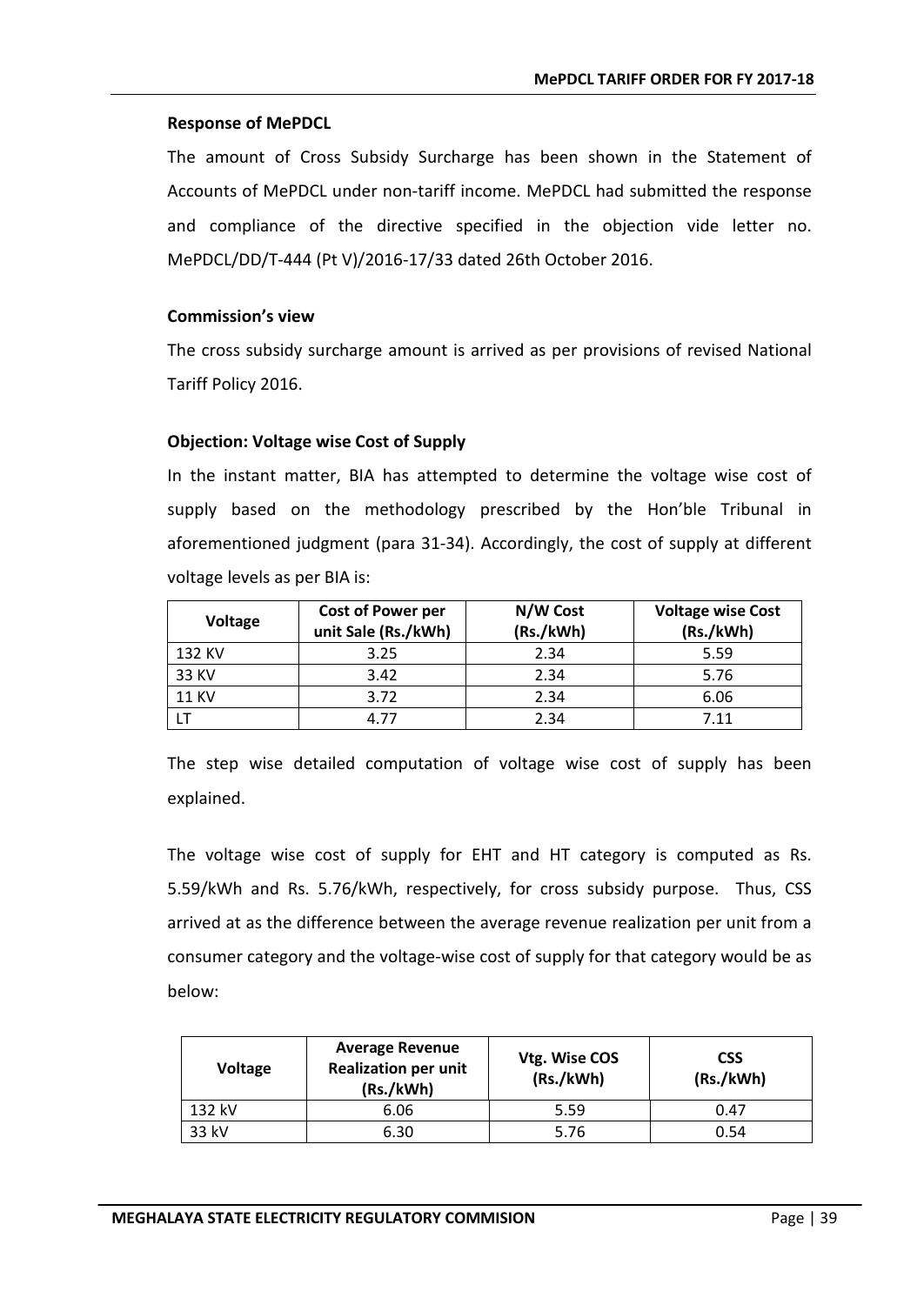**Response of MePDCL**

The amount of Cross Subsidy Surcharge has been shown in the Statement of Accounts of MePDCL under non-tariff income. MePDCL had submitted the response and compliance of the directive specified in the objection vide letter no. MePDCL/DD/T-444 (Pt V)/2016-17/33 dated 26th October 2016.

**Commission's view**

The cross subsidy surcharge amount is arrived as per provisions of revised National Tariff Policy 2016.

**Objection: Voltage wise Cost of Supply**

In the instant matter, BIA has attempted to determine the voltage wise cost of supply based on the methodology prescribed by the Hon'ble Tribunal in aforementioned judgment (para 31-34). Accordingly, the cost of supply at different voltage levels as per BIA is:

| Voltage | Cost of Power per unit Sale (Rs./kWh) | N/W Cost (Rs./kWh) | Voltage wise Cost (Rs./kWh) |
|---|---|---|---|
| 132 KV | 3.25 | 2.34 | 5.59 |
| 33 KV | 3.42 | 2.34 | 5.76 |
| 11 KV | 3.72 | 2.34 | 6.06 |
| LT | 4.77 | 2.34 | 7.11 |

The step wise detailed computation of voltage wise cost of supply has been explained.

The voltage wise cost of supply for EHT and HT category is computed as Rs. 5.59/kWh and Rs. 5.76/kWh, respectively, for cross subsidy purpose. Thus, CSS arrived at as the difference between the average revenue realization per unit from a consumer category and the voltage-wise cost of supply for that category would be as below:

| Voltage | Average Revenue Realization per unit (Rs./kWh) | Vtg. Wise COS (Rs./kWh) | CSS (Rs./kWh) |
|---|---|---|---|
| 132 kV | 6.06 | 5.59 | 0.47 |
| 33 kV | 6.30 | 5.76 | 0.54 |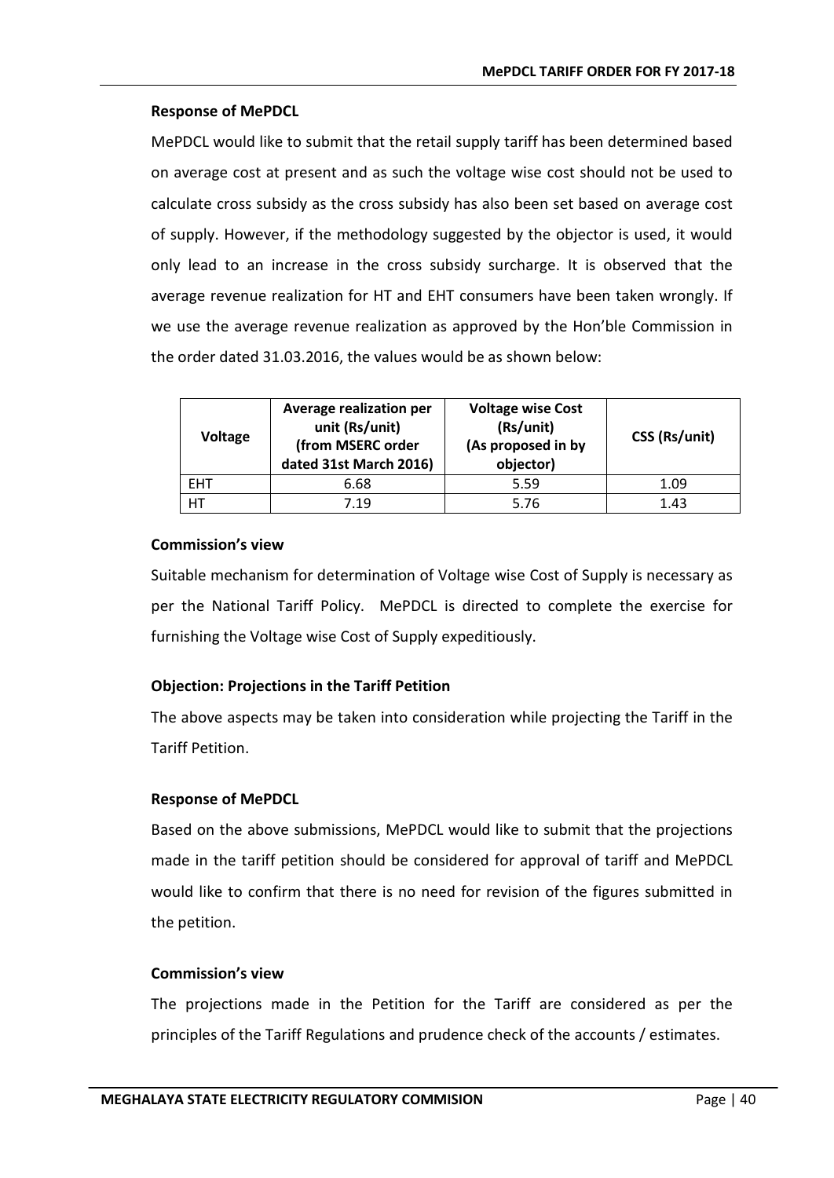**Response of MePDCL**

MePDCL would like to submit that the retail supply tariff has been determined based on average cost at present and as such the voltage wise cost should not be used to calculate cross subsidy as the cross subsidy has also been set based on average cost of supply. However, if the methodology suggested by the objector is used, it would only lead to an increase in the cross subsidy surcharge. It is observed that the average revenue realization for HT and EHT consumers have been taken wrongly. If we use the average revenue realization as approved by the Hon'ble Commission in the order dated 31.03.2016, the values would be as shown below:

| Voltage | Average realization per unit (Rs/unit) (from MSERC order dated 31st March 2016) | Voltage wise Cost (Rs/unit) (As proposed in by objector) | CSS (Rs/unit) |
|---|---|---|---|
| EHT | 6.68 | 5.59 | 1.09 |
| HT | 7.19 | 5.76 | 1.43 |

**Commission's view**

Suitable mechanism for determination of Voltage wise Cost of Supply is necessary as per the National Tariff Policy. MePDCL is directed to complete the exercise for furnishing the Voltage wise Cost of Supply expeditiously.

**Objection: Projections in the Tariff Petition**

The above aspects may be taken into consideration while projecting the Tariff in the Tariff Petition.

**Response of MePDCL**

Based on the above submissions, MePDCL would like to submit that the projections made in the tariff petition should be considered for approval of tariff and MePDCL would like to confirm that there is no need for revision of the figures submitted in the petition.

**Commission's view**

The projections made in the Petition for the Tariff are considered as per the principles of the Tariff Regulations and prudence check of the accounts / estimates.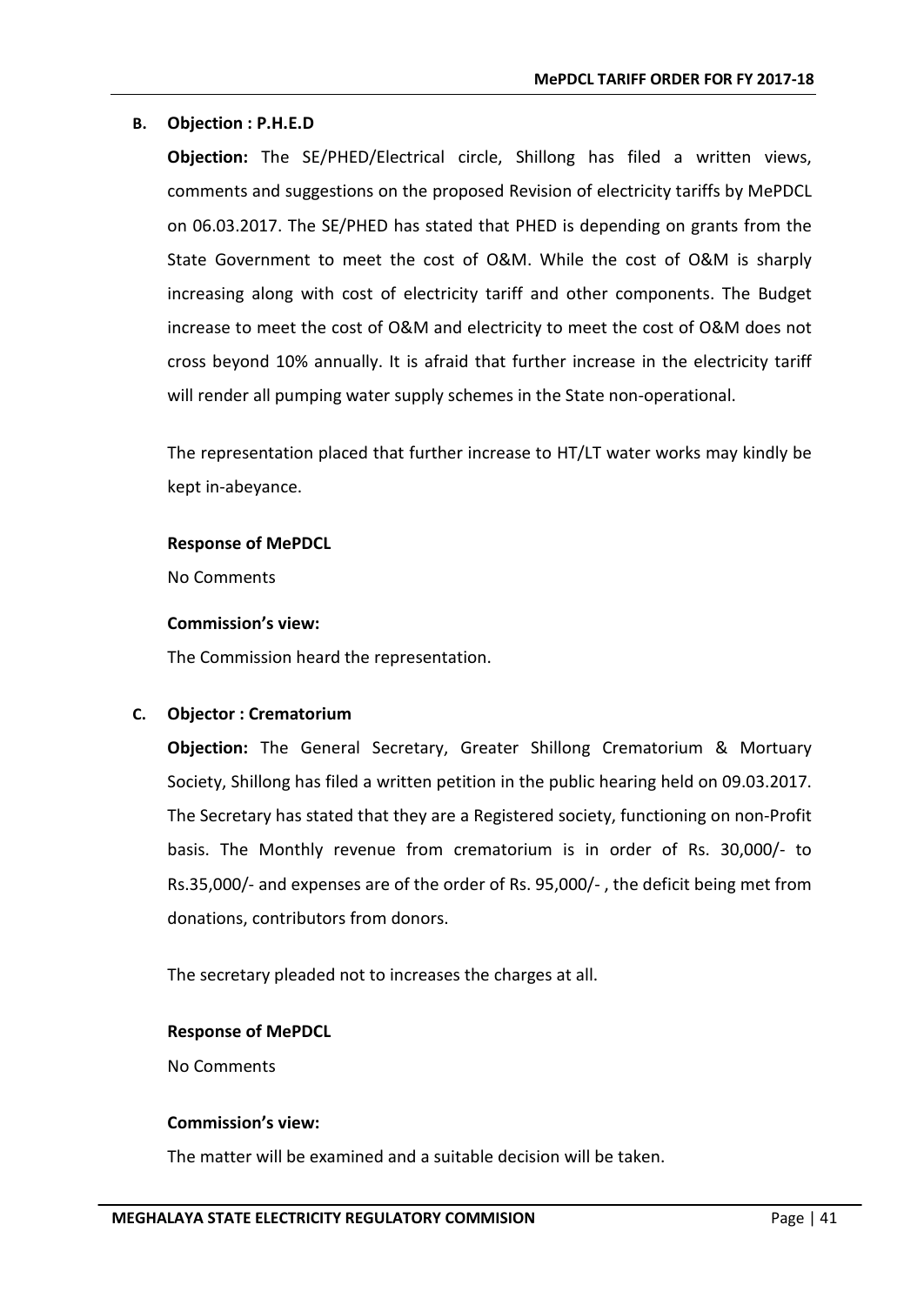**B. Objection : P.H.E.D**

**Objection:** The SE/PHED/Electrical circle, Shillong has filed a written views, comments and suggestions on the proposed Revision of electricity tariffs by MePDCL on 06.03.2017. The SE/PHED has stated that PHED is depending on grants from the State Government to meet the cost of O&M. While the cost of O&M is sharply increasing along with cost of electricity tariff and other components. The Budget increase to meet the cost of O&M and electricity to meet the cost of O&M does not cross beyond 10% annually. It is afraid that further increase in the electricity tariff will render all pumping water supply schemes in the State non-operational.

The representation placed that further increase to HT/LT water works may kindly be kept in-abeyance.

**Response of MePDCL**

No Comments

**Commission's view:**

The Commission heard the representation.

**C. Objector : Crematorium**

**Objection:** The General Secretary, Greater Shillong Crematorium & Mortuary Society, Shillong has filed a written petition in the public hearing held on 09.03.2017. The Secretary has stated that they are a Registered society, functioning on non-Profit basis. The Monthly revenue from crematorium is in order of Rs. 30,000/- to Rs.35,000/- and expenses are of the order of Rs. 95,000/- , the deficit being met from donations, contributors from donors.

The secretary pleaded not to increases the charges at all.

**Response of MePDCL**

No Comments

**Commission's view:**

The matter will be examined and a suitable decision will be taken.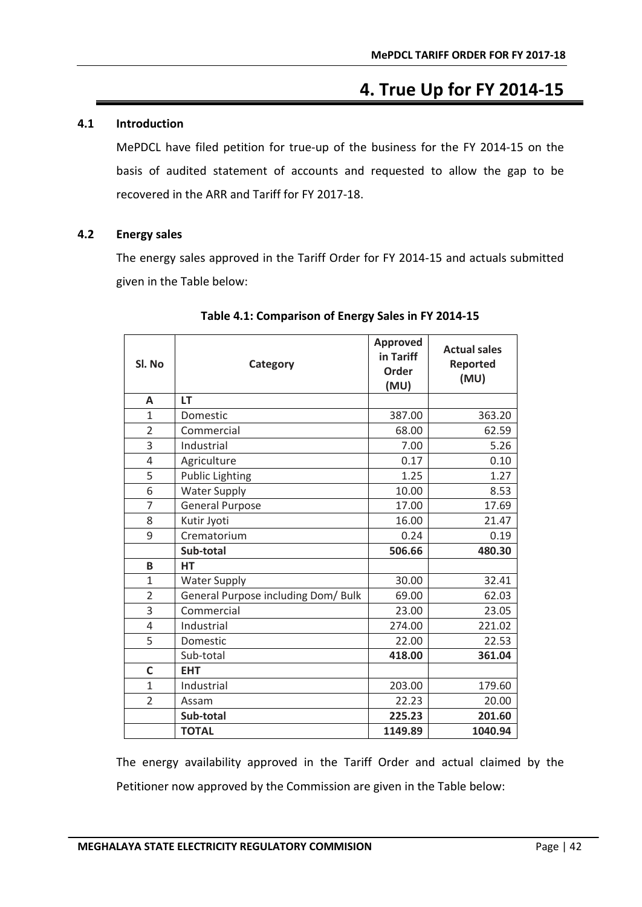# 4. True Up for FY 2014-15

## 4.1 Introduction

MePDCL have filed petition for true-up of the business for the FY 2014-15 on the basis of audited statement of accounts and requested to allow the gap to be recovered in the ARR and Tariff for FY 2017-18.

## 4.2 Energy sales

The energy sales approved in the Tariff Order for FY 2014-15 and actuals submitted given in the Table below:

**Table 4.1: Comparison of Energy Sales in FY 2014-15**

| Sl. No | Category | Approved in Tariff Order (MU) | Actual sales Reported (MU) |
|---|---|---|---|
| **A** | **LT** | | |
| 1 | Domestic | 387.00 | 363.20 |
| 2 | Commercial | 68.00 | 62.59 |
| 3 | Industrial | 7.00 | 5.26 |
| 4 | Agriculture | 0.17 | 0.10 |
| 5 | Public Lighting | 1.25 | 1.27 |
| 6 | Water Supply | 10.00 | 8.53 |
| 7 | General Purpose | 17.00 | 17.69 |
| 8 | Kutir Jyoti | 16.00 | 21.47 |
| 9 | Crematorium | 0.24 | 0.19 |
| | **Sub-total** | **506.66** | **480.30** |
| **B** | **HT** | | |
| 1 | Water Supply | 30.00 | 32.41 |
| 2 | General Purpose including Dom/ Bulk | 69.00 | 62.03 |
| 3 | Commercial | 23.00 | 23.05 |
| 4 | Industrial | 274.00 | 221.02 |
| 5 | Domestic | 22.00 | 22.53 |
| | Sub-total | **418.00** | **361.04** |
| **C** | **EHT** | | |
| 1 | Industrial | 203.00 | 179.60 |
| 2 | Assam | 22.23 | 20.00 |
| | **Sub-total** | **225.23** | **201.60** |
| | **TOTAL** | **1149.89** | **1040.94** |

The energy availability approved in the Tariff Order and actual claimed by the Petitioner now approved by the Commission are given in the Table below: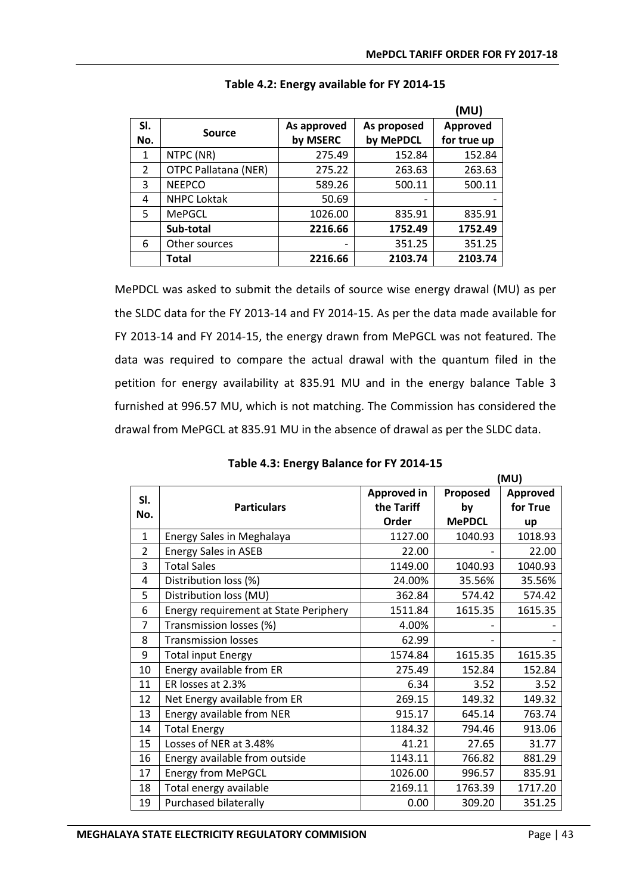**Table 4.2: Energy available for FY 2014-15**

(MU)

| Sl. No. | Source | As approved by MSERC | As proposed by MePDCL | Approved for true up |
|---|---|---|---|---|
| 1 | NTPC (NR) | 275.49 | 152.84 | 152.84 |
| 2 | OTPC Pallatana (NER) | 275.22 | 263.63 | 263.63 |
| 3 | NEEPCO | 589.26 | 500.11 | 500.11 |
| 4 | NHPC Loktak | 50.69 | - | - |
| 5 | MePGCL | 1026.00 | 835.91 | 835.91 |
| | **Sub-total** | **2216.66** | **1752.49** | **1752.49** |
| 6 | Other sources | - | 351.25 | 351.25 |
| | **Total** | **2216.66** | **2103.74** | **2103.74** |

MePDCL was asked to submit the details of source wise energy drawal (MU) as per the SLDC data for the FY 2013-14 and FY 2014-15. As per the data made available for FY 2013-14 and FY 2014-15, the energy drawn from MePGCL was not featured. The data was required to compare the actual drawal with the quantum filed in the petition for energy availability at 835.91 MU and in the energy balance Table 3 furnished at 996.57 MU, which is not matching. The Commission has considered the drawal from MePGCL at 835.91 MU in the absence of drawal as per the SLDC data.

**Table 4.3: Energy Balance for FY 2014-15**

(MU)

| Sl. No. | Particulars | Approved in the Tariff Order | Proposed by MePDCL | Approved for True up |
|---|---|---|---|---|
| 1 | Energy Sales in Meghalaya | 1127.00 | 1040.93 | 1018.93 |
| 2 | Energy Sales in ASEB | 22.00 | - | 22.00 |
| 3 | Total Sales | 1149.00 | 1040.93 | 1040.93 |
| 4 | Distribution loss (%) | 24.00% | 35.56% | 35.56% |
| 5 | Distribution loss (MU) | 362.84 | 574.42 | 574.42 |
| 6 | Energy requirement at State Periphery | 1511.84 | 1615.35 | 1615.35 |
| 7 | Transmission losses (%) | 4.00% | - | - |
| 8 | Transmission losses | 62.99 | - | - |
| 9 | Total input Energy | 1574.84 | 1615.35 | 1615.35 |
| 10 | Energy available from ER | 275.49 | 152.84 | 152.84 |
| 11 | ER losses at 2.3% | 6.34 | 3.52 | 3.52 |
| 12 | Net Energy available from ER | 269.15 | 149.32 | 149.32 |
| 13 | Energy available from NER | 915.17 | 645.14 | 763.74 |
| 14 | Total Energy | 1184.32 | 794.46 | 913.06 |
| 15 | Losses of NER at 3.48% | 41.21 | 27.65 | 31.77 |
| 16 | Energy available from outside | 1143.11 | 766.82 | 881.29 |
| 17 | Energy from MePGCL | 1026.00 | 996.57 | 835.91 |
| 18 | Total energy available | 2169.11 | 1763.39 | 1717.20 |
| 19 | Purchased bilaterally | 0.00 | 309.20 | 351.25 |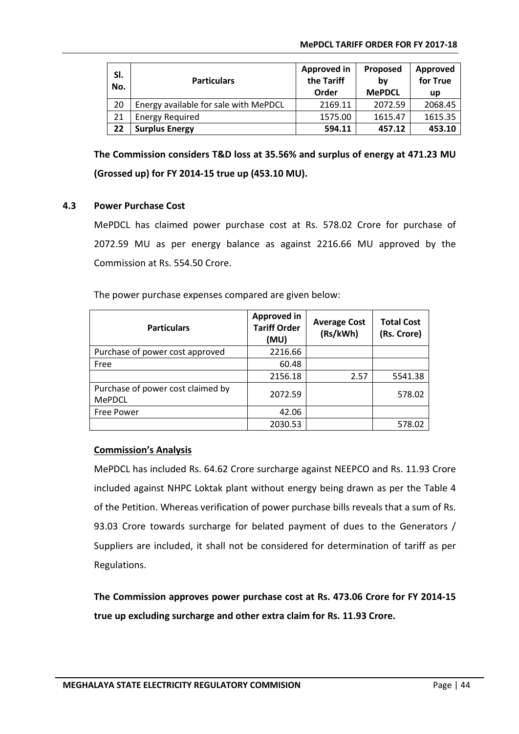| Sl. No. | Particulars | Approved in the Tariff Order | Proposed by MePDCL | Approved for True up |
|---|---|---|---|---|
| 20 | Energy available for sale with MePDCL | 2169.11 | 2072.59 | 2068.45 |
| 21 | Energy Required | 1575.00 | 1615.47 | 1615.35 |
| **22** | **Surplus Energy** | **594.11** | **457.12** | **453.10** |

**The Commission considers T&D loss at 35.56% and surplus of energy at 471.23 MU (Grossed up) for FY 2014-15 true up (453.10 MU).**

### 4.3 Power Purchase Cost

MePDCL has claimed power purchase cost at Rs. 578.02 Crore for purchase of 2072.59 MU as per energy balance as against 2216.66 MU approved by the Commission at Rs. 554.50 Crore.

The power purchase expenses compared are given below:

| Particulars | Approved in Tariff Order (MU) | Average Cost (Rs/kWh) | Total Cost (Rs. Crore) |
|---|---|---|---|
| Purchase of power cost approved | 2216.66 | | |
| Free | 60.48 | | |
| | 2156.18 | 2.57 | 5541.38 |
| Purchase of power cost claimed by MePDCL | 2072.59 | | 578.02 |
| Free Power | 42.06 | | |
| | 2030.53 | | 578.02 |

**Commission's Analysis**

MePDCL has included Rs. 64.62 Crore surcharge against NEEPCO and Rs. 11.93 Crore included against NHPC Loktak plant without energy being drawn as per the Table 4 of the Petition. Whereas verification of power purchase bills reveals that a sum of Rs. 93.03 Crore towards surcharge for belated payment of dues to the Generators / Suppliers are included, it shall not be considered for determination of tariff as per Regulations.

**The Commission approves power purchase cost at Rs. 473.06 Crore for FY 2014-15 true up excluding surcharge and other extra claim for Rs. 11.93 Crore.**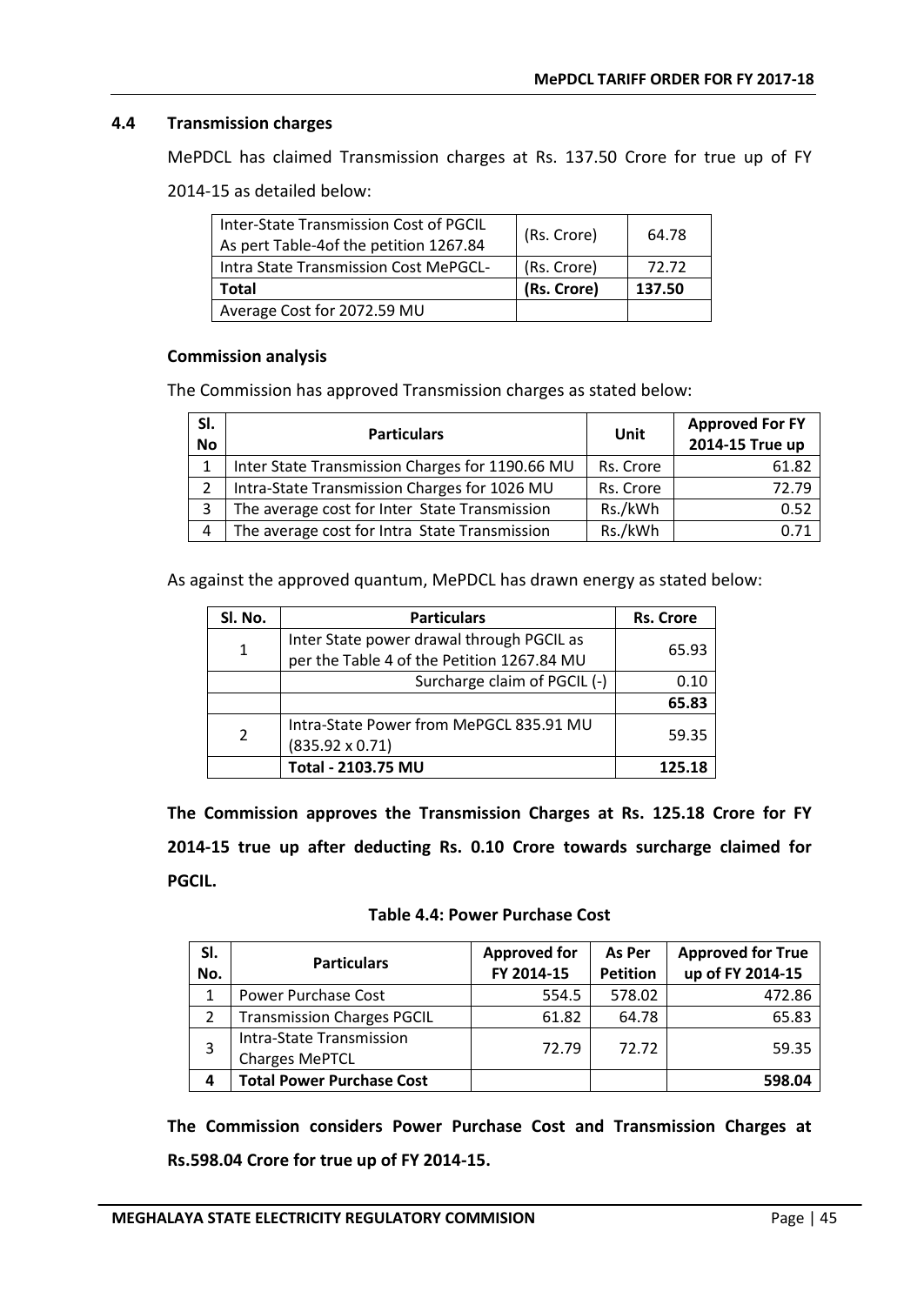### 4.4 Transmission charges

MePDCL has claimed Transmission charges at Rs. 137.50 Crore for true up of FY 2014-15 as detailed below:

| | | |
|---|---|---|
| Inter-State Transmission Cost of PGCIL As pert Table-4of the petition 1267.84 | (Rs. Crore) | 64.78 |
| Intra State Transmission Cost MePGCL- | (Rs. Crore) | 72.72 |
| **Total** | **(Rs. Crore)** | **137.50** |
| Average Cost for 2072.59 MU | | |

**Commission analysis**

The Commission has approved Transmission charges as stated below:

| Sl. No | Particulars | Unit | Approved For FY 2014-15 True up |
|---|---|---|---|
| 1 | Inter State Transmission Charges for 1190.66 MU | Rs. Crore | 61.82 |
| 2 | Intra-State Transmission Charges for 1026 MU | Rs. Crore | 72.79 |
| 3 | The average cost for Inter State Transmission | Rs./kWh | 0.52 |
| 4 | The average cost for Intra State Transmission | Rs./kWh | 0.71 |

As against the approved quantum, MePDCL has drawn energy as stated below:

| Sl. No. | Particulars | Rs. Crore |
|---|---|---|
| 1 | Inter State power drawal through PGCIL as per the Table 4 of the Petition 1267.84 MU | 65.93 |
| | Surcharge claim of PGCIL (-) | 0.10 |
| | | **65.83** |
| 2 | Intra-State Power from MePGCL 835.91 MU (835.92 x 0.71) | 59.35 |
| | **Total - 2103.75 MU** | **125.18** |

**The Commission approves the Transmission Charges at Rs. 125.18 Crore for FY 2014-15 true up after deducting Rs. 0.10 Crore towards surcharge claimed for PGCIL.**

**Table 4.4: Power Purchase Cost**

| Sl. No. | Particulars | Approved for FY 2014-15 | As Per Petition | Approved for True up of FY 2014-15 |
|---|---|---|---|---|
| 1 | Power Purchase Cost | 554.5 | 578.02 | 472.86 |
| 2 | Transmission Charges PGCIL | 61.82 | 64.78 | 65.83 |
| 3 | Intra-State Transmission Charges MePTCL | 72.79 | 72.72 | 59.35 |
| **4** | **Total Power Purchase Cost** | | | **598.04** |

**The Commission considers Power Purchase Cost and Transmission Charges at Rs.598.04 Crore for true up of FY 2014-15.**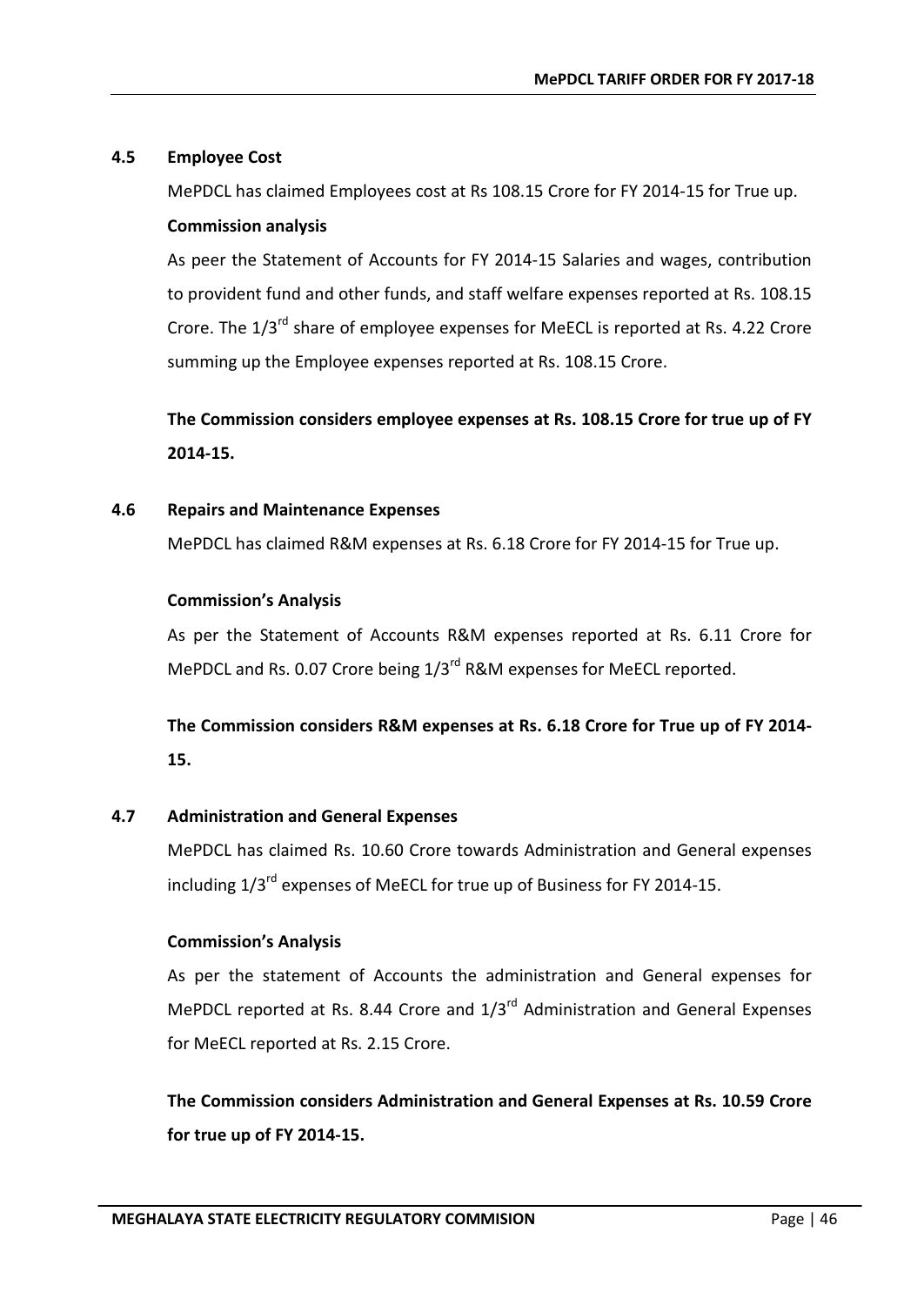### 4.5 Employee Cost

MePDCL has claimed Employees cost at Rs 108.15 Crore for FY 2014-15 for True up.

**Commission analysis**

As peer the Statement of Accounts for FY 2014-15 Salaries and wages, contribution to provident fund and other funds, and staff welfare expenses reported at Rs. 108.15 Crore. The 1/3rd share of employee expenses for MeECL is reported at Rs. 4.22 Crore summing up the Employee expenses reported at Rs. 108.15 Crore.

**The Commission considers employee expenses at Rs. 108.15 Crore for true up of FY 2014-15.**

### 4.6 Repairs and Maintenance Expenses

MePDCL has claimed R&M expenses at Rs. 6.18 Crore for FY 2014-15 for True up.

**Commission's Analysis**

As per the Statement of Accounts R&M expenses reported at Rs. 6.11 Crore for MePDCL and Rs. 0.07 Crore being 1/3rd R&M expenses for MeECL reported.

**The Commission considers R&M expenses at Rs. 6.18 Crore for True up of FY 2014-15.**

### 4.7 Administration and General Expenses

MePDCL has claimed Rs. 10.60 Crore towards Administration and General expenses including 1/3rd expenses of MeECL for true up of Business for FY 2014-15.

**Commission's Analysis**

As per the statement of Accounts the administration and General expenses for MePDCL reported at Rs. 8.44 Crore and 1/3rd Administration and General Expenses for MeECL reported at Rs. 2.15 Crore.

**The Commission considers Administration and General Expenses at Rs. 10.59 Crore for true up of FY 2014-15.**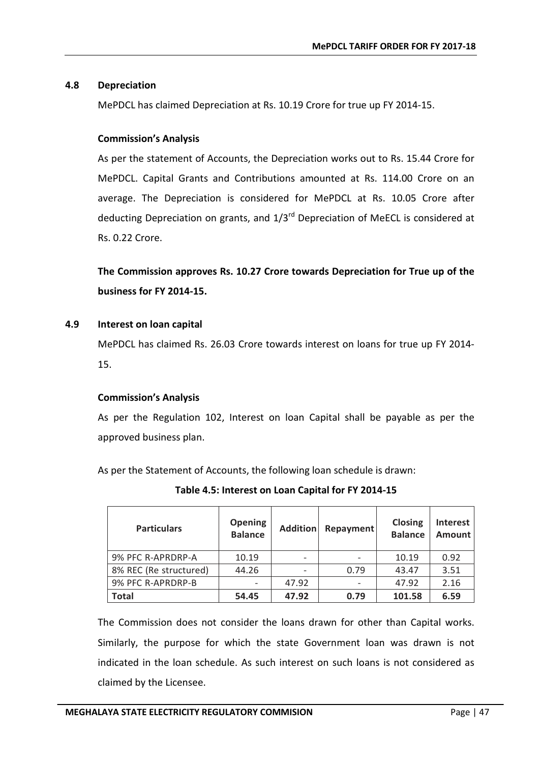## 4.8 Depreciation

MePDCL has claimed Depreciation at Rs. 10.19 Crore for true up FY 2014-15.

### Commission's Analysis

As per the statement of Accounts, the Depreciation works out to Rs. 15.44 Crore for MePDCL. Capital Grants and Contributions amounted at Rs. 114.00 Crore on an average. The Depreciation is considered for MePDCL at Rs. 10.05 Crore after deducting Depreciation on grants, and 1/3rd Depreciation of MeECL is considered at Rs. 0.22 Crore.

**The Commission approves Rs. 10.27 Crore towards Depreciation for True up of the business for FY 2014-15.**

## 4.9 Interest on loan capital

MePDCL has claimed Rs. 26.03 Crore towards interest on loans for true up FY 2014-15.

### Commission's Analysis

As per the Regulation 102, Interest on loan Capital shall be payable as per the approved business plan.

As per the Statement of Accounts, the following loan schedule is drawn:

**Table 4.5: Interest on Loan Capital for FY 2014-15**

| Particulars | Opening Balance | Addition | Repayment | Closing Balance | Interest Amount |
|---|---|---|---|---|---|
| 9% PFC R-APRDRP-A | 10.19 | - | - | 10.19 | 0.92 |
| 8% REC (Re structured) | 44.26 | - | 0.79 | 43.47 | 3.51 |
| 9% PFC R-APRDRP-B | - | 47.92 | - | 47.92 | 2.16 |
| **Total** | **54.45** | **47.92** | **0.79** | **101.58** | **6.59** |

The Commission does not consider the loans drawn for other than Capital works. Similarly, the purpose for which the state Government loan was drawn is not indicated in the loan schedule. As such interest on such loans is not considered as claimed by the Licensee.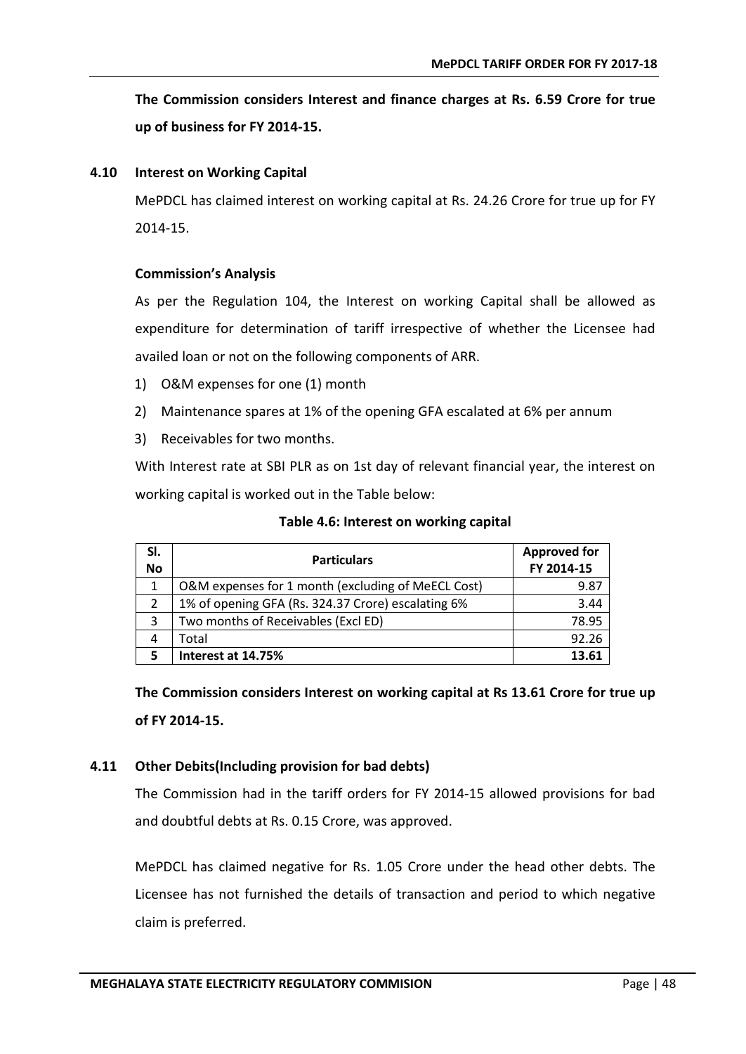**The Commission considers Interest and finance charges at Rs. 6.59 Crore for true up of business for FY 2014-15.**

## 4.10 Interest on Working Capital

MePDCL has claimed interest on working capital at Rs. 24.26 Crore for true up for FY 2014-15.

### Commission's Analysis

As per the Regulation 104, the Interest on working Capital shall be allowed as expenditure for determination of tariff irrespective of whether the Licensee had availed loan or not on the following components of ARR.

1) O&M expenses for one (1) month
2) Maintenance spares at 1% of the opening GFA escalated at 6% per annum
3) Receivables for two months.

With Interest rate at SBI PLR as on 1st day of relevant financial year, the interest on working capital is worked out in the Table below:

**Table 4.6: Interest on working capital**

| Sl. No | Particulars | Approved for FY 2014-15 |
|---|---|---|
| 1 | O&M expenses for 1 month (excluding of MeECL Cost) | 9.87 |
| 2 | 1% of opening GFA (Rs. 324.37 Crore) escalating 6% | 3.44 |
| 3 | Two months of Receivables (Excl ED) | 78.95 |
| 4 | Total | 92.26 |
| **5** | **Interest at 14.75%** | **13.61** |

**The Commission considers Interest on working capital at Rs 13.61 Crore for true up of FY 2014-15.**

## 4.11 Other Debits(Including provision for bad debts)

The Commission had in the tariff orders for FY 2014-15 allowed provisions for bad and doubtful debts at Rs. 0.15 Crore, was approved.

MePDCL has claimed negative for Rs. 1.05 Crore under the head other debts. The Licensee has not furnished the details of transaction and period to which negative claim is preferred.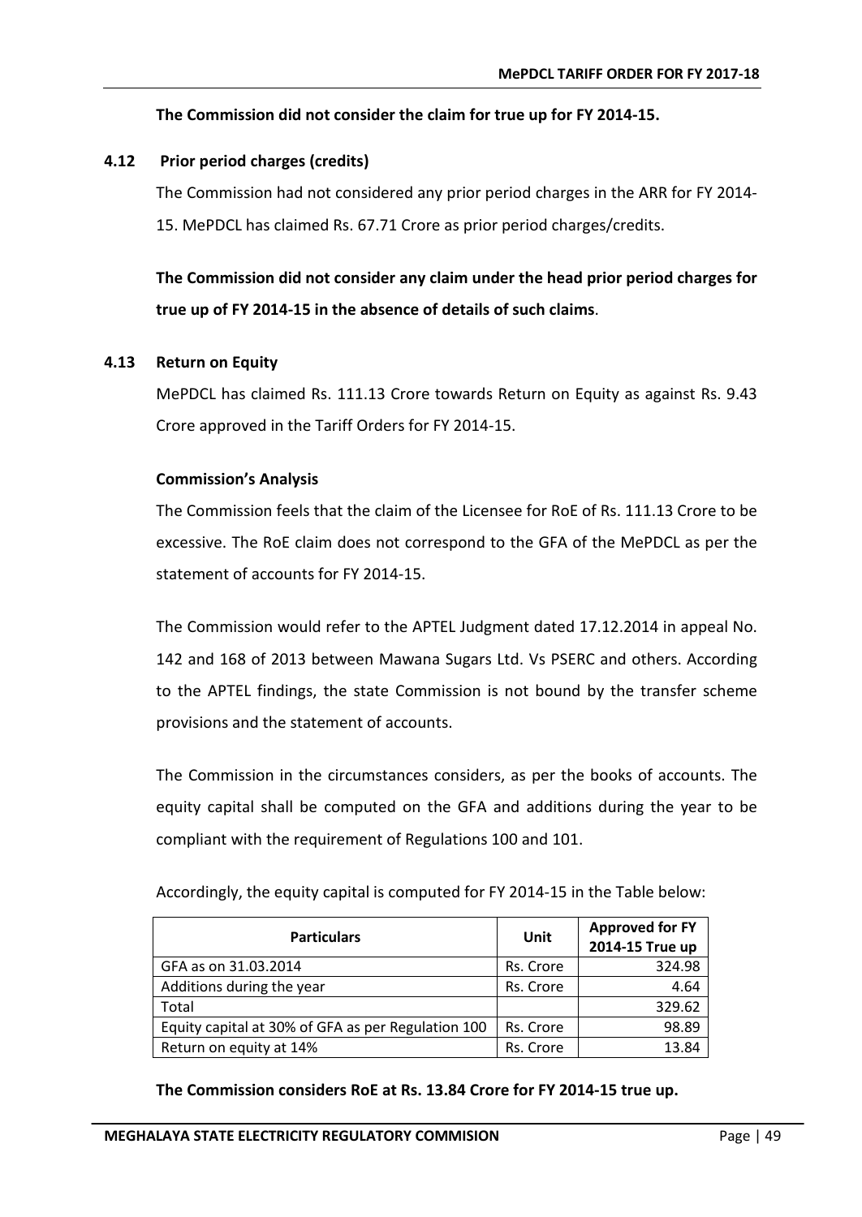**The Commission did not consider the claim for true up for FY 2014-15.**

### 4.12 Prior period charges (credits)

The Commission had not considered any prior period charges in the ARR for FY 2014-15. MePDCL has claimed Rs. 67.71 Crore as prior period charges/credits.

**The Commission did not consider any claim under the head prior period charges for true up of FY 2014-15 in the absence of details of such claims**.

### 4.13 Return on Equity

MePDCL has claimed Rs. 111.13 Crore towards Return on Equity as against Rs. 9.43 Crore approved in the Tariff Orders for FY 2014-15.

**Commission's Analysis**

The Commission feels that the claim of the Licensee for RoE of Rs. 111.13 Crore to be excessive. The RoE claim does not correspond to the GFA of the MePDCL as per the statement of accounts for FY 2014-15.

The Commission would refer to the APTEL Judgment dated 17.12.2014 in appeal No. 142 and 168 of 2013 between Mawana Sugars Ltd. Vs PSERC and others. According to the APTEL findings, the state Commission is not bound by the transfer scheme provisions and the statement of accounts.

The Commission in the circumstances considers, as per the books of accounts. The equity capital shall be computed on the GFA and additions during the year to be compliant with the requirement of Regulations 100 and 101.

Accordingly, the equity capital is computed for FY 2014-15 in the Table below:

| Particulars | Unit | Approved for FY 2014-15 True up |
|---|---|---|
| GFA as on 31.03.2014 | Rs. Crore | 324.98 |
| Additions during the year | Rs. Crore | 4.64 |
| Total | | 329.62 |
| Equity capital at 30% of GFA as per Regulation 100 | Rs. Crore | 98.89 |
| Return on equity at 14% | Rs. Crore | 13.84 |

**The Commission considers RoE at Rs. 13.84 Crore for FY 2014-15 true up.**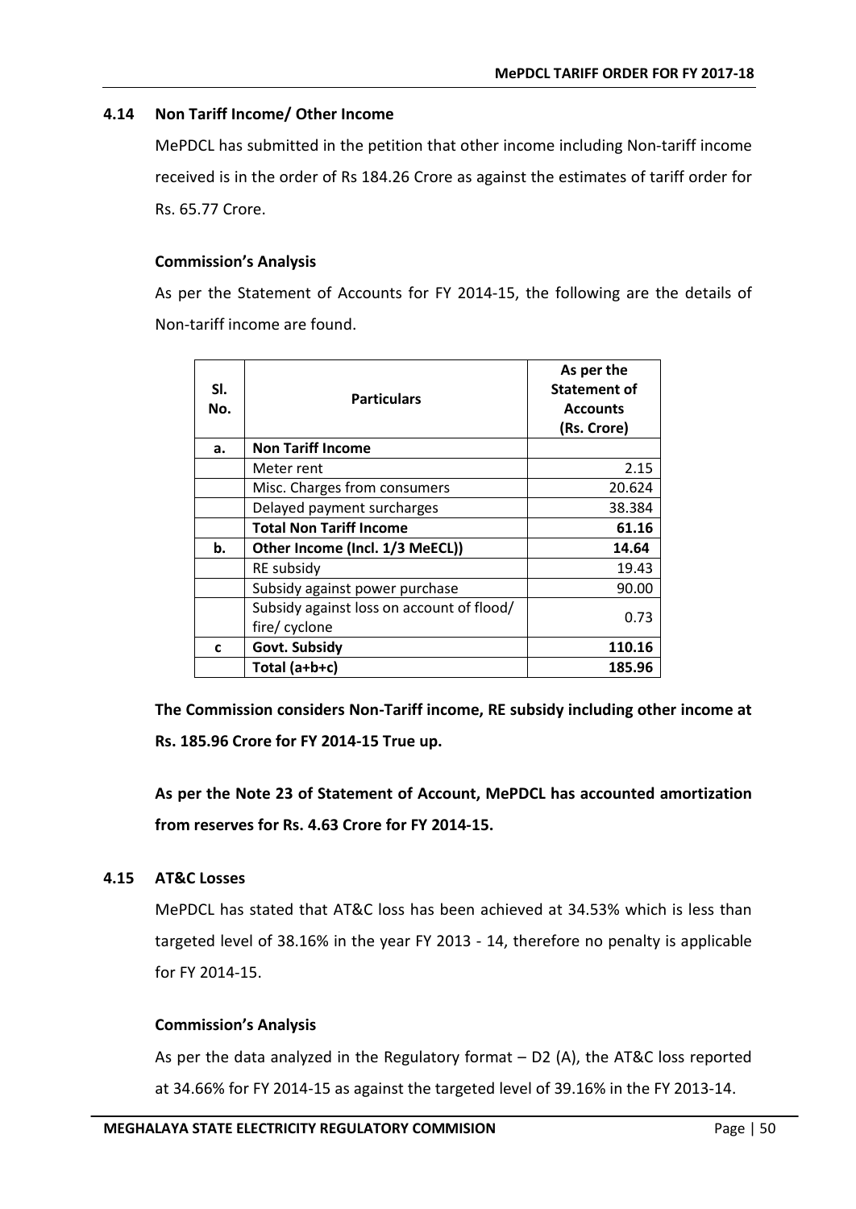### 4.14 Non Tariff Income/ Other Income

MePDCL has submitted in the petition that other income including Non-tariff income received is in the order of Rs 184.26 Crore as against the estimates of tariff order for Rs. 65.77 Crore.

**Commission's Analysis**

As per the Statement of Accounts for FY 2014-15, the following are the details of Non-tariff income are found.

| Sl. No. | Particulars | As per the Statement of Accounts (Rs. Crore) |
|---|---|---|
| a. | **Non Tariff Income** | |
| | Meter rent | 2.15 |
| | Misc. Charges from consumers | 20.624 |
| | Delayed payment surcharges | 38.384 |
| | **Total Non Tariff Income** | **61.16** |
| b. | **Other Income (Incl. 1/3 MeECL))** | **14.64** |
| | RE subsidy | 19.43 |
| | Subsidy against power purchase | 90.00 |
| | Subsidy against loss on account of flood/ fire/ cyclone | 0.73 |
| c | **Govt. Subsidy** | **110.16** |
| | **Total (a+b+c)** | **185.96** |

**The Commission considers Non-Tariff income, RE subsidy including other income at Rs. 185.96 Crore for FY 2014-15 True up.**

**As per the Note 23 of Statement of Account, MePDCL has accounted amortization from reserves for Rs. 4.63 Crore for FY 2014-15.**

### 4.15 AT&C Losses

MePDCL has stated that AT&C loss has been achieved at 34.53% which is less than targeted level of 38.16% in the year FY 2013 - 14, therefore no penalty is applicable for FY 2014-15.

**Commission's Analysis**

As per the data analyzed in the Regulatory format – D2 (A), the AT&C loss reported at 34.66% for FY 2014-15 as against the targeted level of 39.16% in the FY 2013-14.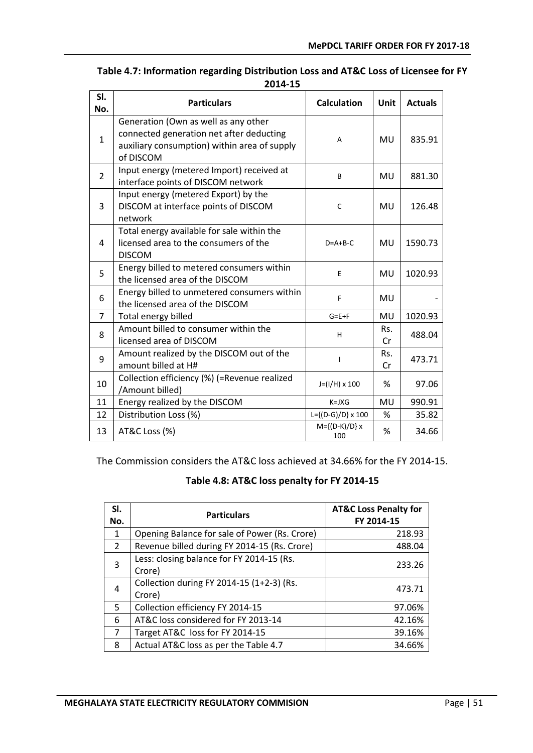**Table 4.7: Information regarding Distribution Loss and AT&C Loss of Licensee for FY 2014-15**

| Sl. No. | Particulars | Calculation | Unit | Actuals |
|---|---|---|---|---|
| 1 | Generation (Own as well as any other connected generation net after deducting auxiliary consumption) within area of supply of DISCOM | A | MU | 835.91 |
| 2 | Input energy (metered Import) received at interface points of DISCOM network | B | MU | 881.30 |
| 3 | Input energy (metered Export) by the DISCOM at interface points of DISCOM network | C | MU | 126.48 |
| 4 | Total energy available for sale within the licensed area to the consumers of the DISCOM | D=A+B-C | MU | 1590.73 |
| 5 | Energy billed to metered consumers within the licensed area of the DISCOM | E | MU | 1020.93 |
| 6 | Energy billed to unmetered consumers within the licensed area of the DISCOM | F | MU | - |
| 7 | Total energy billed | G=E+F | MU | 1020.93 |
| 8 | Amount billed to consumer within the licensed area of DISCOM | H | Rs. Cr | 488.04 |
| 9 | Amount realized by the DISCOM out of the amount billed at H# | I | Rs. Cr | 473.71 |
| 10 | Collection efficiency (%) (=Revenue realized /Amount billed) | J=(I/H) x 100 | % | 97.06 |
| 11 | Energy realized by the DISCOM | K=JXG | MU | 990.91 |
| 12 | Distribution Loss (%) | L={(D-G)/D} x 100 | % | 35.82 |
| 13 | AT&C Loss (%) | M={(D-K)/D} x 100 | % | 34.66 |

The Commission considers the AT&C loss achieved at 34.66% for the FY 2014-15.

**Table 4.8: AT&C loss penalty for FY 2014-15**

| Sl. No. | Particulars | AT&C Loss Penalty for FY 2014-15 |
|---|---|---|
| 1 | Opening Balance for sale of Power (Rs. Crore) | 218.93 |
| 2 | Revenue billed during FY 2014-15 (Rs. Crore) | 488.04 |
| 3 | Less: closing balance for FY 2014-15 (Rs. Crore) | 233.26 |
| 4 | Collection during FY 2014-15 (1+2-3) (Rs. Crore) | 473.71 |
| 5 | Collection efficiency FY 2014-15 | 97.06% |
| 6 | AT&C loss considered for FY 2013-14 | 42.16% |
| 7 | Target AT&C loss for FY 2014-15 | 39.16% |
| 8 | Actual AT&C loss as per the Table 4.7 | 34.66% |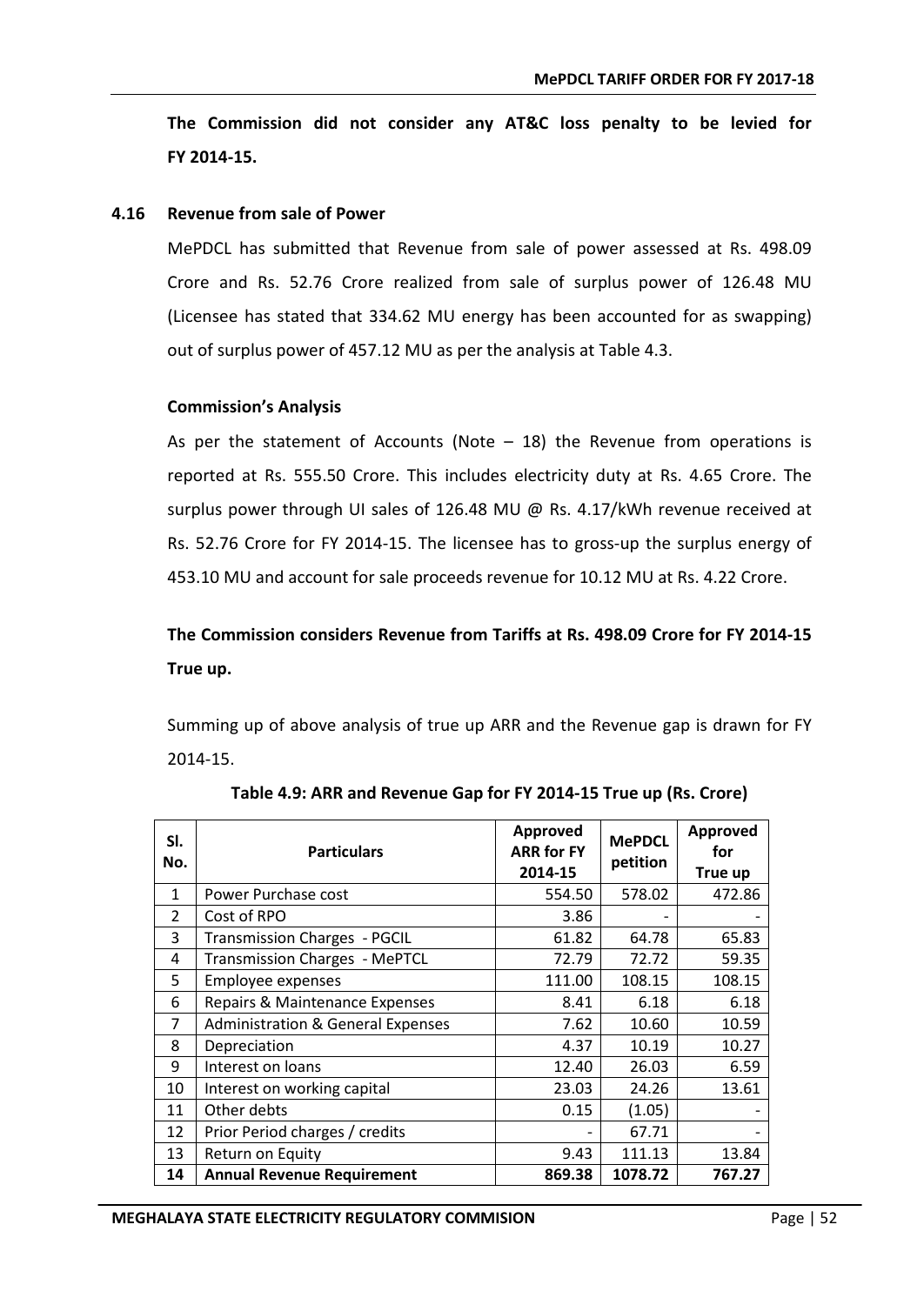**The Commission did not consider any AT&C loss penalty to be levied for FY 2014-15.**

### 4.16 Revenue from sale of Power

MePDCL has submitted that Revenue from sale of power assessed at Rs. 498.09 Crore and Rs. 52.76 Crore realized from sale of surplus power of 126.48 MU (Licensee has stated that 334.62 MU energy has been accounted for as swapping) out of surplus power of 457.12 MU as per the analysis at Table 4.3.

#### Commission's Analysis

As per the statement of Accounts (Note – 18) the Revenue from operations is reported at Rs. 555.50 Crore. This includes electricity duty at Rs. 4.65 Crore. The surplus power through UI sales of 126.48 MU @ Rs. 4.17/kWh revenue received at Rs. 52.76 Crore for FY 2014-15. The licensee has to gross-up the surplus energy of 453.10 MU and account for sale proceeds revenue for 10.12 MU at Rs. 4.22 Crore.

**The Commission considers Revenue from Tariffs at Rs. 498.09 Crore for FY 2014-15 True up.**

Summing up of above analysis of true up ARR and the Revenue gap is drawn for FY 2014-15.

**Table 4.9: ARR and Revenue Gap for FY 2014-15 True up (Rs. Crore)**

| Sl. No. | Particulars | Approved ARR for FY 2014-15 | MePDCL petition | Approved for True up |
|---|---|---|---|---|
| 1 | Power Purchase cost | 554.50 | 578.02 | 472.86 |
| 2 | Cost of RPO | 3.86 | - | - |
| 3 | Transmission Charges - PGCIL | 61.82 | 64.78 | 65.83 |
| 4 | Transmission Charges - MePTCL | 72.79 | 72.72 | 59.35 |
| 5 | Employee expenses | 111.00 | 108.15 | 108.15 |
| 6 | Repairs & Maintenance Expenses | 8.41 | 6.18 | 6.18 |
| 7 | Administration & General Expenses | 7.62 | 10.60 | 10.59 |
| 8 | Depreciation | 4.37 | 10.19 | 10.27 |
| 9 | Interest on loans | 12.40 | 26.03 | 6.59 |
| 10 | Interest on working capital | 23.03 | 24.26 | 13.61 |
| 11 | Other debts | 0.15 | (1.05) | - |
| 12 | Prior Period charges / credits | - | 67.71 | - |
| 13 | Return on Equity | 9.43 | 111.13 | 13.84 |
| **14** | **Annual Revenue Requirement** | **869.38** | **1078.72** | **767.27** |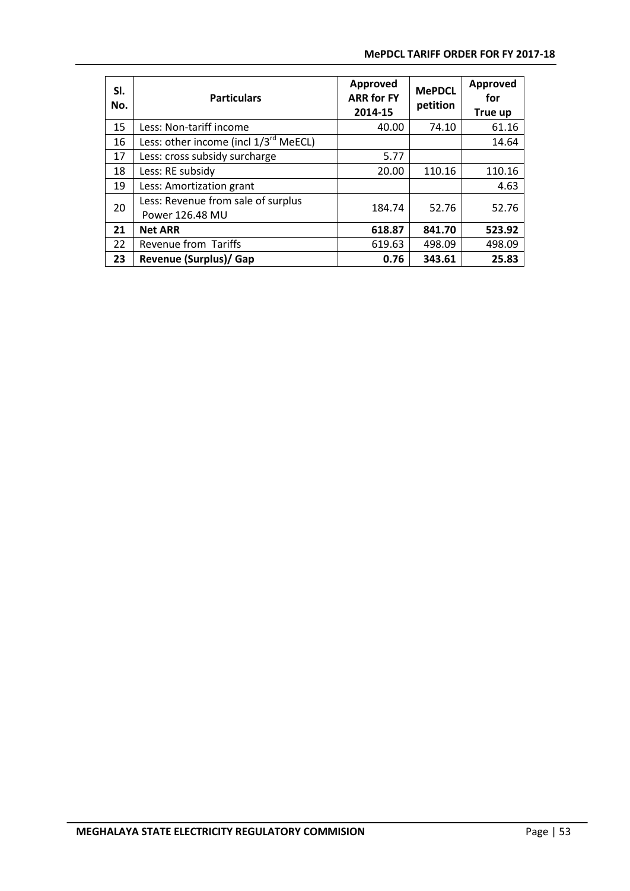| Sl. No. | Particulars | Approved ARR for FY 2014-15 | MePDCL petition | Approved for True up |
|---|---|---|---|---|
| 15 | Less: Non-tariff income | 40.00 | 74.10 | 61.16 |
| 16 | Less: other income (incl 1/3rd MeECL) | | | 14.64 |
| 17 | Less: cross subsidy surcharge | 5.77 | | |
| 18 | Less: RE subsidy | 20.00 | 110.16 | 110.16 |
| 19 | Less: Amortization grant | | | 4.63 |
| 20 | Less: Revenue from sale of surplus Power 126.48 MU | 184.74 | 52.76 | 52.76 |
| **21** | **Net ARR** | **618.87** | **841.70** | **523.92** |
| 22 | Revenue from Tariffs | 619.63 | 498.09 | 498.09 |
| **23** | **Revenue (Surplus)/ Gap** | **0.76** | **343.61** | **25.83** |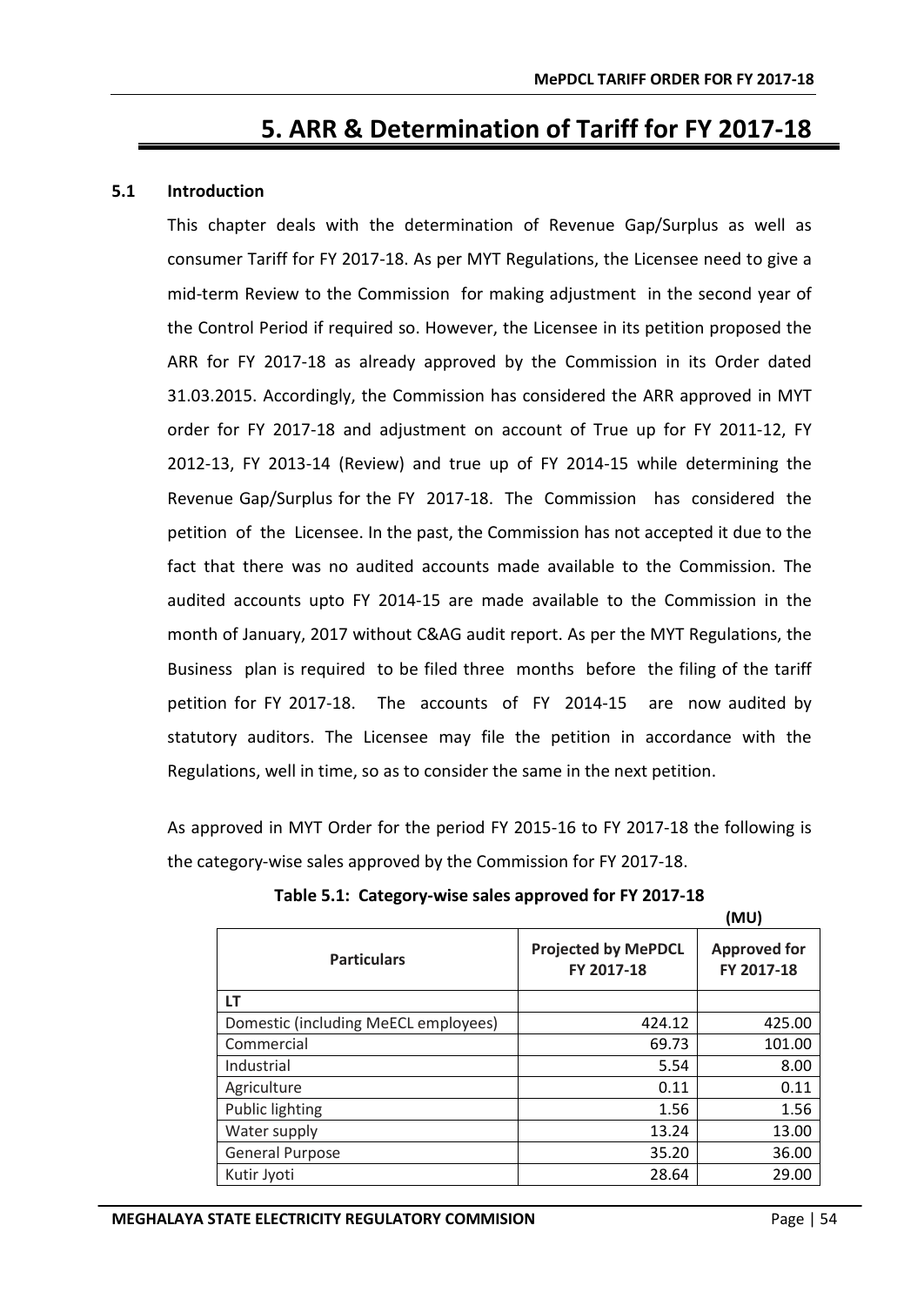# 5. ARR & Determination of Tariff for FY 2017-18

## 5.1 Introduction

This chapter deals with the determination of Revenue Gap/Surplus as well as consumer Tariff for FY 2017-18. As per MYT Regulations, the Licensee need to give a mid-term Review to the Commission for making adjustment in the second year of the Control Period if required so. However, the Licensee in its petition proposed the ARR for FY 2017-18 as already approved by the Commission in its Order dated 31.03.2015. Accordingly, the Commission has considered the ARR approved in MYT order for FY 2017-18 and adjustment on account of True up for FY 2011-12, FY 2012-13, FY 2013-14 (Review) and true up of FY 2014-15 while determining the Revenue Gap/Surplus for the FY 2017-18. The Commission has considered the petition of the Licensee. In the past, the Commission has not accepted it due to the fact that there was no audited accounts made available to the Commission. The audited accounts upto FY 2014-15 are made available to the Commission in the month of January, 2017 without C&AG audit report. As per the MYT Regulations, the Business plan is required to be filed three months before the filing of the tariff petition for FY 2017-18. The accounts of FY 2014-15 are now audited by statutory auditors. The Licensee may file the petition in accordance with the Regulations, well in time, so as to consider the same in the next petition.

As approved in MYT Order for the period FY 2015-16 to FY 2017-18 the following is the category-wise sales approved by the Commission for FY 2017-18.

**Table 5.1: Category-wise sales approved for FY 2017-18**

(MU)

| Particulars | Projected by MePDCL FY 2017-18 | Approved for FY 2017-18 |
|---|---|---|
| LT | | |
| Domestic (including MeECL employees) | 424.12 | 425.00 |
| Commercial | 69.73 | 101.00 |
| Industrial | 5.54 | 8.00 |
| Agriculture | 0.11 | 0.11 |
| Public lighting | 1.56 | 1.56 |
| Water supply | 13.24 | 13.00 |
| General Purpose | 35.20 | 36.00 |
| Kutir Jyoti | 28.64 | 29.00 |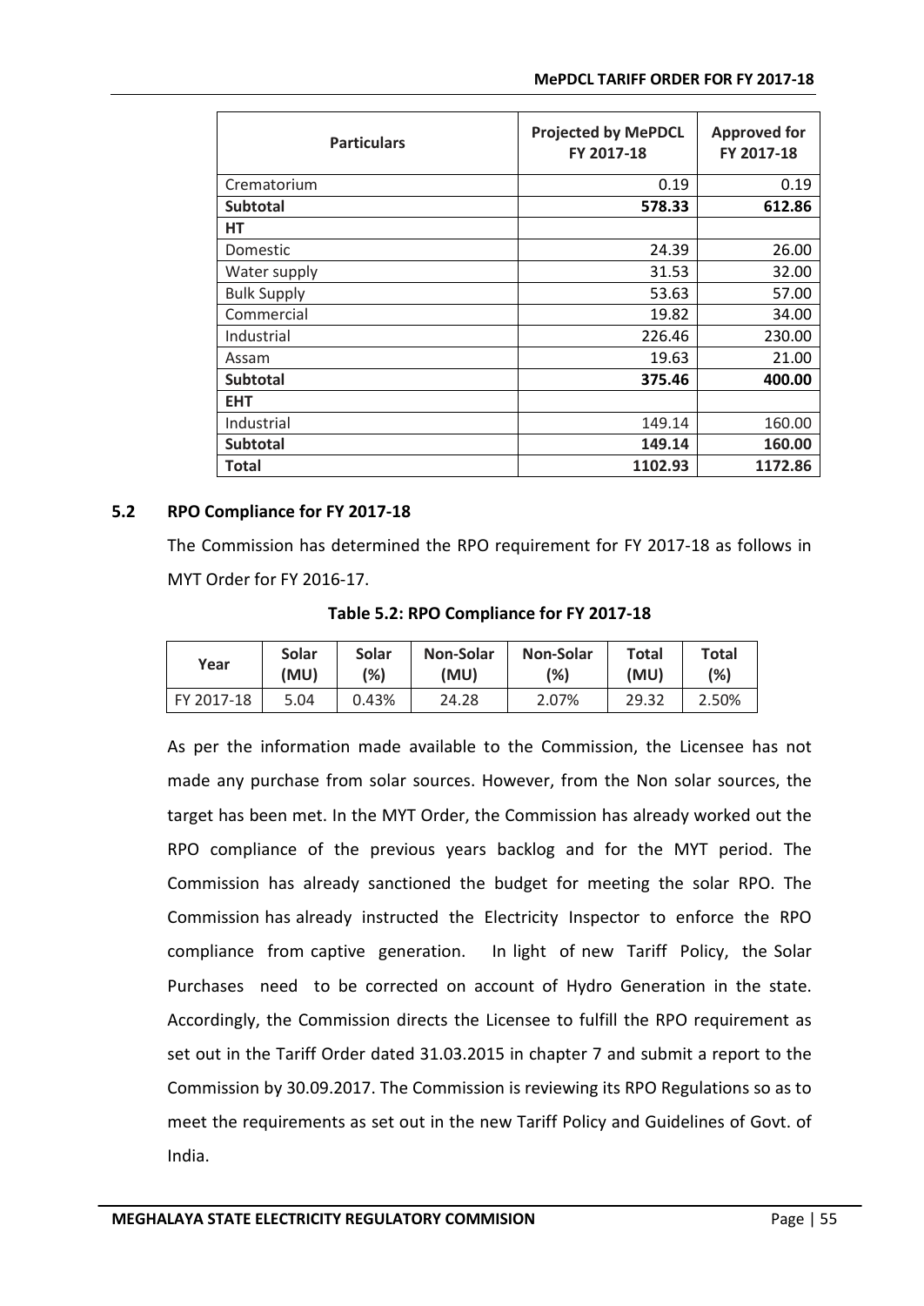| Particulars | Projected by MePDCL FY 2017-18 | Approved for FY 2017-18 |
|---|---|---|
| Crematorium | 0.19 | 0.19 |
| **Subtotal** | **578.33** | **612.86** |
| **HT** | | |
| Domestic | 24.39 | 26.00 |
| Water supply | 31.53 | 32.00 |
| Bulk Supply | 53.63 | 57.00 |
| Commercial | 19.82 | 34.00 |
| Industrial | 226.46 | 230.00 |
| Assam | 19.63 | 21.00 |
| **Subtotal** | **375.46** | **400.00** |
| **EHT** | | |
| Industrial | 149.14 | 160.00 |
| **Subtotal** | **149.14** | **160.00** |
| **Total** | **1102.93** | **1172.86** |

## 5.2 RPO Compliance for FY 2017-18

The Commission has determined the RPO requirement for FY 2017-18 as follows in MYT Order for FY 2016-17.

**Table 5.2: RPO Compliance for FY 2017-18**

| Year | Solar (MU) | Solar (%) | Non-Solar (MU) | Non-Solar (%) | Total (MU) | Total (%) |
|---|---|---|---|---|---|---|
| FY 2017-18 | 5.04 | 0.43% | 24.28 | 2.07% | 29.32 | 2.50% |

As per the information made available to the Commission, the Licensee has not made any purchase from solar sources. However, from the Non solar sources, the target has been met. In the MYT Order, the Commission has already worked out the RPO compliance of the previous years backlog and for the MYT period. The Commission has already sanctioned the budget for meeting the solar RPO. The Commission has already instructed the Electricity Inspector to enforce the RPO compliance from captive generation. In light of new Tariff Policy, the Solar Purchases need to be corrected on account of Hydro Generation in the state. Accordingly, the Commission directs the Licensee to fulfill the RPO requirement as set out in the Tariff Order dated 31.03.2015 in chapter 7 and submit a report to the Commission by 30.09.2017. The Commission is reviewing its RPO Regulations so as to meet the requirements as set out in the new Tariff Policy and Guidelines of Govt. of India.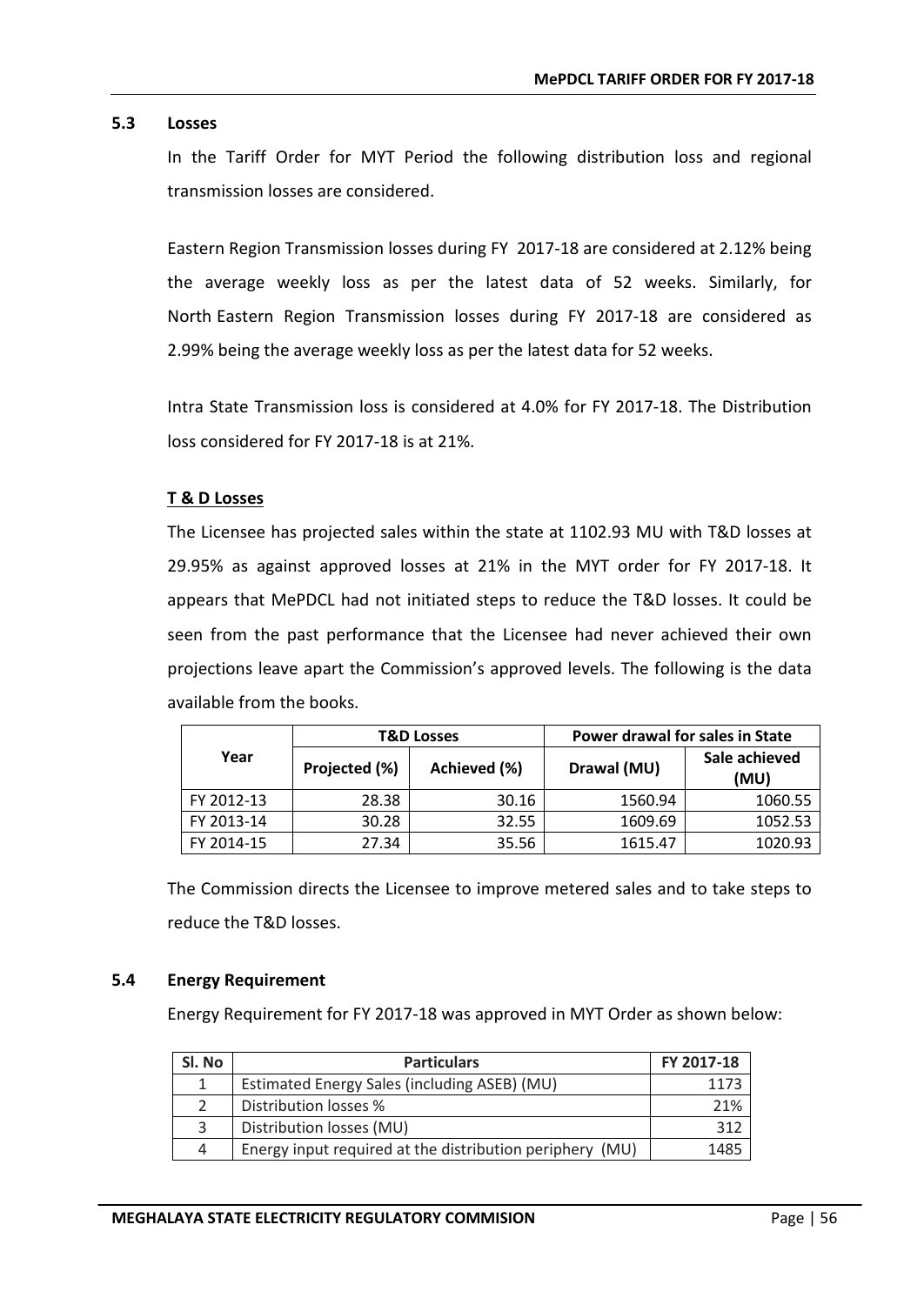### 5.3 Losses

In the Tariff Order for MYT Period the following distribution loss and regional transmission losses are considered.

Eastern Region Transmission losses during FY 2017-18 are considered at 2.12% being the average weekly loss as per the latest data of 52 weeks. Similarly, for North Eastern Region Transmission losses during FY 2017-18 are considered as 2.99% being the average weekly loss as per the latest data for 52 weeks.

Intra State Transmission loss is considered at 4.0% for FY 2017-18. The Distribution loss considered for FY 2017-18 is at 21%.

**T & D Losses**

The Licensee has projected sales within the state at 1102.93 MU with T&D losses at 29.95% as against approved losses at 21% in the MYT order for FY 2017-18. It appears that MePDCL had not initiated steps to reduce the T&D losses. It could be seen from the past performance that the Licensee had never achieved their own projections leave apart the Commission's approved levels. The following is the data available from the books.

| Year | T&D Losses | | Power drawal for sales in State | |
|---|---|---|---|---|
| | Projected (%) | Achieved (%) | Drawal (MU) | Sale achieved (MU) |
| FY 2012-13 | 28.38 | 30.16 | 1560.94 | 1060.55 |
| FY 2013-14 | 30.28 | 32.55 | 1609.69 | 1052.53 |
| FY 2014-15 | 27.34 | 35.56 | 1615.47 | 1020.93 |

The Commission directs the Licensee to improve metered sales and to take steps to reduce the T&D losses.

### 5.4 Energy Requirement

Energy Requirement for FY 2017-18 was approved in MYT Order as shown below:

| Sl. No | Particulars | FY 2017-18 |
|---|---|---|
| 1 | Estimated Energy Sales (including ASEB) (MU) | 1173 |
| 2 | Distribution losses % | 21% |
| 3 | Distribution losses (MU) | 312 |
| 4 | Energy input required at the distribution periphery (MU) | 1485 |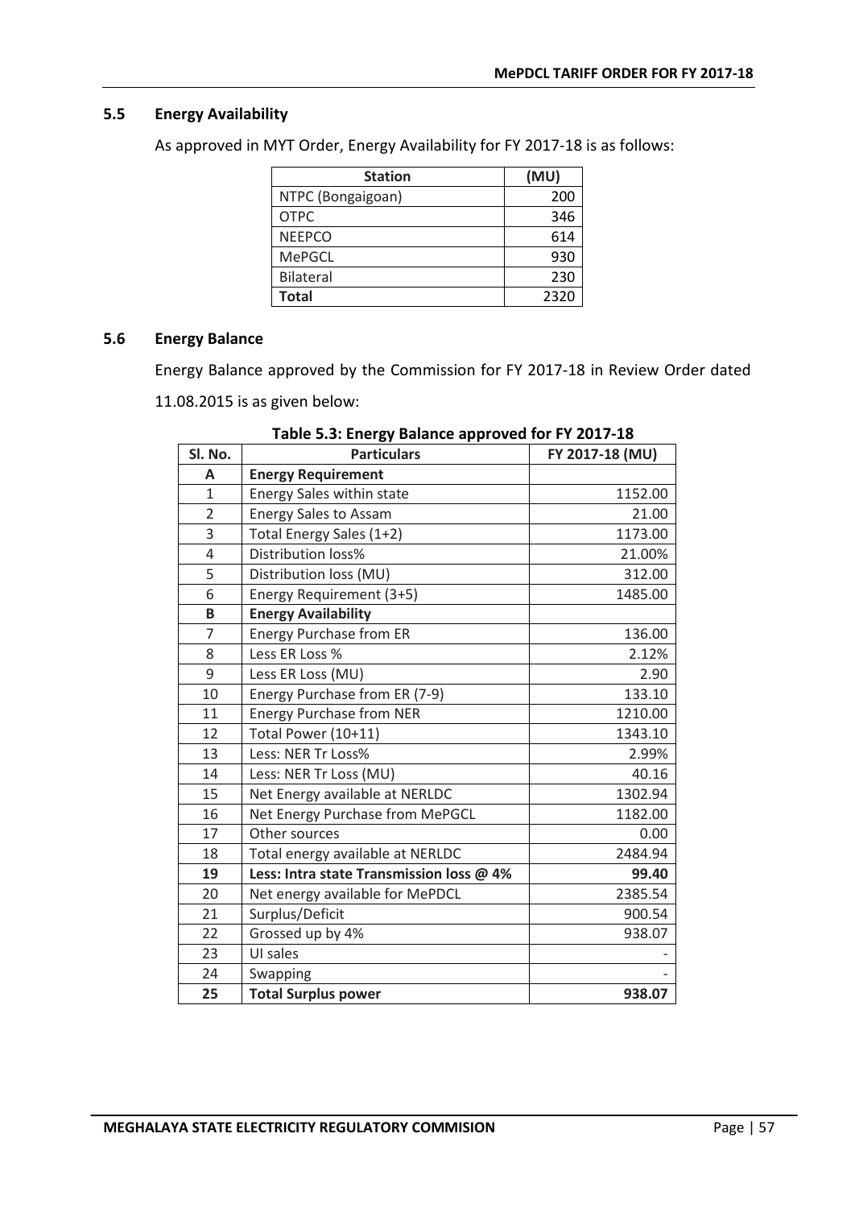### 5.5 Energy Availability

As approved in MYT Order, Energy Availability for FY 2017-18 is as follows:

| Station | (MU) |
|---|---|
| NTPC (Bongaigoan) | 200 |
| OTPC | 346 |
| NEEPCO | 614 |
| MePGCL | 930 |
| Bilateral | 230 |
| **Total** | 2320 |

### 5.6 Energy Balance

Energy Balance approved by the Commission for FY 2017-18 in Review Order dated 11.08.2015 is as given below:

**Table 5.3: Energy Balance approved for FY 2017-18**

| Sl. No. | Particulars | FY 2017-18 (MU) |
|---|---|---|
| **A** | **Energy Requirement** | |
| 1 | Energy Sales within state | 1152.00 |
| 2 | Energy Sales to Assam | 21.00 |
| 3 | Total Energy Sales (1+2) | 1173.00 |
| 4 | Distribution loss% | 21.00% |
| 5 | Distribution loss (MU) | 312.00 |
| 6 | Energy Requirement (3+5) | 1485.00 |
| **B** | **Energy Availability** | |
| 7 | Energy Purchase from ER | 136.00 |
| 8 | Less ER Loss % | 2.12% |
| 9 | Less ER Loss (MU) | 2.90 |
| 10 | Energy Purchase from ER (7-9) | 133.10 |
| 11 | Energy Purchase from NER | 1210.00 |
| 12 | Total Power (10+11) | 1343.10 |
| 13 | Less: NER Tr Loss% | 2.99% |
| 14 | Less: NER Tr Loss (MU) | 40.16 |
| 15 | Net Energy available at NERLDC | 1302.94 |
| 16 | Net Energy Purchase from MePGCL | 1182.00 |
| 17 | Other sources | 0.00 |
| 18 | Total energy available at NERLDC | 2484.94 |
| **19** | **Less: Intra state Transmission loss @ 4%** | **99.40** |
| 20 | Net energy available for MePDCL | 2385.54 |
| 21 | Surplus/Deficit | 900.54 |
| 22 | Grossed up by 4% | 938.07 |
| 23 | UI sales | - |
| 24 | Swapping | - |
| **25** | **Total Surplus power** | **938.07** |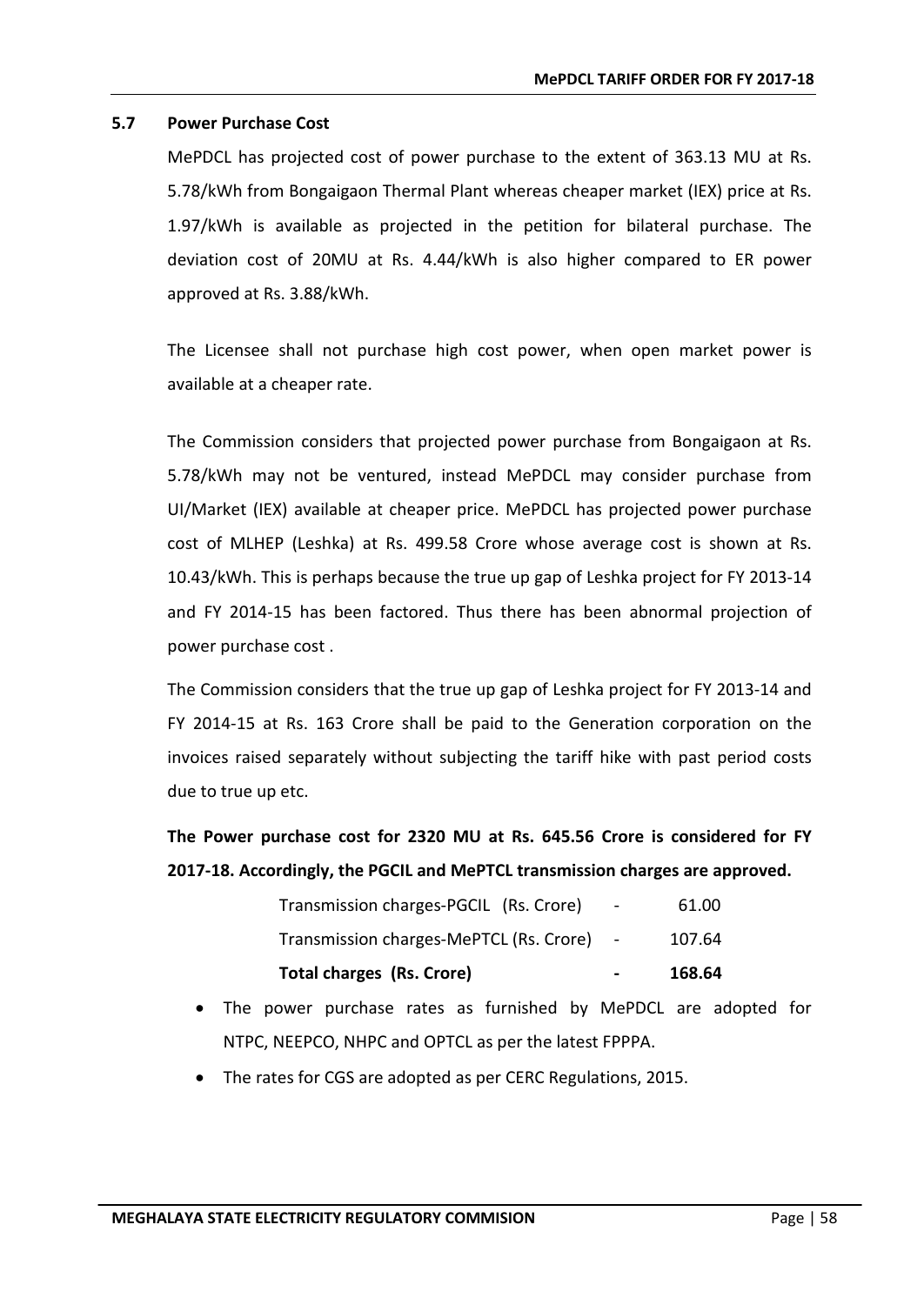### 5.7 Power Purchase Cost

MePDCL has projected cost of power purchase to the extent of 363.13 MU at Rs. 5.78/kWh from Bongaigaon Thermal Plant whereas cheaper market (IEX) price at Rs. 1.97/kWh is available as projected in the petition for bilateral purchase. The deviation cost of 20MU at Rs. 4.44/kWh is also higher compared to ER power approved at Rs. 3.88/kWh.

The Licensee shall not purchase high cost power, when open market power is available at a cheaper rate.

The Commission considers that projected power purchase from Bongaigaon at Rs. 5.78/kWh may not be ventured, instead MePDCL may consider purchase from UI/Market (IEX) available at cheaper price. MePDCL has projected power purchase cost of MLHEP (Leshka) at Rs. 499.58 Crore whose average cost is shown at Rs. 10.43/kWh. This is perhaps because the true up gap of Leshka project for FY 2013-14 and FY 2014-15 has been factored. Thus there has been abnormal projection of power purchase cost .

The Commission considers that the true up gap of Leshka project for FY 2013-14 and FY 2014-15 at Rs. 163 Crore shall be paid to the Generation corporation on the invoices raised separately without subjecting the tariff hike with past period costs due to true up etc.

**The Power purchase cost for 2320 MU at Rs. 645.56 Crore is considered for FY 2017-18. Accordingly, the PGCIL and MePTCL transmission charges are approved.**

| | | |
|---|---|---|
| Transmission charges-PGCIL (Rs. Crore) | - | 61.00 |
| Transmission charges-MePTCL (Rs. Crore) | - | 107.64 |
| **Total charges (Rs. Crore)** | **-** | **168.64** |

- The power purchase rates as furnished by MePDCL are adopted for NTPC, NEEPCO, NHPC and OPTCL as per the latest FPPPA.
- The rates for CGS are adopted as per CERC Regulations, 2015.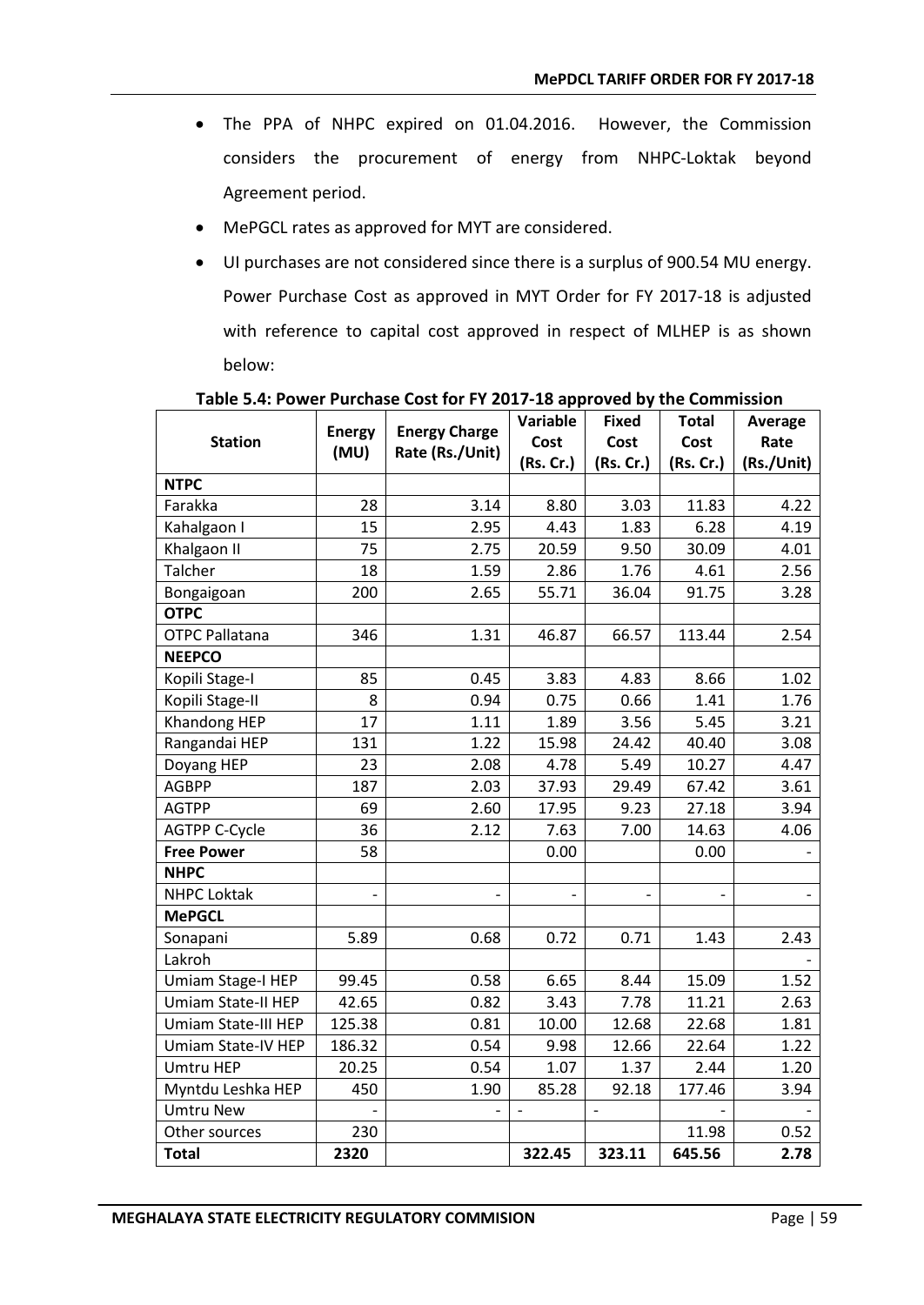- The PPA of NHPC expired on 01.04.2016. However, the Commission considers the procurement of energy from NHPC-Loktak beyond Agreement period.
- MePGCL rates as approved for MYT are considered.
- UI purchases are not considered since there is a surplus of 900.54 MU energy. Power Purchase Cost as approved in MYT Order for FY 2017-18 is adjusted with reference to capital cost approved in respect of MLHEP is as shown below:

**Table 5.4: Power Purchase Cost for FY 2017-18 approved by the Commission**

| Station | Energy (MU) | Energy Charge Rate (Rs./Unit) | Variable Cost (Rs. Cr.) | Fixed Cost (Rs. Cr.) | Total Cost (Rs. Cr.) | Average Rate (Rs./Unit) |
|---|---|---|---|---|---|---|
| **NTPC** | | | | | | |
| Farakka | 28 | 3.14 | 8.80 | 3.03 | 11.83 | 4.22 |
| Kahalgaon I | 15 | 2.95 | 4.43 | 1.83 | 6.28 | 4.19 |
| Khalgaon II | 75 | 2.75 | 20.59 | 9.50 | 30.09 | 4.01 |
| Talcher | 18 | 1.59 | 2.86 | 1.76 | 4.61 | 2.56 |
| Bongaigoan | 200 | 2.65 | 55.71 | 36.04 | 91.75 | 3.28 |
| **OTPC** | | | | | | |
| OTPC Pallatana | 346 | 1.31 | 46.87 | 66.57 | 113.44 | 2.54 |
| **NEEPCO** | | | | | | |
| Kopili Stage-I | 85 | 0.45 | 3.83 | 4.83 | 8.66 | 1.02 |
| Kopili Stage-II | 8 | 0.94 | 0.75 | 0.66 | 1.41 | 1.76 |
| Khandong HEP | 17 | 1.11 | 1.89 | 3.56 | 5.45 | 3.21 |
| Rangandai HEP | 131 | 1.22 | 15.98 | 24.42 | 40.40 | 3.08 |
| Doyang HEP | 23 | 2.08 | 4.78 | 5.49 | 10.27 | 4.47 |
| AGBPP | 187 | 2.03 | 37.93 | 29.49 | 67.42 | 3.61 |
| AGTPP | 69 | 2.60 | 17.95 | 9.23 | 27.18 | 3.94 |
| AGTPP C-Cycle | 36 | 2.12 | 7.63 | 7.00 | 14.63 | 4.06 |
| **Free Power** | 58 | | 0.00 | | 0.00 | - |
| **NHPC** | | | | | | |
| NHPC Loktak | - | - | - | - | - | - |
| **MePGCL** | | | | | | |
| Sonapani | 5.89 | 0.68 | 0.72 | 0.71 | 1.43 | 2.43 |
| Lakroh | | | | | | - |
| Umiam Stage-I HEP | 99.45 | 0.58 | 6.65 | 8.44 | 15.09 | 1.52 |
| Umiam State-II HEP | 42.65 | 0.82 | 3.43 | 7.78 | 11.21 | 2.63 |
| Umiam State-III HEP | 125.38 | 0.81 | 10.00 | 12.68 | 22.68 | 1.81 |
| Umiam State-IV HEP | 186.32 | 0.54 | 9.98 | 12.66 | 22.64 | 1.22 |
| Umtru HEP | 20.25 | 0.54 | 1.07 | 1.37 | 2.44 | 1.20 |
| Myntdu Leshka HEP | 450 | 1.90 | 85.28 | 92.18 | 177.46 | 3.94 |
| Umtru New | - | - | - | - | - | - |
| Other sources | 230 | | | | 11.98 | 0.52 |
| **Total** | **2320** | | **322.45** | **323.11** | **645.56** | **2.78** |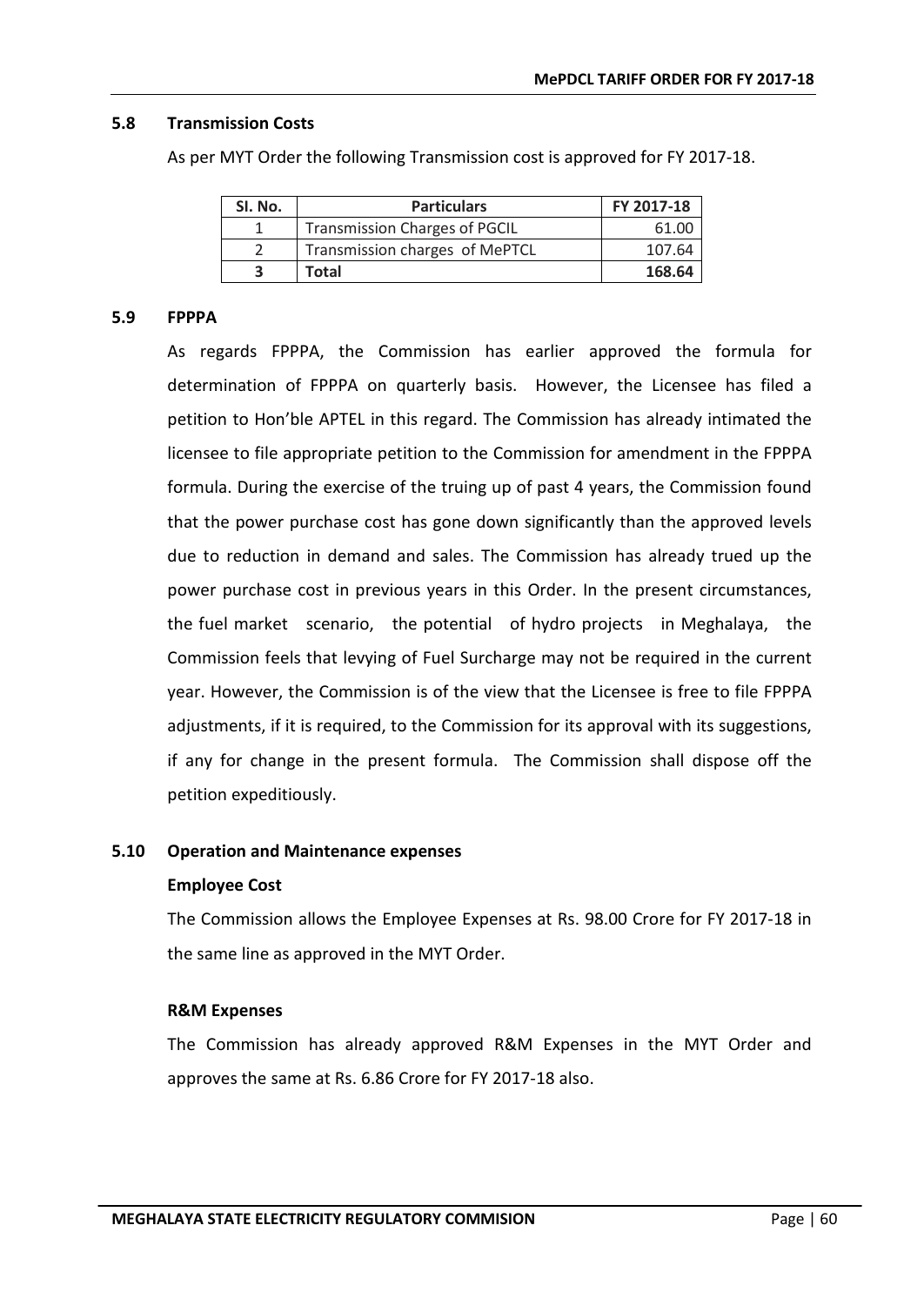### 5.8 Transmission Costs

As per MYT Order the following Transmission cost is approved for FY 2017-18.

| Sl. No. | Particulars | FY 2017-18 |
|---|---|---|
| 1 | Transmission Charges of PGCIL | 61.00 |
| 2 | Transmission charges of MePTCL | 107.64 |
| **3** | **Total** | **168.64** |

### 5.9 FPPPA

As regards FPPPA, the Commission has earlier approved the formula for determination of FPPPA on quarterly basis. However, the Licensee has filed a petition to Hon'ble APTEL in this regard. The Commission has already intimated the licensee to file appropriate petition to the Commission for amendment in the FPPPA formula. During the exercise of the truing up of past 4 years, the Commission found that the power purchase cost has gone down significantly than the approved levels due to reduction in demand and sales. The Commission has already trued up the power purchase cost in previous years in this Order. In the present circumstances, the fuel market scenario, the potential of hydro projects in Meghalaya, the Commission feels that levying of Fuel Surcharge may not be required in the current year. However, the Commission is of the view that the Licensee is free to file FPPPA adjustments, if it is required, to the Commission for its approval with its suggestions, if any for change in the present formula. The Commission shall dispose off the petition expeditiously.

### 5.10 Operation and Maintenance expenses

**Employee Cost**

The Commission allows the Employee Expenses at Rs. 98.00 Crore for FY 2017-18 in the same line as approved in the MYT Order.

**R&M Expenses**

The Commission has already approved R&M Expenses in the MYT Order and approves the same at Rs. 6.86 Crore for FY 2017-18 also.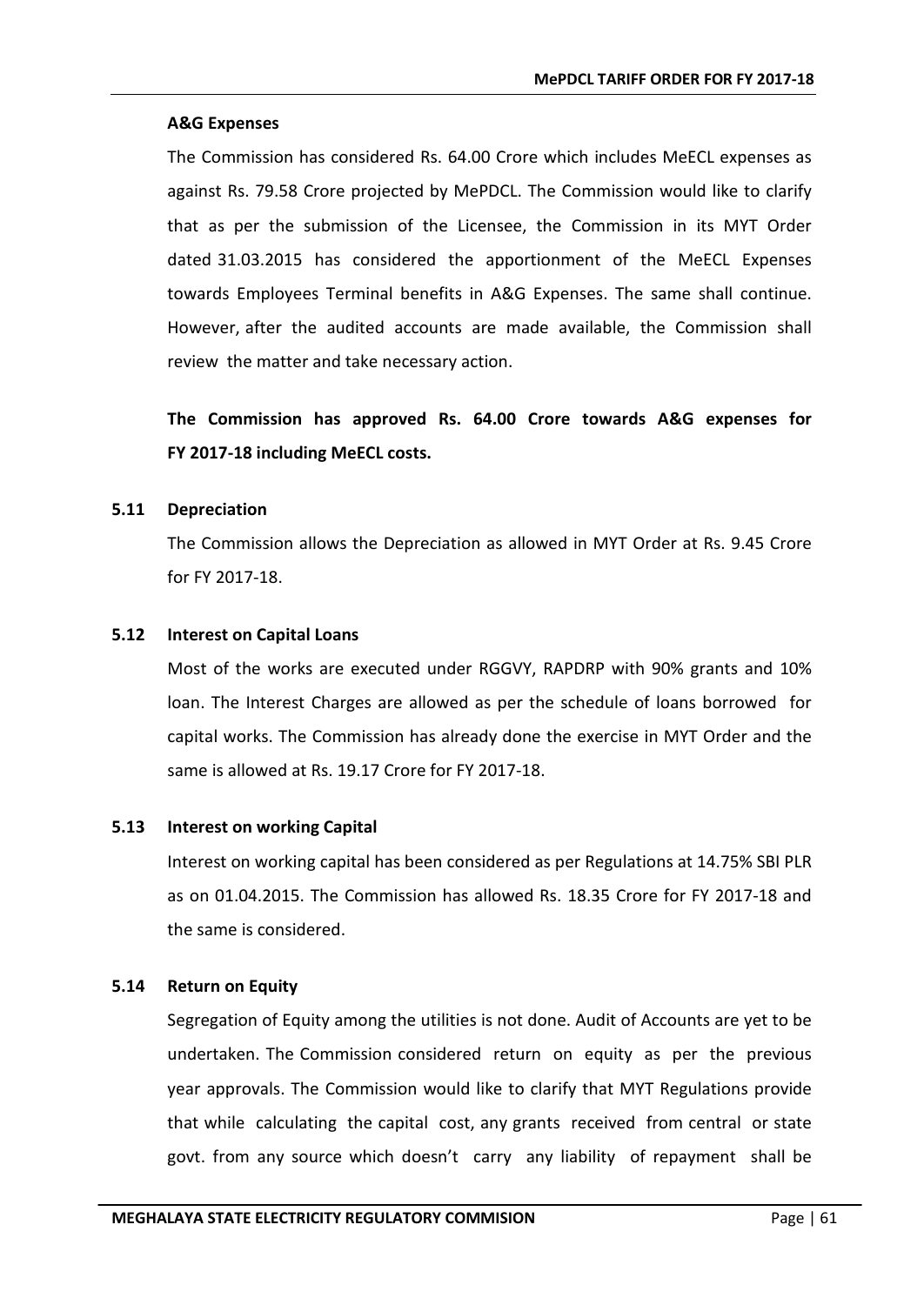**A&G Expenses**

The Commission has considered Rs. 64.00 Crore which includes MeECL expenses as against Rs. 79.58 Crore projected by MePDCL. The Commission would like to clarify that as per the submission of the Licensee, the Commission in its MYT Order dated 31.03.2015 has considered the apportionment of the MeECL Expenses towards Employees Terminal benefits in A&G Expenses. The same shall continue. However, after the audited accounts are made available, the Commission shall review the matter and take necessary action.

**The Commission has approved Rs. 64.00 Crore towards A&G expenses for FY 2017-18 including MeECL costs.**

## 5.11 Depreciation

The Commission allows the Depreciation as allowed in MYT Order at Rs. 9.45 Crore for FY 2017-18.

## 5.12 Interest on Capital Loans

Most of the works are executed under RGGVY, RAPDRP with 90% grants and 10% loan. The Interest Charges are allowed as per the schedule of loans borrowed for capital works. The Commission has already done the exercise in MYT Order and the same is allowed at Rs. 19.17 Crore for FY 2017-18.

## 5.13 Interest on working Capital

Interest on working capital has been considered as per Regulations at 14.75% SBI PLR as on 01.04.2015. The Commission has allowed Rs. 18.35 Crore for FY 2017-18 and the same is considered.

## 5.14 Return on Equity

Segregation of Equity among the utilities is not done. Audit of Accounts are yet to be undertaken. The Commission considered return on equity as per the previous year approvals. The Commission would like to clarify that MYT Regulations provide that while calculating the capital cost, any grants received from central or state govt. from any source which doesn't carry any liability of repayment shall be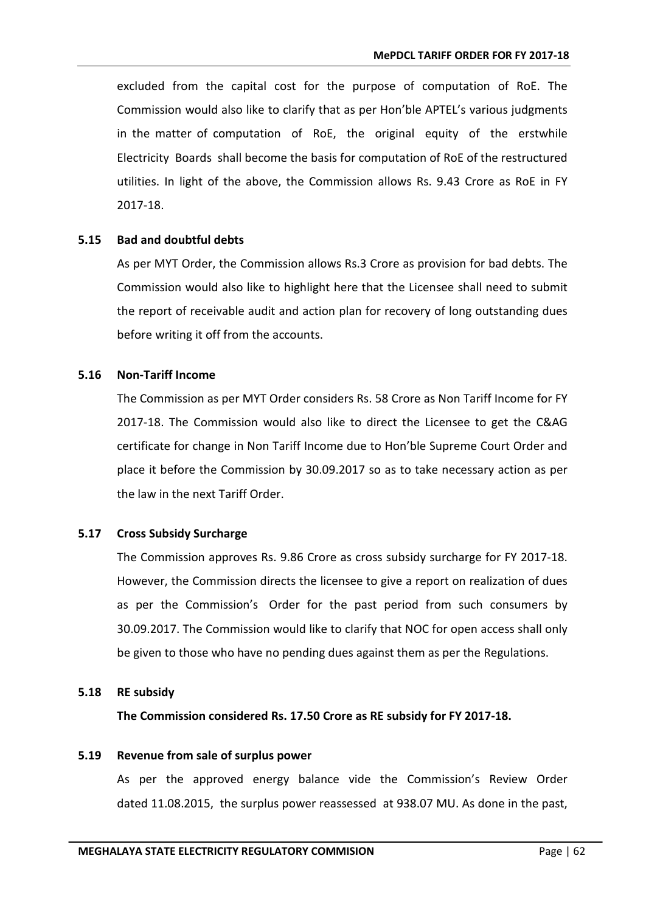excluded from the capital cost for the purpose of computation of RoE. The Commission would also like to clarify that as per Hon'ble APTEL's various judgments in the matter of computation of RoE, the original equity of the erstwhile Electricity Boards shall become the basis for computation of RoE of the restructured utilities. In light of the above, the Commission allows Rs. 9.43 Crore as RoE in FY 2017-18.

### 5.15 Bad and doubtful debts

As per MYT Order, the Commission allows Rs.3 Crore as provision for bad debts. The Commission would also like to highlight here that the Licensee shall need to submit the report of receivable audit and action plan for recovery of long outstanding dues before writing it off from the accounts.

### 5.16 Non-Tariff Income

The Commission as per MYT Order considers Rs. 58 Crore as Non Tariff Income for FY 2017-18. The Commission would also like to direct the Licensee to get the C&AG certificate for change in Non Tariff Income due to Hon'ble Supreme Court Order and place it before the Commission by 30.09.2017 so as to take necessary action as per the law in the next Tariff Order.

### 5.17 Cross Subsidy Surcharge

The Commission approves Rs. 9.86 Crore as cross subsidy surcharge for FY 2017-18. However, the Commission directs the licensee to give a report on realization of dues as per the Commission's Order for the past period from such consumers by 30.09.2017. The Commission would like to clarify that NOC for open access shall only be given to those who have no pending dues against them as per the Regulations.

### 5.18 RE subsidy

**The Commission considered Rs. 17.50 Crore as RE subsidy for FY 2017-18.**

### 5.19 Revenue from sale of surplus power

As per the approved energy balance vide the Commission's Review Order dated 11.08.2015, the surplus power reassessed at 938.07 MU. As done in the past,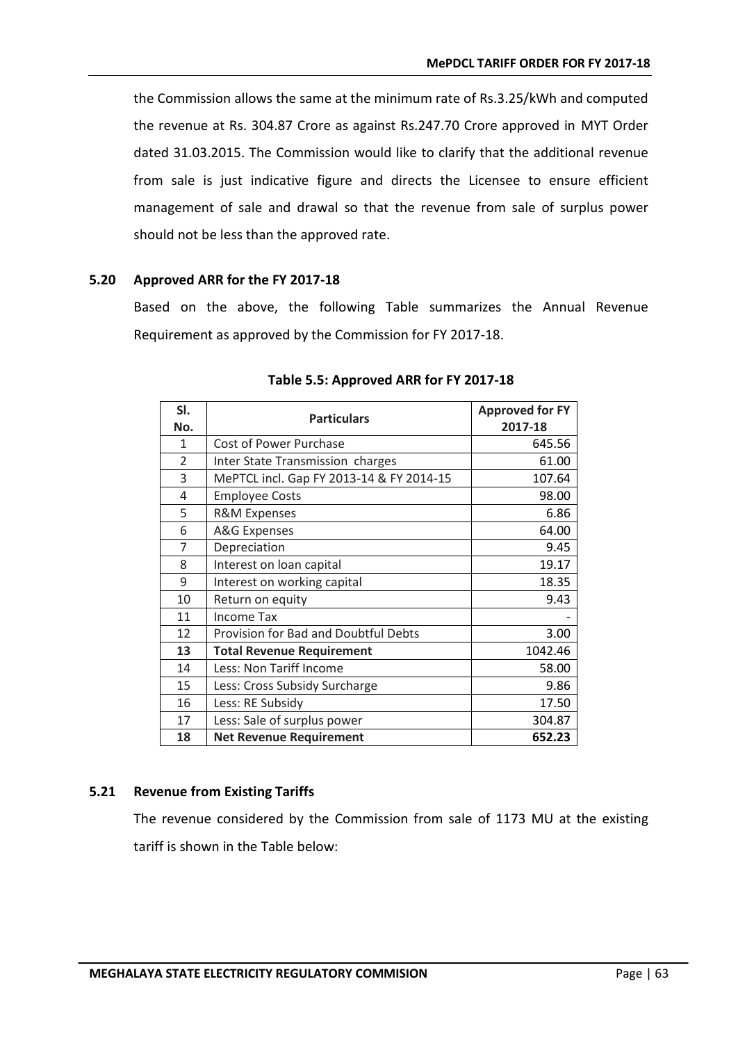the Commission allows the same at the minimum rate of Rs.3.25/kWh and computed the revenue at Rs. 304.87 Crore as against Rs.247.70 Crore approved in MYT Order dated 31.03.2015. The Commission would like to clarify that the additional revenue from sale is just indicative figure and directs the Licensee to ensure efficient management of sale and drawal so that the revenue from sale of surplus power should not be less than the approved rate.

### 5.20 Approved ARR for the FY 2017-18

Based on the above, the following Table summarizes the Annual Revenue Requirement as approved by the Commission for FY 2017-18.

**Table 5.5: Approved ARR for FY 2017-18**

| Sl. No. | Particulars | Approved for FY 2017-18 |
|---|---|---|
| 1 | Cost of Power Purchase | 645.56 |
| 2 | Inter State Transmission charges | 61.00 |
| 3 | MePTCL incl. Gap FY 2013-14 & FY 2014-15 | 107.64 |
| 4 | Employee Costs | 98.00 |
| 5 | R&M Expenses | 6.86 |
| 6 | A&G Expenses | 64.00 |
| 7 | Depreciation | 9.45 |
| 8 | Interest on loan capital | 19.17 |
| 9 | Interest on working capital | 18.35 |
| 10 | Return on equity | 9.43 |
| 11 | Income Tax | - |
| 12 | Provision for Bad and Doubtful Debts | 3.00 |
| **13** | **Total Revenue Requirement** | **1042.46** |
| 14 | Less: Non Tariff Income | 58.00 |
| 15 | Less: Cross Subsidy Surcharge | 9.86 |
| 16 | Less: RE Subsidy | 17.50 |
| 17 | Less: Sale of surplus power | 304.87 |
| **18** | **Net Revenue Requirement** | **652.23** |

### 5.21 Revenue from Existing Tariffs

The revenue considered by the Commission from sale of 1173 MU at the existing tariff is shown in the Table below: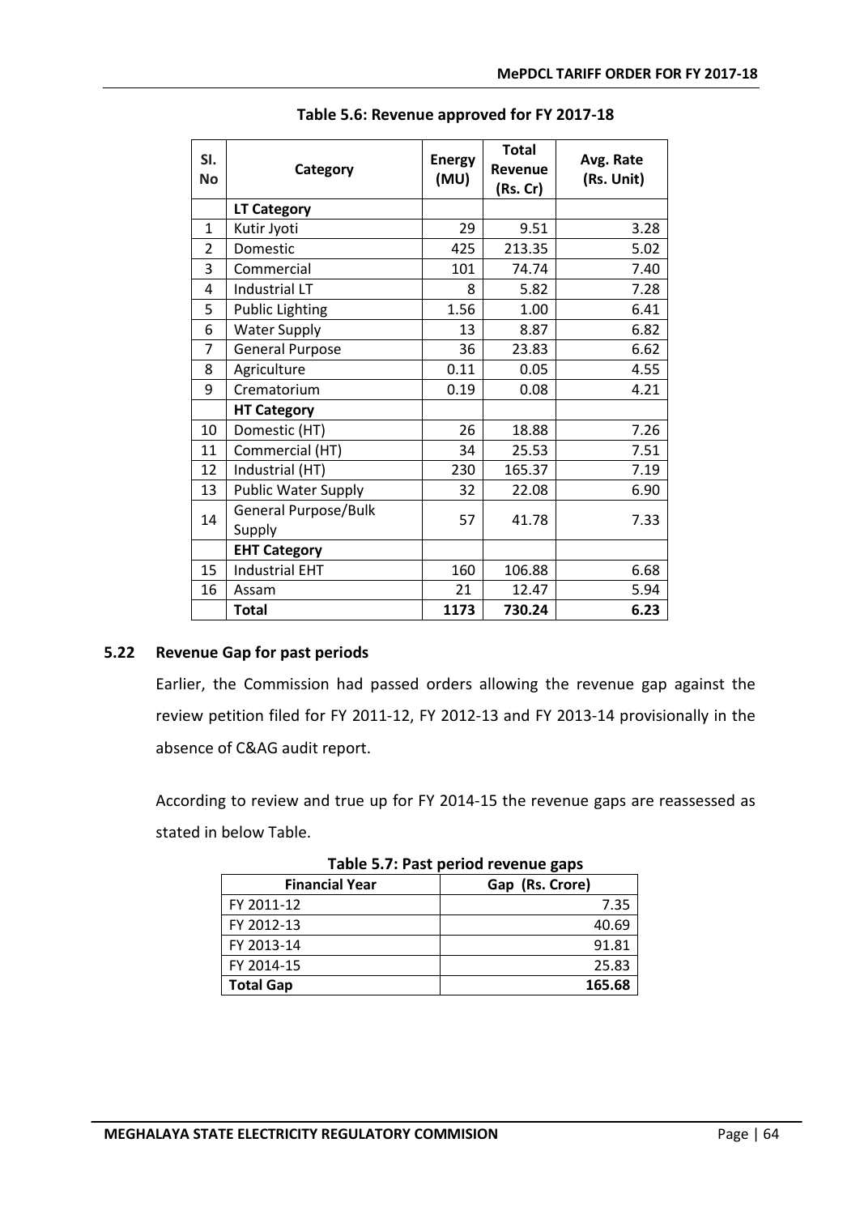**Table 5.6: Revenue approved for FY 2017-18**

| Sl. No | Category | Energy (MU) | Total Revenue (Rs. Cr) | Avg. Rate (Rs. Unit) |
|---|---|---|---|---|
| | **LT Category** | | | |
| 1 | Kutir Jyoti | 29 | 9.51 | 3.28 |
| 2 | Domestic | 425 | 213.35 | 5.02 |
| 3 | Commercial | 101 | 74.74 | 7.40 |
| 4 | Industrial LT | 8 | 5.82 | 7.28 |
| 5 | Public Lighting | 1.56 | 1.00 | 6.41 |
| 6 | Water Supply | 13 | 8.87 | 6.82 |
| 7 | General Purpose | 36 | 23.83 | 6.62 |
| 8 | Agriculture | 0.11 | 0.05 | 4.55 |
| 9 | Crematorium | 0.19 | 0.08 | 4.21 |
| | **HT Category** | | | |
| 10 | Domestic (HT) | 26 | 18.88 | 7.26 |
| 11 | Commercial (HT) | 34 | 25.53 | 7.51 |
| 12 | Industrial (HT) | 230 | 165.37 | 7.19 |
| 13 | Public Water Supply | 32 | 22.08 | 6.90 |
| 14 | General Purpose/Bulk Supply | 57 | 41.78 | 7.33 |
| | **EHT Category** | | | |
| 15 | Industrial EHT | 160 | 106.88 | 6.68 |
| 16 | Assam | 21 | 12.47 | 5.94 |
| | **Total** | **1173** | **730.24** | **6.23** |

### 5.22 Revenue Gap for past periods

Earlier, the Commission had passed orders allowing the revenue gap against the review petition filed for FY 2011-12, FY 2012-13 and FY 2013-14 provisionally in the absence of C&AG audit report.

According to review and true up for FY 2014-15 the revenue gaps are reassessed as stated in below Table.

**Table 5.7: Past period revenue gaps**

| Financial Year | Gap (Rs. Crore) |
|---|---|
| FY 2011-12 | 7.35 |
| FY 2012-13 | 40.69 |
| FY 2013-14 | 91.81 |
| FY 2014-15 | 25.83 |
| **Total Gap** | **165.68** |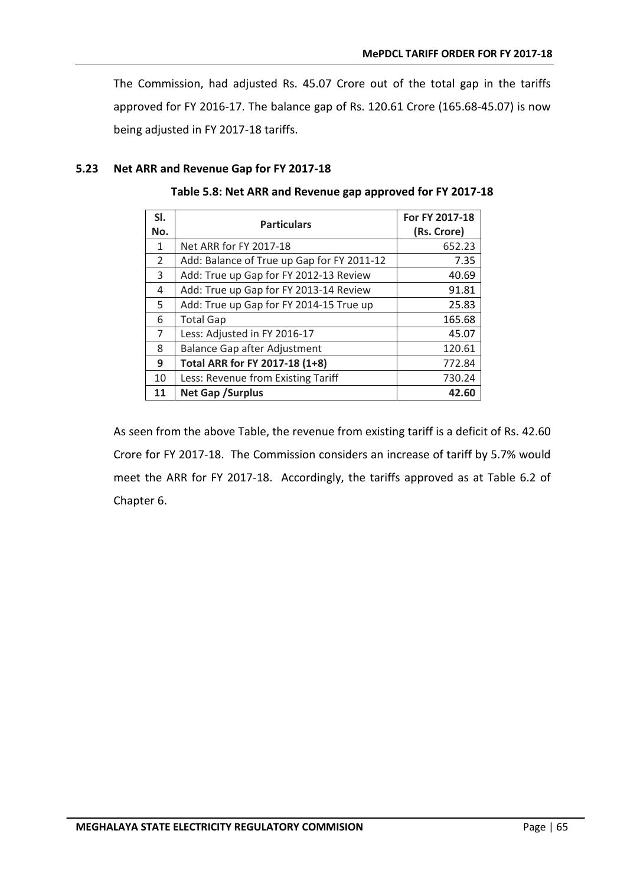The Commission, had adjusted Rs. 45.07 Crore out of the total gap in the tariffs approved for FY 2016-17. The balance gap of Rs. 120.61 Crore (165.68-45.07) is now being adjusted in FY 2017-18 tariffs.

## 5.23 Net ARR and Revenue Gap for FY 2017-18

**Table 5.8: Net ARR and Revenue gap approved for FY 2017-18**

| Sl. No. | Particulars | For FY 2017-18 (Rs. Crore) |
|---|---|---|
| 1 | Net ARR for FY 2017-18 | 652.23 |
| 2 | Add: Balance of True up Gap for FY 2011-12 | 7.35 |
| 3 | Add: True up Gap for FY 2012-13 Review | 40.69 |
| 4 | Add: True up Gap for FY 2013-14 Review | 91.81 |
| 5 | Add: True up Gap for FY 2014-15 True up | 25.83 |
| 6 | Total Gap | 165.68 |
| 7 | Less: Adjusted in FY 2016-17 | 45.07 |
| 8 | Balance Gap after Adjustment | 120.61 |
| **9** | **Total ARR for FY 2017-18 (1+8)** | **772.84** |
| 10 | Less: Revenue from Existing Tariff | 730.24 |
| **11** | **Net Gap /Surplus** | **42.60** |

As seen from the above Table, the revenue from existing tariff is a deficit of Rs. 42.60 Crore for FY 2017-18. The Commission considers an increase of tariff by 5.7% would meet the ARR for FY 2017-18. Accordingly, the tariffs approved as at Table 6.2 of Chapter 6.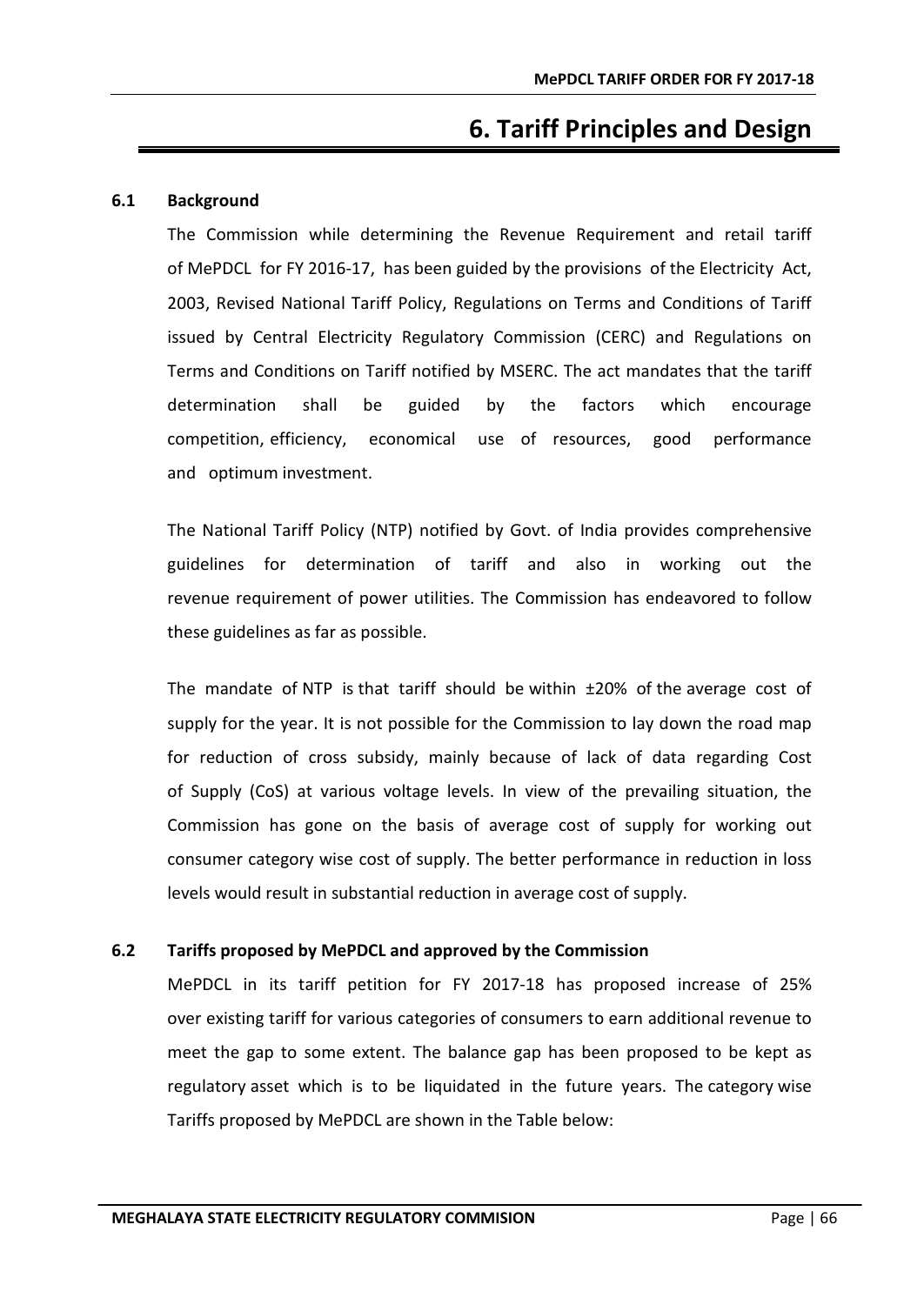# 6. Tariff Principles and Design

## 6.1 Background

The Commission while determining the Revenue Requirement and retail tariff of MePDCL for FY 2016-17, has been guided by the provisions of the Electricity Act, 2003, Revised National Tariff Policy, Regulations on Terms and Conditions of Tariff issued by Central Electricity Regulatory Commission (CERC) and Regulations on Terms and Conditions on Tariff notified by MSERC. The act mandates that the tariff determination shall be guided by the factors which encourage competition, efficiency, economical use of resources, good performance and optimum investment.

The National Tariff Policy (NTP) notified by Govt. of India provides comprehensive guidelines for determination of tariff and also in working out the revenue requirement of power utilities. The Commission has endeavored to follow these guidelines as far as possible.

The mandate of NTP is that tariff should be within ±20% of the average cost of supply for the year. It is not possible for the Commission to lay down the road map for reduction of cross subsidy, mainly because of lack of data regarding Cost of Supply (CoS) at various voltage levels. In view of the prevailing situation, the Commission has gone on the basis of average cost of supply for working out consumer category wise cost of supply. The better performance in reduction in loss levels would result in substantial reduction in average cost of supply.

## 6.2 Tariffs proposed by MePDCL and approved by the Commission

MePDCL in its tariff petition for FY 2017-18 has proposed increase of 25% over existing tariff for various categories of consumers to earn additional revenue to meet the gap to some extent. The balance gap has been proposed to be kept as regulatory asset which is to be liquidated in the future years. The category wise Tariffs proposed by MePDCL are shown in the Table below: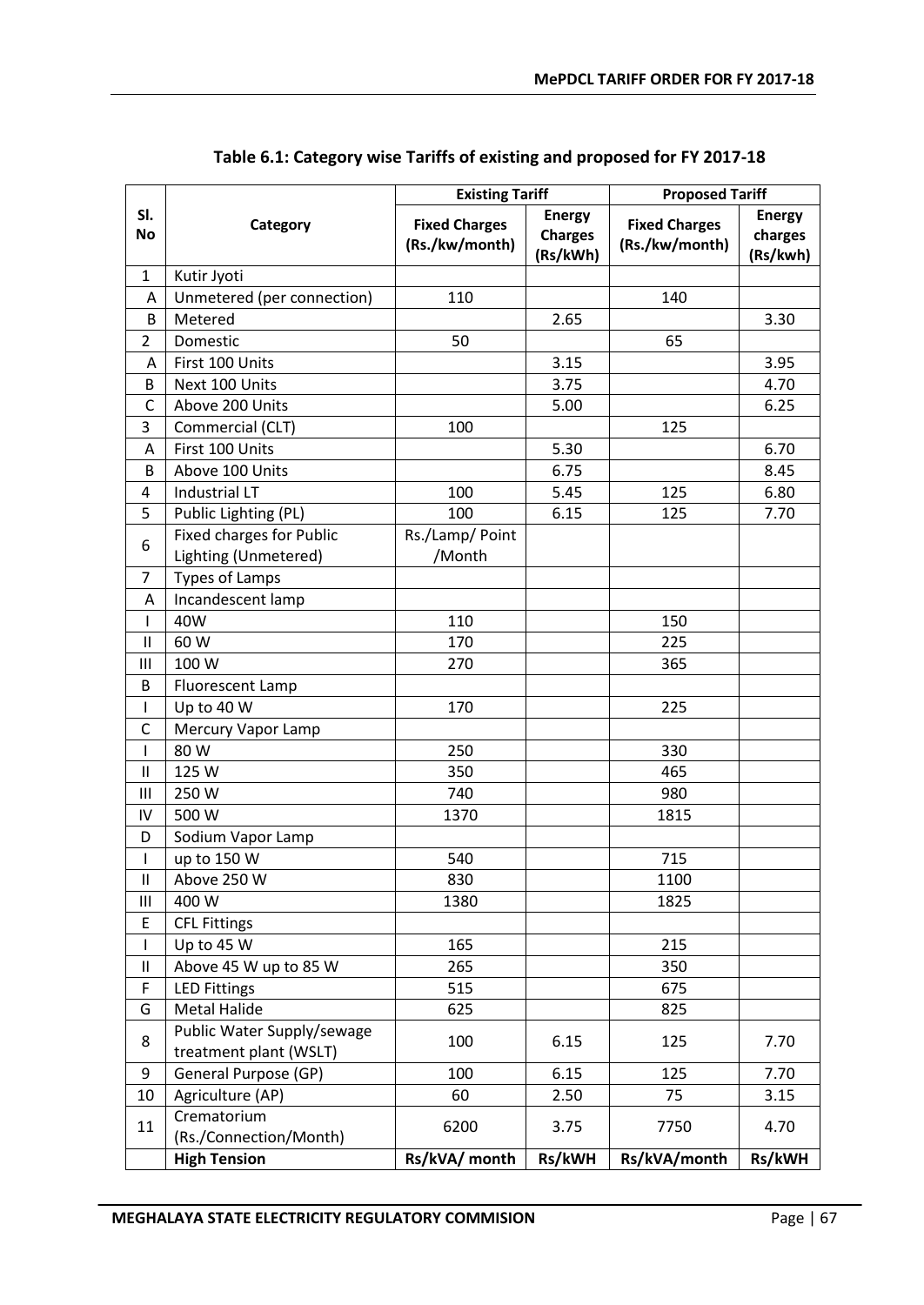## Table 6.1: Category wise Tariffs of existing and proposed for FY 2017-18

| Sl. No | Category | Existing Tariff | | Proposed Tariff | |
|---|---|---|---|---|---|
| | | Fixed Charges (Rs./kw/month) | Energy Charges (Rs/kWh) | Fixed Charges (Rs./kw/month) | Energy charges (Rs/kwh) |
| 1 | Kutir Jyoti | | | | |
| A | Unmetered (per connection) | 110 | | 140 | |
| B | Metered | | 2.65 | | 3.30 |
| 2 | Domestic | 50 | | 65 | |
| A | First 100 Units | | 3.15 | | 3.95 |
| B | Next 100 Units | | 3.75 | | 4.70 |
| C | Above 200 Units | | 5.00 | | 6.25 |
| 3 | Commercial (CLT) | 100 | | 125 | |
| A | First 100 Units | | 5.30 | | 6.70 |
| B | Above 100 Units | | 6.75 | | 8.45 |
| 4 | Industrial LT | 100 | 5.45 | 125 | 6.80 |
| 5 | Public Lighting (PL) | 100 | 6.15 | 125 | 7.70 |
| 6 | Fixed charges for Public Lighting (Unmetered) | Rs./Lamp/ Point /Month | | | |
| 7 | Types of Lamps | | | | |
| A | Incandescent lamp | | | | |
| I | 40W | 110 | | 150 | |
| II | 60 W | 170 | | 225 | |
| III | 100 W | 270 | | 365 | |
| B | Fluorescent Lamp | | | | |
| I | Up to 40 W | 170 | | 225 | |
| C | Mercury Vapor Lamp | | | | |
| I | 80 W | 250 | | 330 | |
| II | 125 W | 350 | | 465 | |
| III | 250 W | 740 | | 980 | |
| IV | 500 W | 1370 | | 1815 | |
| D | Sodium Vapor Lamp | | | | |
| I | up to 150 W | 540 | | 715 | |
| II | Above 250 W | 830 | | 1100 | |
| III | 400 W | 1380 | | 1825 | |
| E | CFL Fittings | | | | |
| I | Up to 45 W | 165 | | 215 | |
| II | Above 45 W up to 85 W | 265 | | 350 | |
| F | LED Fittings | 515 | | 675 | |
| G | Metal Halide | 625 | | 825 | |
| 8 | Public Water Supply/sewage treatment plant (WSLT) | 100 | 6.15 | 125 | 7.70 |
| 9 | General Purpose (GP) | 100 | 6.15 | 125 | 7.70 |
| 10 | Agriculture (AP) | 60 | 2.50 | 75 | 3.15 |
| 11 | Crematorium (Rs./Connection/Month) | 6200 | 3.75 | 7750 | 4.70 |
| | **High Tension** | **Rs/kVA/ month** | **Rs/kWH** | **Rs/kVA/month** | **Rs/kWH** |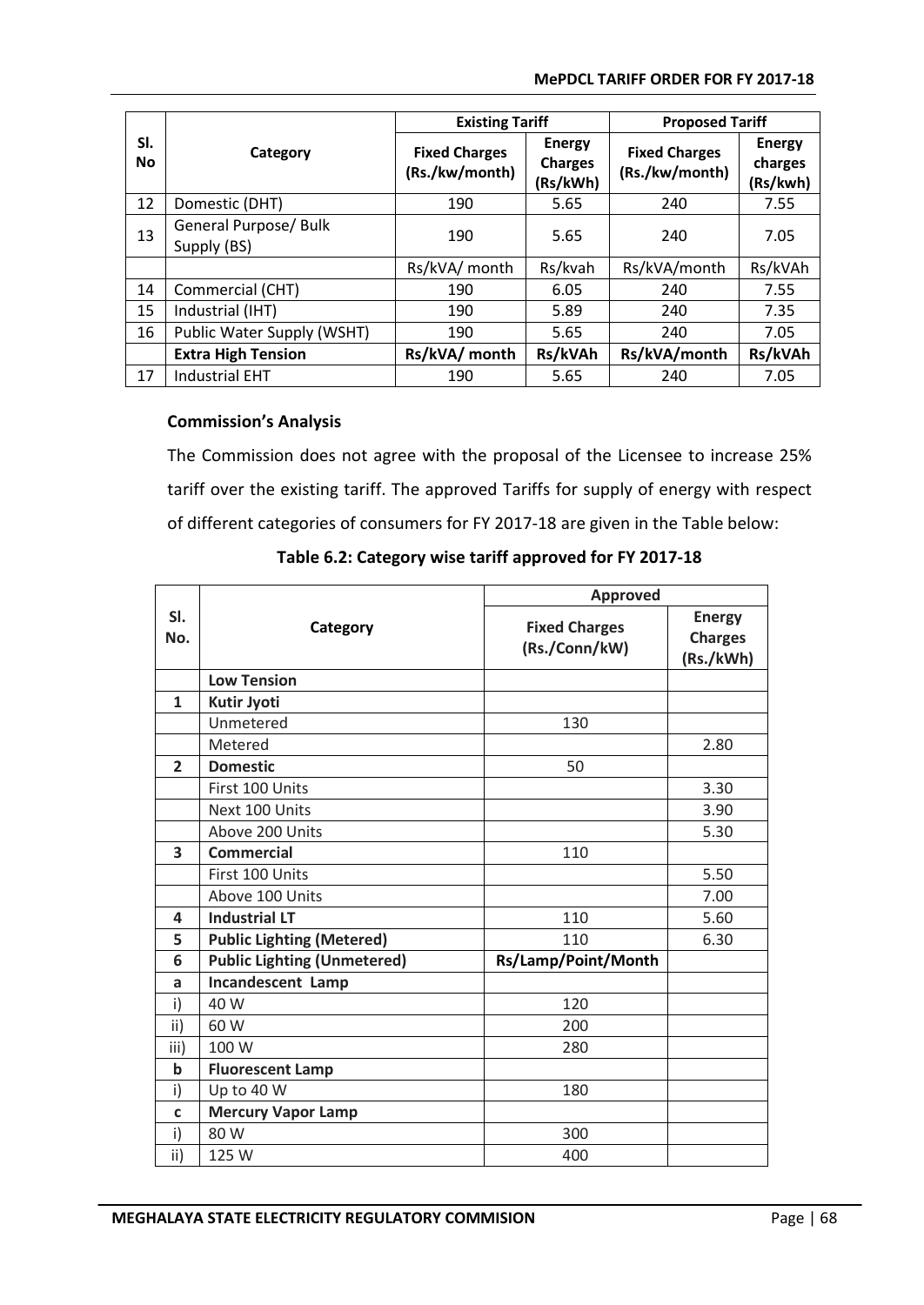| Sl. No | Category | Existing Tariff | | Proposed Tariff | |
|---|---|---|---|---|---|
| | | **Fixed Charges (Rs./kw/month)** | **Energy Charges (Rs/kWh)** | **Fixed Charges (Rs./kw/month)** | **Energy charges (Rs/kwh)** |
| 12 | Domestic (DHT) | 190 | 5.65 | 240 | 7.55 |
| 13 | General Purpose/ Bulk Supply (BS) | 190 | 5.65 | 240 | 7.05 |
| | | Rs/kVA/ month | Rs/kvah | Rs/kVA/month | Rs/kVAh |
| 14 | Commercial (CHT) | 190 | 6.05 | 240 | 7.55 |
| 15 | Industrial (IHT) | 190 | 5.89 | 240 | 7.35 |
| 16 | Public Water Supply (WSHT) | 190 | 5.65 | 240 | 7.05 |
| | **Extra High Tension** | **Rs/kVA/ month** | **Rs/kVAh** | **Rs/kVA/month** | **Rs/kVAh** |
| 17 | Industrial EHT | 190 | 5.65 | 240 | 7.05 |

**Commission's Analysis**

The Commission does not agree with the proposal of the Licensee to increase 25% tariff over the existing tariff. The approved Tariffs for supply of energy with respect of different categories of consumers for FY 2017-18 are given in the Table below:

**Table 6.2: Category wise tariff approved for FY 2017-18**

| Sl. No. | Category | Approved | |
|---|---|---|---|
| | | **Fixed Charges (Rs./Conn/kW)** | **Energy Charges (Rs./kWh)** |
| | **Low Tension** | | |
| **1** | **Kutir Jyoti** | | |
| | Unmetered | 130 | |
| | Metered | | 2.80 |
| **2** | **Domestic** | 50 | |
| | First 100 Units | | 3.30 |
| | Next 100 Units | | 3.90 |
| | Above 200 Units | | 5.30 |
| **3** | **Commercial** | 110 | |
| | First 100 Units | | 5.50 |
| | Above 100 Units | | 7.00 |
| **4** | **Industrial LT** | 110 | 5.60 |
| **5** | **Public Lighting (Metered)** | 110 | 6.30 |
| **6** | **Public Lighting (Unmetered)** | **Rs/Lamp/Point/Month** | |
| **a** | **Incandescent Lamp** | | |
| i) | 40 W | 120 | |
| ii) | 60 W | 200 | |
| iii) | 100 W | 280 | |
| **b** | **Fluorescent Lamp** | | |
| i) | Up to 40 W | 180 | |
| **c** | **Mercury Vapor Lamp** | | |
| i) | 80 W | 300 | |
| ii) | 125 W | 400 | |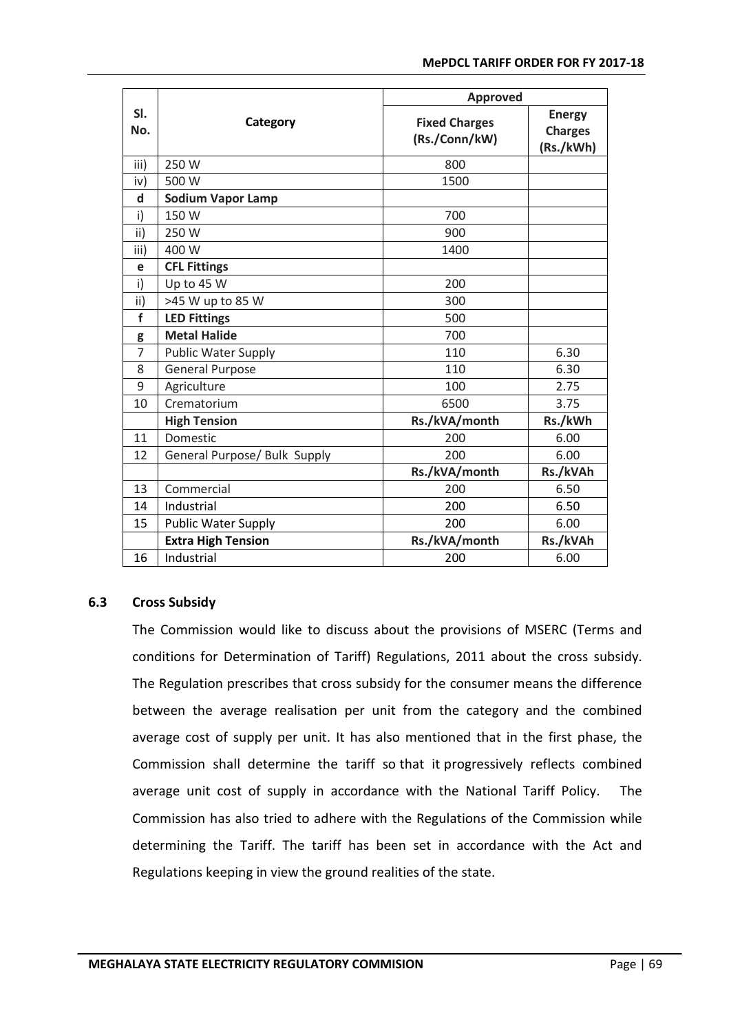| Sl. No. | Category | Approved | |
|---|---|---|---|
| | | **Fixed Charges (Rs./Conn/kW)** | **Energy Charges (Rs./kWh)** |
| iii) | 250 W | 800 | |
| iv) | 500 W | 1500 | |
| **d** | **Sodium Vapor Lamp** | | |
| i) | 150 W | 700 | |
| ii) | 250 W | 900 | |
| iii) | 400 W | 1400 | |
| **e** | **CFL Fittings** | | |
| i) | Up to 45 W | 200 | |
| ii) | >45 W up to 85 W | 300 | |
| **f** | **LED Fittings** | 500 | |
| **g** | **Metal Halide** | 700 | |
| 7 | Public Water Supply | 110 | 6.30 |
| 8 | General Purpose | 110 | 6.30 |
| 9 | Agriculture | 100 | 2.75 |
| 10 | Crematorium | 6500 | 3.75 |
| | **High Tension** | **Rs./kVA/month** | **Rs./kWh** |
| 11 | Domestic | 200 | 6.00 |
| 12 | General Purpose/ Bulk Supply | 200 | 6.00 |
| | | **Rs./kVA/month** | **Rs./kVAh** |
| 13 | Commercial | 200 | 6.50 |
| 14 | Industrial | 200 | 6.50 |
| 15 | Public Water Supply | 200 | 6.00 |
| | **Extra High Tension** | **Rs./kVA/month** | **Rs./kVAh** |
| 16 | Industrial | 200 | 6.00 |

### 6.3 Cross Subsidy

The Commission would like to discuss about the provisions of MSERC (Terms and conditions for Determination of Tariff) Regulations, 2011 about the cross subsidy. The Regulation prescribes that cross subsidy for the consumer means the difference between the average realisation per unit from the category and the combined average cost of supply per unit. It has also mentioned that in the first phase, the Commission shall determine the tariff so that it progressively reflects combined average unit cost of supply in accordance with the National Tariff Policy. The Commission has also tried to adhere with the Regulations of the Commission while determining the Tariff. The tariff has been set in accordance with the Act and Regulations keeping in view the ground realities of the state.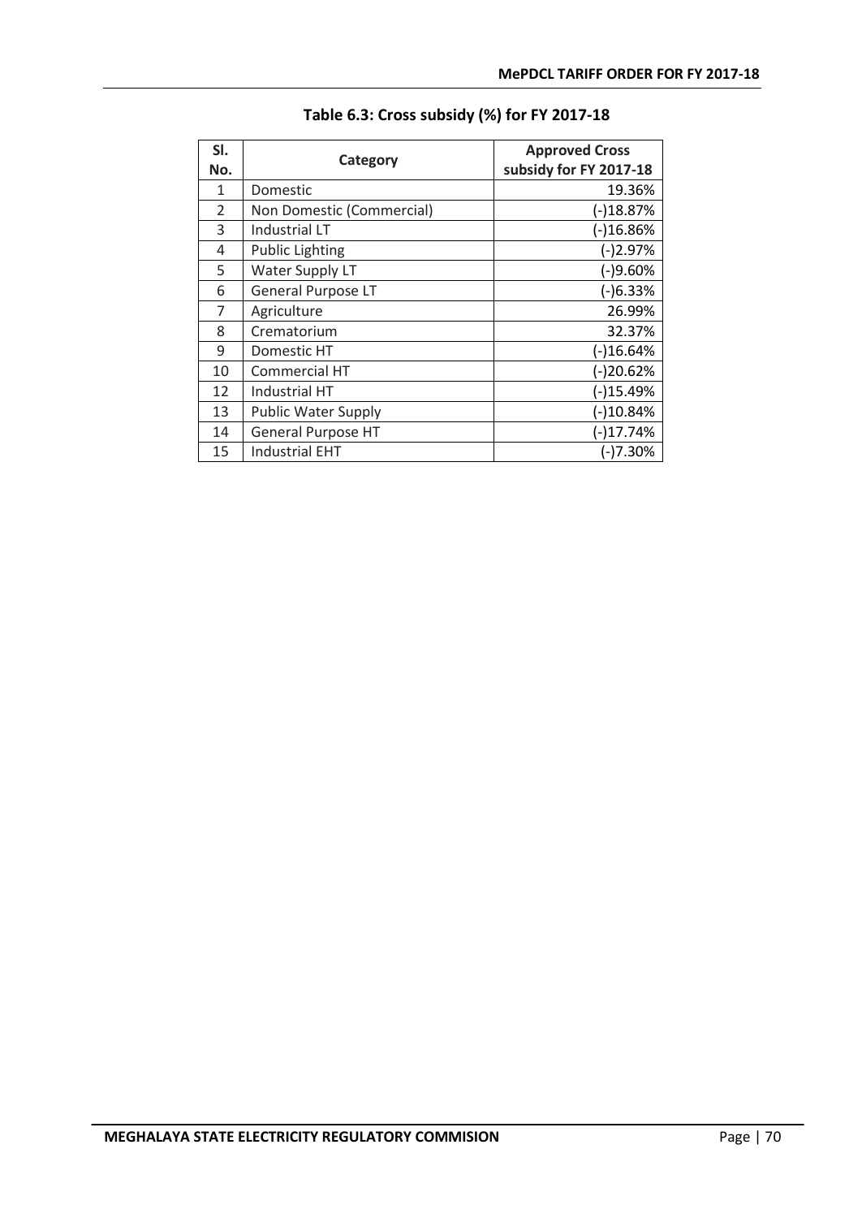**Table 6.3: Cross subsidy (%) for FY 2017-18**

| Sl. No. | Category | Approved Cross subsidy for FY 2017-18 |
|---|---|---|
| 1 | Domestic | 19.36% |
| 2 | Non Domestic (Commercial) | (-)18.87% |
| 3 | Industrial LT | (-)16.86% |
| 4 | Public Lighting | (-)2.97% |
| 5 | Water Supply LT | (-)9.60% |
| 6 | General Purpose LT | (-)6.33% |
| 7 | Agriculture | 26.99% |
| 8 | Crematorium | 32.37% |
| 9 | Domestic HT | (-)16.64% |
| 10 | Commercial HT | (-)20.62% |
| 12 | Industrial HT | (-)15.49% |
| 13 | Public Water Supply | (-)10.84% |
| 14 | General Purpose HT | (-)17.74% |
| 15 | Industrial EHT | (-)7.30% |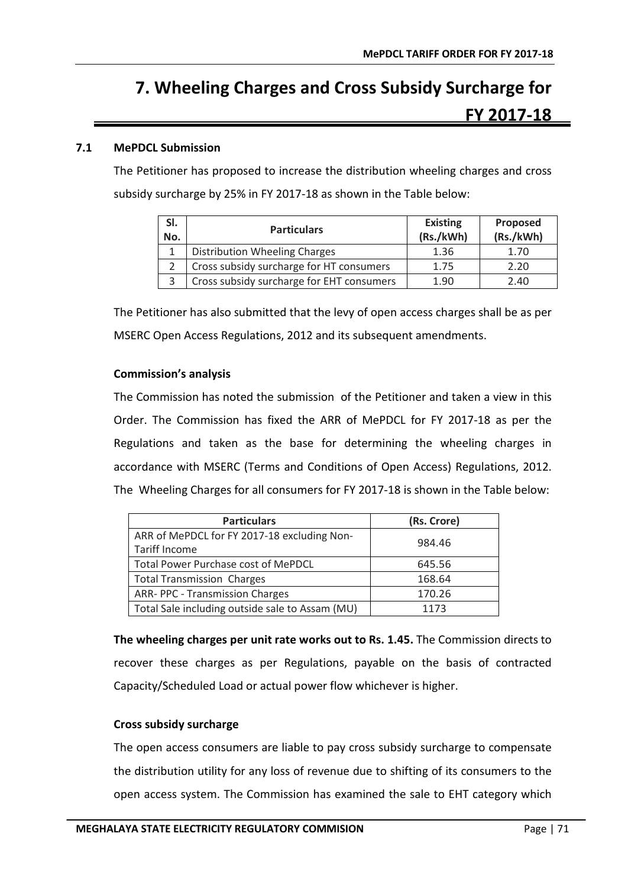# 7. Wheeling Charges and Cross Subsidy Surcharge for FY 2017-18

## 7.1 MePDCL Submission

The Petitioner has proposed to increase the distribution wheeling charges and cross subsidy surcharge by 25% in FY 2017-18 as shown in the Table below:

| Sl. No. | Particulars | Existing (Rs./kWh) | Proposed (Rs./kWh) |
|---|---|---|---|
| 1 | Distribution Wheeling Charges | 1.36 | 1.70 |
| 2 | Cross subsidy surcharge for HT consumers | 1.75 | 2.20 |
| 3 | Cross subsidy surcharge for EHT consumers | 1.90 | 2.40 |

The Petitioner has also submitted that the levy of open access charges shall be as per MSERC Open Access Regulations, 2012 and its subsequent amendments.

**Commission's analysis**

The Commission has noted the submission of the Petitioner and taken a view in this Order. The Commission has fixed the ARR of MePDCL for FY 2017-18 as per the Regulations and taken as the base for determining the wheeling charges in accordance with MSERC (Terms and Conditions of Open Access) Regulations, 2012. The Wheeling Charges for all consumers for FY 2017-18 is shown in the Table below:

| Particulars | (Rs. Crore) |
|---|---|
| ARR of MePDCL for FY 2017-18 excluding Non-Tariff Income | 984.46 |
| Total Power Purchase cost of MePDCL | 645.56 |
| Total Transmission Charges | 168.64 |
| ARR- PPC - Transmission Charges | 170.26 |
| Total Sale including outside sale to Assam (MU) | 1173 |

**The wheeling charges per unit rate works out to Rs. 1.45.** The Commission directs to recover these charges as per Regulations, payable on the basis of contracted Capacity/Scheduled Load or actual power flow whichever is higher.

**Cross subsidy surcharge**

The open access consumers are liable to pay cross subsidy surcharge to compensate the distribution utility for any loss of revenue due to shifting of its consumers to the open access system. The Commission has examined the sale to EHT category which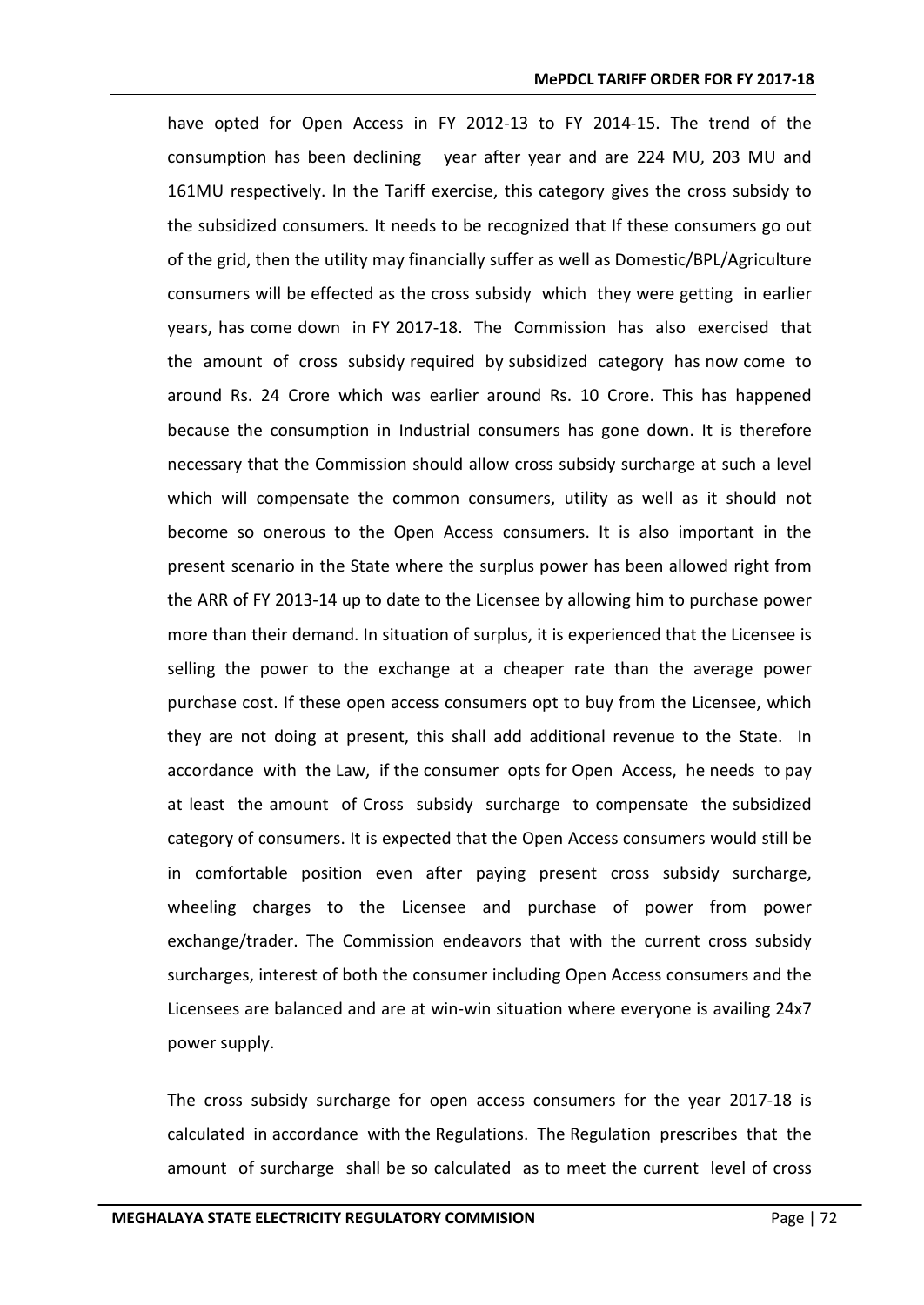have opted for Open Access in FY 2012-13 to FY 2014-15. The trend of the consumption has been declining year after year and are 224 MU, 203 MU and 161MU respectively. In the Tariff exercise, this category gives the cross subsidy to the subsidized consumers. It needs to be recognized that If these consumers go out of the grid, then the utility may financially suffer as well as Domestic/BPL/Agriculture consumers will be effected as the cross subsidy which they were getting in earlier years, has come down in FY 2017-18. The Commission has also exercised that the amount of cross subsidy required by subsidized category has now come to around Rs. 24 Crore which was earlier around Rs. 10 Crore. This has happened because the consumption in Industrial consumers has gone down. It is therefore necessary that the Commission should allow cross subsidy surcharge at such a level which will compensate the common consumers, utility as well as it should not become so onerous to the Open Access consumers. It is also important in the present scenario in the State where the surplus power has been allowed right from the ARR of FY 2013-14 up to date to the Licensee by allowing him to purchase power more than their demand. In situation of surplus, it is experienced that the Licensee is selling the power to the exchange at a cheaper rate than the average power purchase cost. If these open access consumers opt to buy from the Licensee, which they are not doing at present, this shall add additional revenue to the State. In accordance with the Law, if the consumer opts for Open Access, he needs to pay at least the amount of Cross subsidy surcharge to compensate the subsidized category of consumers. It is expected that the Open Access consumers would still be in comfortable position even after paying present cross subsidy surcharge, wheeling charges to the Licensee and purchase of power from power exchange/trader. The Commission endeavors that with the current cross subsidy surcharges, interest of both the consumer including Open Access consumers and the Licensees are balanced and are at win-win situation where everyone is availing 24x7 power supply.

The cross subsidy surcharge for open access consumers for the year 2017-18 is calculated in accordance with the Regulations. The Regulation prescribes that the amount of surcharge shall be so calculated as to meet the current level of cross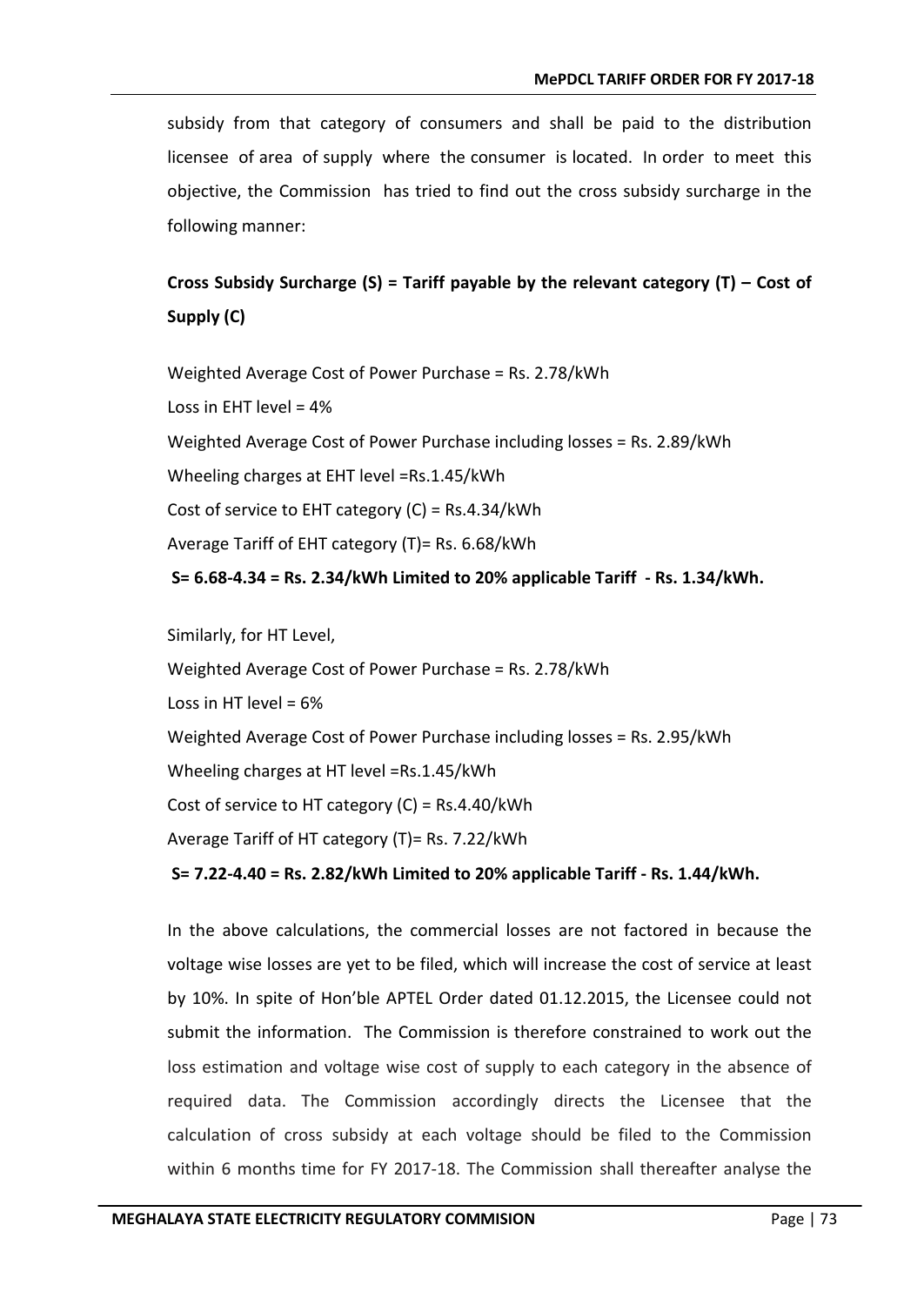subsidy from that category of consumers and shall be paid to the distribution licensee of area of supply where the consumer is located. In order to meet this objective, the Commission has tried to find out the cross subsidy surcharge in the following manner:

**Cross Subsidy Surcharge (S) = Tariff payable by the relevant category (T) – Cost of Supply (C)**

Weighted Average Cost of Power Purchase = Rs. 2.78/kWh

Loss in EHT level = 4%

Weighted Average Cost of Power Purchase including losses = Rs. 2.89/kWh

Wheeling charges at EHT level =Rs.1.45/kWh

Cost of service to EHT category (C) = Rs.4.34/kWh

Average Tariff of EHT category (T)= Rs. 6.68/kWh

**S= 6.68-4.34 = Rs. 2.34/kWh Limited to 20% applicable Tariff - Rs. 1.34/kWh.**

Similarly, for HT Level,

Weighted Average Cost of Power Purchase = Rs. 2.78/kWh

Loss in HT level = 6%

Weighted Average Cost of Power Purchase including losses = Rs. 2.95/kWh

Wheeling charges at HT level =Rs.1.45/kWh

Cost of service to HT category (C) = Rs.4.40/kWh

Average Tariff of HT category (T)= Rs. 7.22/kWh

**S= 7.22-4.40 = Rs. 2.82/kWh Limited to 20% applicable Tariff - Rs. 1.44/kWh.**

In the above calculations, the commercial losses are not factored in because the voltage wise losses are yet to be filed, which will increase the cost of service at least by 10%. In spite of Hon'ble APTEL Order dated 01.12.2015, the Licensee could not submit the information. The Commission is therefore constrained to work out the loss estimation and voltage wise cost of supply to each category in the absence of required data. The Commission accordingly directs the Licensee that the calculation of cross subsidy at each voltage should be filed to the Commission within 6 months time for FY 2017-18. The Commission shall thereafter analyse the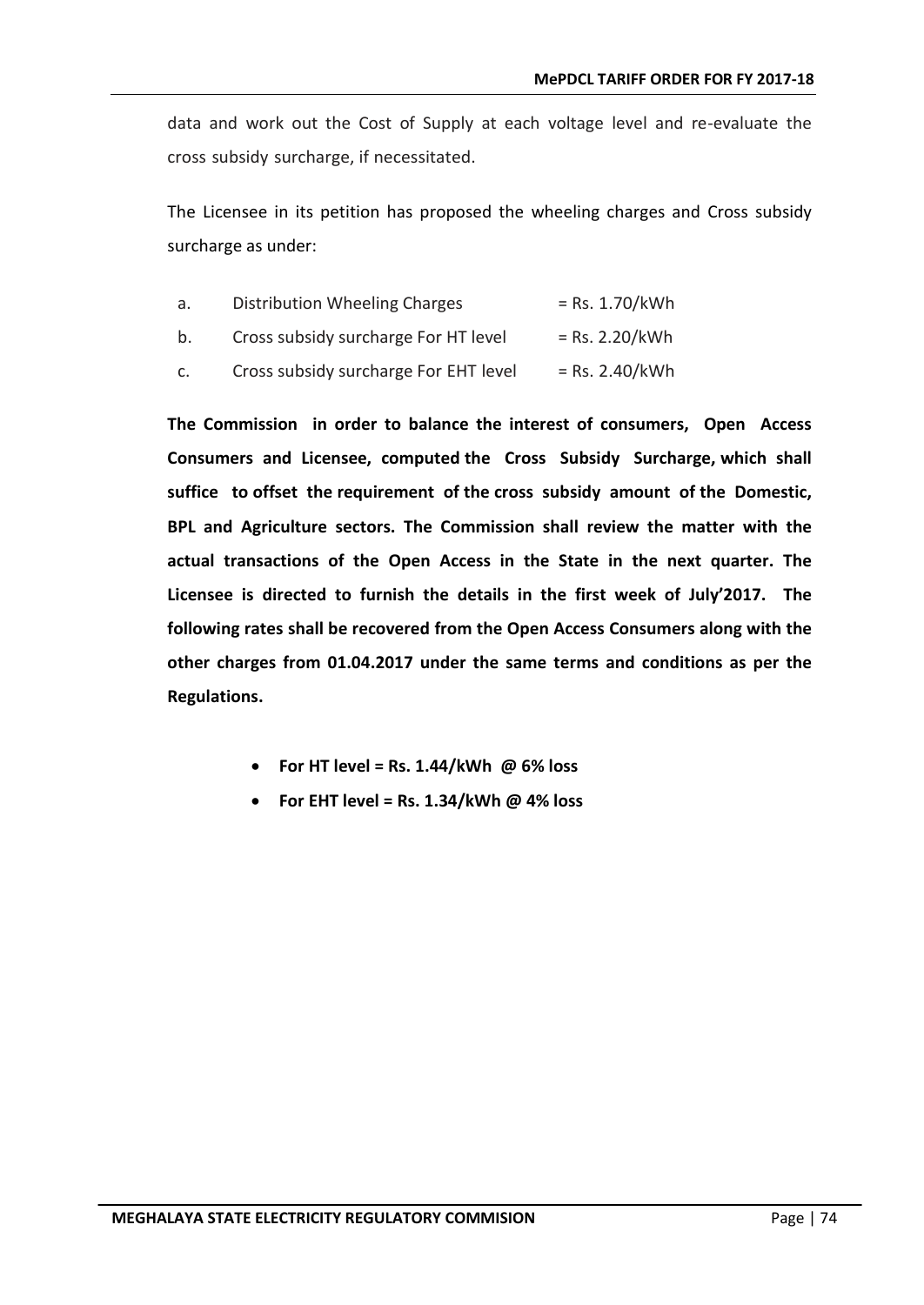data and work out the Cost of Supply at each voltage level and re-evaluate the cross subsidy surcharge, if necessitated.

The Licensee in its petition has proposed the wheeling charges and Cross subsidy surcharge as under:

a. Distribution Wheeling Charges = Rs. 1.70/kWh

b. Cross subsidy surcharge For HT level = Rs. 2.20/kWh

c. Cross subsidy surcharge For EHT level = Rs. 2.40/kWh

**The Commission in order to balance the interest of consumers, Open Access Consumers and Licensee, computed the Cross Subsidy Surcharge, which shall suffice to offset the requirement of the cross subsidy amount of the Domestic, BPL and Agriculture sectors. The Commission shall review the matter with the actual transactions of the Open Access in the State in the next quarter. The Licensee is directed to furnish the details in the first week of July'2017. The following rates shall be recovered from the Open Access Consumers along with the other charges from 01.04.2017 under the same terms and conditions as per the Regulations.**

- **For HT level = Rs. 1.44/kWh @ 6% loss**
- **For EHT level = Rs. 1.34/kWh @ 4% loss**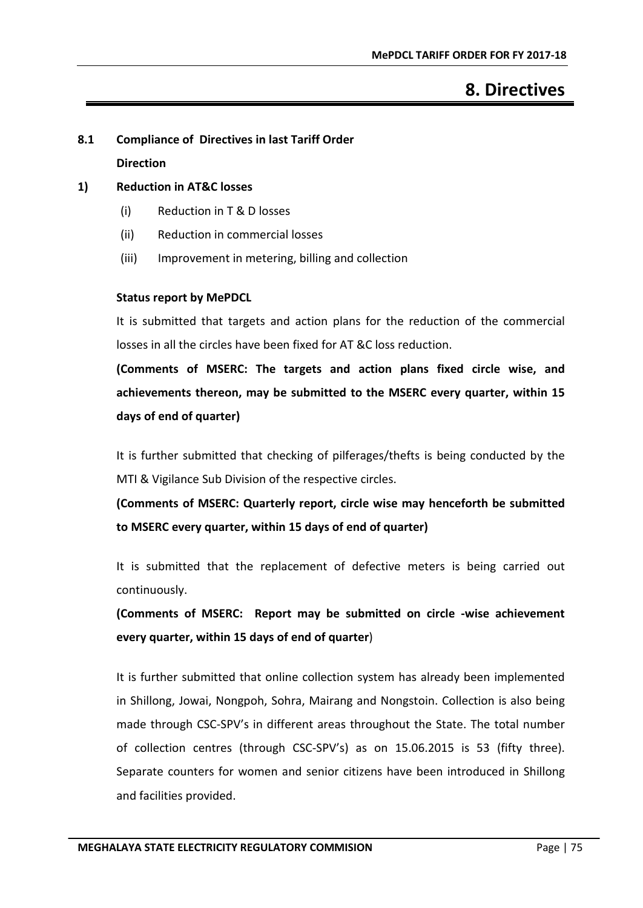# 8. Directives

## 8.1 Compliance of Directives in last Tariff Order

**Direction**

### 1) Reduction in AT&C losses

(i) Reduction in T & D losses

(ii) Reduction in commercial losses

(iii) Improvement in metering, billing and collection

**Status report by MePDCL**

It is submitted that targets and action plans for the reduction of the commercial losses in all the circles have been fixed for AT &C loss reduction.

**(Comments of MSERC: The targets and action plans fixed circle wise, and achievements thereon, may be submitted to the MSERC every quarter, within 15 days of end of quarter)**

It is further submitted that checking of pilferages/thefts is being conducted by the MTI & Vigilance Sub Division of the respective circles.

**(Comments of MSERC: Quarterly report, circle wise may henceforth be submitted to MSERC every quarter, within 15 days of end of quarter)**

It is submitted that the replacement of defective meters is being carried out continuously.

**(Comments of MSERC: Report may be submitted on circle -wise achievement every quarter, within 15 days of end of quarter)**

It is further submitted that online collection system has already been implemented in Shillong, Jowai, Nongpoh, Sohra, Mairang and Nongstoin. Collection is also being made through CSC-SPV's in different areas throughout the State. The total number of collection centres (through CSC-SPV's) as on 15.06.2015 is 53 (fifty three). Separate counters for women and senior citizens have been introduced in Shillong and facilities provided.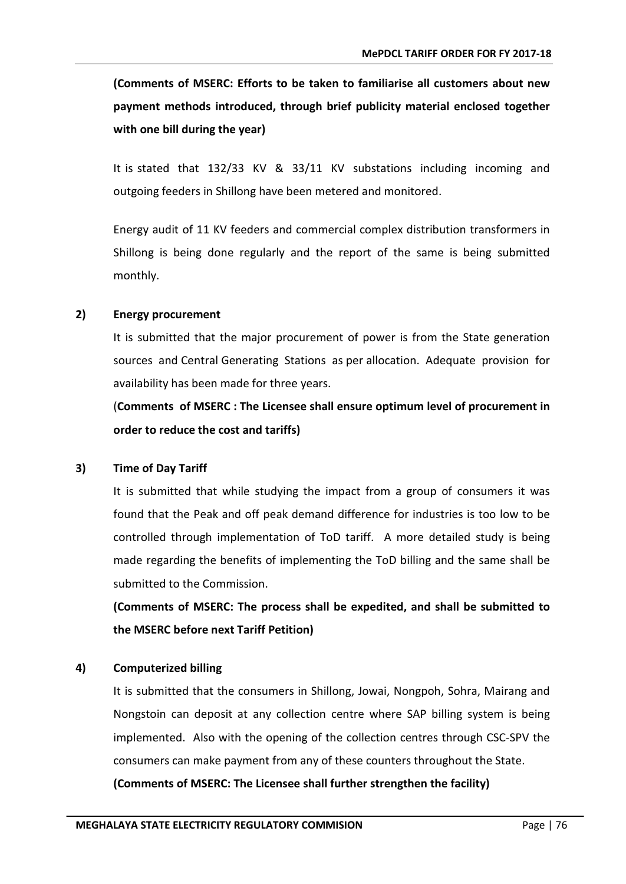**(Comments of MSERC: Efforts to be taken to familiarise all customers about new payment methods introduced, through brief publicity material enclosed together with one bill during the year)**

It is stated that 132/33 KV & 33/11 KV substations including incoming and outgoing feeders in Shillong have been metered and monitored.

Energy audit of 11 KV feeders and commercial complex distribution transformers in Shillong is being done regularly and the report of the same is being submitted monthly.

**2) Energy procurement**

It is submitted that the major procurement of power is from the State generation sources and Central Generating Stations as per allocation. Adequate provision for availability has been made for three years.

(**Comments of MSERC : The Licensee shall ensure optimum level of procurement in order to reduce the cost and tariffs)**

**3) Time of Day Tariff**

It is submitted that while studying the impact from a group of consumers it was found that the Peak and off peak demand difference for industries is too low to be controlled through implementation of ToD tariff. A more detailed study is being made regarding the benefits of implementing the ToD billing and the same shall be submitted to the Commission.

**(Comments of MSERC: The process shall be expedited, and shall be submitted to the MSERC before next Tariff Petition)**

**4) Computerized billing**

It is submitted that the consumers in Shillong, Jowai, Nongpoh, Sohra, Mairang and Nongstoin can deposit at any collection centre where SAP billing system is being implemented. Also with the opening of the collection centres through CSC-SPV the consumers can make payment from any of these counters throughout the State.

**(Comments of MSERC: The Licensee shall further strengthen the facility)**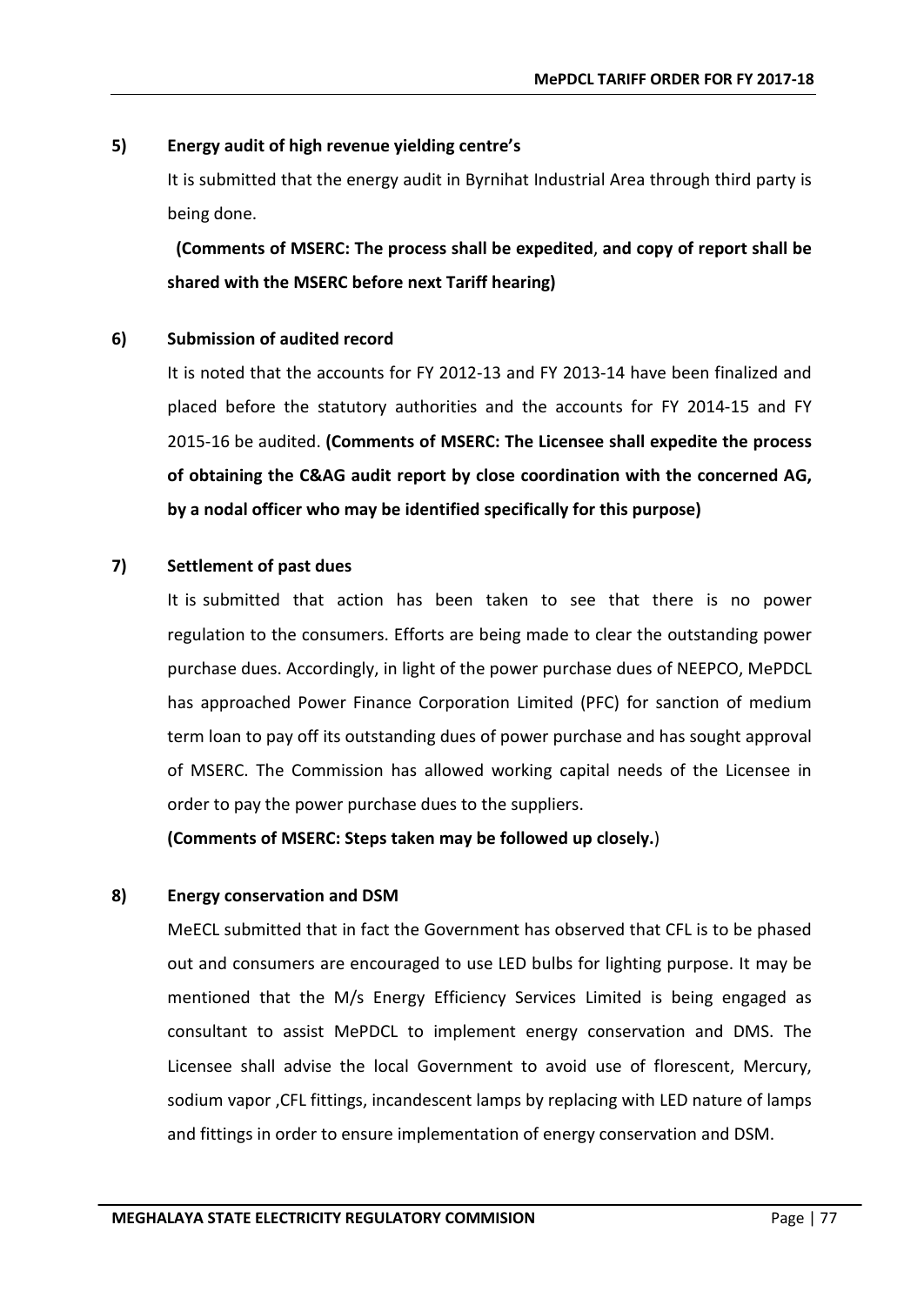**5) Energy audit of high revenue yielding centre's**

It is submitted that the energy audit in Byrnihat Industrial Area through third party is being done.

**(Comments of MSERC: The process shall be expedited, and copy of report shall be shared with the MSERC before next Tariff hearing)**

**6) Submission of audited record**

It is noted that the accounts for FY 2012-13 and FY 2013-14 have been finalized and placed before the statutory authorities and the accounts for FY 2014-15 and FY 2015-16 be audited. **(Comments of MSERC: The Licensee shall expedite the process of obtaining the C&AG audit report by close coordination with the concerned AG, by a nodal officer who may be identified specifically for this purpose)**

**7) Settlement of past dues**

It is submitted that action has been taken to see that there is no power regulation to the consumers. Efforts are being made to clear the outstanding power purchase dues. Accordingly, in light of the power purchase dues of NEEPCO, MePDCL has approached Power Finance Corporation Limited (PFC) for sanction of medium term loan to pay off its outstanding dues of power purchase and has sought approval of MSERC. The Commission has allowed working capital needs of the Licensee in order to pay the power purchase dues to the suppliers.

**(Comments of MSERC: Steps taken may be followed up closely.**)

**8) Energy conservation and DSM**

MeECL submitted that in fact the Government has observed that CFL is to be phased out and consumers are encouraged to use LED bulbs for lighting purpose. It may be mentioned that the M/s Energy Efficiency Services Limited is being engaged as consultant to assist MePDCL to implement energy conservation and DMS. The Licensee shall advise the local Government to avoid use of florescent, Mercury, sodium vapor ,CFL fittings, incandescent lamps by replacing with LED nature of lamps and fittings in order to ensure implementation of energy conservation and DSM.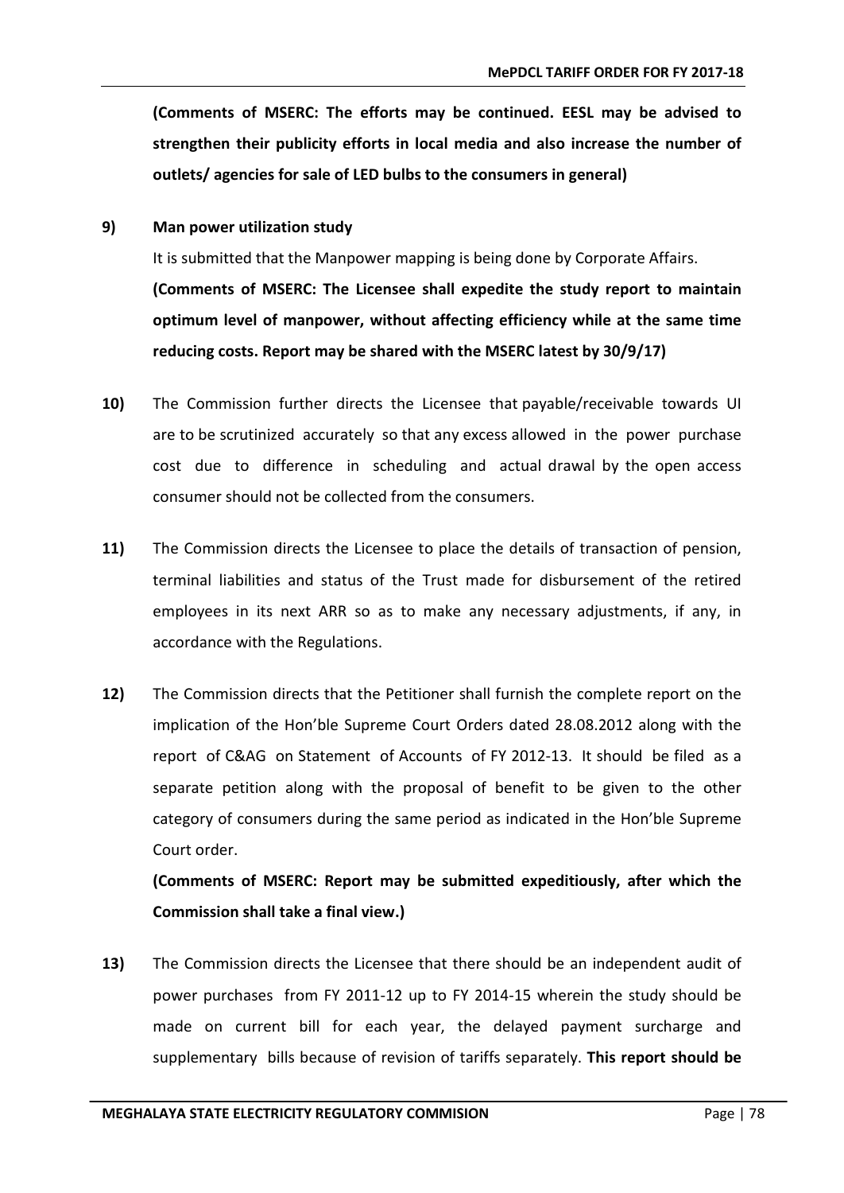**(Comments of MSERC: The efforts may be continued. EESL may be advised to strengthen their publicity efforts in local media and also increase the number of outlets/ agencies for sale of LED bulbs to the consumers in general)**

**9) Man power utilization study**

It is submitted that the Manpower mapping is being done by Corporate Affairs.

**(Comments of MSERC: The Licensee shall expedite the study report to maintain optimum level of manpower, without affecting efficiency while at the same time reducing costs. Report may be shared with the MSERC latest by 30/9/17)**

**10)** The Commission further directs the Licensee that payable/receivable towards UI are to be scrutinized accurately so that any excess allowed in the power purchase cost due to difference in scheduling and actual drawal by the open access consumer should not be collected from the consumers.

**11)** The Commission directs the Licensee to place the details of transaction of pension, terminal liabilities and status of the Trust made for disbursement of the retired employees in its next ARR so as to make any necessary adjustments, if any, in accordance with the Regulations.

**12)** The Commission directs that the Petitioner shall furnish the complete report on the implication of the Hon'ble Supreme Court Orders dated 28.08.2012 along with the report of C&AG on Statement of Accounts of FY 2012-13. It should be filed as a separate petition along with the proposal of benefit to be given to the other category of consumers during the same period as indicated in the Hon'ble Supreme Court order.

**(Comments of MSERC: Report may be submitted expeditiously, after which the Commission shall take a final view.)**

**13)** The Commission directs the Licensee that there should be an independent audit of power purchases from FY 2011-12 up to FY 2014-15 wherein the study should be made on current bill for each year, the delayed payment surcharge and supplementary bills because of revision of tariffs separately. **This report should be**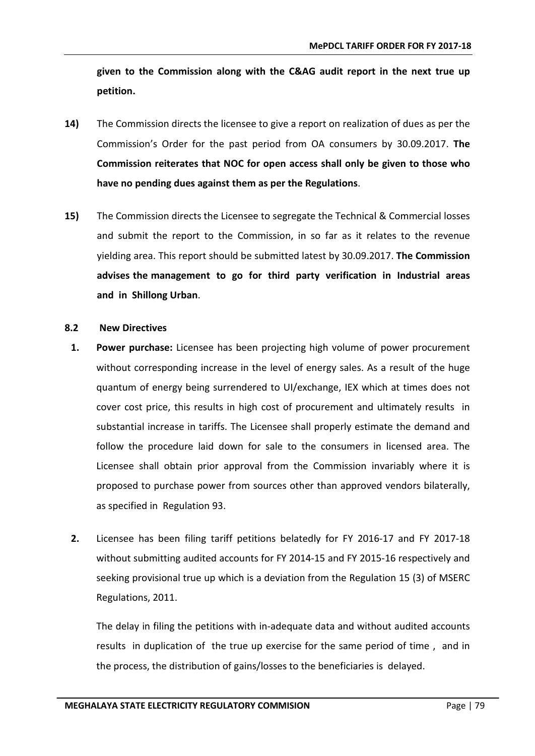**given to the Commission along with the C&AG audit report in the next true up petition.**

**14)** The Commission directs the licensee to give a report on realization of dues as per the Commission's Order for the past period from OA consumers by 30.09.2017. **The Commission reiterates that NOC for open access shall only be given to those who have no pending dues against them as per the Regulations**.

**15)** The Commission directs the Licensee to segregate the Technical & Commercial losses and submit the report to the Commission, in so far as it relates to the revenue yielding area. This report should be submitted latest by 30.09.2017. **The Commission advises the management to go for third party verification in Industrial areas and in Shillong Urban**.

### 8.2 New Directives

1. **Power purchase:** Licensee has been projecting high volume of power procurement without corresponding increase in the level of energy sales. As a result of the huge quantum of energy being surrendered to UI/exchange, IEX which at times does not cover cost price, this results in high cost of procurement and ultimately results in substantial increase in tariffs. The Licensee shall properly estimate the demand and follow the procedure laid down for sale to the consumers in licensed area. The Licensee shall obtain prior approval from the Commission invariably where it is proposed to purchase power from sources other than approved vendors bilaterally, as specified in Regulation 93.

2. Licensee has been filing tariff petitions belatedly for FY 2016-17 and FY 2017-18 without submitting audited accounts for FY 2014-15 and FY 2015-16 respectively and seeking provisional true up which is a deviation from the Regulation 15 (3) of MSERC Regulations, 2011.

   The delay in filing the petitions with in-adequate data and without audited accounts results in duplication of the true up exercise for the same period of time , and in the process, the distribution of gains/losses to the beneficiaries is delayed.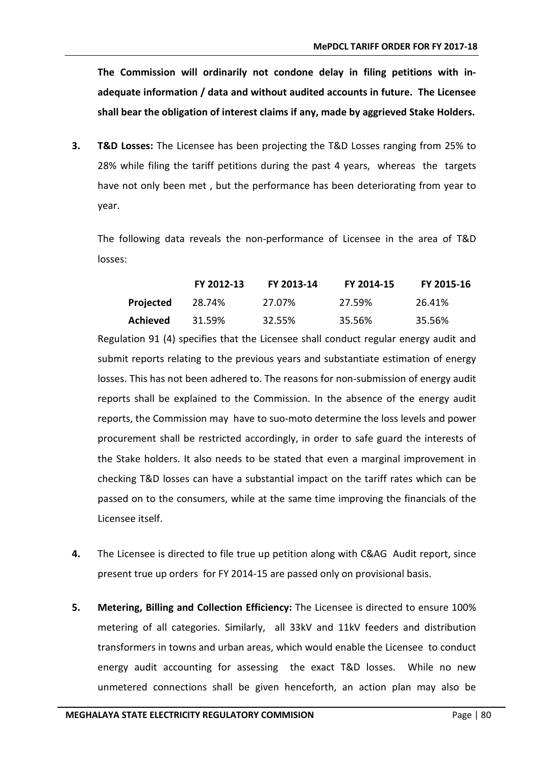**The Commission will ordinarily not condone delay in filing petitions with in-adequate information / data and without audited accounts in future. The Licensee shall bear the obligation of interest claims if any, made by aggrieved Stake Holders.**

**3. T&D Losses:** The Licensee has been projecting the T&D Losses ranging from 25% to 28% while filing the tariff petitions during the past 4 years, whereas the targets have not only been met , but the performance has been deteriorating from year to year.

The following data reveals the non-performance of Licensee in the area of T&D losses:

| | FY 2012-13 | FY 2013-14 | FY 2014-15 | FY 2015-16 |
|---|---|---|---|---|
| **Projected** | 28.74% | 27.07% | 27.59% | 26.41% |
| **Achieved** | 31.59% | 32.55% | 35.56% | 35.56% |

Regulation 91 (4) specifies that the Licensee shall conduct regular energy audit and submit reports relating to the previous years and substantiate estimation of energy losses. This has not been adhered to. The reasons for non-submission of energy audit reports shall be explained to the Commission. In the absence of the energy audit reports, the Commission may have to suo-moto determine the loss levels and power procurement shall be restricted accordingly, in order to safe guard the interests of the Stake holders. It also needs to be stated that even a marginal improvement in checking T&D losses can have a substantial impact on the tariff rates which can be passed on to the consumers, while at the same time improving the financials of the Licensee itself.

**4.** The Licensee is directed to file true up petition along with C&AG Audit report, since present true up orders for FY 2014-15 are passed only on provisional basis.

**5. Metering, Billing and Collection Efficiency:** The Licensee is directed to ensure 100% metering of all categories. Similarly, all 33kV and 11kV feeders and distribution transformers in towns and urban areas, which would enable the Licensee to conduct energy audit accounting for assessing the exact T&D losses. While no new unmetered connections shall be given henceforth, an action plan may also be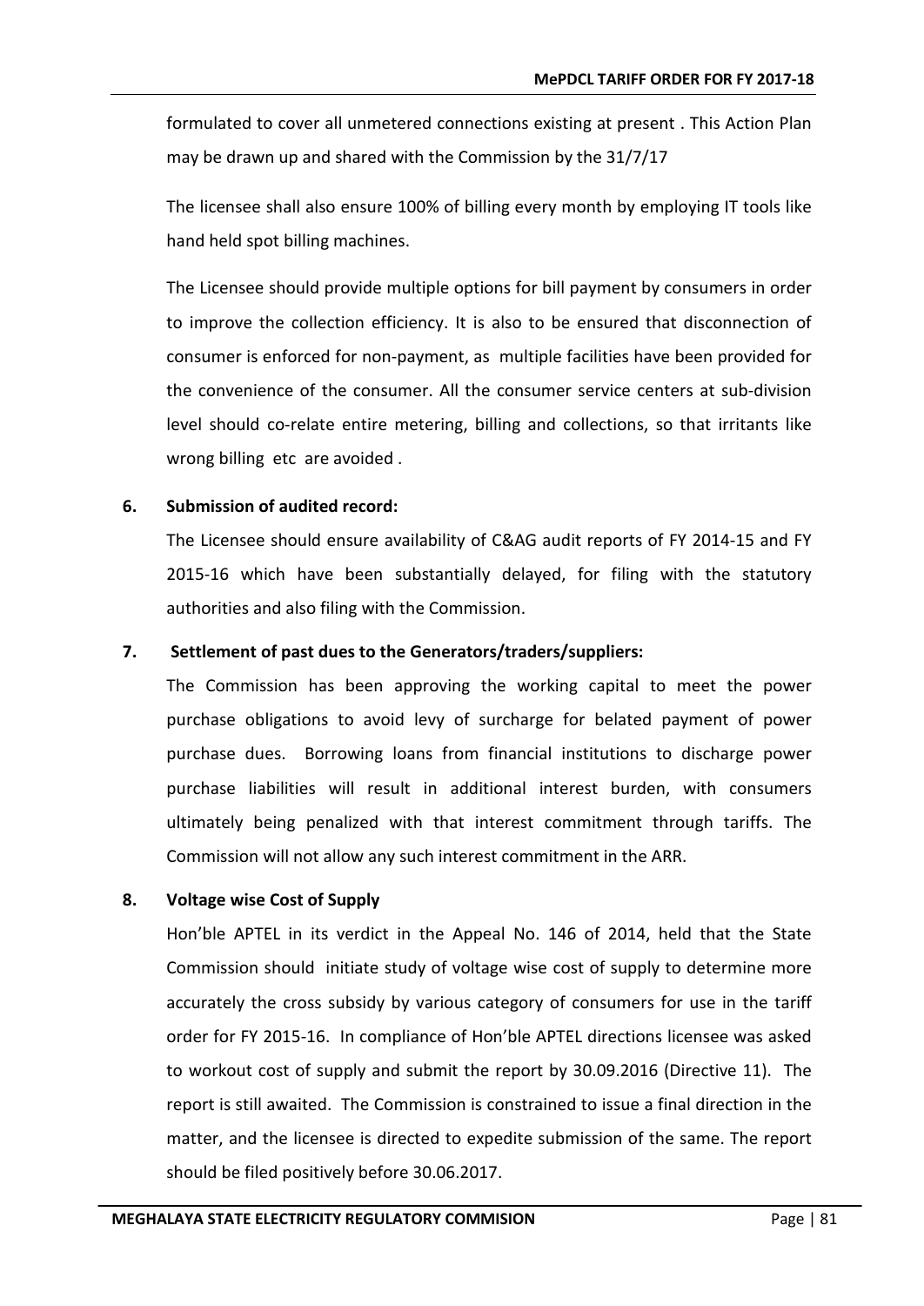formulated to cover all unmetered connections existing at present . This Action Plan may be drawn up and shared with the Commission by the 31/7/17

The licensee shall also ensure 100% of billing every month by employing IT tools like hand held spot billing machines.

The Licensee should provide multiple options for bill payment by consumers in order to improve the collection efficiency. It is also to be ensured that disconnection of consumer is enforced for non-payment, as multiple facilities have been provided for the convenience of the consumer. All the consumer service centers at sub-division level should co-relate entire metering, billing and collections, so that irritants like wrong billing etc are avoided .

**6. Submission of audited record:**

The Licensee should ensure availability of C&AG audit reports of FY 2014-15 and FY 2015-16 which have been substantially delayed, for filing with the statutory authorities and also filing with the Commission.

**7. Settlement of past dues to the Generators/traders/suppliers:**

The Commission has been approving the working capital to meet the power purchase obligations to avoid levy of surcharge for belated payment of power purchase dues. Borrowing loans from financial institutions to discharge power purchase liabilities will result in additional interest burden, with consumers ultimately being penalized with that interest commitment through tariffs. The Commission will not allow any such interest commitment in the ARR.

**8. Voltage wise Cost of Supply**

Hon'ble APTEL in its verdict in the Appeal No. 146 of 2014, held that the State Commission should initiate study of voltage wise cost of supply to determine more accurately the cross subsidy by various category of consumers for use in the tariff order for FY 2015-16. In compliance of Hon'ble APTEL directions licensee was asked to workout cost of supply and submit the report by 30.09.2016 (Directive 11). The report is still awaited. The Commission is constrained to issue a final direction in the matter, and the licensee is directed to expedite submission of the same. The report should be filed positively before 30.06.2017.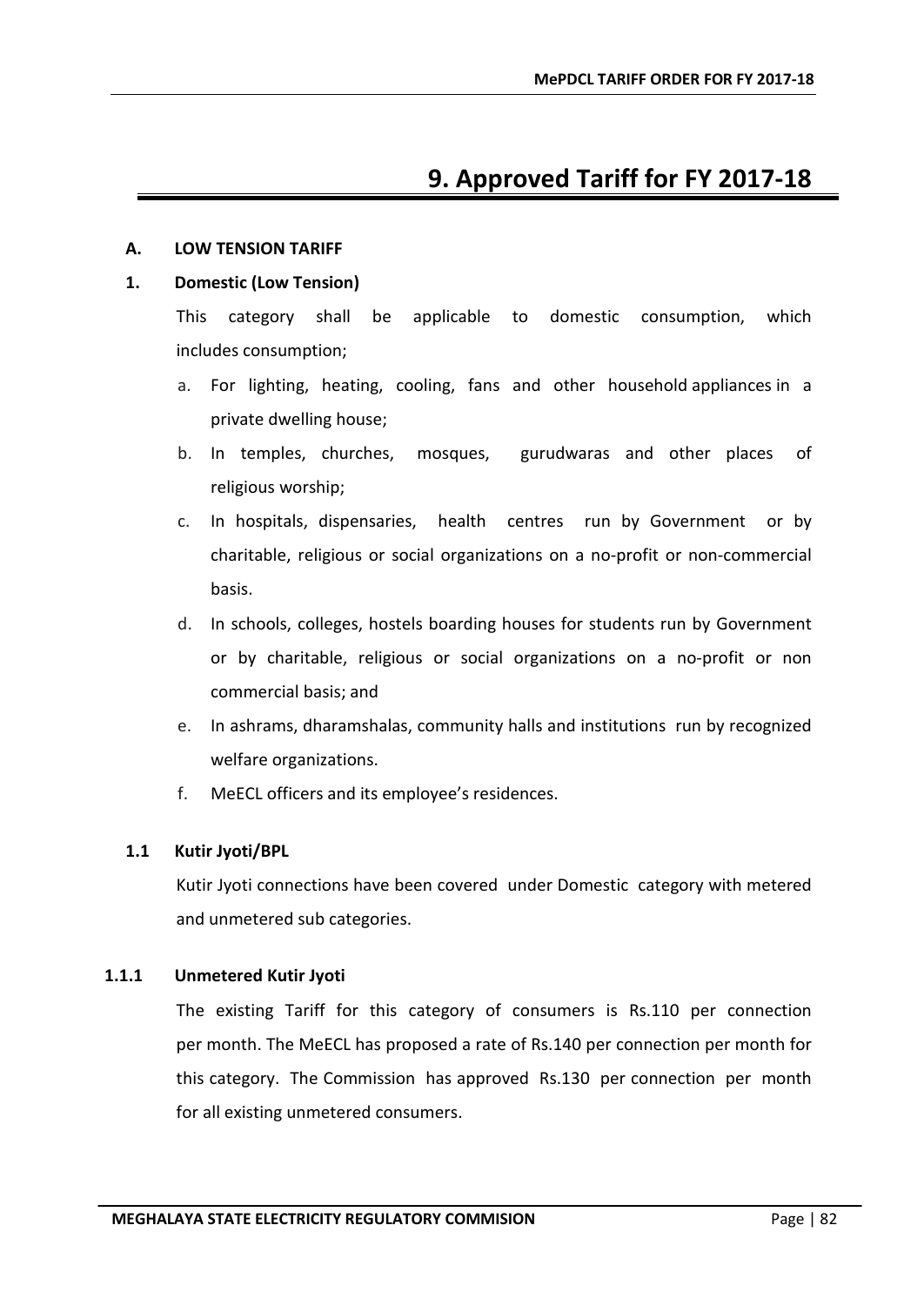# 9. Approved Tariff for FY 2017-18

**A. LOW TENSION TARIFF**

**1. Domestic (Low Tension)**

This category shall be applicable to domestic consumption, which includes consumption;

a. For lighting, heating, cooling, fans and other household appliances in a private dwelling house;
b. In temples, churches, mosques, gurudwaras and other places of religious worship;
c. In hospitals, dispensaries, health centres run by Government or by charitable, religious or social organizations on a no-profit or non-commercial basis.
d. In schools, colleges, hostels boarding houses for students run by Government or by charitable, religious or social organizations on a no-profit or non commercial basis; and
e. In ashrams, dharamshalas, community halls and institutions run by recognized welfare organizations.
f. MeECL officers and its employee's residences.

**1.1 Kutir Jyoti/BPL**

Kutir Jyoti connections have been covered under Domestic category with metered and unmetered sub categories.

**1.1.1 Unmetered Kutir Jyoti**

The existing Tariff for this category of consumers is Rs.110 per connection per month. The MeECL has proposed a rate of Rs.140 per connection per month for this category. The Commission has approved Rs.130 per connection per month for all existing unmetered consumers.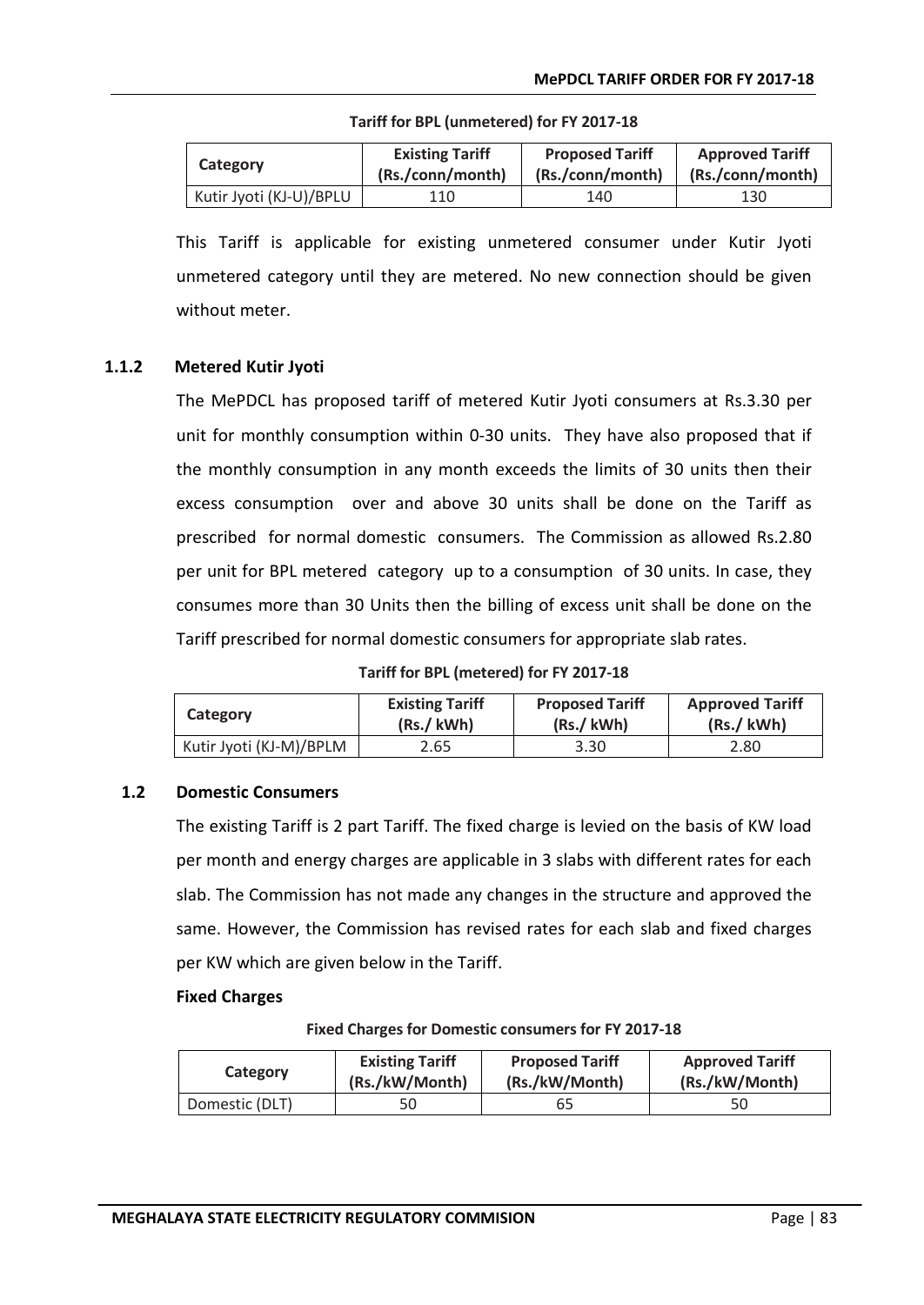**Tariff for BPL (unmetered) for FY 2017-18**

| Category | Existing Tariff (Rs./conn/month) | Proposed Tariff (Rs./conn/month) | Approved Tariff (Rs./conn/month) |
|---|---|---|---|
| Kutir Jyoti (KJ-U)/BPLU | 110 | 140 | 130 |

This Tariff is applicable for existing unmetered consumer under Kutir Jyoti unmetered category until they are metered. No new connection should be given without meter.

### 1.1.2 Metered Kutir Jyoti

The MePDCL has proposed tariff of metered Kutir Jyoti consumers at Rs.3.30 per unit for monthly consumption within 0-30 units. They have also proposed that if the monthly consumption in any month exceeds the limits of 30 units then their excess consumption over and above 30 units shall be done on the Tariff as prescribed for normal domestic consumers. The Commission as allowed Rs.2.80 per unit for BPL metered category up to a consumption of 30 units. In case, they consumes more than 30 Units then the billing of excess unit shall be done on the Tariff prescribed for normal domestic consumers for appropriate slab rates.

**Tariff for BPL (metered) for FY 2017-18**

| Category | Existing Tariff (Rs./ kWh) | Proposed Tariff (Rs./ kWh) | Approved Tariff (Rs./ kWh) |
|---|---|---|---|
| Kutir Jyoti (KJ-M)/BPLM | 2.65 | 3.30 | 2.80 |

### 1.2 Domestic Consumers

The existing Tariff is 2 part Tariff. The fixed charge is levied on the basis of KW load per month and energy charges are applicable in 3 slabs with different rates for each slab. The Commission has not made any changes in the structure and approved the same. However, the Commission has revised rates for each slab and fixed charges per KW which are given below in the Tariff.

**Fixed Charges**

**Fixed Charges for Domestic consumers for FY 2017-18**

| Category | Existing Tariff (Rs./kW/Month) | Proposed Tariff (Rs./kW/Month) | Approved Tariff (Rs./kW/Month) |
|---|---|---|---|
| Domestic (DLT) | 50 | 65 | 50 |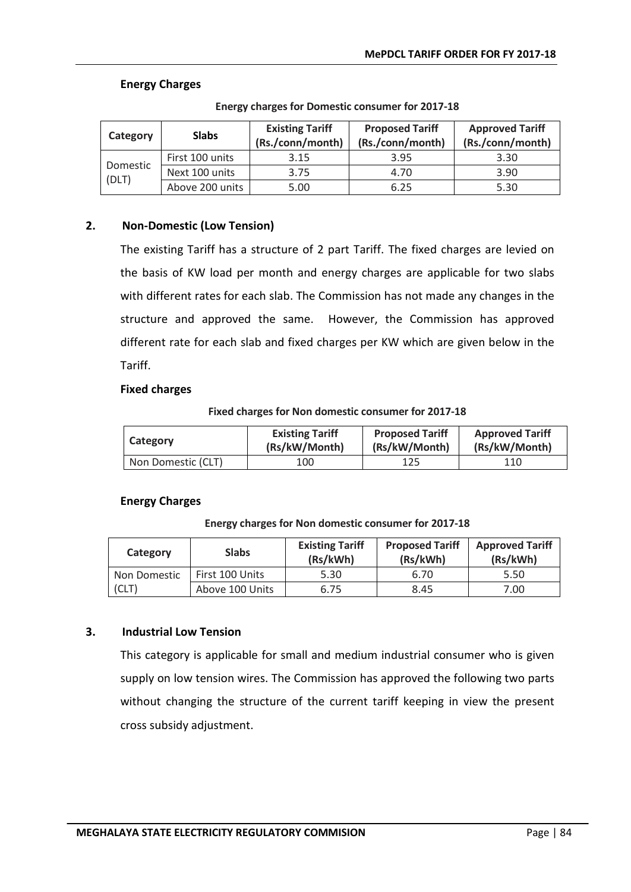**Energy Charges**

**Energy charges for Domestic consumer for 2017-18**

| Category | Slabs | Existing Tariff (Rs./conn/month) | Proposed Tariff (Rs./conn/month) | Approved Tariff (Rs./conn/month) |
|---|---|---|---|---|
| Domestic (DLT) | First 100 units | 3.15 | 3.95 | 3.30 |
| | Next 100 units | 3.75 | 4.70 | 3.90 |
| | Above 200 units | 5.00 | 6.25 | 5.30 |

## 2. Non-Domestic (Low Tension)

The existing Tariff has a structure of 2 part Tariff. The fixed charges are levied on the basis of KW load per month and energy charges are applicable for two slabs with different rates for each slab. The Commission has not made any changes in the structure and approved the same. However, the Commission has approved different rate for each slab and fixed charges per KW which are given below in the Tariff.

**Fixed charges**

**Fixed charges for Non domestic consumer for 2017-18**

| Category | Existing Tariff (Rs/kW/Month) | Proposed Tariff (Rs/kW/Month) | Approved Tariff (Rs/kW/Month) |
|---|---|---|---|
| Non Domestic (CLT) | 100 | 125 | 110 |

**Energy Charges**

**Energy charges for Non domestic consumer for 2017-18**

| Category | Slabs | Existing Tariff (Rs/kWh) | Proposed Tariff (Rs/kWh) | Approved Tariff (Rs/kWh) |
|---|---|---|---|---|
| Non Domestic (CLT) | First 100 Units | 5.30 | 6.70 | 5.50 |
| | Above 100 Units | 6.75 | 8.45 | 7.00 |

## 3. Industrial Low Tension

This category is applicable for small and medium industrial consumer who is given supply on low tension wires. The Commission has approved the following two parts without changing the structure of the current tariff keeping in view the present cross subsidy adjustment.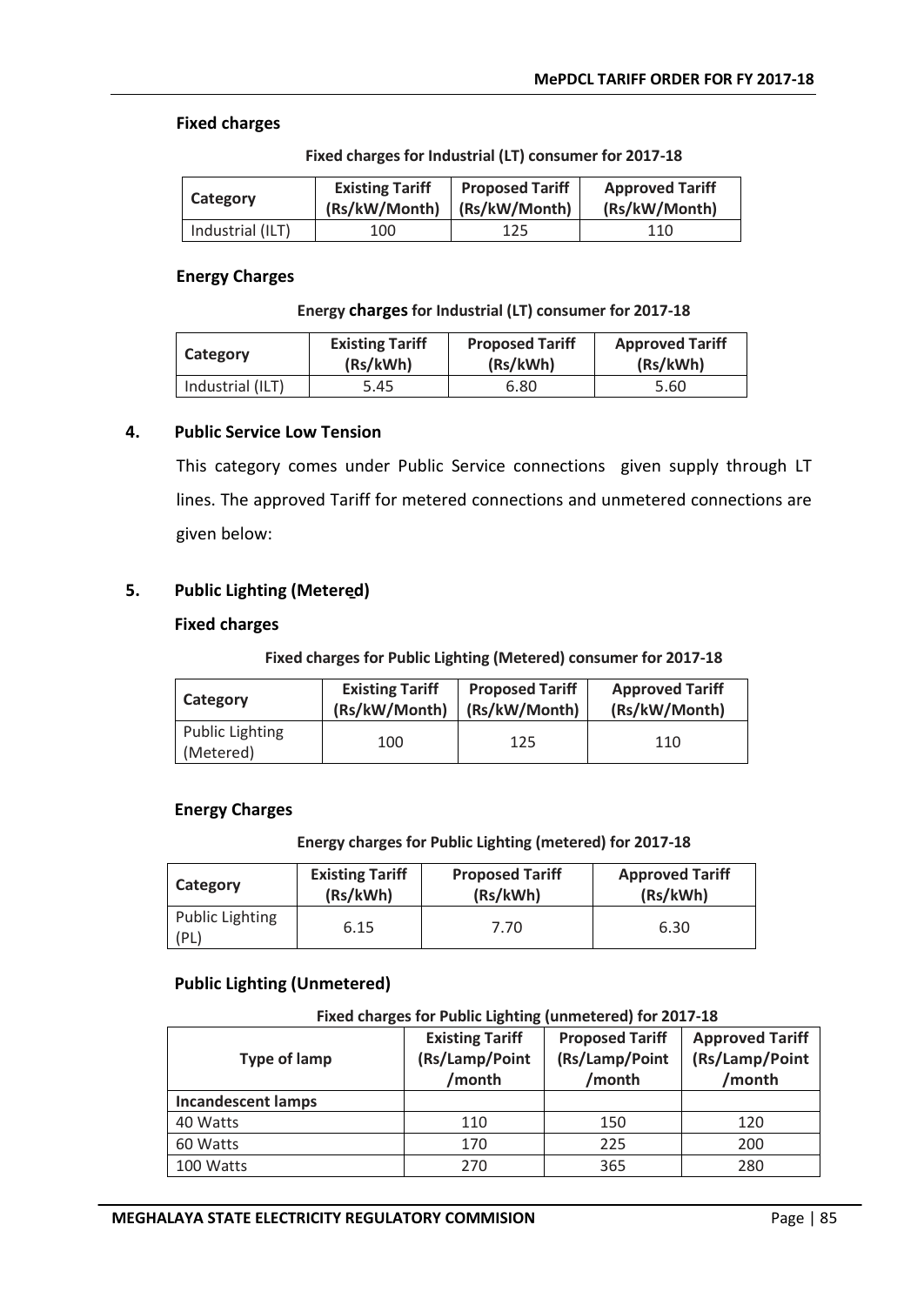**Fixed charges**

Fixed charges for Industrial (LT) consumer for 2017-18

| Category | Existing Tariff (Rs/kW/Month) | Proposed Tariff (Rs/kW/Month) | Approved Tariff (Rs/kW/Month) |
|---|---|---|---|
| Industrial (ILT) | 100 | 125 | 110 |

**Energy Charges**

Energy charges for Industrial (LT) consumer for 2017-18

| Category | Existing Tariff (Rs/kWh) | Proposed Tariff (Rs/kWh) | Approved Tariff (Rs/kWh) |
|---|---|---|---|
| Industrial (ILT) | 5.45 | 6.80 | 5.60 |

## 4. Public Service Low Tension

This category comes under Public Service connections given supply through LT lines. The approved Tariff for metered connections and unmetered connections are given below:

## 5. Public Lighting (Metered)

**Fixed charges**

Fixed charges for Public Lighting (Metered) consumer for 2017-18

| Category | Existing Tariff (Rs/kW/Month) | Proposed Tariff (Rs/kW/Month) | Approved Tariff (Rs/kW/Month) |
|---|---|---|---|
| Public Lighting (Metered) | 100 | 125 | 110 |

**Energy Charges**

Energy charges for Public Lighting (metered) for 2017-18

| Category | Existing Tariff (Rs/kWh) | Proposed Tariff (Rs/kWh) | Approved Tariff (Rs/kWh) |
|---|---|---|---|
| Public Lighting (PL) | 6.15 | 7.70 | 6.30 |

**Public Lighting (Unmetered)**

Fixed charges for Public Lighting (unmetered) for 2017-18

| Type of lamp | Existing Tariff (Rs/Lamp/Point /month | Proposed Tariff (Rs/Lamp/Point /month | Approved Tariff (Rs/Lamp/Point /month |
|---|---|---|---|
| **Incandescent lamps** | | | |
| 40 Watts | 110 | 150 | 120 |
| 60 Watts | 170 | 225 | 200 |
| 100 Watts | 270 | 365 | 280 |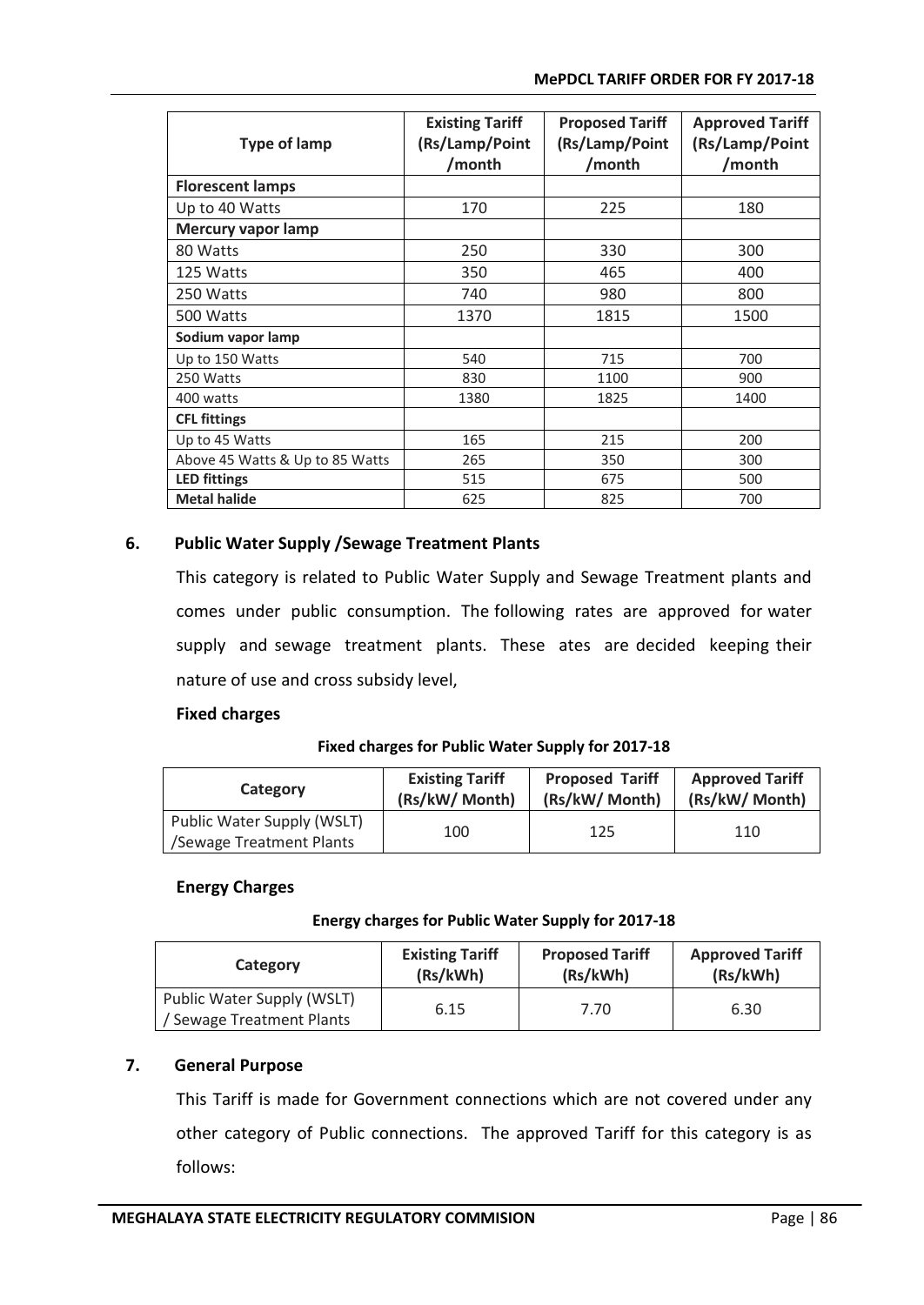| Type of lamp | Existing Tariff (Rs/Lamp/Point /month | Proposed Tariff (Rs/Lamp/Point /month | Approved Tariff (Rs/Lamp/Point /month |
|---|---|---|---|
| **Florescent lamps** | | | |
| Up to 40 Watts | 170 | 225 | 180 |
| **Mercury vapor lamp** | | | |
| 80 Watts | 250 | 330 | 300 |
| 125 Watts | 350 | 465 | 400 |
| 250 Watts | 740 | 980 | 800 |
| 500 Watts | 1370 | 1815 | 1500 |
| **Sodium vapor lamp** | | | |
| Up to 150 Watts | 540 | 715 | 700 |
| 250 Watts | 830 | 1100 | 900 |
| 400 watts | 1380 | 1825 | 1400 |
| **CFL fittings** | | | |
| Up to 45 Watts | 165 | 215 | 200 |
| Above 45 Watts & Up to 85 Watts | 265 | 350 | 300 |
| **LED fittings** | 515 | 675 | 500 |
| **Metal halide** | 625 | 825 | 700 |

## 6. Public Water Supply /Sewage Treatment Plants

This category is related to Public Water Supply and Sewage Treatment plants and comes under public consumption. The following rates are approved for water supply and sewage treatment plants. These ates are decided keeping their nature of use and cross subsidy level,

**Fixed charges**

**Fixed charges for Public Water Supply for 2017-18**

| Category | Existing Tariff (Rs/kW/ Month) | Proposed Tariff (Rs/kW/ Month) | Approved Tariff (Rs/kW/ Month) |
|---|---|---|---|
| Public Water Supply (WSLT) /Sewage Treatment Plants | 100 | 125 | 110 |

**Energy Charges**

**Energy charges for Public Water Supply for 2017-18**

| Category | Existing Tariff (Rs/kWh) | Proposed Tariff (Rs/kWh) | Approved Tariff (Rs/kWh) |
|---|---|---|---|
| Public Water Supply (WSLT) / Sewage Treatment Plants | 6.15 | 7.70 | 6.30 |

## 7. General Purpose

This Tariff is made for Government connections which are not covered under any other category of Public connections. The approved Tariff for this category is as follows: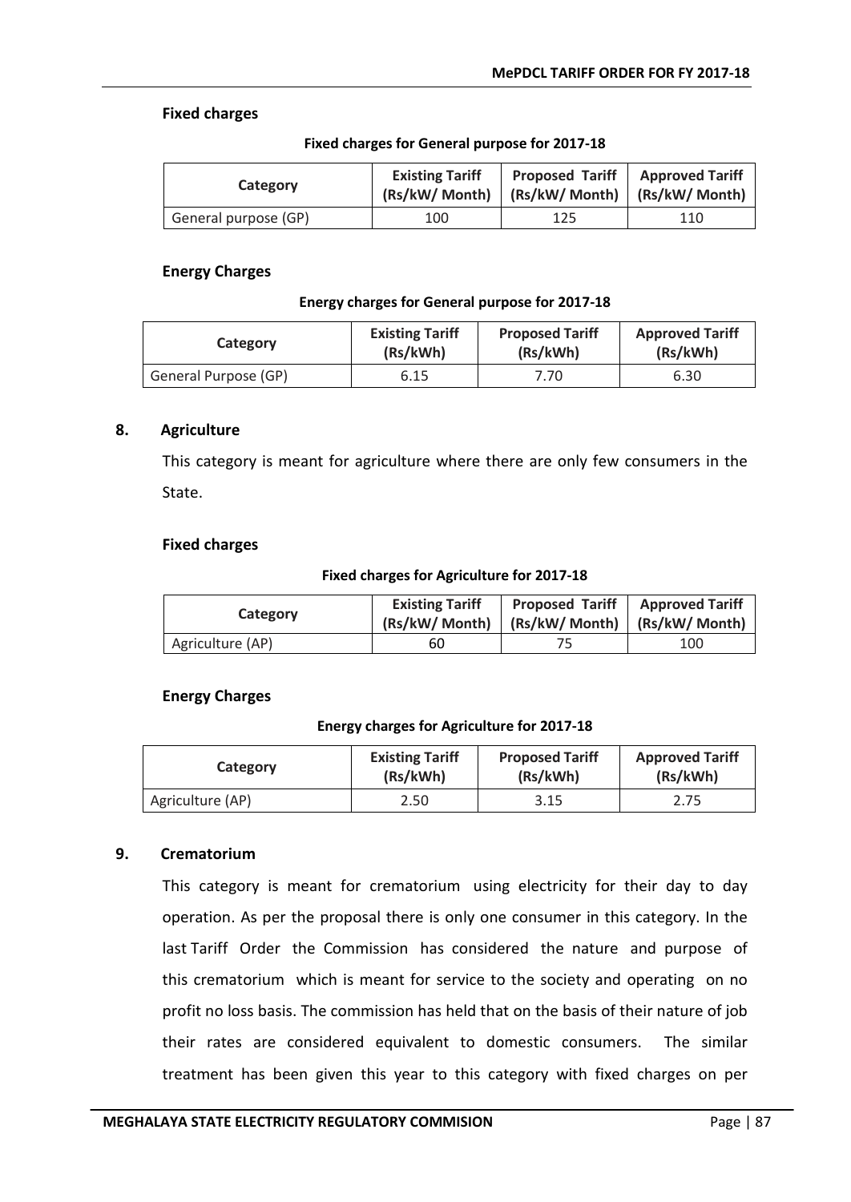### Fixed charges

**Fixed charges for General purpose for 2017-18**

| Category | Existing Tariff (Rs/kW/ Month) | Proposed Tariff (Rs/kW/ Month) | Approved Tariff (Rs/kW/ Month) |
|---|---|---|---|
| General purpose (GP) | 100 | 125 | 110 |

### Energy Charges

**Energy charges for General purpose for 2017-18**

| Category | Existing Tariff (Rs/kWh) | Proposed Tariff (Rs/kWh) | Approved Tariff (Rs/kWh) |
|---|---|---|---|
| General Purpose (GP) | 6.15 | 7.70 | 6.30 |

## 8. Agriculture

This category is meant for agriculture where there are only few consumers in the State.

### Fixed charges

**Fixed charges for Agriculture for 2017-18**

| Category | Existing Tariff (Rs/kW/ Month) | Proposed Tariff (Rs/kW/ Month) | Approved Tariff (Rs/kW/ Month) |
|---|---|---|---|
| Agriculture (AP) | 60 | 75 | 100 |

### Energy Charges

**Energy charges for Agriculture for 2017-18**

| Category | Existing Tariff (Rs/kWh) | Proposed Tariff (Rs/kWh) | Approved Tariff (Rs/kWh) |
|---|---|---|---|
| Agriculture (AP) | 2.50 | 3.15 | 2.75 |

## 9. Crematorium

This category is meant for crematorium using electricity for their day to day operation. As per the proposal there is only one consumer in this category. In the last Tariff Order the Commission has considered the nature and purpose of this crematorium which is meant for service to the society and operating on no profit no loss basis. The commission has held that on the basis of their nature of job their rates are considered equivalent to domestic consumers. The similar treatment has been given this year to this category with fixed charges on per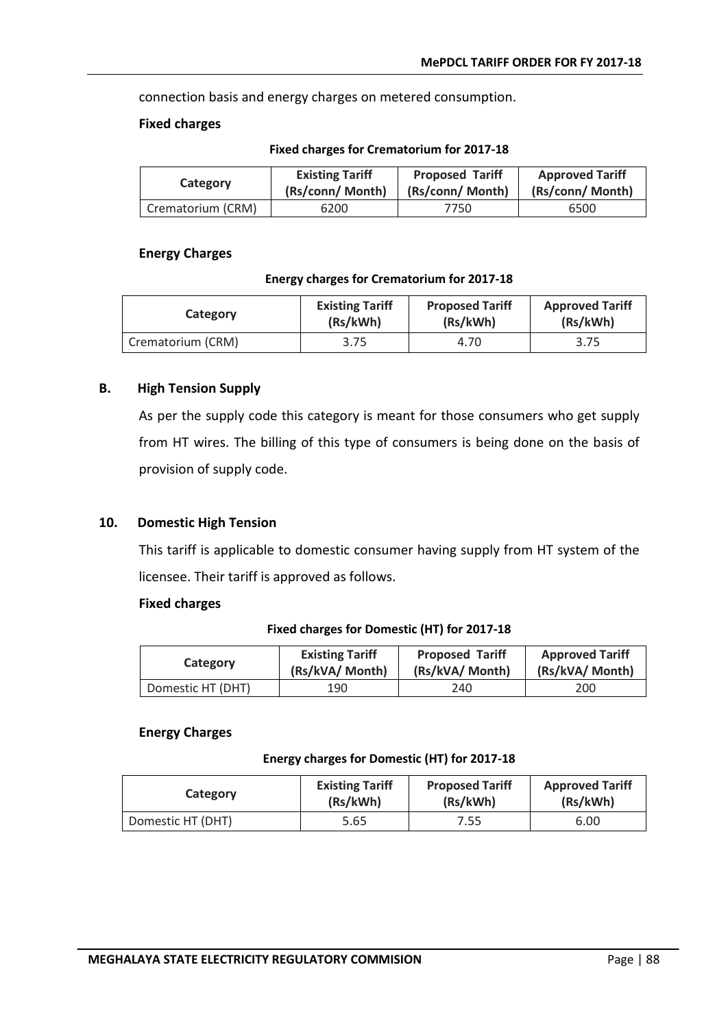connection basis and energy charges on metered consumption.

**Fixed charges**

**Fixed charges for Crematorium for 2017-18**

| Category | Existing Tariff (Rs/conn/ Month) | Proposed Tariff (Rs/conn/ Month) | Approved Tariff (Rs/conn/ Month) |
|---|---|---|---|
| Crematorium (CRM) | 6200 | 7750 | 6500 |

**Energy Charges**

**Energy charges for Crematorium for 2017-18**

| Category | Existing Tariff (Rs/kWh) | Proposed Tariff (Rs/kWh) | Approved Tariff (Rs/kWh) |
|---|---|---|---|
| Crematorium (CRM) | 3.75 | 4.70 | 3.75 |

## B. High Tension Supply

As per the supply code this category is meant for those consumers who get supply from HT wires. The billing of this type of consumers is being done on the basis of provision of supply code.

## 10. Domestic High Tension

This tariff is applicable to domestic consumer having supply from HT system of the licensee. Their tariff is approved as follows.

**Fixed charges**

**Fixed charges for Domestic (HT) for 2017-18**

| Category | Existing Tariff (Rs/kVA/ Month) | Proposed Tariff (Rs/kVA/ Month) | Approved Tariff (Rs/kVA/ Month) |
|---|---|---|---|
| Domestic HT (DHT) | 190 | 240 | 200 |

**Energy Charges**

**Energy charges for Domestic (HT) for 2017-18**

| Category | Existing Tariff (Rs/kWh) | Proposed Tariff (Rs/kWh) | Approved Tariff (Rs/kWh) |
|---|---|---|---|
| Domestic HT (DHT) | 5.65 | 7.55 | 6.00 |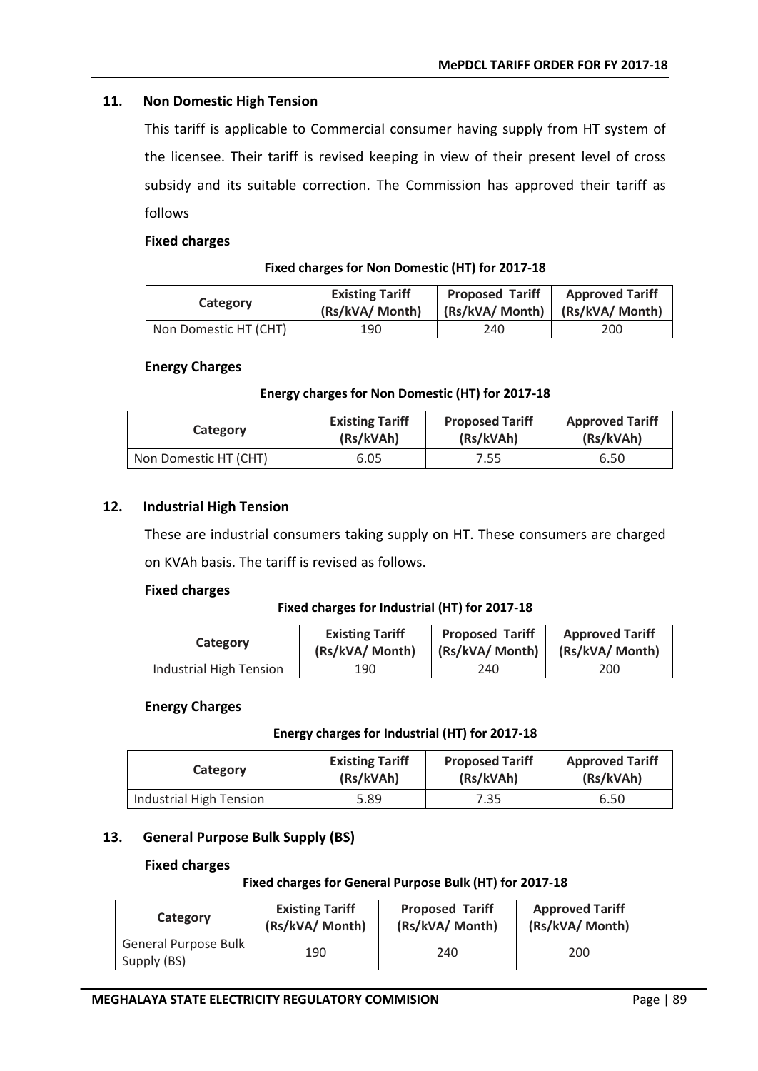## 11. Non Domestic High Tension

This tariff is applicable to Commercial consumer having supply from HT system of the licensee. Their tariff is revised keeping in view of their present level of cross subsidy and its suitable correction. The Commission has approved their tariff as follows

**Fixed charges**

**Fixed charges for Non Domestic (HT) for 2017-18**

| Category | Existing Tariff (Rs/kVA/ Month) | Proposed Tariff (Rs/kVA/ Month) | Approved Tariff (Rs/kVA/ Month) |
|---|---|---|---|
| Non Domestic HT (CHT) | 190 | 240 | 200 |

**Energy Charges**

**Energy charges for Non Domestic (HT) for 2017-18**

| Category | Existing Tariff (Rs/kVAh) | Proposed Tariff (Rs/kVAh) | Approved Tariff (Rs/kVAh) |
|---|---|---|---|
| Non Domestic HT (CHT) | 6.05 | 7.55 | 6.50 |

## 12. Industrial High Tension

These are industrial consumers taking supply on HT. These consumers are charged on KVAh basis. The tariff is revised as follows.

**Fixed charges**

**Fixed charges for Industrial (HT) for 2017-18**

| Category | Existing Tariff (Rs/kVA/ Month) | Proposed Tariff (Rs/kVA/ Month) | Approved Tariff (Rs/kVA/ Month) |
|---|---|---|---|
| Industrial High Tension | 190 | 240 | 200 |

**Energy Charges**

**Energy charges for Industrial (HT) for 2017-18**

| Category | Existing Tariff (Rs/kVAh) | Proposed Tariff (Rs/kVAh) | Approved Tariff (Rs/kVAh) |
|---|---|---|---|
| Industrial High Tension | 5.89 | 7.35 | 6.50 |

## 13. General Purpose Bulk Supply (BS)

**Fixed charges**

**Fixed charges for General Purpose Bulk (HT) for 2017-18**

| Category | Existing Tariff (Rs/kVA/ Month) | Proposed Tariff (Rs/kVA/ Month) | Approved Tariff (Rs/kVA/ Month) |
|---|---|---|---|
| General Purpose Bulk Supply (BS) | 190 | 240 | 200 |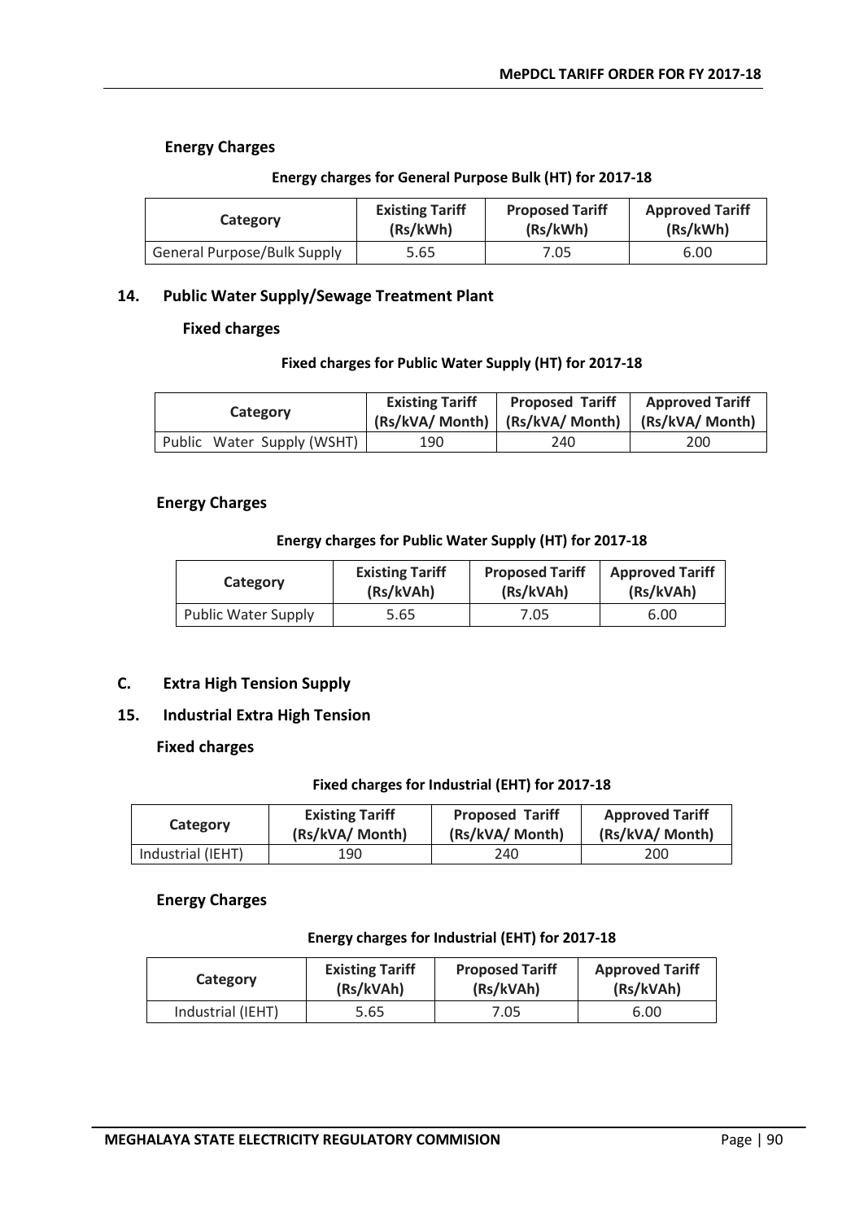### Energy Charges

**Energy charges for General Purpose Bulk (HT) for 2017-18**

| Category | Existing Tariff (Rs/kWh) | Proposed Tariff (Rs/kWh) | Approved Tariff (Rs/kWh) |
|---|---|---|---|
| General Purpose/Bulk Supply | 5.65 | 7.05 | 6.00 |

## 14. Public Water Supply/Sewage Treatment Plant

### Fixed charges

**Fixed charges for Public Water Supply (HT) for 2017-18**

| Category | Existing Tariff (Rs/kVA/ Month) | Proposed Tariff (Rs/kVA/ Month) | Approved Tariff (Rs/kVA/ Month) |
|---|---|---|---|
| Public Water Supply (WSHT) | 190 | 240 | 200 |

### Energy Charges

**Energy charges for Public Water Supply (HT) for 2017-18**

| Category | Existing Tariff (Rs/kVAh) | Proposed Tariff (Rs/kVAh) | Approved Tariff (Rs/kVAh) |
|---|---|---|---|
| Public Water Supply | 5.65 | 7.05 | 6.00 |

## C. Extra High Tension Supply

## 15. Industrial Extra High Tension

### Fixed charges

**Fixed charges for Industrial (EHT) for 2017-18**

| Category | Existing Tariff (Rs/kVA/ Month) | Proposed Tariff (Rs/kVA/ Month) | Approved Tariff (Rs/kVA/ Month) |
|---|---|---|---|
| Industrial (IEHT) | 190 | 240 | 200 |

### Energy Charges

**Energy charges for Industrial (EHT) for 2017-18**

| Category | Existing Tariff (Rs/kVAh) | Proposed Tariff (Rs/kVAh) | Approved Tariff (Rs/kVAh) |
|---|---|---|---|
| Industrial (IEHT) | 5.65 | 7.05 | 6.00 |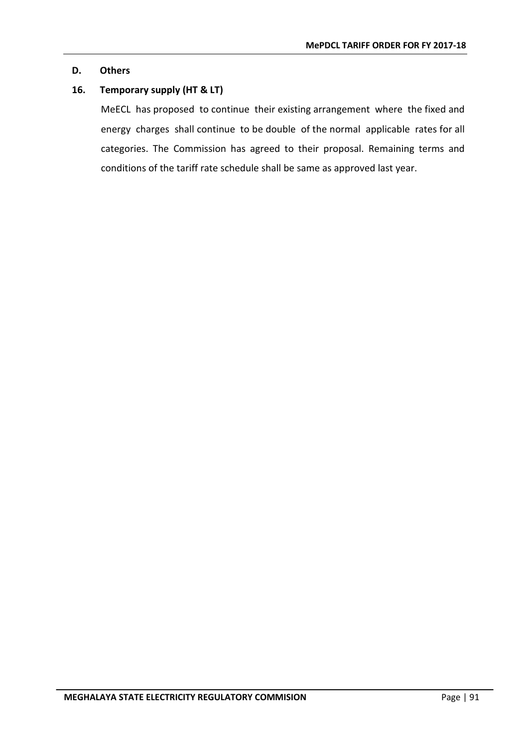## D. Others

### 16. Temporary supply (HT & LT)

MeECL has proposed to continue their existing arrangement where the fixed and energy charges shall continue to be double of the normal applicable rates for all categories. The Commission has agreed to their proposal. Remaining terms and conditions of the tariff rate schedule shall be same as approved last year.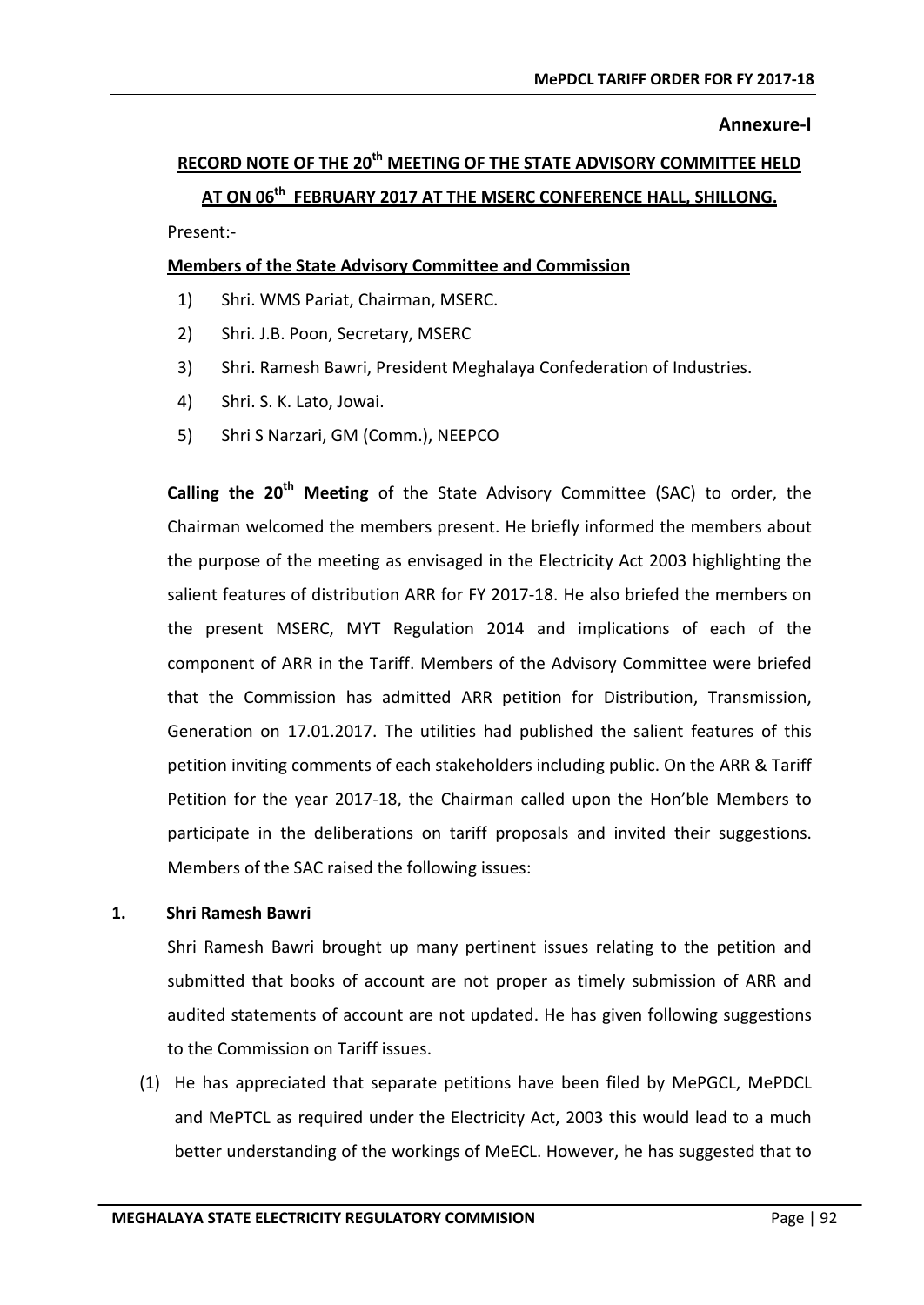**Annexure-I**

## RECORD NOTE OF THE 20th MEETING OF THE STATE ADVISORY COMMITTEE HELD AT ON 06th FEBRUARY 2017 AT THE MSERC CONFERENCE HALL, SHILLONG.

Present:-

**Members of the State Advisory Committee and Commission**

1) Shri. WMS Pariat, Chairman, MSERC.
2) Shri. J.B. Poon, Secretary, MSERC
3) Shri. Ramesh Bawri, President Meghalaya Confederation of Industries.
4) Shri. S. K. Lato, Jowai.
5) Shri S Narzari, GM (Comm.), NEEPCO

**Calling the 20th Meeting** of the State Advisory Committee (SAC) to order, the Chairman welcomed the members present. He briefly informed the members about the purpose of the meeting as envisaged in the Electricity Act 2003 highlighting the salient features of distribution ARR for FY 2017-18. He also briefed the members on the present MSERC, MYT Regulation 2014 and implications of each of the component of ARR in the Tariff. Members of the Advisory Committee were briefed that the Commission has admitted ARR petition for Distribution, Transmission, Generation on 17.01.2017. The utilities had published the salient features of this petition inviting comments of each stakeholders including public. On the ARR & Tariff Petition for the year 2017-18, the Chairman called upon the Hon'ble Members to participate in the deliberations on tariff proposals and invited their suggestions. Members of the SAC raised the following issues:

**1. Shri Ramesh Bawri**

Shri Ramesh Bawri brought up many pertinent issues relating to the petition and submitted that books of account are not proper as timely submission of ARR and audited statements of account are not updated. He has given following suggestions to the Commission on Tariff issues.

(1) He has appreciated that separate petitions have been filed by MePGCL, MePDCL and MePTCL as required under the Electricity Act, 2003 this would lead to a much better understanding of the workings of MeECL. However, he has suggested that to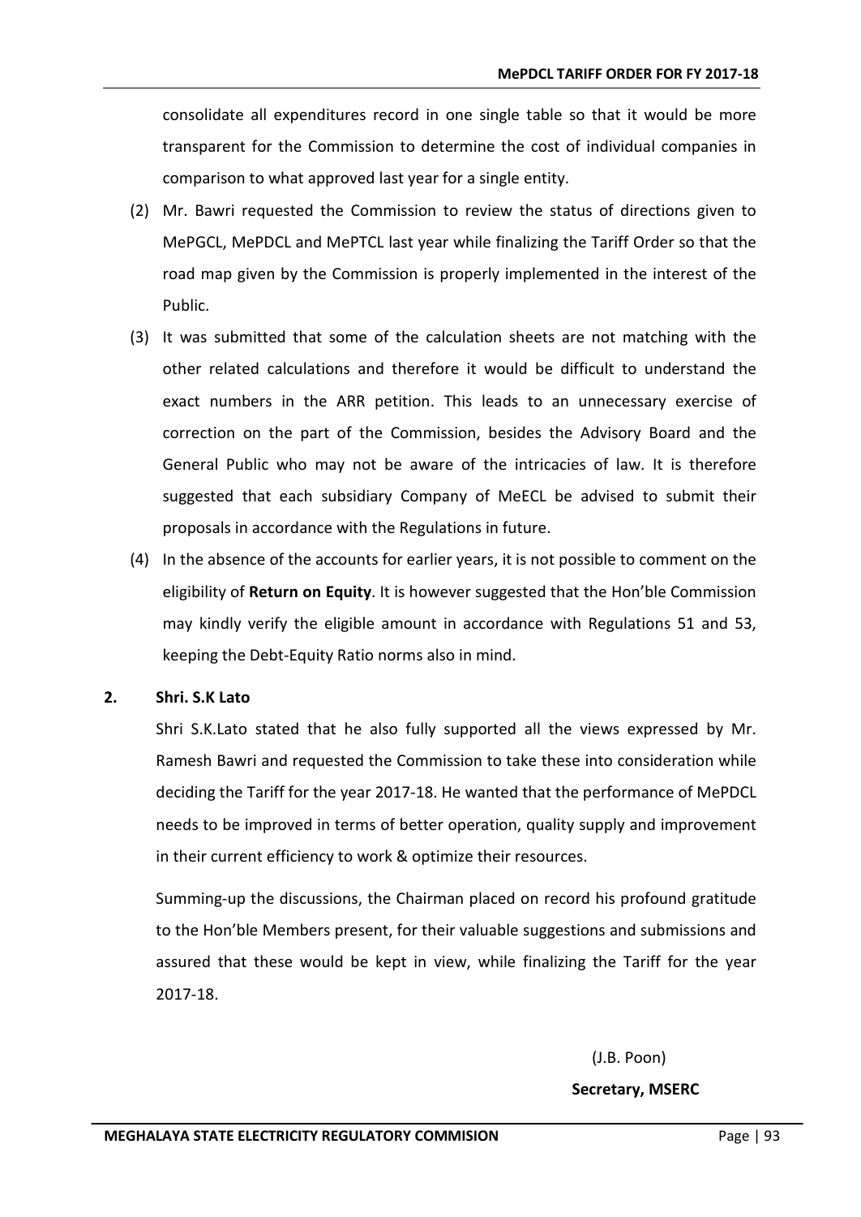consolidate all expenditures record in one single table so that it would be more transparent for the Commission to determine the cost of individual companies in comparison to what approved last year for a single entity.

(2) Mr. Bawri requested the Commission to review the status of directions given to MePGCL, MePDCL and MePTCL last year while finalizing the Tariff Order so that the road map given by the Commission is properly implemented in the interest of the Public.

(3) It was submitted that some of the calculation sheets are not matching with the other related calculations and therefore it would be difficult to understand the exact numbers in the ARR petition. This leads to an unnecessary exercise of correction on the part of the Commission, besides the Advisory Board and the General Public who may not be aware of the intricacies of law. It is therefore suggested that each subsidiary Company of MeECL be advised to submit their proposals in accordance with the Regulations in future.

(4) In the absence of the accounts for earlier years, it is not possible to comment on the eligibility of **Return on Equity**. It is however suggested that the Hon'ble Commission may kindly verify the eligible amount in accordance with Regulations 51 and 53, keeping the Debt-Equity Ratio norms also in mind.

**2. Shri. S.K Lato**

Shri S.K.Lato stated that he also fully supported all the views expressed by Mr. Ramesh Bawri and requested the Commission to take these into consideration while deciding the Tariff for the year 2017-18. He wanted that the performance of MePDCL needs to be improved in terms of better operation, quality supply and improvement in their current efficiency to work & optimize their resources.

Summing-up the discussions, the Chairman placed on record his profound gratitude to the Hon'ble Members present, for their valuable suggestions and submissions and assured that these would be kept in view, while finalizing the Tariff for the year 2017-18.

(J.B. Poon)

**Secretary, MSERC**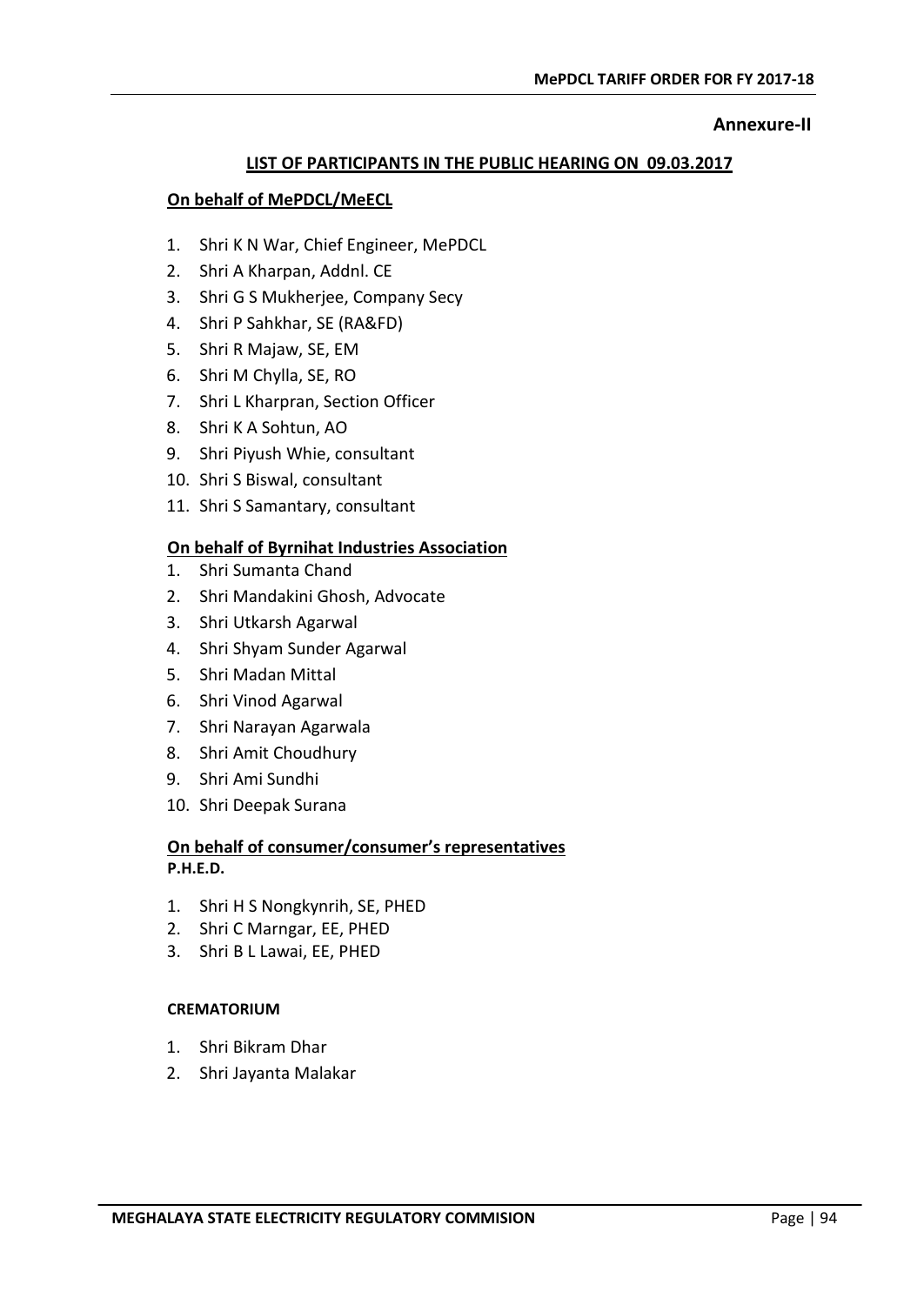**Annexure-II**

## LIST OF PARTICIPANTS IN THE PUBLIC HEARING ON 09.03.2017

### On behalf of MePDCL/MeECL

1. Shri K N War, Chief Engineer, MePDCL
2. Shri A Kharpan, Addnl. CE
3. Shri G S Mukherjee, Company Secy
4. Shri P Sahkhar, SE (RA&FD)
5. Shri R Majaw, SE, EM
6. Shri M Chylla, SE, RO
7. Shri L Kharpran, Section Officer
8. Shri K A Sohtun, AO
9. Shri Piyush Whie, consultant
10. Shri S Biswal, consultant
11. Shri S Samantary, consultant

### On behalf of Byrnihat Industries Association

1. Shri Sumanta Chand
2. Shri Mandakini Ghosh, Advocate
3. Shri Utkarsh Agarwal
4. Shri Shyam Sunder Agarwal
5. Shri Madan Mittal
6. Shri Vinod Agarwal
7. Shri Narayan Agarwala
8. Shri Amit Choudhury
9. Shri Ami Sundhi
10. Shri Deepak Surana

### On behalf of consumer/consumer's representatives

**P.H.E.D.**

1. Shri H S Nongkynrih, SE, PHED
2. Shri C Marngar, EE, PHED
3. Shri B L Lawai, EE, PHED

**CREMATORIUM**

1. Shri Bikram Dhar
2. Shri Jayanta Malakar